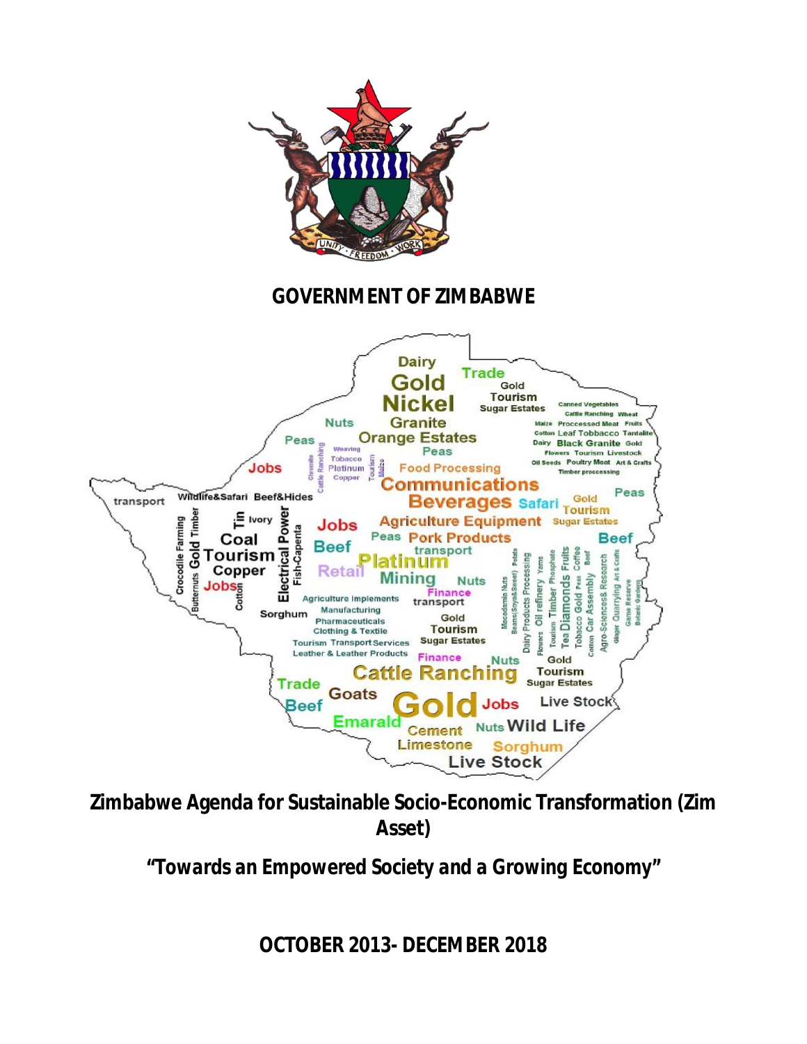# GOVERNMENT OF ZIMBABWE

## Zimbabwe Agenda for Sustainable Socio-Economic Transformation (Zim Asset)

### *"Towards an Empowered Society and a Growing Economy"*

### OCTOBER 2013- DECEMBER 2018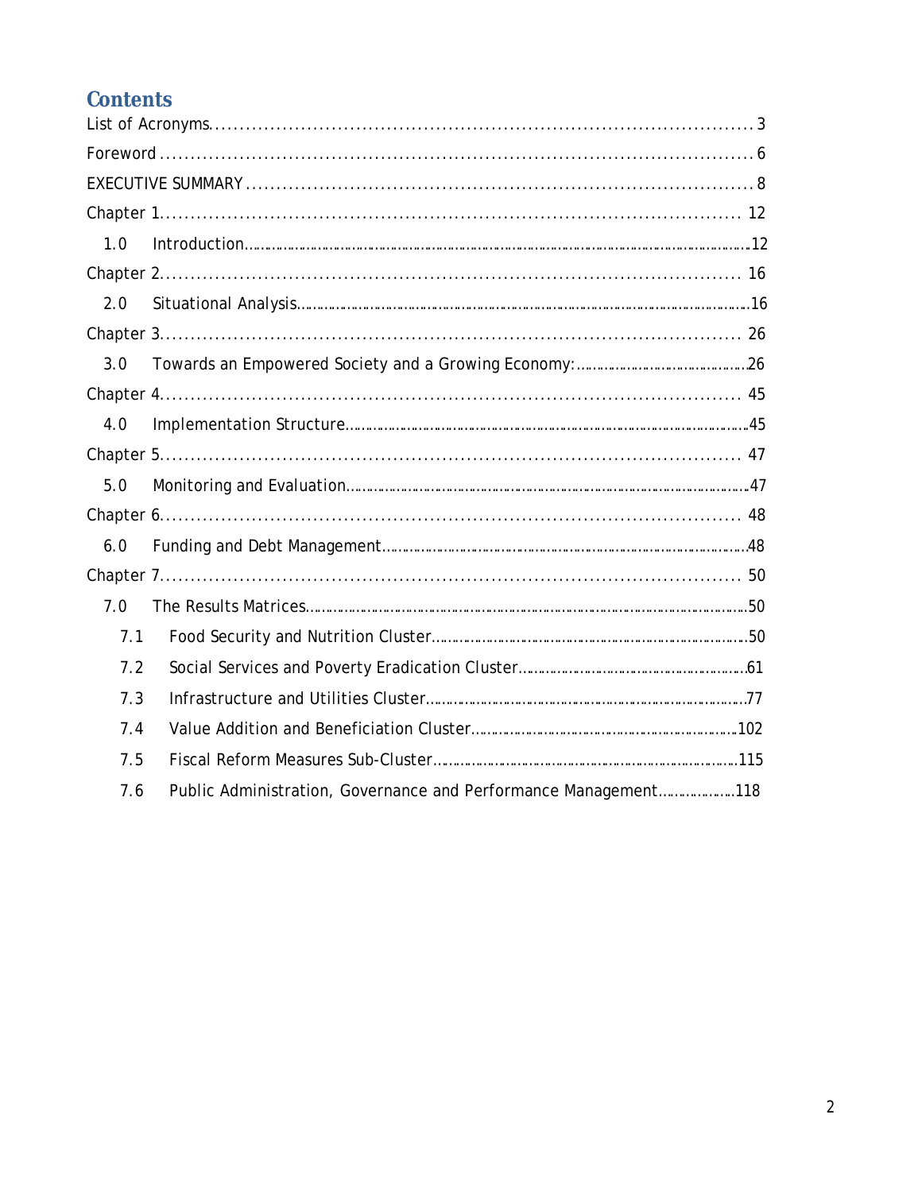# Contents

List of Acronyms ........ 3

Foreword ........ 6

EXECUTIVE SUMMARY ........ 8

Chapter 1 ........ 12

- 1.0 Introduction ........ 12

Chapter 2 ........ 16

- 2.0 Situational Analysis ........ 16

Chapter 3 ........ 26

- 3.0 Towards an Empowered Society and a Growing Economy: ........ 26

Chapter 4 ........ 45

- 4.0 Implementation Structure ........ 45

Chapter 5 ........ 47

- 5.0 Monitoring and Evaluation ........ 47

Chapter 6 ........ 48

- 6.0 Funding and Debt Management ........ 48

Chapter 7 ........ 50

- 7.0 The Results Matrices ........ 50
  - 7.1 Food Security and Nutrition Cluster ........ 50
  - 7.2 Social Services and Poverty Eradication Cluster ........ 61
  - 7.3 Infrastructure and Utilities Cluster ........ 77
  - 7.4 Value Addition and Beneficiation Cluster ........ 102
  - 7.5 Fiscal Reform Measures Sub-Cluster ........ 115
  - 7.6 Public Administration, Governance and Performance Management ........ 118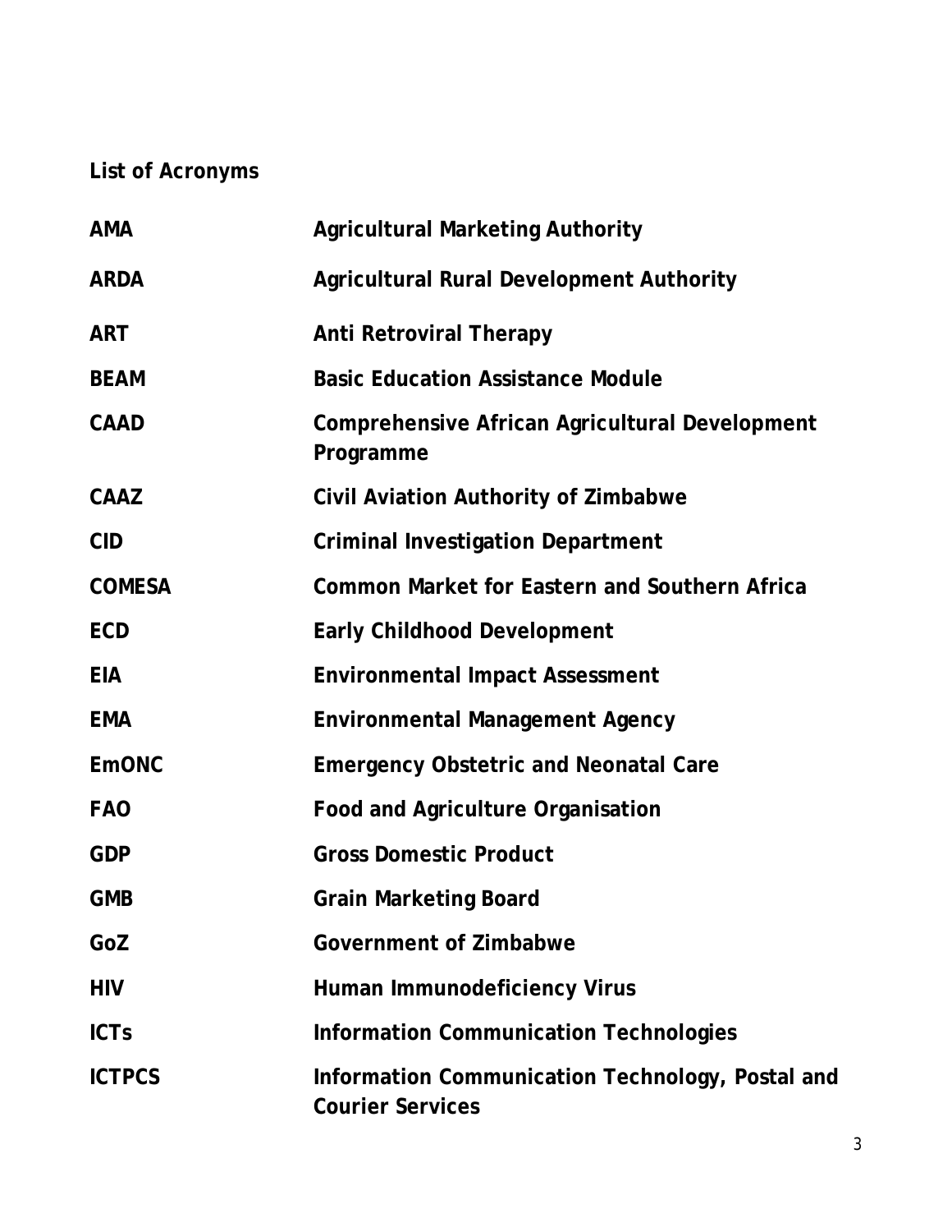## List of Acronyms

| | |
|---|---|
| **AMA** | **Agricultural Marketing Authority** |
| **ARDA** | **Agricultural Rural Development Authority** |
| **ART** | **Anti Retroviral Therapy** |
| **BEAM** | **Basic Education Assistance Module** |
| **CAAD** | **Comprehensive African Agricultural Development Programme** |
| **CAAZ** | **Civil Aviation Authority of Zimbabwe** |
| **CID** | **Criminal Investigation Department** |
| **COMESA** | **Common Market for Eastern and Southern Africa** |
| **ECD** | **Early Childhood Development** |
| **EIA** | **Environmental Impact Assessment** |
| **EMA** | **Environmental Management Agency** |
| **EmONC** | **Emergency Obstetric and Neonatal Care** |
| **FAO** | **Food and Agriculture Organisation** |
| **GDP** | **Gross Domestic Product** |
| **GMB** | **Grain Marketing Board** |
| **GoZ** | **Government of Zimbabwe** |
| **HIV** | **Human Immunodeficiency Virus** |
| **ICTs** | **Information Communication Technologies** |
| **ICTPCS** | **Information Communication Technology, Postal and Courier Services** |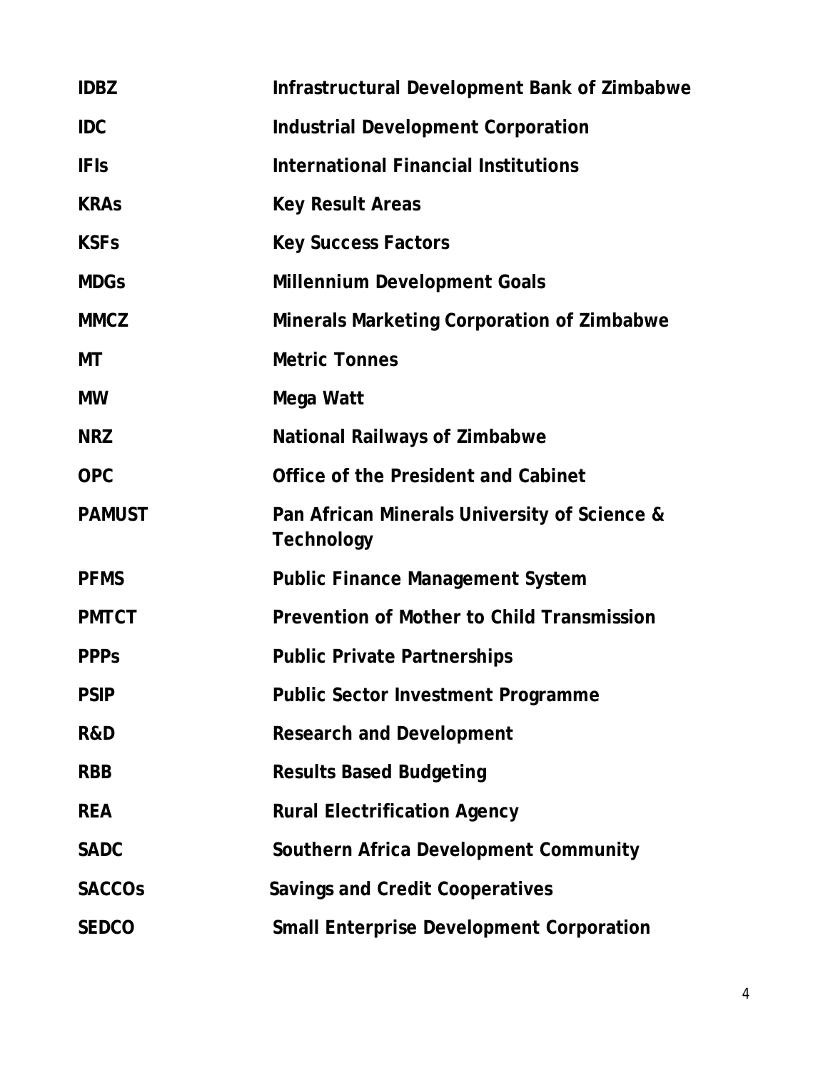| | |
|---|---|
| **IDBZ** | **Infrastructural Development Bank of Zimbabwe** |
| **IDC** | **Industrial Development Corporation** |
| **IFIs** | **International Financial Institutions** |
| **KRAs** | **Key Result Areas** |
| **KSFs** | **Key Success Factors** |
| **MDGs** | **Millennium Development Goals** |
| **MMCZ** | **Minerals Marketing Corporation of Zimbabwe** |
| **MT** | **Metric Tonnes** |
| **MW** | **Mega Watt** |
| **NRZ** | **National Railways of Zimbabwe** |
| **OPC** | **Office of the President and Cabinet** |
| **PAMUST** | **Pan African Minerals University of Science & Technology** |
| **PFMS** | **Public Finance Management System** |
| **PMTCT** | **Prevention of Mother to Child Transmission** |
| **PPPs** | **Public Private Partnerships** |
| **PSIP** | **Public Sector Investment Programme** |
| **R&D** | **Research and Development** |
| **RBB** | **Results Based Budgeting** |
| **REA** | **Rural Electrification Agency** |
| **SADC** | **Southern Africa Development Community** |
| **SACCOs** | **Savings and Credit Cooperatives** |
| **SEDCO** | **Small Enterprise Development Corporation** |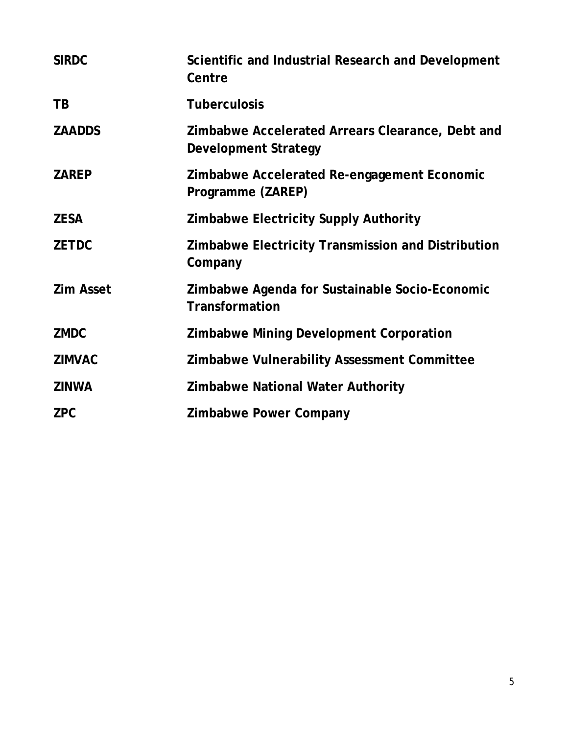| | |
|---|---|
| **SIRDC** | **Scientific and Industrial Research and Development Centre** |
| **TB** | **Tuberculosis** |
| **ZAADDS** | **Zimbabwe Accelerated Arrears Clearance, Debt and Development Strategy** |
| **ZAREP** | **Zimbabwe Accelerated Re-engagement Economic Programme (ZAREP)** |
| **ZESA** | **Zimbabwe Electricity Supply Authority** |
| **ZETDC** | **Zimbabwe Electricity Transmission and Distribution Company** |
| **Zim Asset** | **Zimbabwe Agenda for Sustainable Socio-Economic Transformation** |
| **ZMDC** | **Zimbabwe Mining Development Corporation** |
| **ZIMVAC** | **Zimbabwe Vulnerability Assessment Committee** |
| **ZINWA** | **Zimbabwe National Water Authority** |
| **ZPC** | **Zimbabwe Power Company** |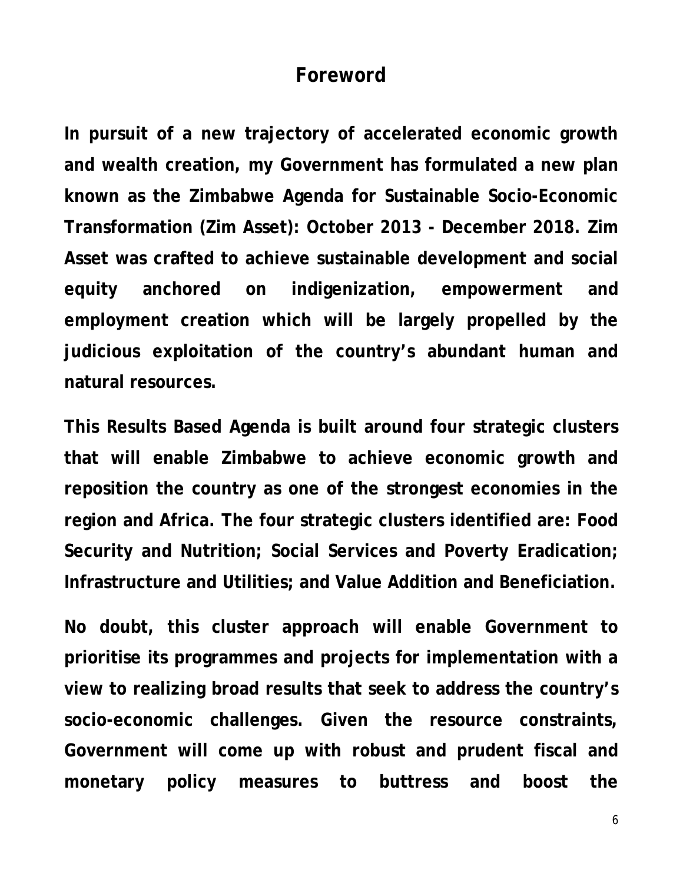# Foreword

**In pursuit of a new trajectory of accelerated economic growth and wealth creation, my Government has formulated a new plan known as the Zimbabwe Agenda for Sustainable Socio-Economic Transformation (Zim Asset): October 2013 - December 2018. Zim Asset was crafted to achieve sustainable development and social equity anchored on indigenization, empowerment and employment creation which will be largely propelled by the judicious exploitation of the country's abundant human and natural resources.**

**This Results Based Agenda is built around four strategic clusters that will enable Zimbabwe to achieve economic growth and reposition the country as one of the strongest economies in the region and Africa. The four strategic clusters identified are: Food Security and Nutrition; Social Services and Poverty Eradication; Infrastructure and Utilities; and Value Addition and Beneficiation.**

**No doubt, this cluster approach will enable Government to prioritise its programmes and projects for implementation with a view to realizing broad results that seek to address the country's socio-economic challenges. Given the resource constraints, Government will come up with robust and prudent fiscal and monetary policy measures to buttress and boost the**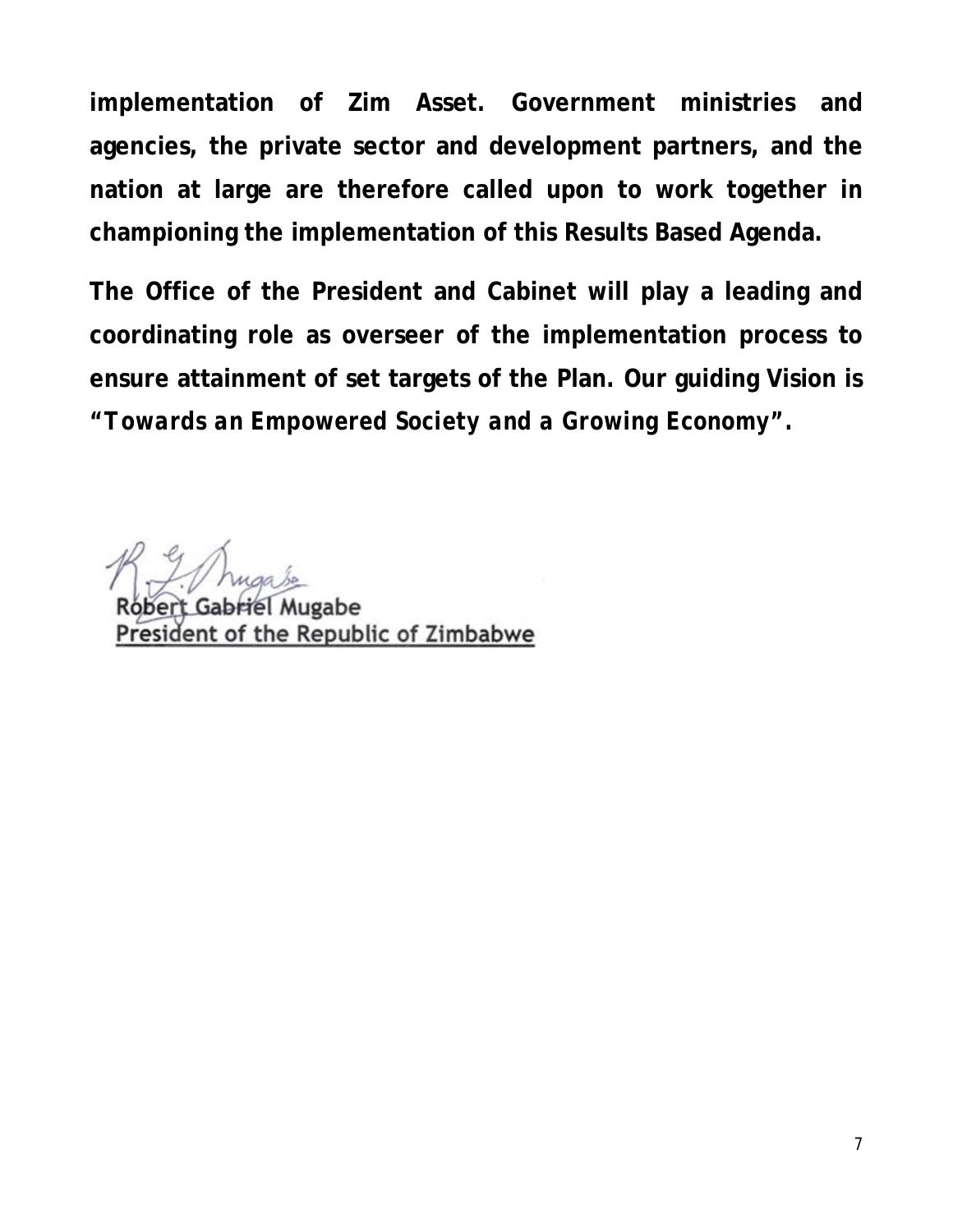**implementation of Zim Asset. Government ministries and agencies, the private sector and development partners, and the nation at large are therefore called upon to work together in championing the implementation of this Results Based Agenda.**

**The Office of the President and Cabinet will play a leading and coordinating role as overseer of the implementation process to ensure attainment of set targets of the Plan. Our guiding Vision is *"Towards an Empowered Society and a Growing Economy"*.**

Robert Gabriel Mugabe

President of the Republic of Zimbabwe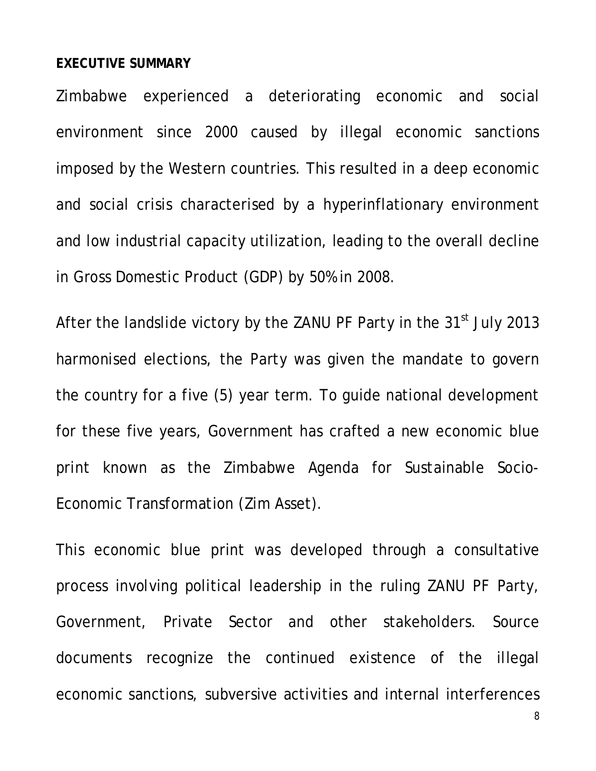**EXECUTIVE SUMMARY**

Zimbabwe experienced a deteriorating economic and social environment since 2000 caused by illegal economic sanctions imposed by the Western countries. This resulted in a deep economic and social crisis characterised by a hyperinflationary environment and low industrial capacity utilization, leading to the overall decline in Gross Domestic Product (GDP) by 50% in 2008.

After the landslide victory by the ZANU PF Party in the 31st July 2013 harmonised elections, the Party was given the mandate to govern the country for a five (5) year term. To guide national development for these five years, Government has crafted a new economic blue print known as the Zimbabwe Agenda for Sustainable Socio-Economic Transformation (Zim Asset).

This economic blue print was developed through a consultative process involving political leadership in the ruling ZANU PF Party, Government, Private Sector and other stakeholders. Source documents recognize the continued existence of the illegal economic sanctions, subversive activities and internal interferences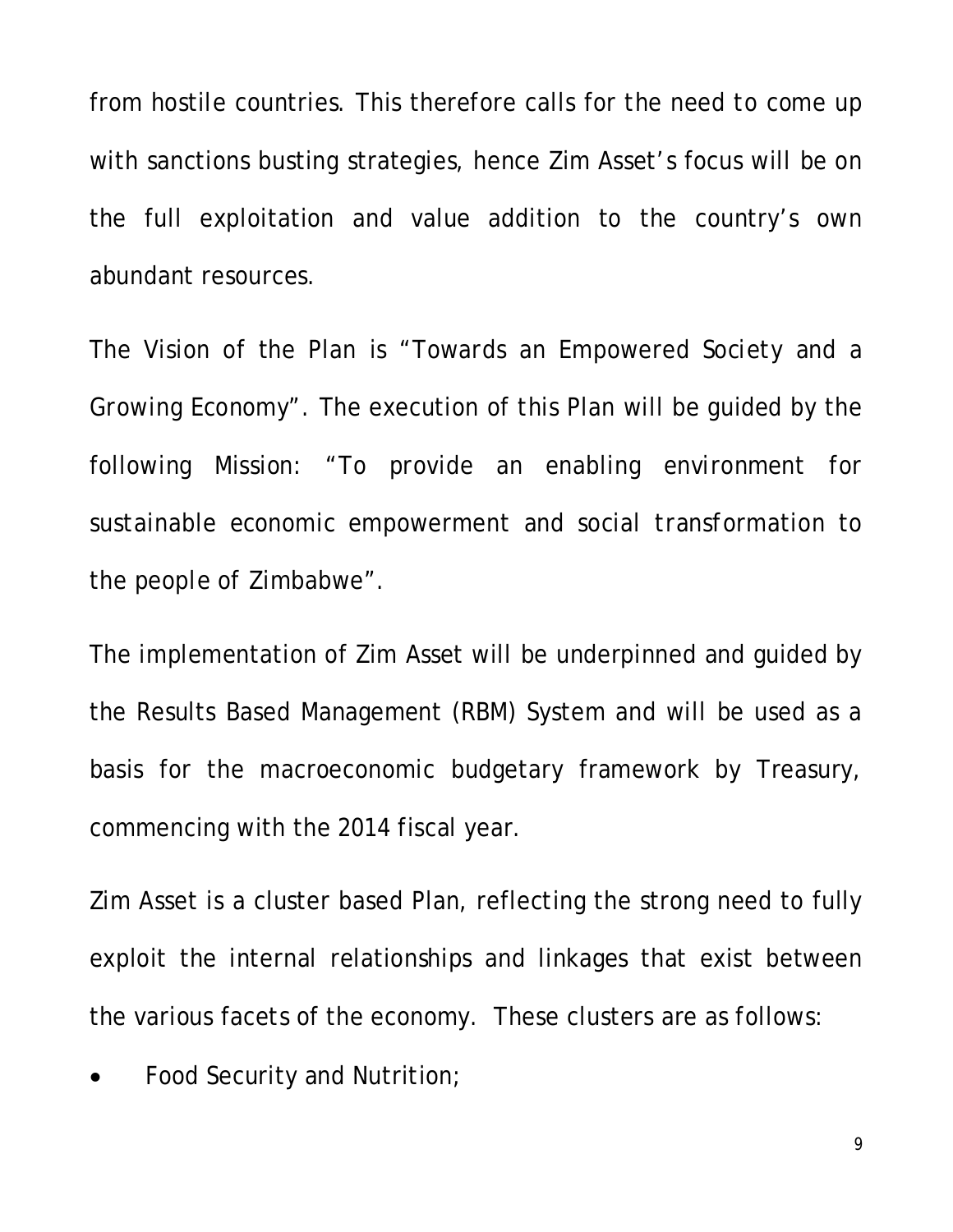from hostile countries. This therefore calls for the need to come up with sanctions busting strategies, hence Zim Asset's focus will be on the full exploitation and value addition to the country's own abundant resources.

The Vision of the Plan is "Towards an Empowered Society and a Growing Economy". The execution of this Plan will be guided by the following Mission: "To provide an enabling environment for sustainable economic empowerment and social transformation to the people of Zimbabwe".

The implementation of Zim Asset will be underpinned and guided by the Results Based Management (RBM) System and will be used as a basis for the macroeconomic budgetary framework by Treasury, commencing with the 2014 fiscal year.

Zim Asset is a cluster based Plan, reflecting the strong need to fully exploit the internal relationships and linkages that exist between the various facets of the economy. These clusters are as follows:

- Food Security and Nutrition;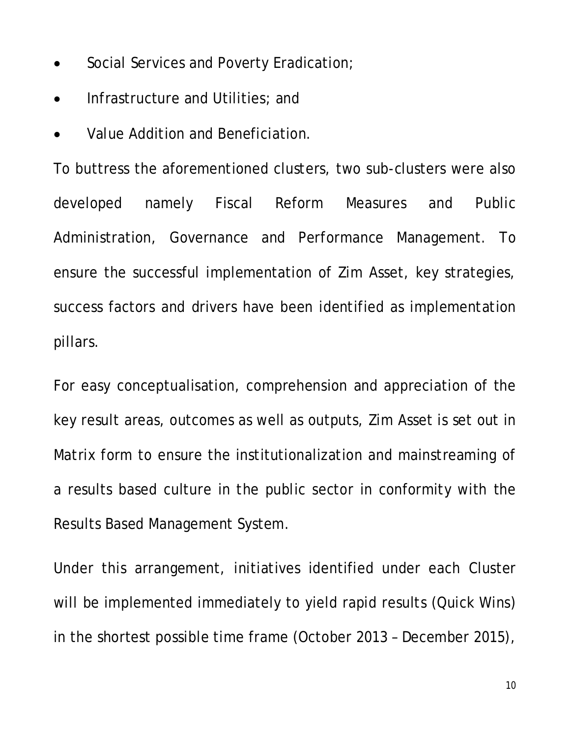- Social Services and Poverty Eradication;
- Infrastructure and Utilities; and
- Value Addition and Beneficiation.

To buttress the aforementioned clusters, two sub-clusters were also developed namely Fiscal Reform Measures and Public Administration, Governance and Performance Management. To ensure the successful implementation of Zim Asset, key strategies, success factors and drivers have been identified as implementation pillars.

For easy conceptualisation, comprehension and appreciation of the key result areas, outcomes as well as outputs, Zim Asset is set out in Matrix form to ensure the institutionalization and mainstreaming of a results based culture in the public sector in conformity with the Results Based Management System.

Under this arrangement, initiatives identified under each Cluster will be implemented immediately to yield rapid results (Quick Wins) in the shortest possible time frame (October 2013 – December 2015),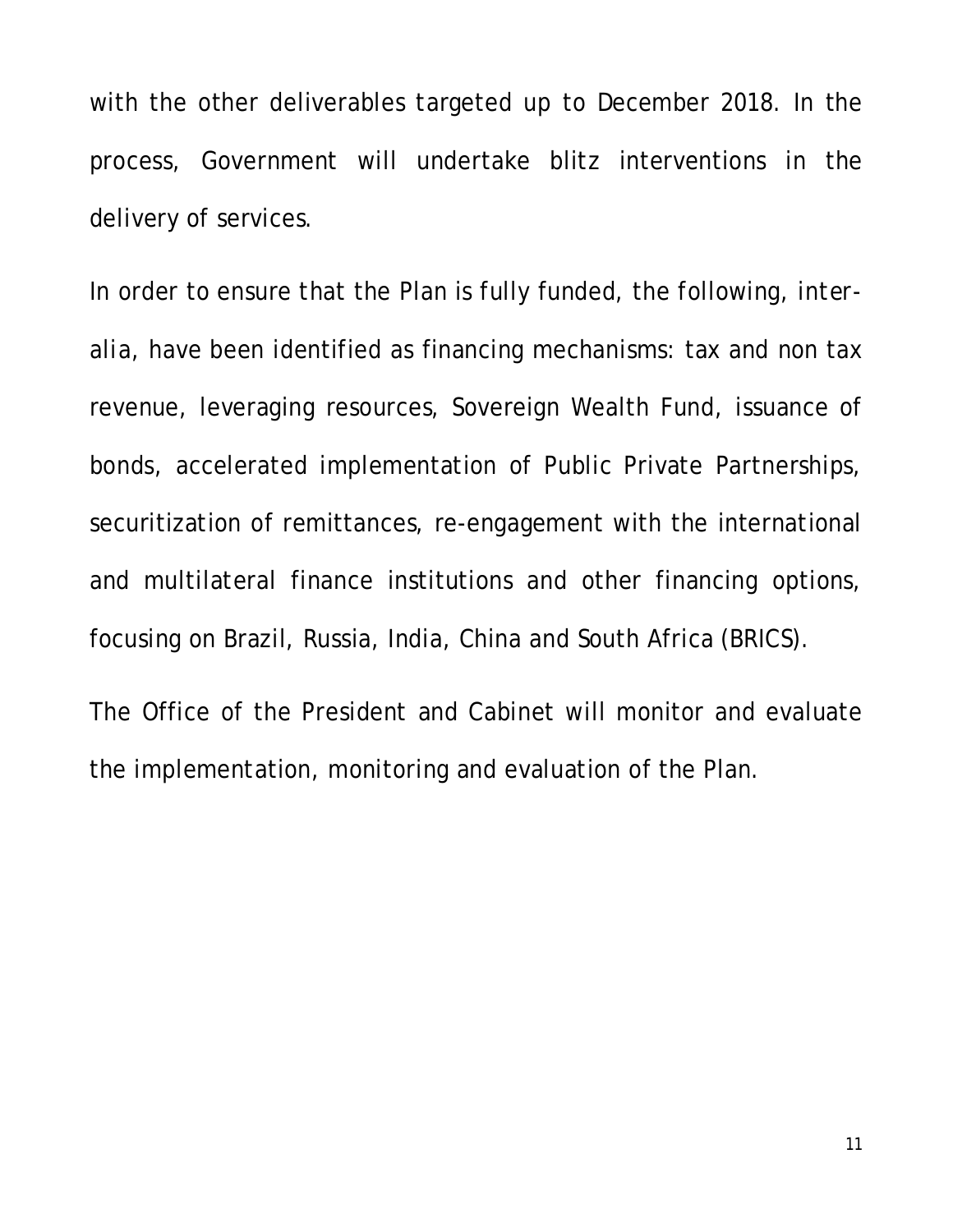with the other deliverables targeted up to December 2018. In the process, Government will undertake blitz interventions in the delivery of services.

In order to ensure that the Plan is fully funded, the following, inter-alia, have been identified as financing mechanisms: tax and non tax revenue, leveraging resources, Sovereign Wealth Fund, issuance of bonds, accelerated implementation of Public Private Partnerships, securitization of remittances, re-engagement with the international and multilateral finance institutions and other financing options, focusing on Brazil, Russia, India, China and South Africa (BRICS).

The Office of the President and Cabinet will monitor and evaluate the implementation, monitoring and evaluation of the Plan.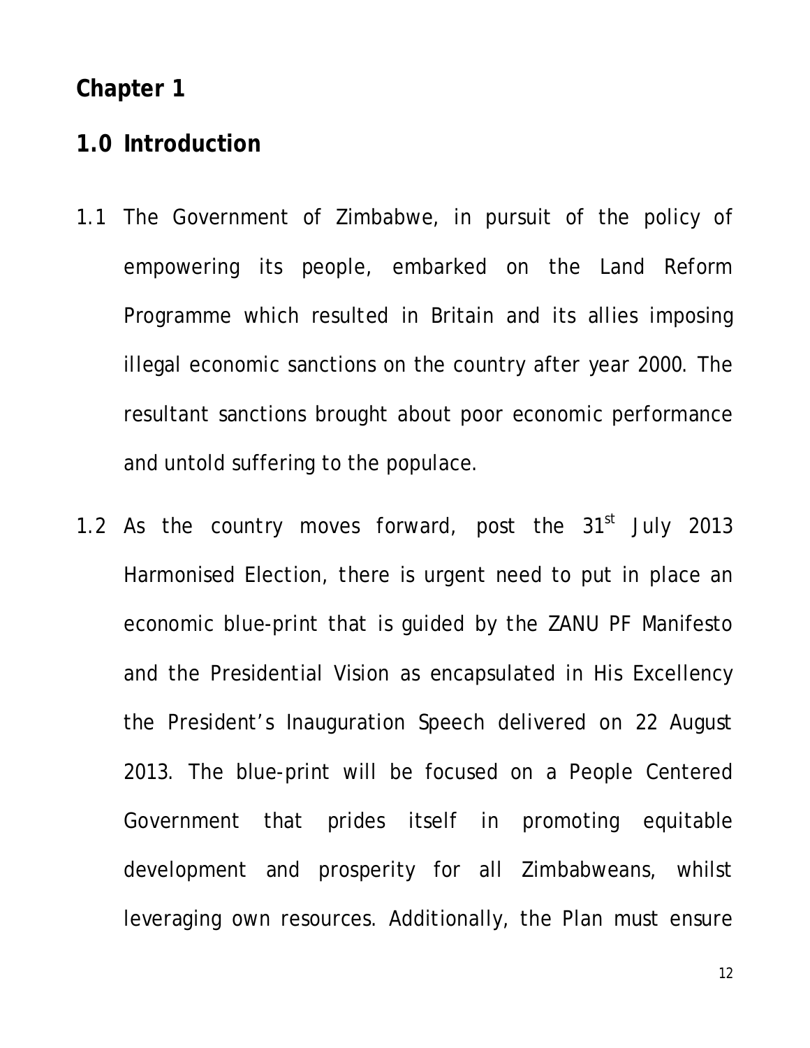# Chapter 1

## 1.0 Introduction

1.1 The Government of Zimbabwe, in pursuit of the policy of empowering its people, embarked on the Land Reform Programme which resulted in Britain and its allies imposing illegal economic sanctions on the country after year 2000. The resultant sanctions brought about poor economic performance and untold suffering to the populace.

1.2 As the country moves forward, post the 31st July 2013 Harmonised Election, there is urgent need to put in place an economic blue-print that is guided by the ZANU PF Manifesto and the Presidential Vision as encapsulated in His Excellency the President's Inauguration Speech delivered on 22 August 2013. The blue-print will be focused on a People Centered Government that prides itself in promoting equitable development and prosperity for all Zimbabweans, whilst leveraging own resources. Additionally, the Plan must ensure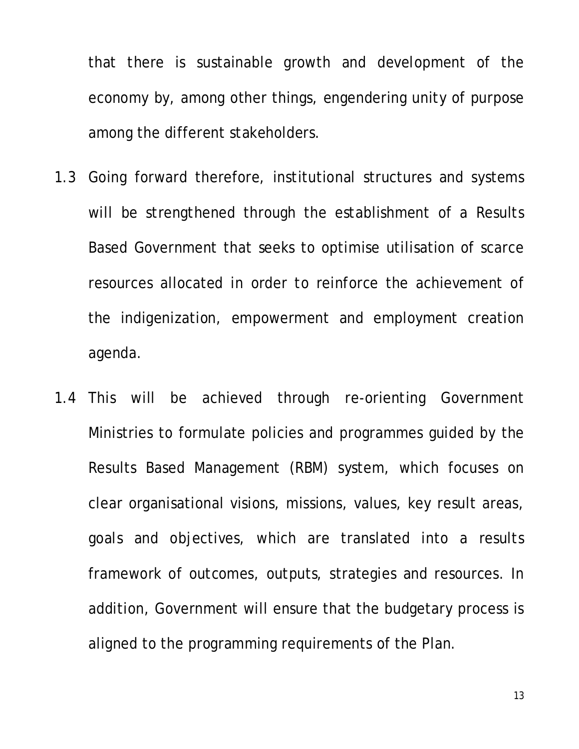that there is sustainable growth and development of the economy by, among other things, engendering unity of purpose among the different stakeholders.

1.3 Going forward therefore, institutional structures and systems will be strengthened through the establishment of a Results Based Government that seeks to optimise utilisation of scarce resources allocated in order to reinforce the achievement of the indigenization, empowerment and employment creation agenda.

1.4 This will be achieved through re-orienting Government Ministries to formulate policies and programmes guided by the Results Based Management (RBM) system, which focuses on clear organisational visions, missions, values, key result areas, goals and objectives, which are translated into a results framework of outcomes, outputs, strategies and resources. In addition, Government will ensure that the budgetary process is aligned to the programming requirements of the Plan.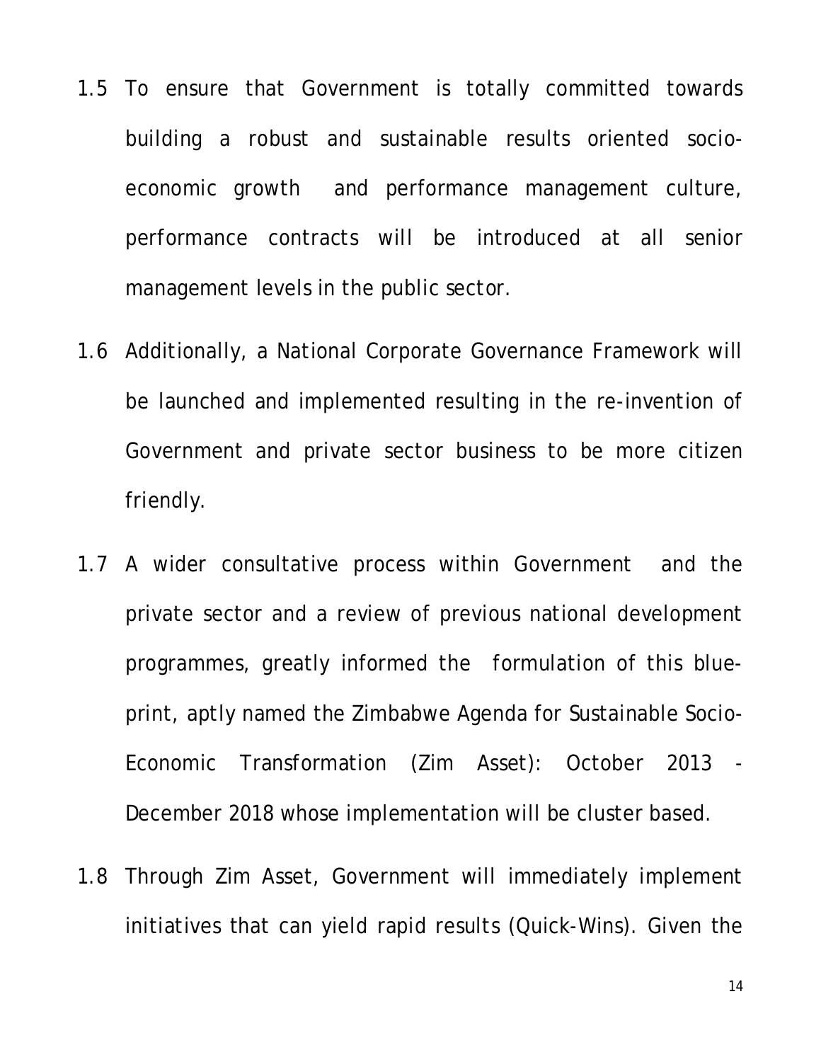1.5 To ensure that Government is totally committed towards building a robust and sustainable results oriented socio-economic growth and performance management culture, performance contracts will be introduced at all senior management levels in the public sector.

1.6 Additionally, a National Corporate Governance Framework will be launched and implemented resulting in the re-invention of Government and private sector business to be more citizen friendly.

1.7 A wider consultative process within Government and the private sector and a review of previous national development programmes, greatly informed the formulation of this blue-print, aptly named the Zimbabwe Agenda for Sustainable Socio-Economic Transformation (Zim Asset): October 2013 - December 2018 whose implementation will be cluster based.

1.8 Through Zim Asset, Government will immediately implement initiatives that can yield rapid results (Quick-Wins). Given the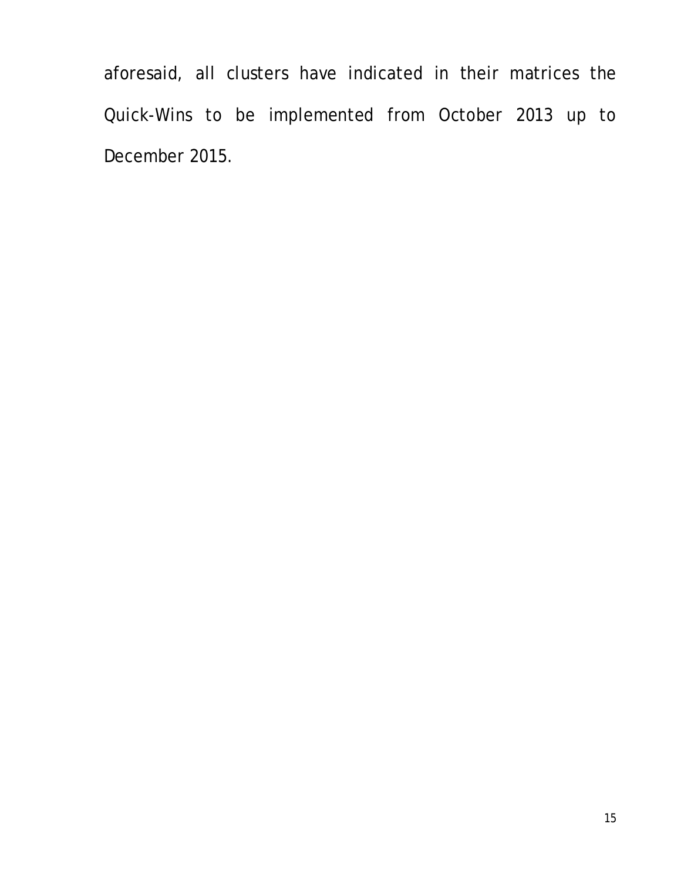aforesaid, all clusters have indicated in their matrices the Quick-Wins to be implemented from October 2013 up to December 2015.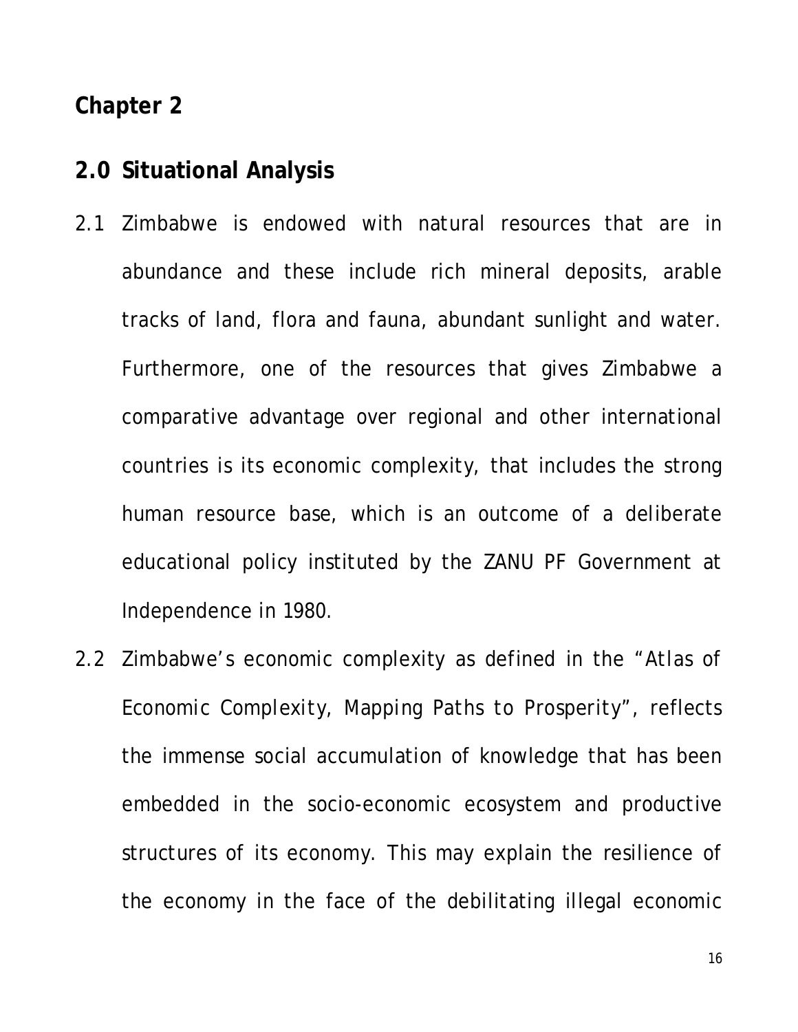# Chapter 2

## 2.0 Situational Analysis

2.1 Zimbabwe is endowed with natural resources that are in abundance and these include rich mineral deposits, arable tracks of land, flora and fauna, abundant sunlight and water. Furthermore, one of the resources that gives Zimbabwe a comparative advantage over regional and other international countries is its economic complexity, that includes the strong human resource base, which is an outcome of a deliberate educational policy instituted by the ZANU PF Government at Independence in 1980.

2.2 Zimbabwe's economic complexity as defined in the "Atlas of Economic Complexity, Mapping Paths to Prosperity", reflects the immense social accumulation of knowledge that has been embedded in the socio-economic ecosystem and productive structures of its economy. This may explain the resilience of the economy in the face of the debilitating illegal economic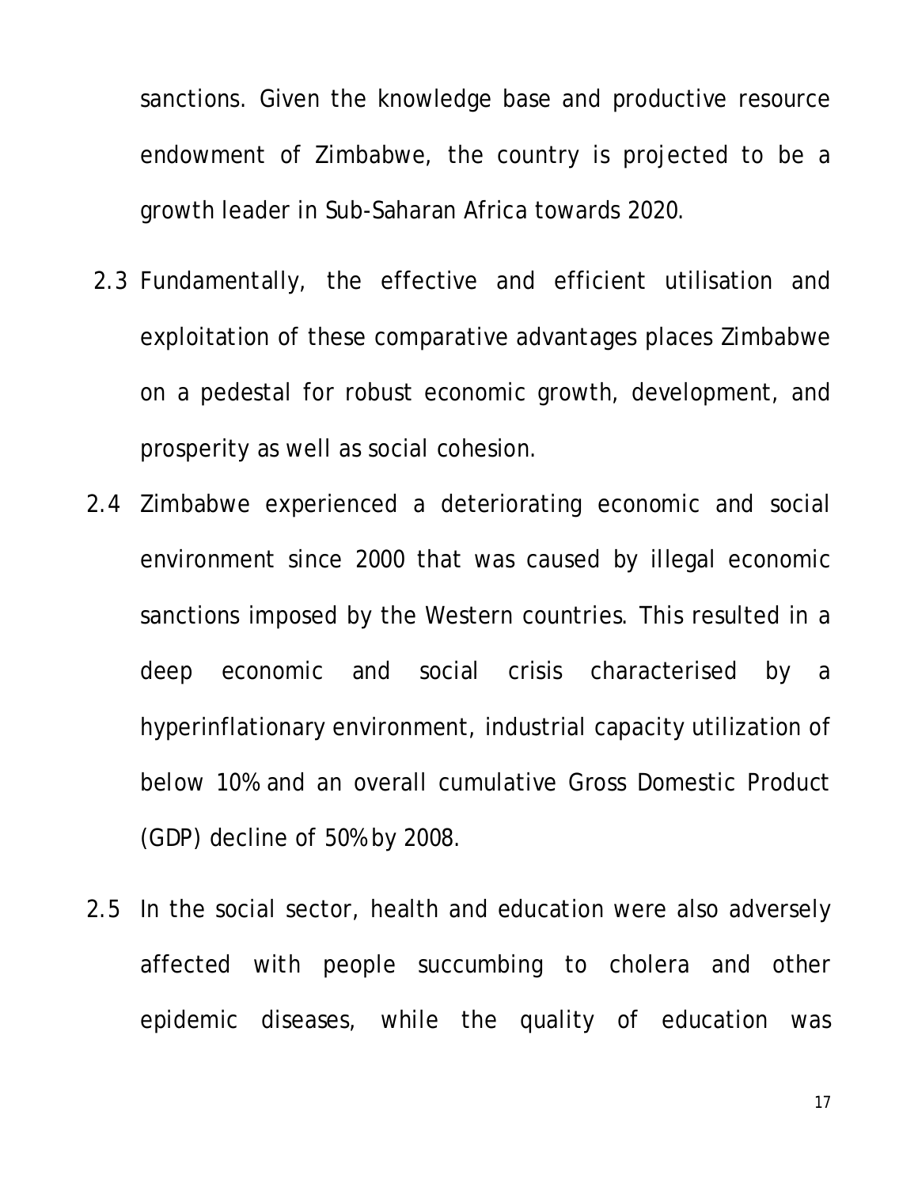sanctions. Given the knowledge base and productive resource endowment of Zimbabwe, the country is projected to be a growth leader in Sub-Saharan Africa towards 2020.

2.3 Fundamentally, the effective and efficient utilisation and exploitation of these comparative advantages places Zimbabwe on a pedestal for robust economic growth, development, and prosperity as well as social cohesion.

2.4 Zimbabwe experienced a deteriorating economic and social environment since 2000 that was caused by illegal economic sanctions imposed by the Western countries. This resulted in a deep economic and social crisis characterised by a hyperinflationary environment, industrial capacity utilization of below 10% and an overall cumulative Gross Domestic Product (GDP) decline of 50% by 2008.

2.5 In the social sector, health and education were also adversely affected with people succumbing to cholera and other epidemic diseases, while the quality of education was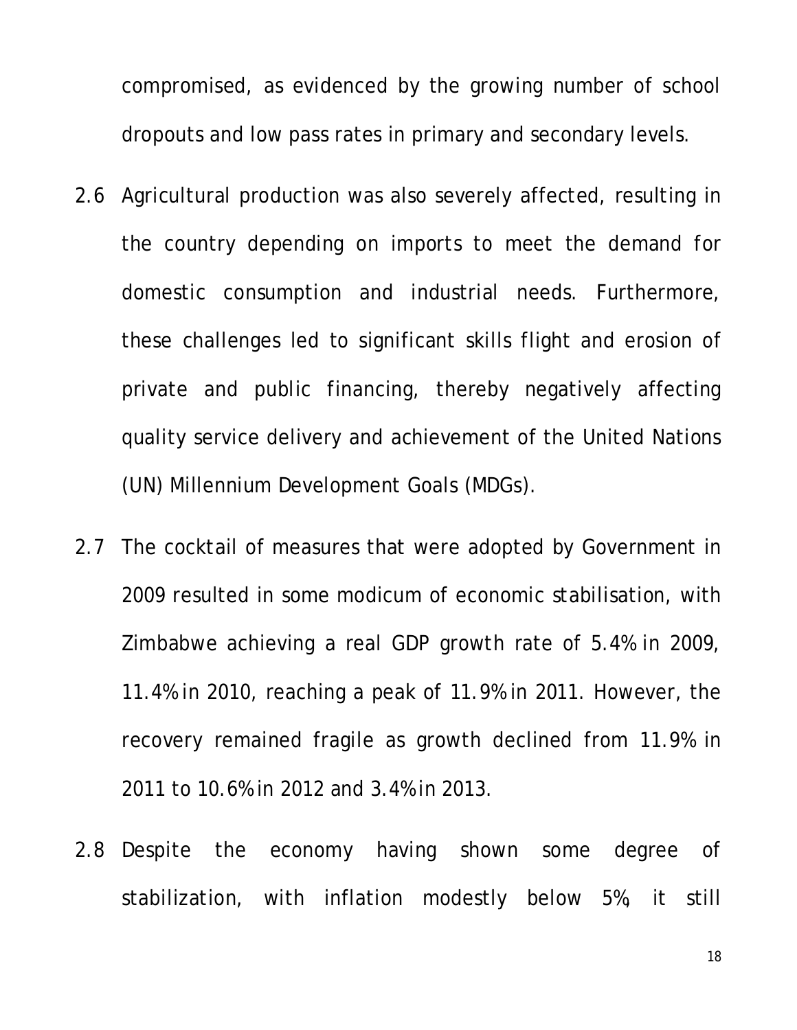compromised, as evidenced by the growing number of school dropouts and low pass rates in primary and secondary levels.

2.6 Agricultural production was also severely affected, resulting in the country depending on imports to meet the demand for domestic consumption and industrial needs. Furthermore, these challenges led to significant skills flight and erosion of private and public financing, thereby negatively affecting quality service delivery and achievement of the United Nations (UN) Millennium Development Goals (MDGs).

2.7 The cocktail of measures that were adopted by Government in 2009 resulted in some modicum of economic stabilisation, with Zimbabwe achieving a real GDP growth rate of 5.4% in 2009, 11.4% in 2010, reaching a peak of 11.9% in 2011. However, the recovery remained fragile as growth declined from 11.9% in 2011 to 10.6% in 2012 and 3.4% in 2013.

2.8 Despite the economy having shown some degree of stabilization, with inflation modestly below 5%, it still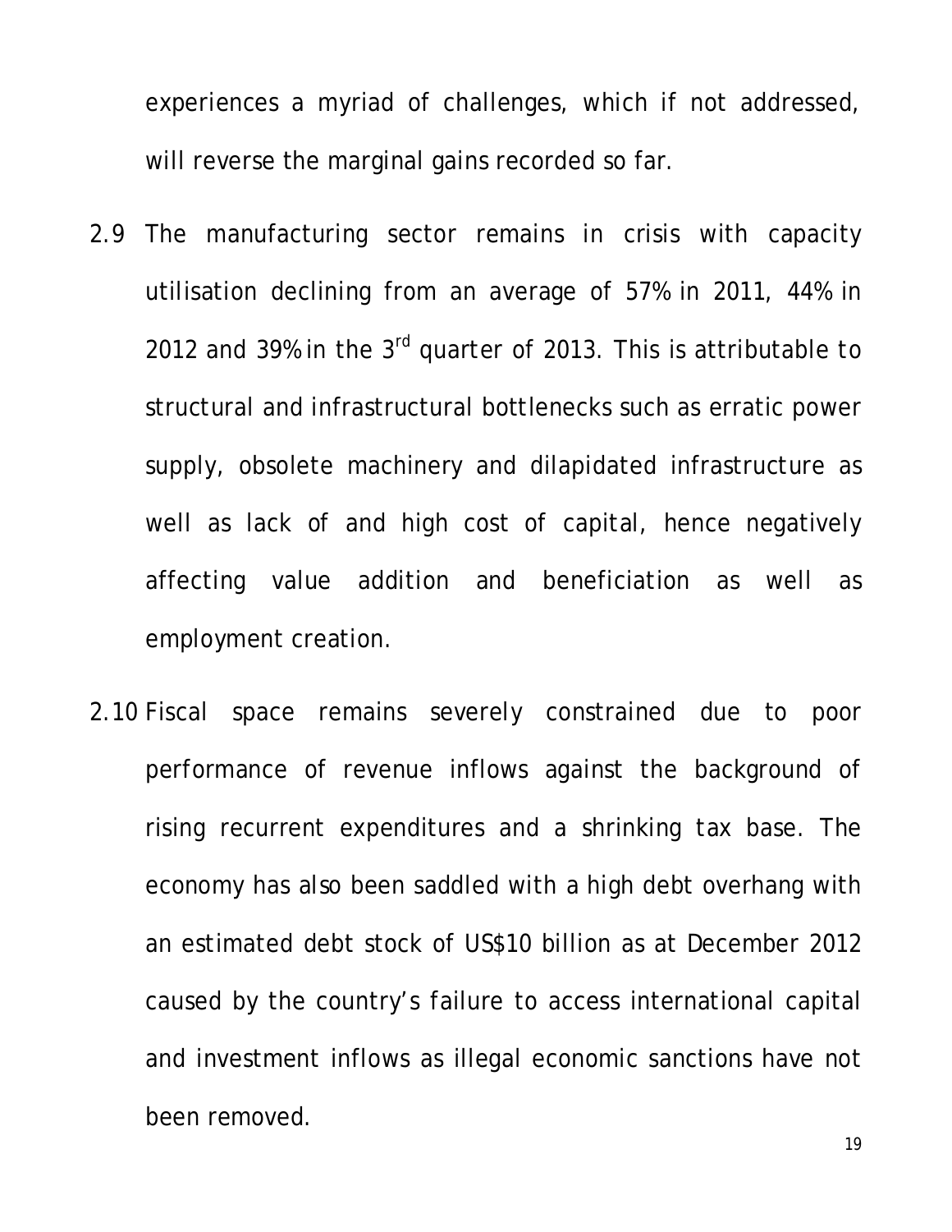experiences a myriad of challenges, which if not addressed, will reverse the marginal gains recorded so far.

2.9 The manufacturing sector remains in crisis with capacity utilisation declining from an average of 57% in 2011, 44% in 2012 and 39% in the 3rd quarter of 2013. This is attributable to structural and infrastructural bottlenecks such as erratic power supply, obsolete machinery and dilapidated infrastructure as well as lack of and high cost of capital, hence negatively affecting value addition and beneficiation as well as employment creation.

2.10 Fiscal space remains severely constrained due to poor performance of revenue inflows against the background of rising recurrent expenditures and a shrinking tax base. The economy has also been saddled with a high debt overhang with an estimated debt stock of US$10 billion as at December 2012 caused by the country's failure to access international capital and investment inflows as illegal economic sanctions have not been removed.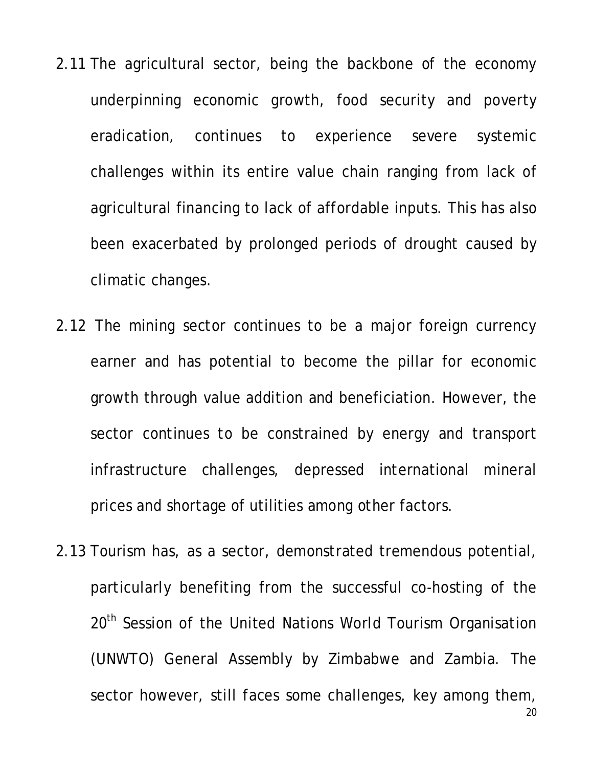2.11 The agricultural sector, being the backbone of the economy underpinning economic growth, food security and poverty eradication, continues to experience severe systemic challenges within its entire value chain ranging from lack of agricultural financing to lack of affordable inputs. This has also been exacerbated by prolonged periods of drought caused by climatic changes.

2.12 The mining sector continues to be a major foreign currency earner and has potential to become the pillar for economic growth through value addition and beneficiation. However, the sector continues to be constrained by energy and transport infrastructure challenges, depressed international mineral prices and shortage of utilities among other factors.

2.13 Tourism has, as a sector, demonstrated tremendous potential, particularly benefiting from the successful co-hosting of the 20th Session of the United Nations World Tourism Organisation (UNWTO) General Assembly by Zimbabwe and Zambia. The sector however, still faces some challenges, key among them,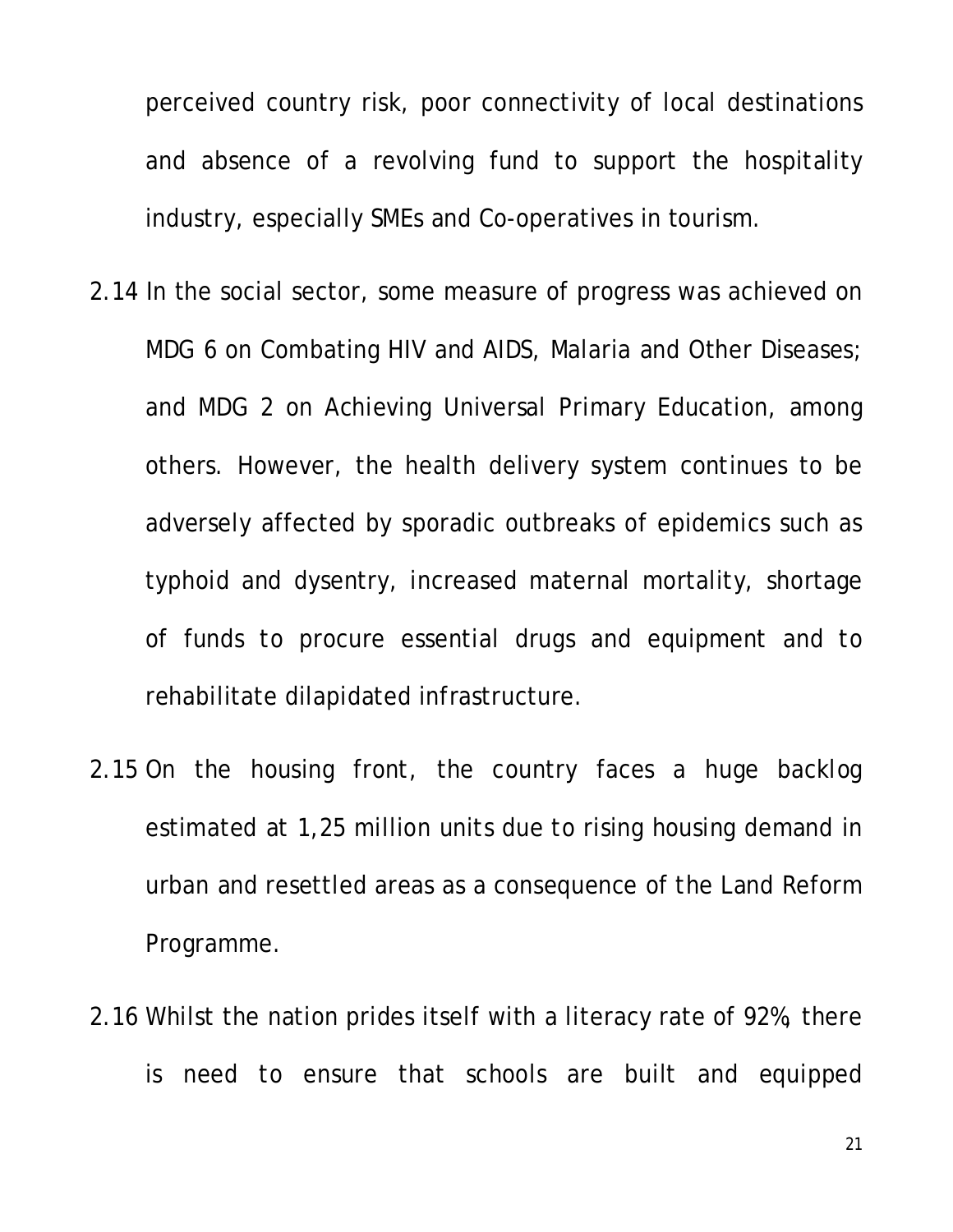perceived country risk, poor connectivity of local destinations and absence of a revolving fund to support the hospitality industry, especially SMEs and Co-operatives in tourism.

2.14 In the social sector, some measure of progress was achieved on MDG 6 on Combating HIV and AIDS, Malaria and Other Diseases; and MDG 2 on Achieving Universal Primary Education, among others. However, the health delivery system continues to be adversely affected by sporadic outbreaks of epidemics such as typhoid and dysentry, increased maternal mortality, shortage of funds to procure essential drugs and equipment and to rehabilitate dilapidated infrastructure.

2.15 On the housing front, the country faces a huge backlog estimated at 1,25 million units due to rising housing demand in urban and resettled areas as a consequence of the Land Reform Programme.

2.16 Whilst the nation prides itself with a literacy rate of 92%, there is need to ensure that schools are built and equipped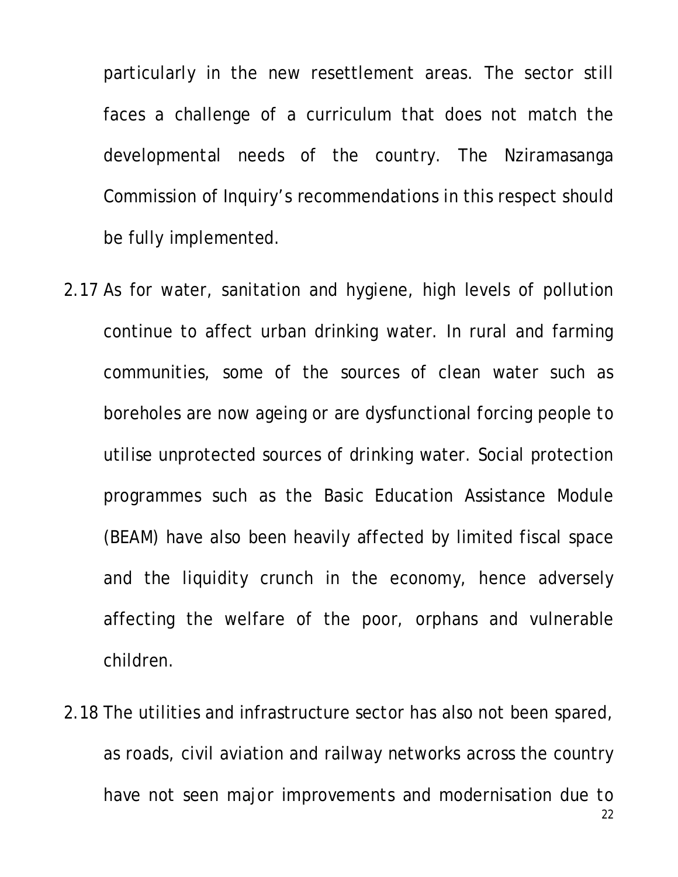particularly in the new resettlement areas. The sector still faces a challenge of a curriculum that does not match the developmental needs of the country. The Nziramasanga Commission of Inquiry's recommendations in this respect should be fully implemented.

2.17 As for water, sanitation and hygiene, high levels of pollution continue to affect urban drinking water. In rural and farming communities, some of the sources of clean water such as boreholes are now ageing or are dysfunctional forcing people to utilise unprotected sources of drinking water. Social protection programmes such as the Basic Education Assistance Module (BEAM) have also been heavily affected by limited fiscal space and the liquidity crunch in the economy, hence adversely affecting the welfare of the poor, orphans and vulnerable children.

2.18 The utilities and infrastructure sector has also not been spared, as roads, civil aviation and railway networks across the country have not seen major improvements and modernisation due to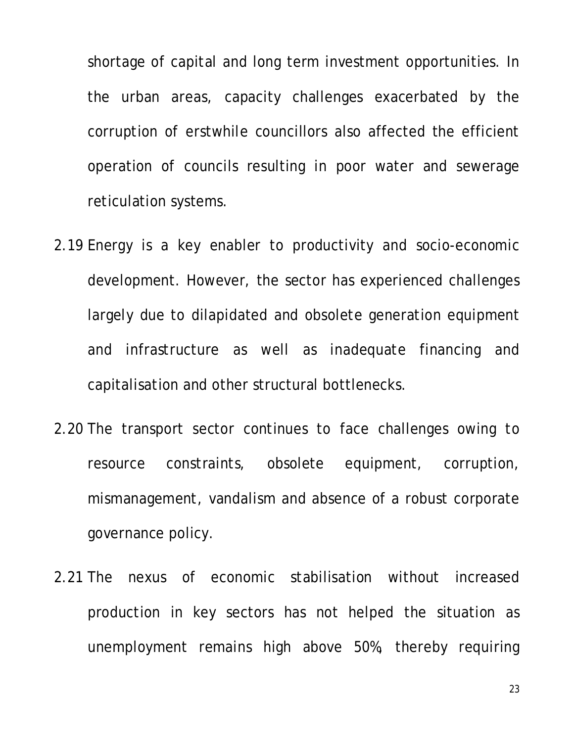shortage of capital and long term investment opportunities. In the urban areas, capacity challenges exacerbated by the corruption of erstwhile councillors also affected the efficient operation of councils resulting in poor water and sewerage reticulation systems.

2.19 Energy is a key enabler to productivity and socio-economic development. However, the sector has experienced challenges largely due to dilapidated and obsolete generation equipment and infrastructure as well as inadequate financing and capitalisation and other structural bottlenecks.

2.20 The transport sector continues to face challenges owing to resource constraints, obsolete equipment, corruption, mismanagement, vandalism and absence of a robust corporate governance policy.

2.21 The nexus of economic stabilisation without increased production in key sectors has not helped the situation as unemployment remains high above 50%, thereby requiring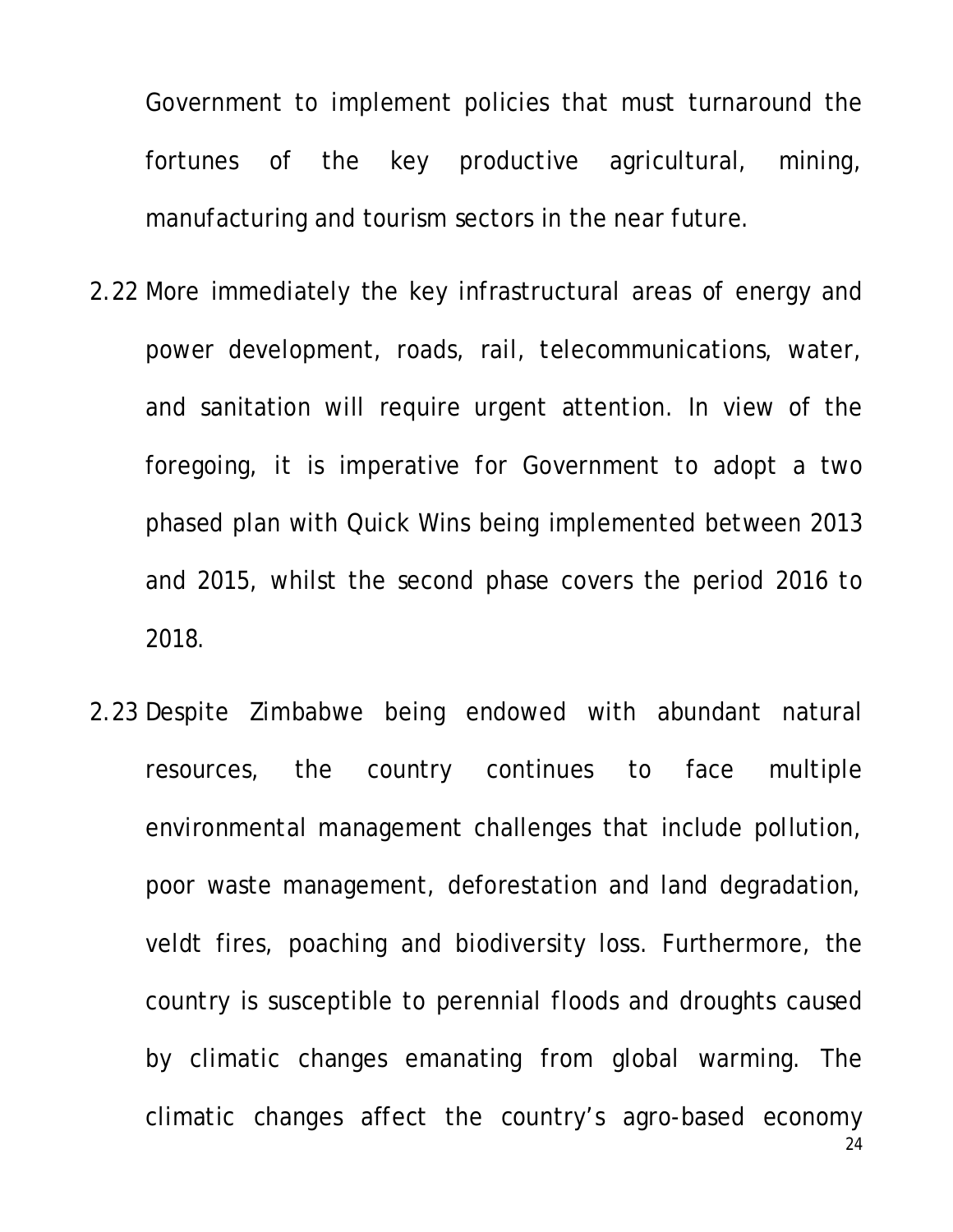Government to implement policies that must turnaround the fortunes of the key productive agricultural, mining, manufacturing and tourism sectors in the near future.

2.22 More immediately the key infrastructural areas of energy and power development, roads, rail, telecommunications, water, and sanitation will require urgent attention. In view of the foregoing, it is imperative for Government to adopt a two phased plan with Quick Wins being implemented between 2013 and 2015, whilst the second phase covers the period 2016 to 2018.

2.23 Despite Zimbabwe being endowed with abundant natural resources, the country continues to face multiple environmental management challenges that include pollution, poor waste management, deforestation and land degradation, veldt fires, poaching and biodiversity loss. Furthermore, the country is susceptible to perennial floods and droughts caused by climatic changes emanating from global warming. The climatic changes affect the country's agro-based economy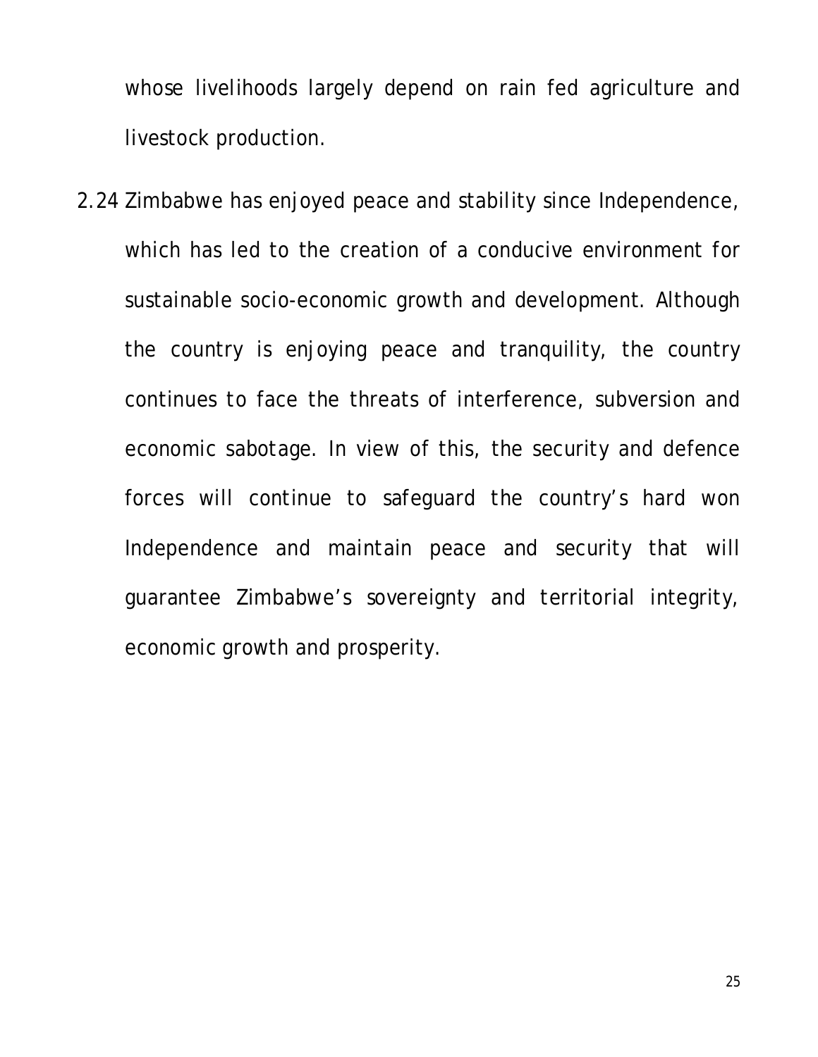whose livelihoods largely depend on rain fed agriculture and livestock production.

2.24 Zimbabwe has enjoyed peace and stability since Independence, which has led to the creation of a conducive environment for sustainable socio-economic growth and development. Although the country is enjoying peace and tranquility, the country continues to face the threats of interference, subversion and economic sabotage. In view of this, the security and defence forces will continue to safeguard the country's hard won Independence and maintain peace and security that will guarantee Zimbabwe's sovereignty and territorial integrity, economic growth and prosperity.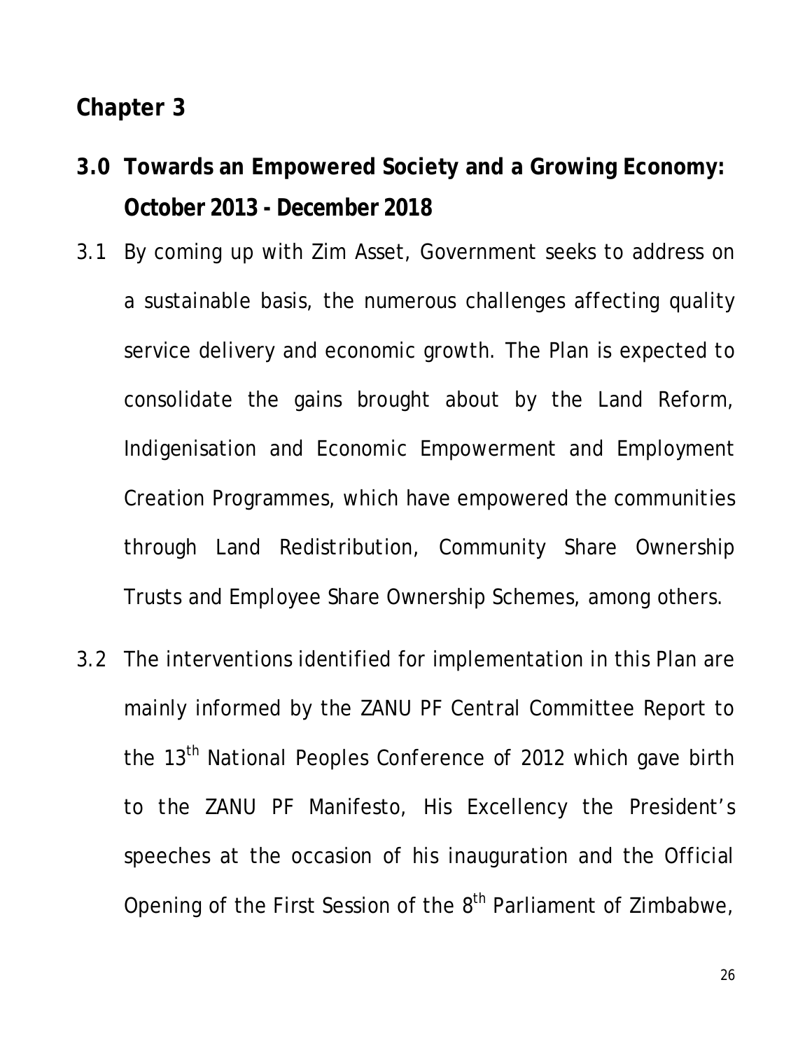# Chapter 3

## 3.0 Towards an Empowered Society and a Growing Economy: October 2013 - December 2018

3.1 By coming up with Zim Asset, Government seeks to address on a sustainable basis, the numerous challenges affecting quality service delivery and economic growth. The Plan is expected to consolidate the gains brought about by the Land Reform, Indigenisation and Economic Empowerment and Employment Creation Programmes, which have empowered the communities through Land Redistribution, Community Share Ownership Trusts and Employee Share Ownership Schemes, among others.

3.2 The interventions identified for implementation in this Plan are mainly informed by the ZANU PF Central Committee Report to the 13th National Peoples Conference of 2012 which gave birth to the ZANU PF Manifesto, His Excellency the President's speeches at the occasion of his inauguration and the Official Opening of the First Session of the 8th Parliament of Zimbabwe,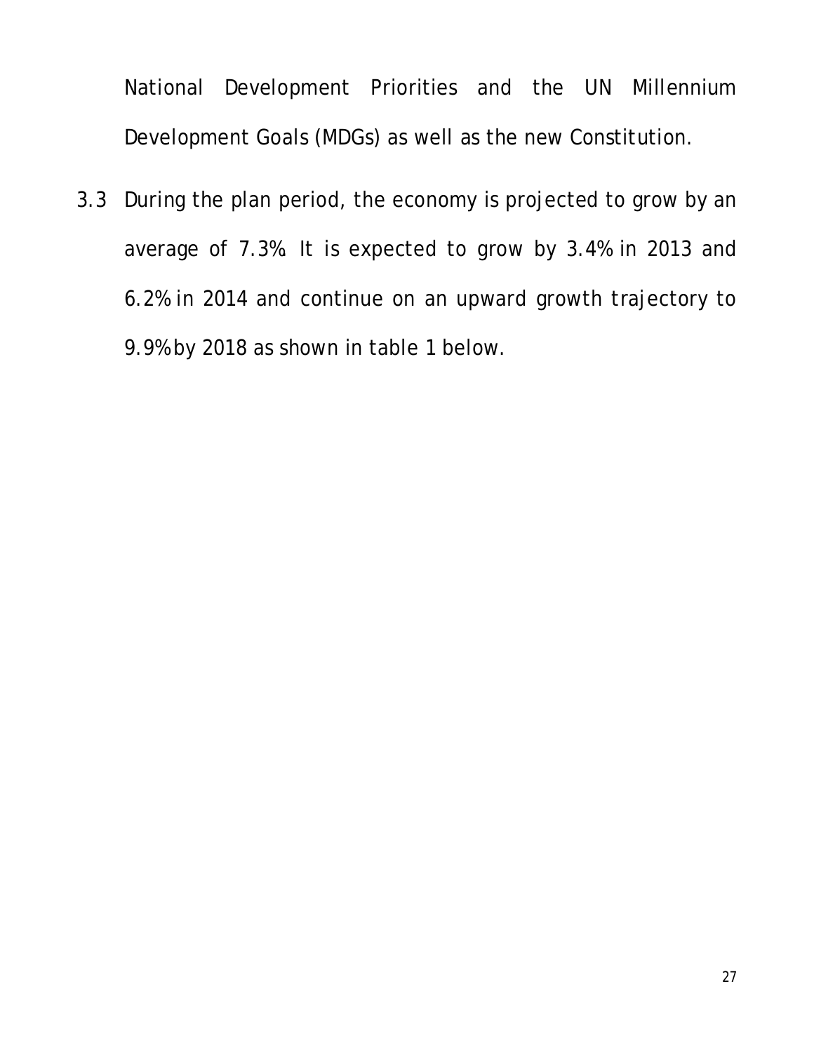National Development Priorities and the UN Millennium Development Goals (MDGs) as well as the new Constitution.

3.3 During the plan period, the economy is projected to grow by an average of 7.3%. It is expected to grow by 3.4% in 2013 and 6.2% in 2014 and continue on an upward growth trajectory to 9.9% by 2018 as shown in table 1 below.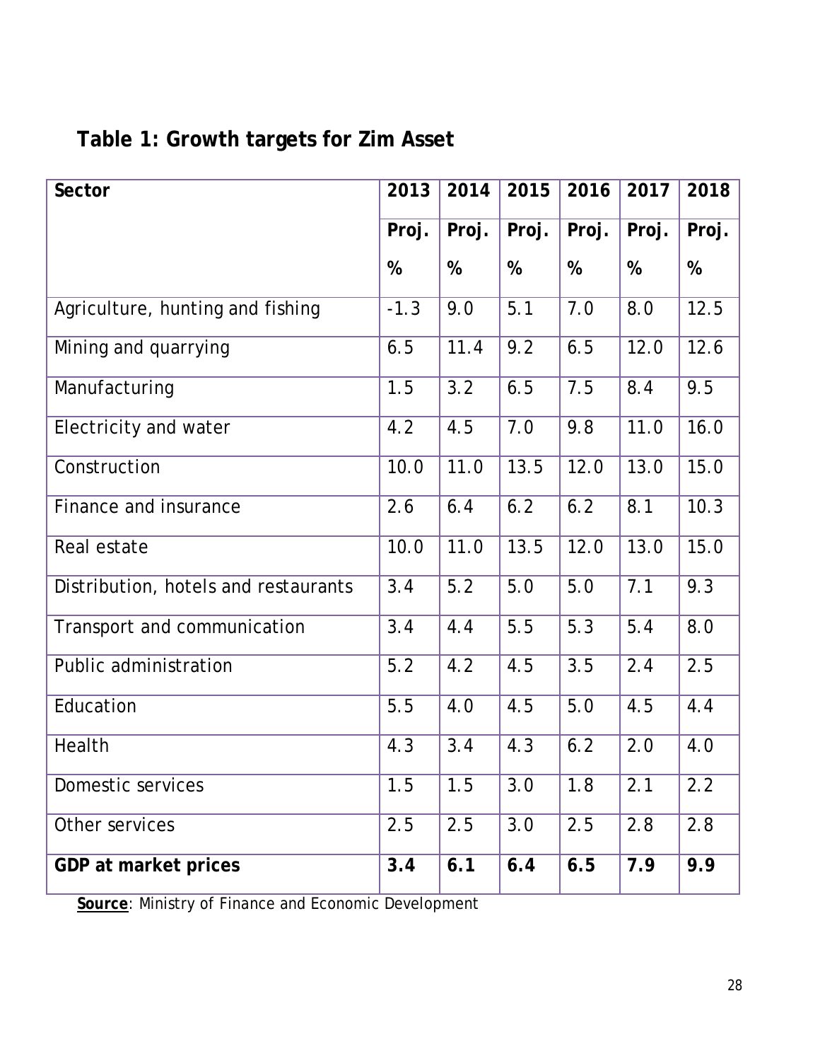**Table 1: Growth targets for Zim Asset**

| Sector | 2013 Proj. % | 2014 Proj. % | 2015 Proj. % | 2016 Proj. % | 2017 Proj. % | 2018 Proj. % |
|---|---|---|---|---|---|---|
| Agriculture, hunting and fishing | -1.3 | 9.0 | 5.1 | 7.0 | 8.0 | 12.5 |
| Mining and quarrying | 6.5 | 11.4 | 9.2 | 6.5 | 12.0 | 12.6 |
| Manufacturing | 1.5 | 3.2 | 6.5 | 7.5 | 8.4 | 9.5 |
| Electricity and water | 4.2 | 4.5 | 7.0 | 9.8 | 11.0 | 16.0 |
| Construction | 10.0 | 11.0 | 13.5 | 12.0 | 13.0 | 15.0 |
| Finance and insurance | 2.6 | 6.4 | 6.2 | 6.2 | 8.1 | 10.3 |
| Real estate | 10.0 | 11.0 | 13.5 | 12.0 | 13.0 | 15.0 |
| Distribution, hotels and restaurants | 3.4 | 5.2 | 5.0 | 5.0 | 7.1 | 9.3 |
| Transport and communication | 3.4 | 4.4 | 5.5 | 5.3 | 5.4 | 8.0 |
| Public administration | 5.2 | 4.2 | 4.5 | 3.5 | 2.4 | 2.5 |
| Education | 5.5 | 4.0 | 4.5 | 5.0 | 4.5 | 4.4 |
| Health | 4.3 | 3.4 | 4.3 | 6.2 | 2.0 | 4.0 |
| Domestic services | 1.5 | 1.5 | 3.0 | 1.8 | 2.1 | 2.2 |
| Other services | 2.5 | 2.5 | 3.0 | 2.5 | 2.8 | 2.8 |
| **GDP at market prices** | **3.4** | **6.1** | **6.4** | **6.5** | **7.9** | **9.9** |

**Source**: Ministry of Finance and Economic Development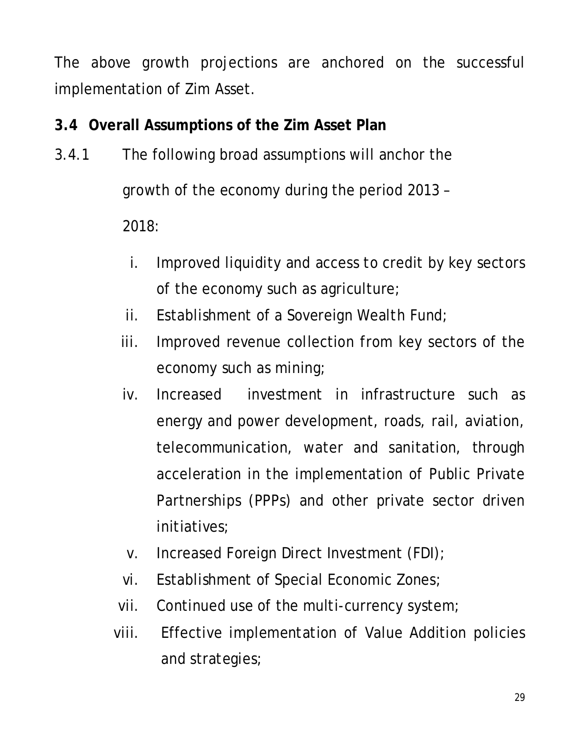The above growth projections are anchored on the successful implementation of Zim Asset.

### 3.4 Overall Assumptions of the Zim Asset Plan

3.4.1 The following broad assumptions will anchor the growth of the economy during the period 2013 – 2018:

i. Improved liquidity and access to credit by key sectors of the economy such as agriculture;
ii. Establishment of a Sovereign Wealth Fund;
iii. Improved revenue collection from key sectors of the economy such as mining;
iv. Increased investment in infrastructure such as energy and power development, roads, rail, aviation, telecommunication, water and sanitation, through acceleration in the implementation of Public Private Partnerships (PPPs) and other private sector driven initiatives;
v. Increased Foreign Direct Investment (FDI);
vi. Establishment of Special Economic Zones;
vii. Continued use of the multi-currency system;
viii. Effective implementation of Value Addition policies and strategies;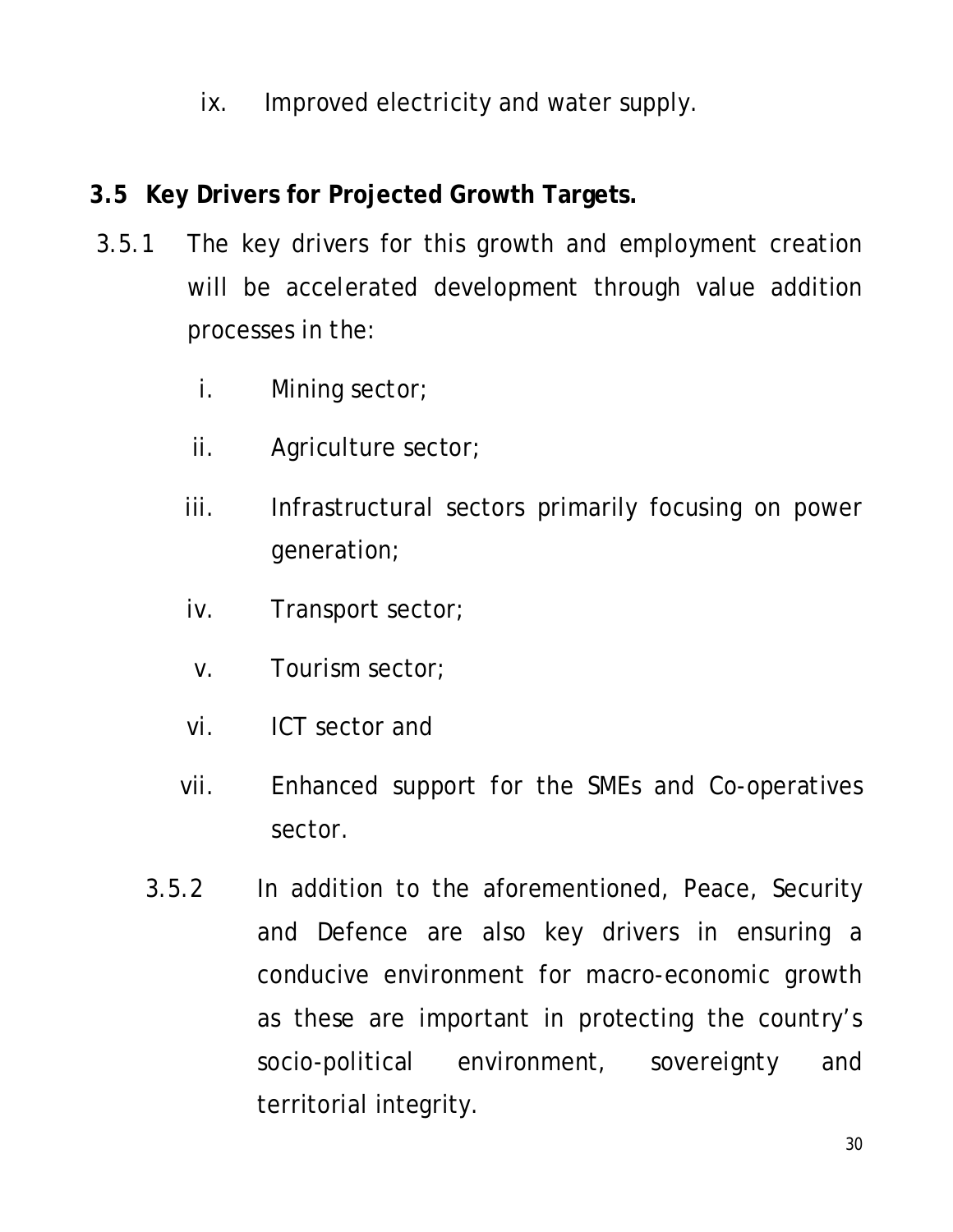ix. Improved electricity and water supply.

## 3.5 Key Drivers for Projected Growth Targets.

3.5.1 The key drivers for this growth and employment creation will be accelerated development through value addition processes in the:

i. Mining sector;

ii. Agriculture sector;

iii. Infrastructural sectors primarily focusing on power generation;

iv. Transport sector;

v. Tourism sector;

vi. ICT sector and

vii. Enhanced support for the SMEs and Co-operatives sector.

3.5.2 In addition to the aforementioned, Peace, Security and Defence are also key drivers in ensuring a conducive environment for macro-economic growth as these are important in protecting the country's socio-political environment, sovereignty and territorial integrity.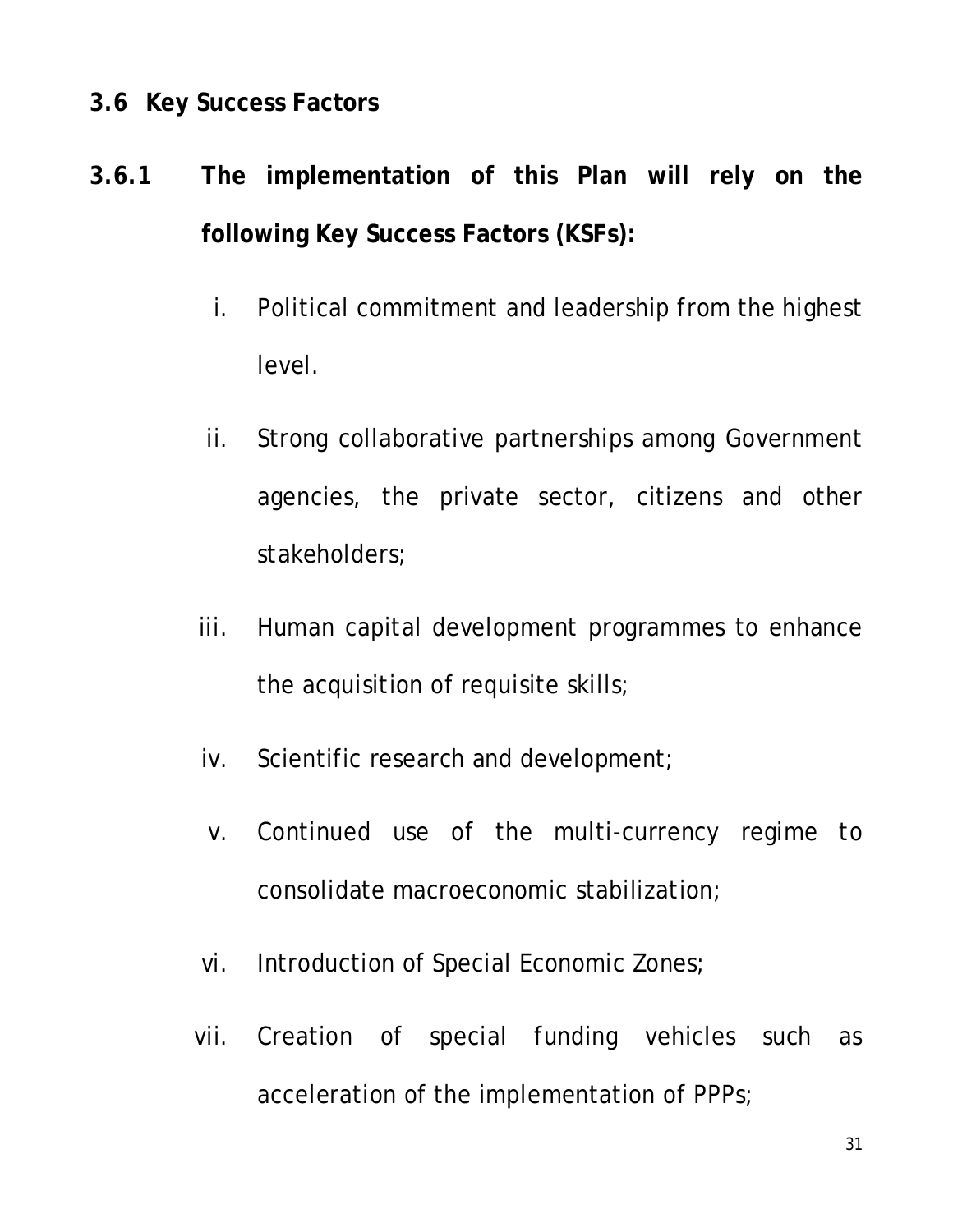## 3.6 Key Success Factors

**3.6.1 The implementation of this Plan will rely on the following Key Success Factors (KSFs):**

i. Political commitment and leadership from the highest level.

ii. Strong collaborative partnerships among Government agencies, the private sector, citizens and other stakeholders;

iii. Human capital development programmes to enhance the acquisition of requisite skills;

iv. Scientific research and development;

v. Continued use of the multi-currency regime to consolidate macroeconomic stabilization;

vi. Introduction of Special Economic Zones;

vii. Creation of special funding vehicles such as acceleration of the implementation of PPPs;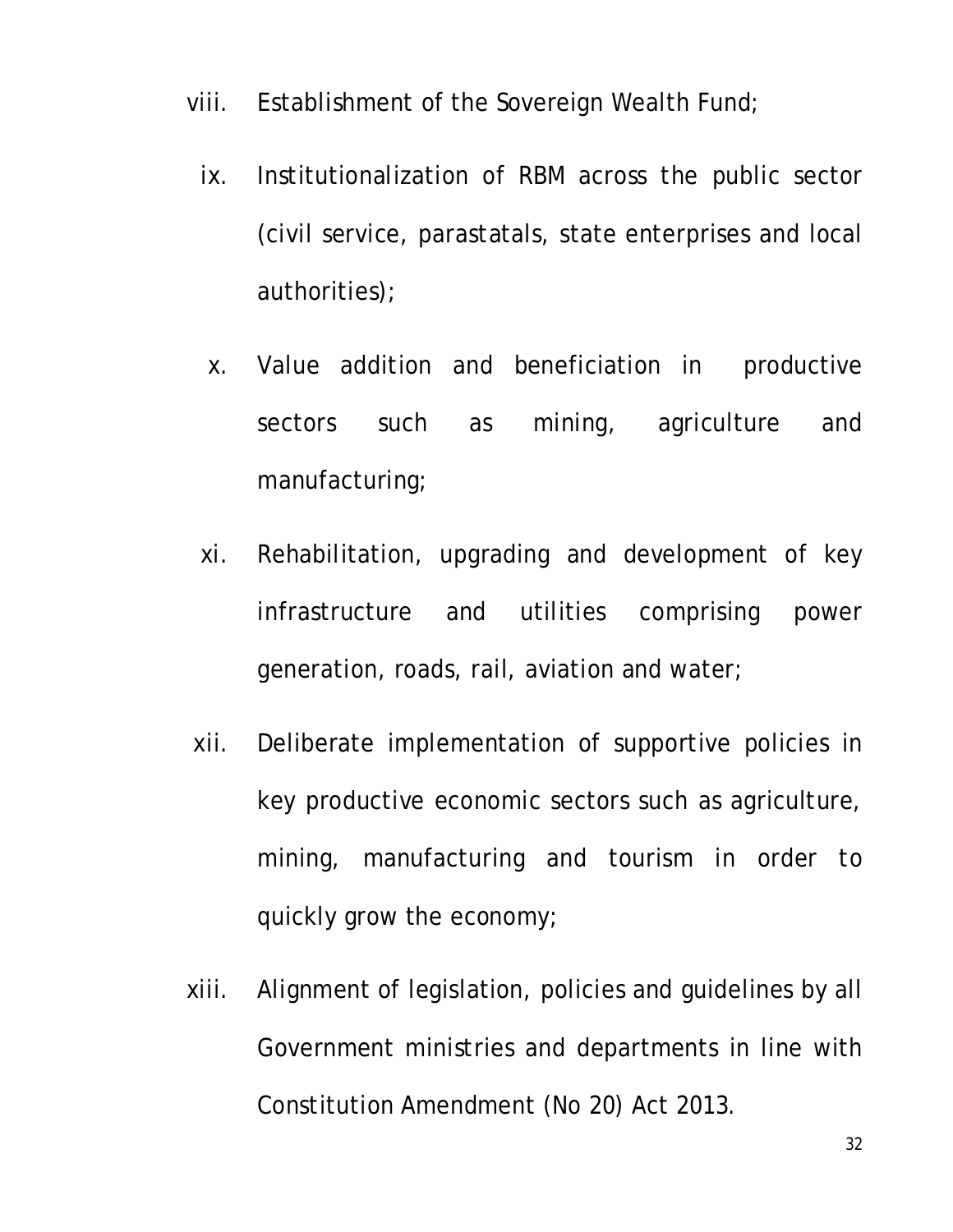viii. Establishment of the Sovereign Wealth Fund;

ix. Institutionalization of RBM across the public sector (civil service, parastatals, state enterprises and local authorities);

x. Value addition and beneficiation in productive sectors such as mining, agriculture and manufacturing;

xi. Rehabilitation, upgrading and development of key infrastructure and utilities comprising power generation, roads, rail, aviation and water;

xii. Deliberate implementation of supportive policies in key productive economic sectors such as agriculture, mining, manufacturing and tourism in order to quickly grow the economy;

xiii. Alignment of legislation, policies and guidelines by all Government ministries and departments in line with Constitution Amendment (No 20) Act 2013.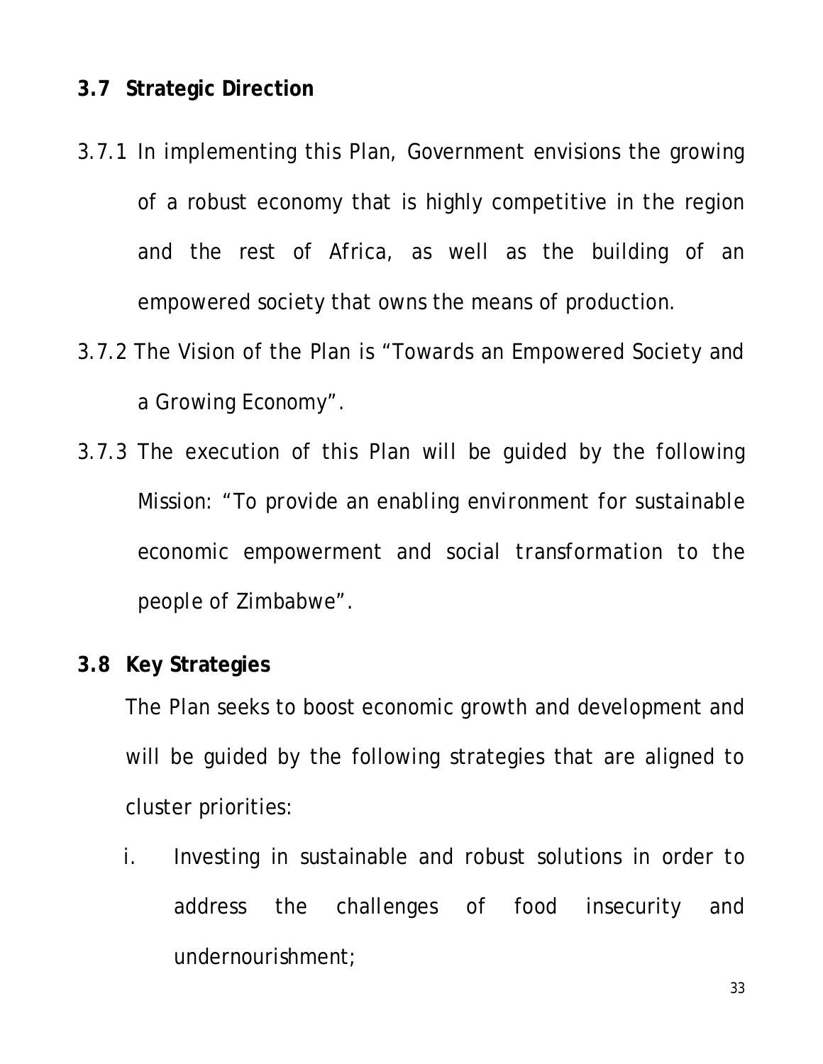## 3.7 Strategic Direction

3.7.1 In implementing this Plan, Government envisions the growing of a robust economy that is highly competitive in the region and the rest of Africa, as well as the building of an empowered society that owns the means of production.

3.7.2 The Vision of the Plan is "Towards an Empowered Society and a Growing Economy".

3.7.3 The execution of this Plan will be guided by the following Mission: "To provide an enabling environment for sustainable economic empowerment and social transformation to the people of Zimbabwe".

## 3.8 Key Strategies

The Plan seeks to boost economic growth and development and will be guided by the following strategies that are aligned to cluster priorities:

i. Investing in sustainable and robust solutions in order to address the challenges of food insecurity and undernourishment;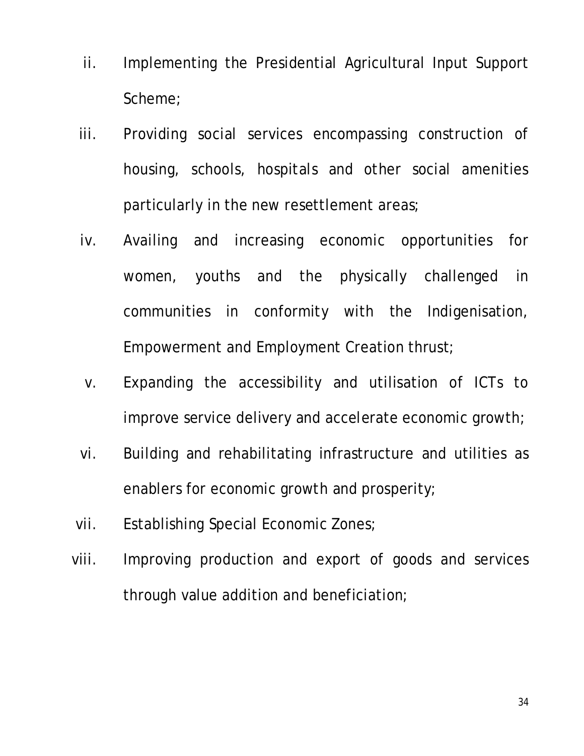ii. Implementing the Presidential Agricultural Input Support Scheme;

iii. Providing social services encompassing construction of housing, schools, hospitals and other social amenities particularly in the new resettlement areas;

iv. Availing and increasing economic opportunities for women, youths and the physically challenged in communities in conformity with the Indigenisation, Empowerment and Employment Creation thrust;

v. Expanding the accessibility and utilisation of ICTs to improve service delivery and accelerate economic growth;

vi. Building and rehabilitating infrastructure and utilities as enablers for economic growth and prosperity;

vii. Establishing Special Economic Zones;

viii. Improving production and export of goods and services through value addition and beneficiation;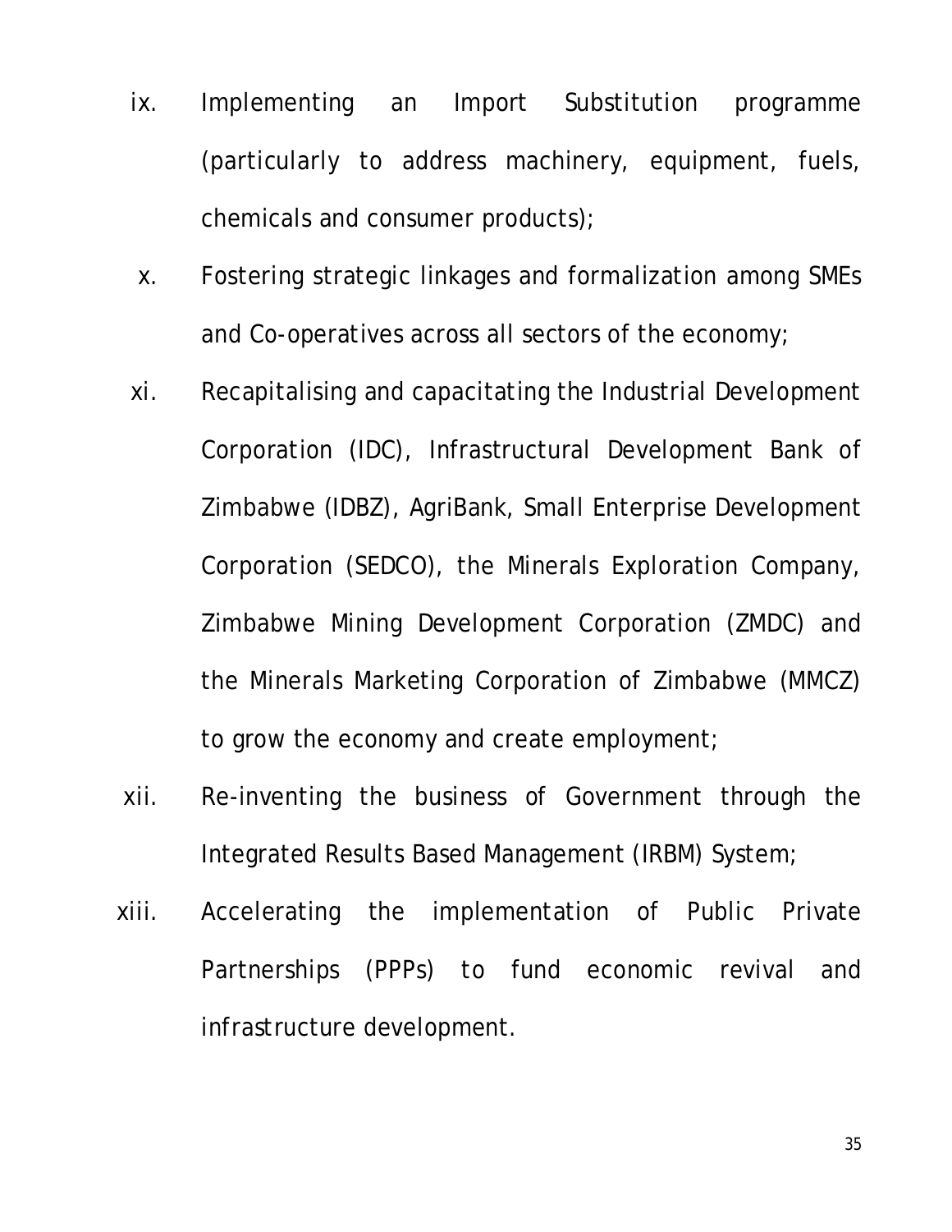ix. Implementing an Import Substitution programme (particularly to address machinery, equipment, fuels, chemicals and consumer products);

x. Fostering strategic linkages and formalization among SMEs and Co-operatives across all sectors of the economy;

xi. Recapitalising and capacitating the Industrial Development Corporation (IDC), Infrastructural Development Bank of Zimbabwe (IDBZ), AgriBank, Small Enterprise Development Corporation (SEDCO), the Minerals Exploration Company, Zimbabwe Mining Development Corporation (ZMDC) and the Minerals Marketing Corporation of Zimbabwe (MMCZ) to grow the economy and create employment;

xii. Re-inventing the business of Government through the Integrated Results Based Management (IRBM) System;

xiii. Accelerating the implementation of Public Private Partnerships (PPPs) to fund economic revival and infrastructure development.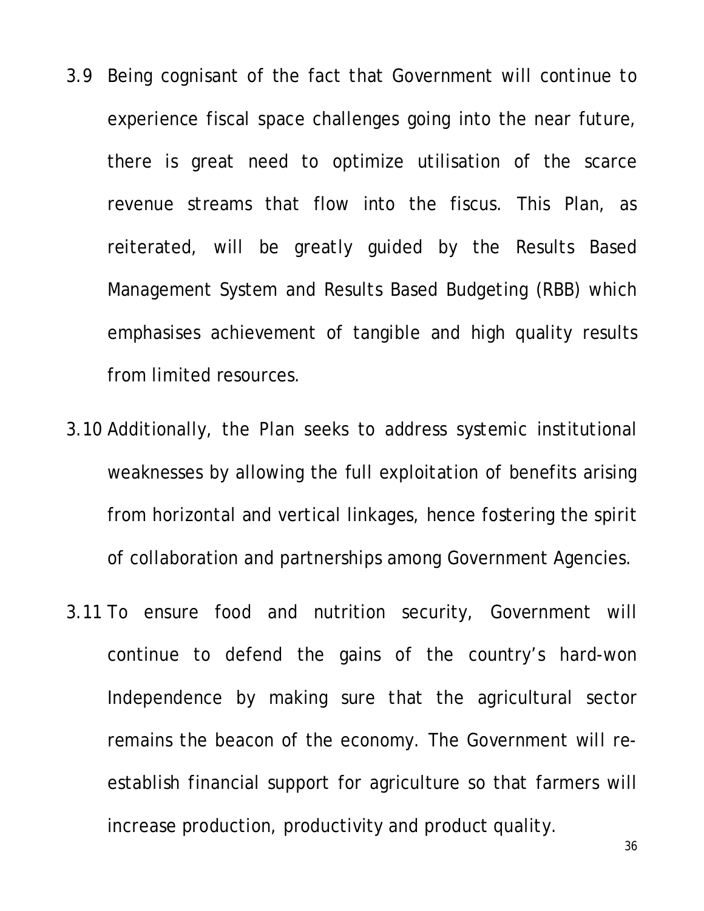3.9 Being cognisant of the fact that Government will continue to experience fiscal space challenges going into the near future, there is great need to optimize utilisation of the scarce revenue streams that flow into the fiscus. This Plan, as reiterated, will be greatly guided by the Results Based Management System and Results Based Budgeting (RBB) which emphasises achievement of tangible and high quality results from limited resources.

3.10 Additionally, the Plan seeks to address systemic institutional weaknesses by allowing the full exploitation of benefits arising from horizontal and vertical linkages, hence fostering the spirit of collaboration and partnerships among Government Agencies.

3.11 To ensure food and nutrition security, Government will continue to defend the gains of the country's hard-won Independence by making sure that the agricultural sector remains the beacon of the economy. The Government will re-establish financial support for agriculture so that farmers will increase production, productivity and product quality.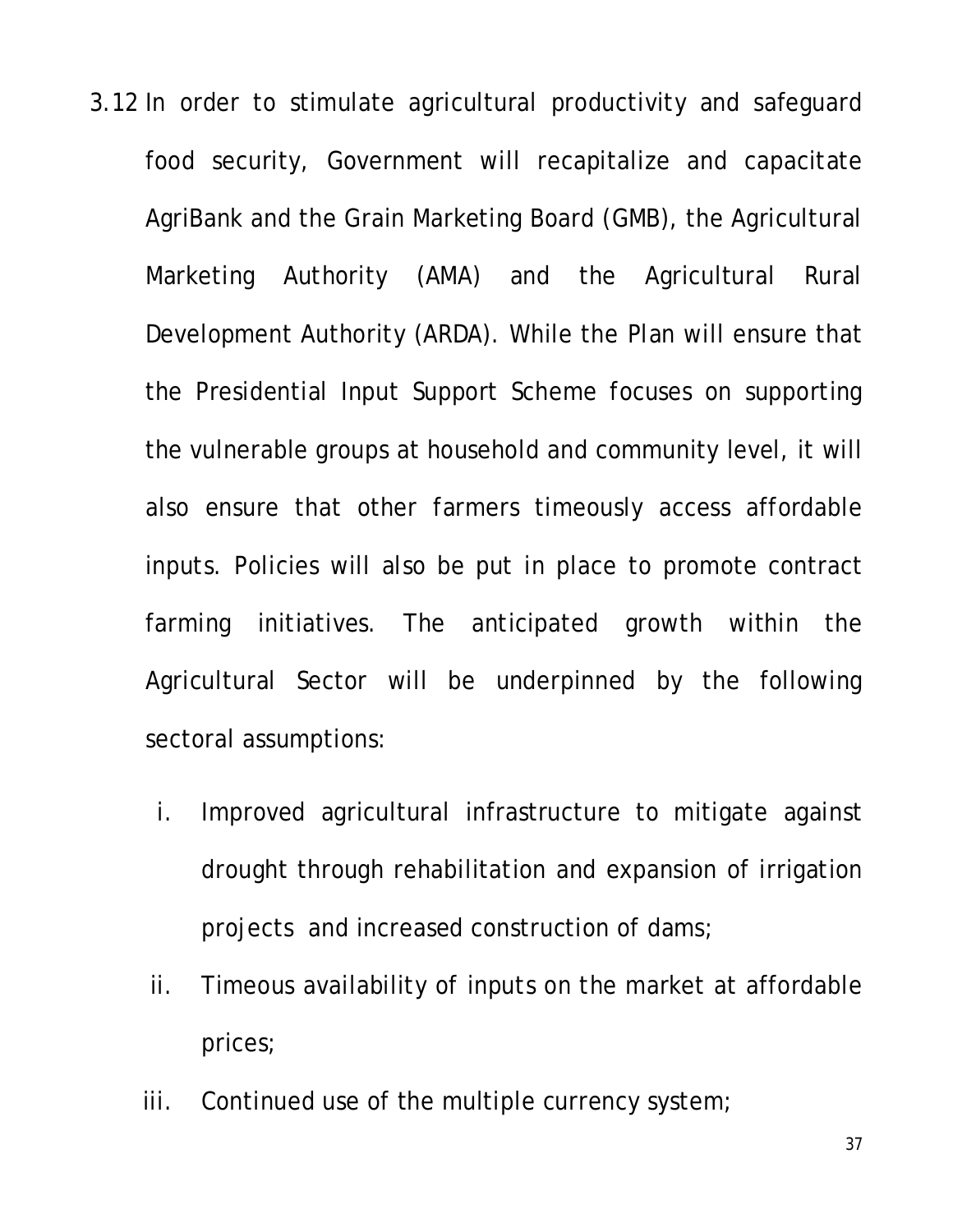3.12 In order to stimulate agricultural productivity and safeguard food security, Government will recapitalize and capacitate AgriBank and the Grain Marketing Board (GMB), the Agricultural Marketing Authority (AMA) and the Agricultural Rural Development Authority (ARDA). While the Plan will ensure that the Presidential Input Support Scheme focuses on supporting the vulnerable groups at household and community level, it will also ensure that other farmers timeously access affordable inputs. Policies will also be put in place to promote contract farming initiatives. The anticipated growth within the Agricultural Sector will be underpinned by the following sectoral assumptions:

i. Improved agricultural infrastructure to mitigate against drought through rehabilitation and expansion of irrigation projects and increased construction of dams;

ii. Timeous availability of inputs on the market at affordable prices;

iii. Continued use of the multiple currency system;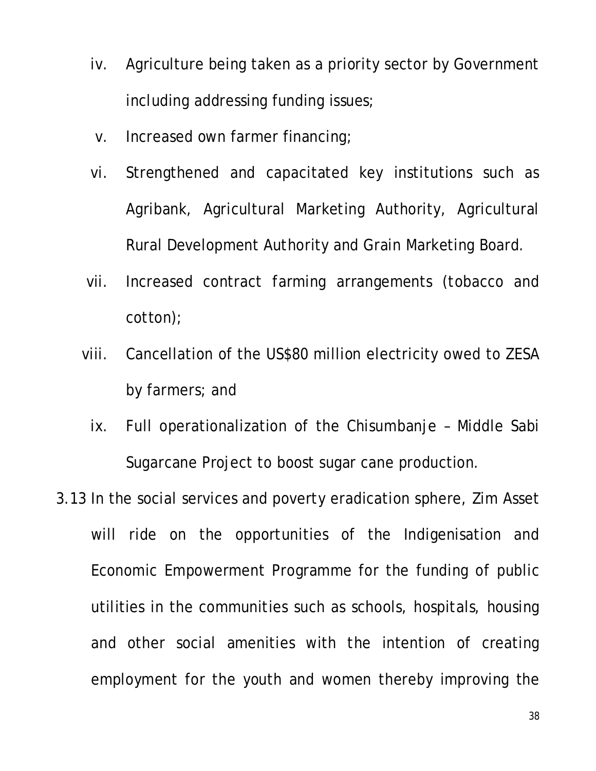iv. Agriculture being taken as a priority sector by Government including addressing funding issues;

v. Increased own farmer financing;

vi. Strengthened and capacitated key institutions such as Agribank, Agricultural Marketing Authority, Agricultural Rural Development Authority and Grain Marketing Board.

vii. Increased contract farming arrangements (tobacco and cotton);

viii. Cancellation of the US$80 million electricity owed to ZESA by farmers; and

ix. Full operationalization of the Chisumbanje – Middle Sabi Sugarcane Project to boost sugar cane production.

3.13 In the social services and poverty eradication sphere, Zim Asset will ride on the opportunities of the Indigenisation and Economic Empowerment Programme for the funding of public utilities in the communities such as schools, hospitals, housing and other social amenities with the intention of creating employment for the youth and women thereby improving the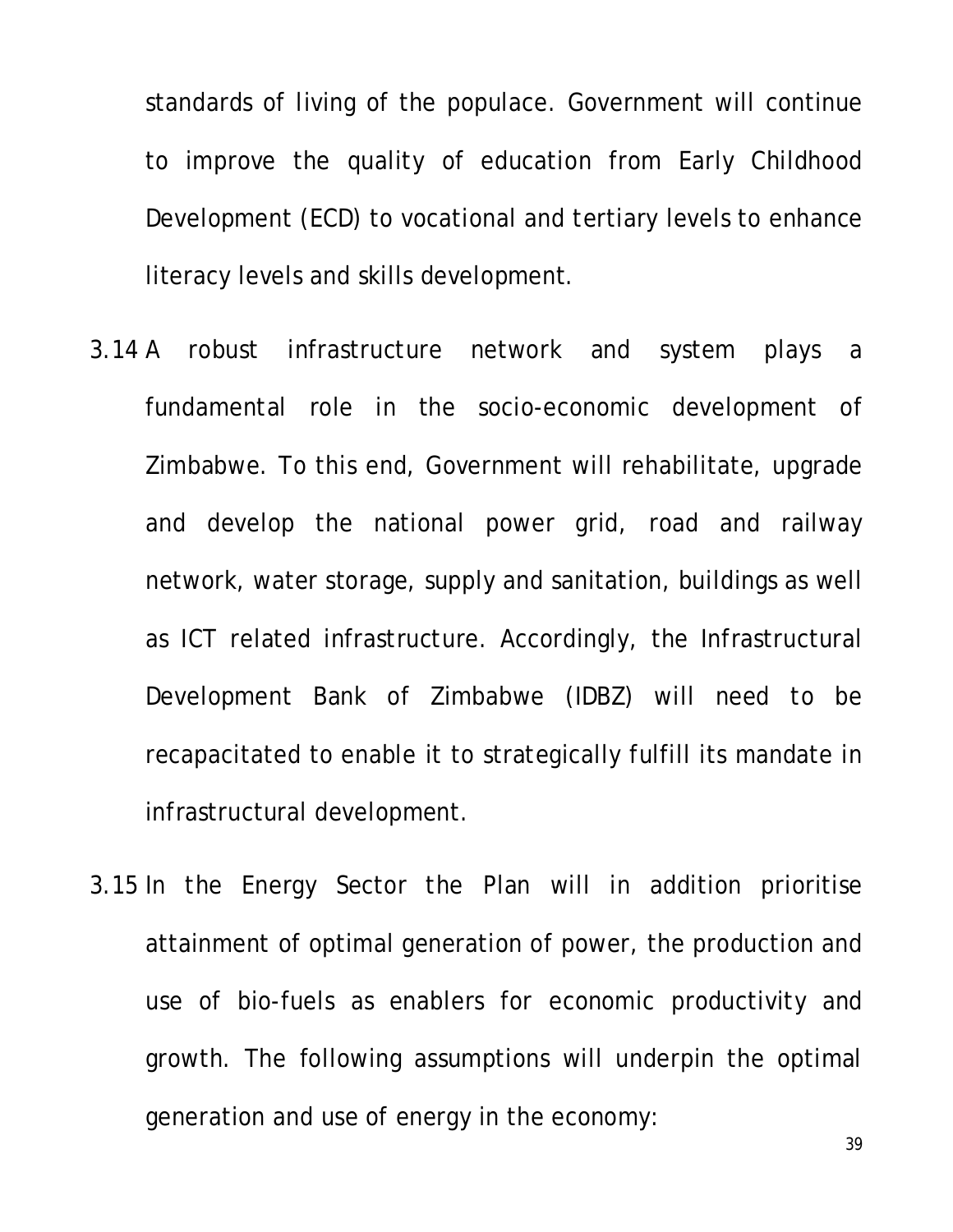standards of living of the populace. Government will continue to improve the quality of education from Early Childhood Development (ECD) to vocational and tertiary levels to enhance literacy levels and skills development.

3.14 A robust infrastructure network and system plays a fundamental role in the socio-economic development of Zimbabwe. To this end, Government will rehabilitate, upgrade and develop the national power grid, road and railway network, water storage, supply and sanitation, buildings as well as ICT related infrastructure. Accordingly, the Infrastructural Development Bank of Zimbabwe (IDBZ) will need to be recapacitated to enable it to strategically fulfill its mandate in infrastructural development.

3.15 In the Energy Sector the Plan will in addition prioritise attainment of optimal generation of power, the production and use of bio-fuels as enablers for economic productivity and growth. The following assumptions will underpin the optimal generation and use of energy in the economy: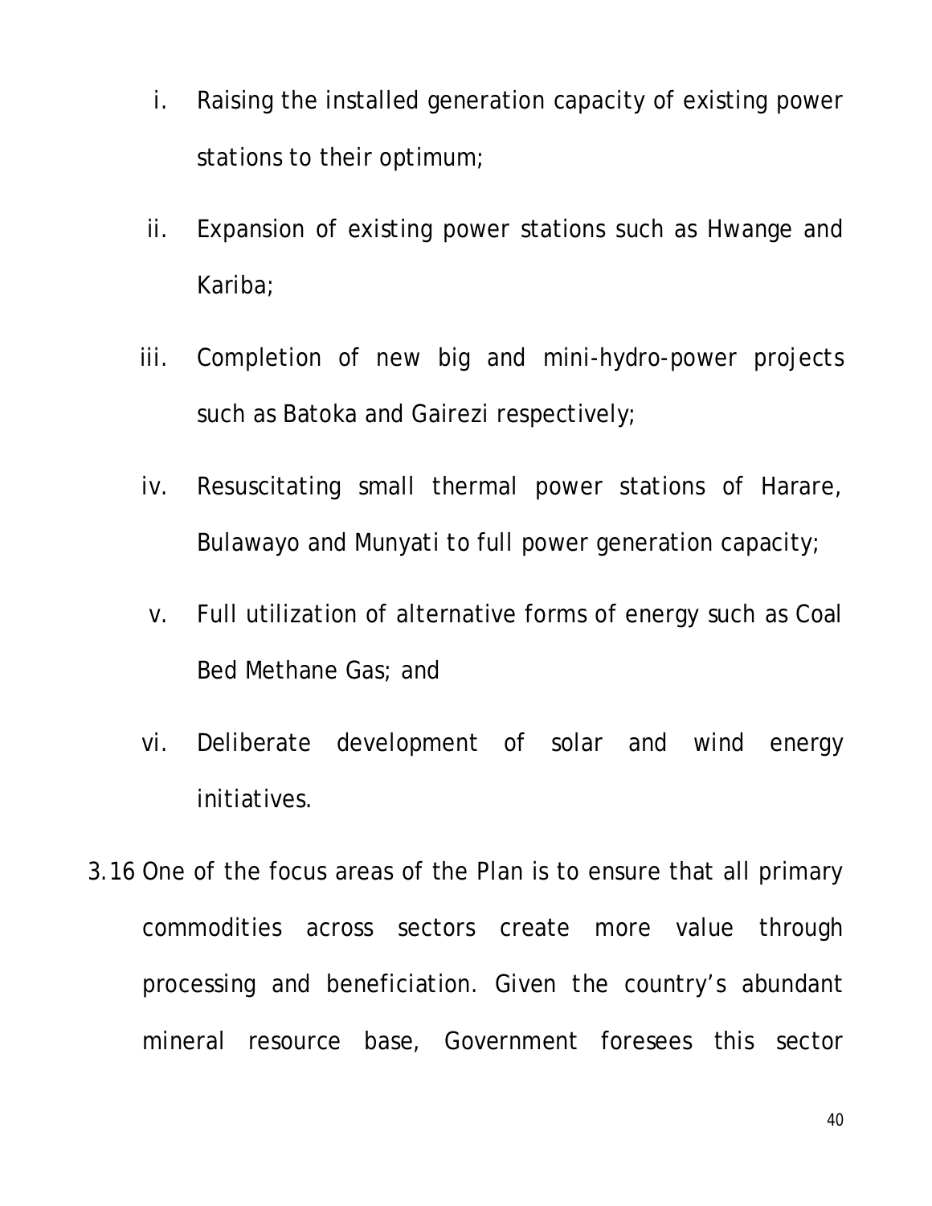i. Raising the installed generation capacity of existing power stations to their optimum;

ii. Expansion of existing power stations such as Hwange and Kariba;

iii. Completion of new big and mini-hydro-power projects such as Batoka and Gairezi respectively;

iv. Resuscitating small thermal power stations of Harare, Bulawayo and Munyati to full power generation capacity;

v. Full utilization of alternative forms of energy such as Coal Bed Methane Gas; and

vi. Deliberate development of solar and wind energy initiatives.

3.16 One of the focus areas of the Plan is to ensure that all primary commodities across sectors create more value through processing and beneficiation. Given the country's abundant mineral resource base, Government foresees this sector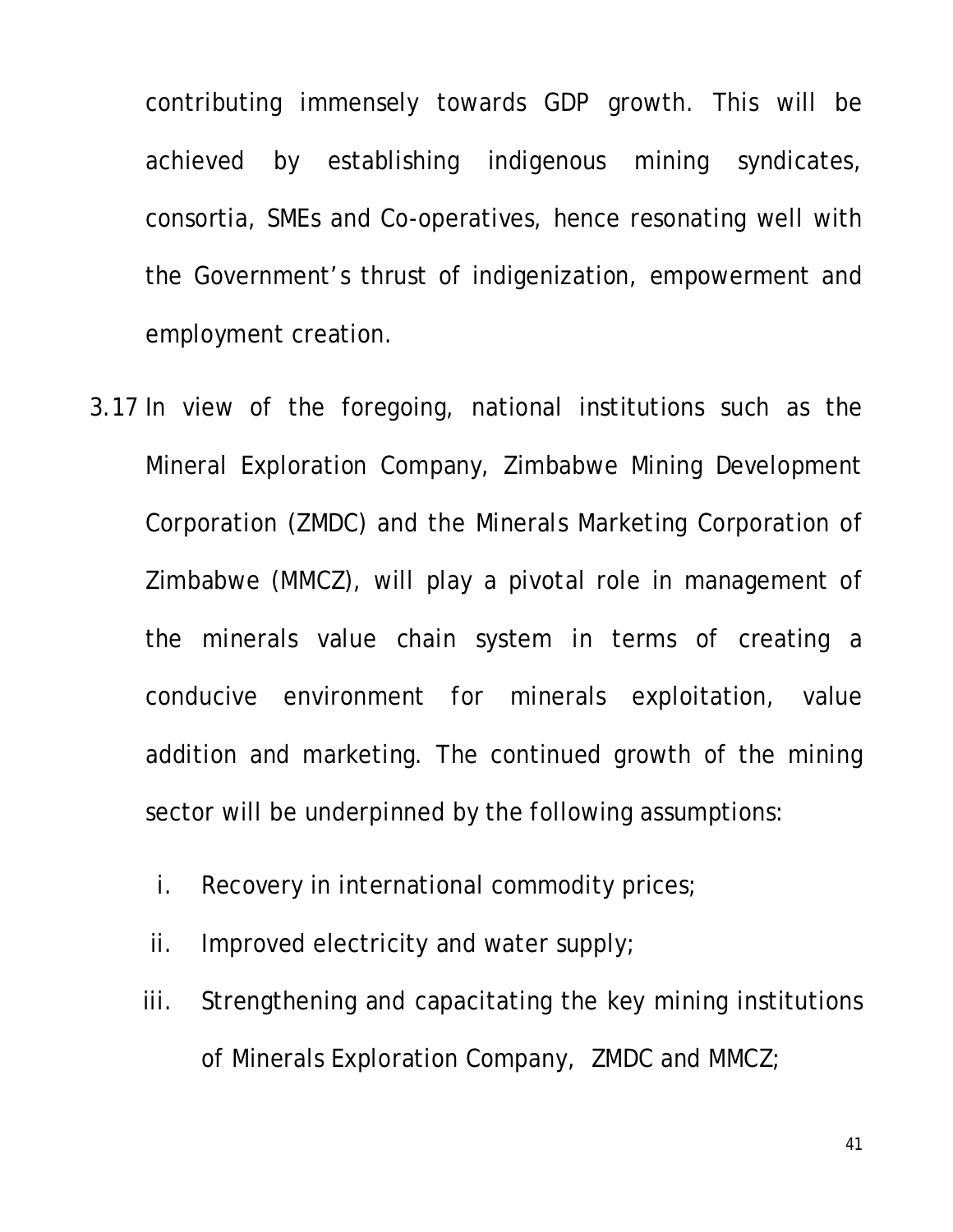contributing immensely towards GDP growth. This will be achieved by establishing indigenous mining syndicates, consortia, SMEs and Co-operatives, hence resonating well with the Government's thrust of indigenization, empowerment and employment creation.

3.17 In view of the foregoing, national institutions such as the Mineral Exploration Company, Zimbabwe Mining Development Corporation (ZMDC) and the Minerals Marketing Corporation of Zimbabwe (MMCZ), will play a pivotal role in management of the minerals value chain system in terms of creating a conducive environment for minerals exploitation, value addition and marketing. The continued growth of the mining sector will be underpinned by the following assumptions:

i. Recovery in international commodity prices;

ii. Improved electricity and water supply;

iii. Strengthening and capacitating the key mining institutions of Minerals Exploration Company, ZMDC and MMCZ;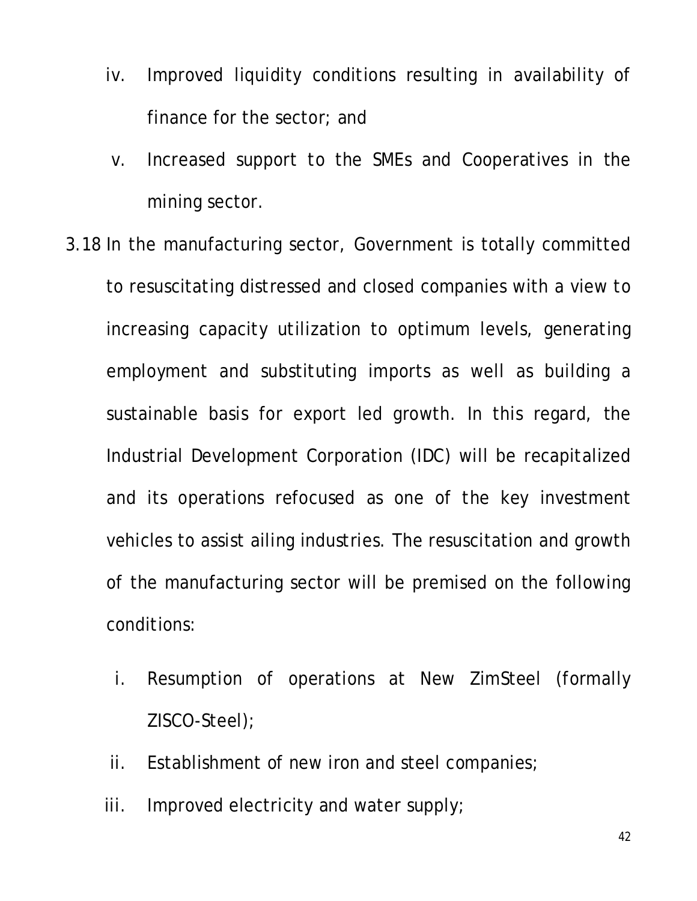iv. Improved liquidity conditions resulting in availability of finance for the sector; and

v. Increased support to the SMEs and Cooperatives in the mining sector.

3.18 In the manufacturing sector, Government is totally committed to resuscitating distressed and closed companies with a view to increasing capacity utilization to optimum levels, generating employment and substituting imports as well as building a sustainable basis for export led growth. In this regard, the Industrial Development Corporation (IDC) will be recapitalized and its operations refocused as one of the key investment vehicles to assist ailing industries. The resuscitation and growth of the manufacturing sector will be premised on the following conditions:

i. Resumption of operations at New ZimSteel (formally ZISCO-Steel);

ii. Establishment of new iron and steel companies;

iii. Improved electricity and water supply;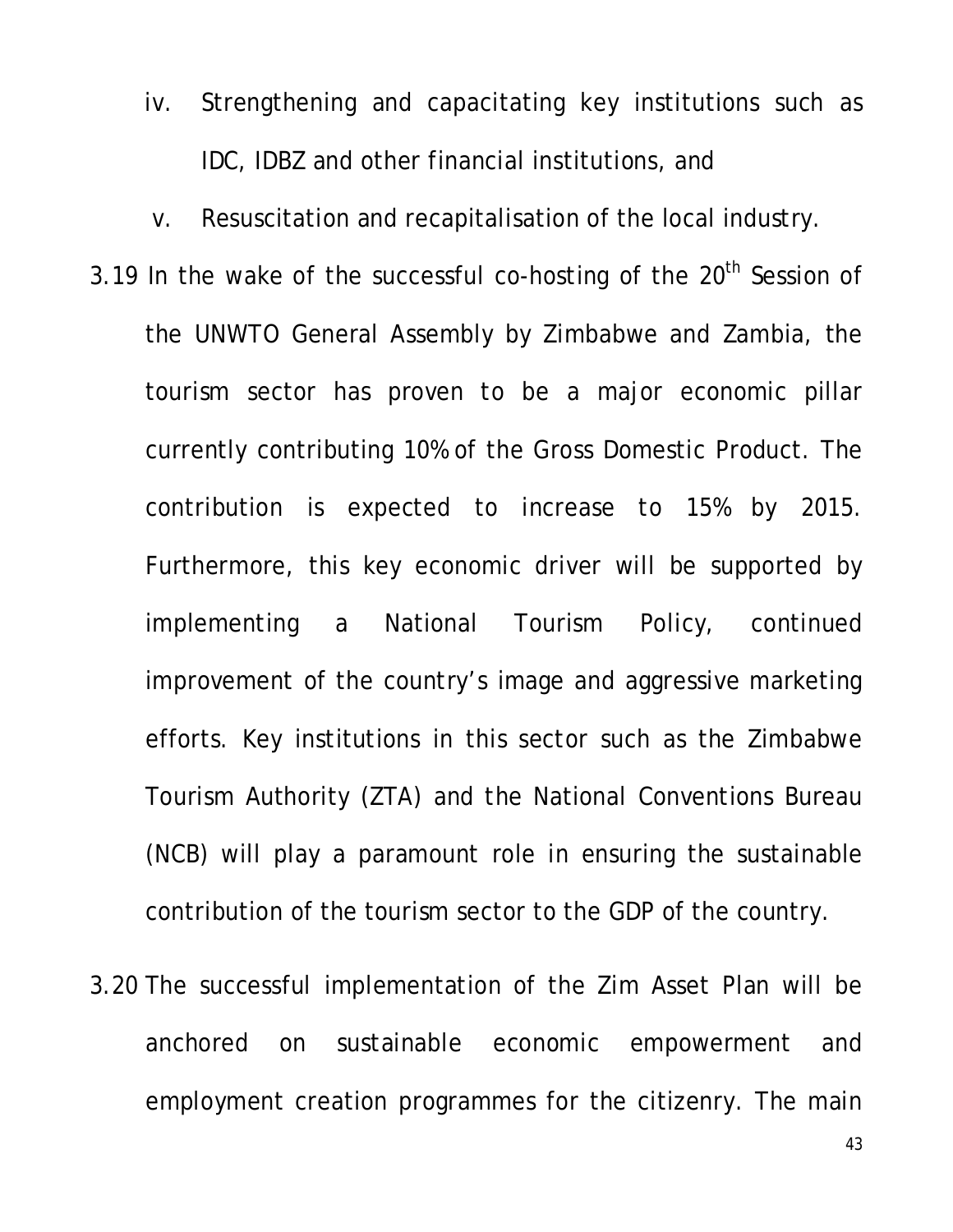iv. Strengthening and capacitating key institutions such as IDC, IDBZ and other financial institutions, and

v. Resuscitation and recapitalisation of the local industry.

3.19 In the wake of the successful co-hosting of the 20th Session of the UNWTO General Assembly by Zimbabwe and Zambia, the tourism sector has proven to be a major economic pillar currently contributing 10% of the Gross Domestic Product. The contribution is expected to increase to 15% by 2015. Furthermore, this key economic driver will be supported by implementing a National Tourism Policy, continued improvement of the country's image and aggressive marketing efforts. Key institutions in this sector such as the Zimbabwe Tourism Authority (ZTA) and the National Conventions Bureau (NCB) will play a paramount role in ensuring the sustainable contribution of the tourism sector to the GDP of the country.

3.20 The successful implementation of the Zim Asset Plan will be anchored on sustainable economic empowerment and employment creation programmes for the citizenry. The main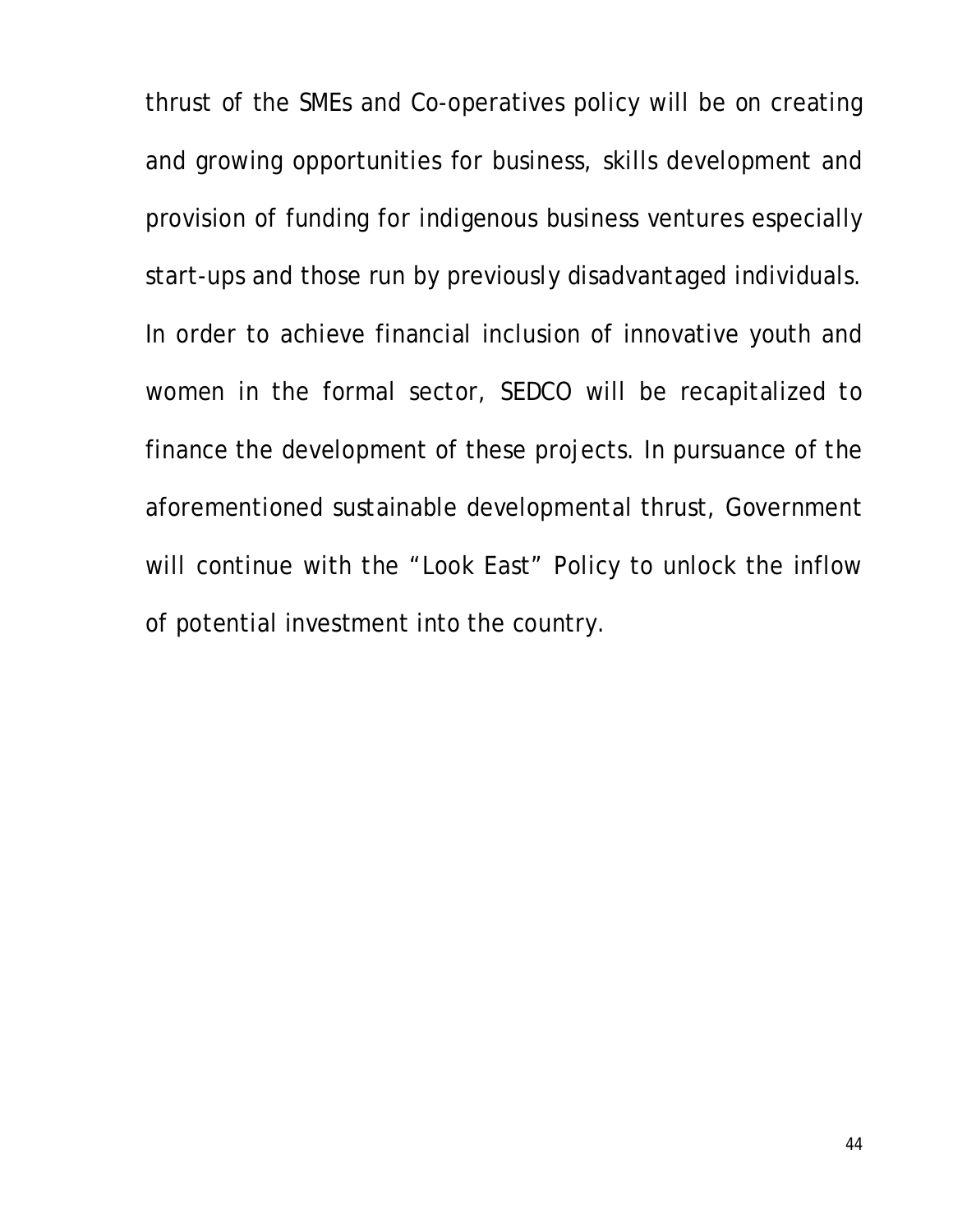thrust of the SMEs and Co-operatives policy will be on creating and growing opportunities for business, skills development and provision of funding for indigenous business ventures especially start-ups and those run by previously disadvantaged individuals. In order to achieve financial inclusion of innovative youth and women in the formal sector, SEDCO will be recapitalized to finance the development of these projects. In pursuance of the aforementioned sustainable developmental thrust, Government will continue with the "Look East" Policy to unlock the inflow of potential investment into the country.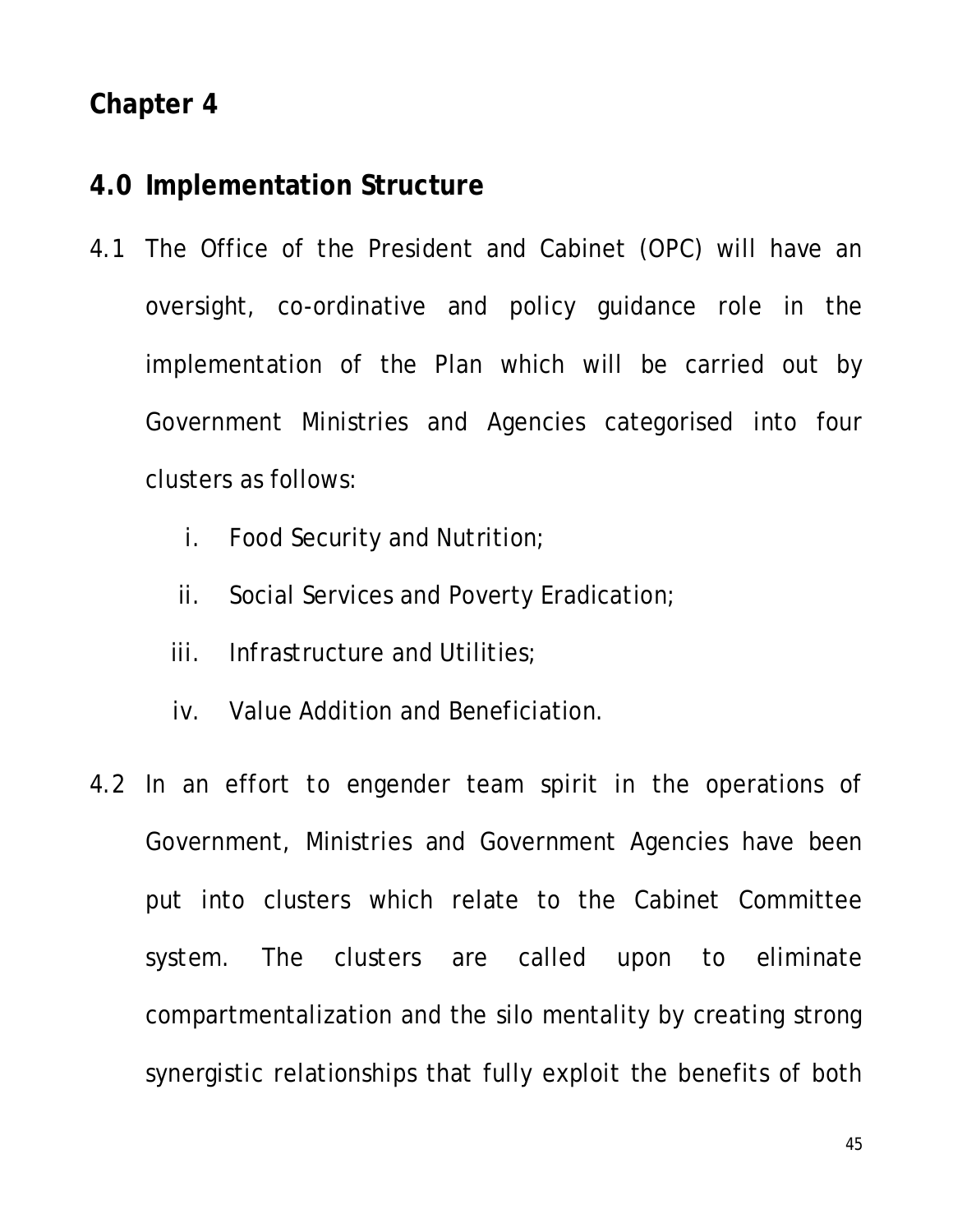# Chapter 4

## 4.0 Implementation Structure

4.1 The Office of the President and Cabinet (OPC) will have an oversight, co-ordinative and policy guidance role in the implementation of the Plan which will be carried out by Government Ministries and Agencies categorised into four clusters as follows:

i. Food Security and Nutrition;
ii. Social Services and Poverty Eradication;
iii. Infrastructure and Utilities;
iv. Value Addition and Beneficiation.

4.2 In an effort to engender team spirit in the operations of Government, Ministries and Government Agencies have been put into clusters which relate to the Cabinet Committee system. The clusters are called upon to eliminate compartmentalization and the silo mentality by creating strong synergistic relationships that fully exploit the benefits of both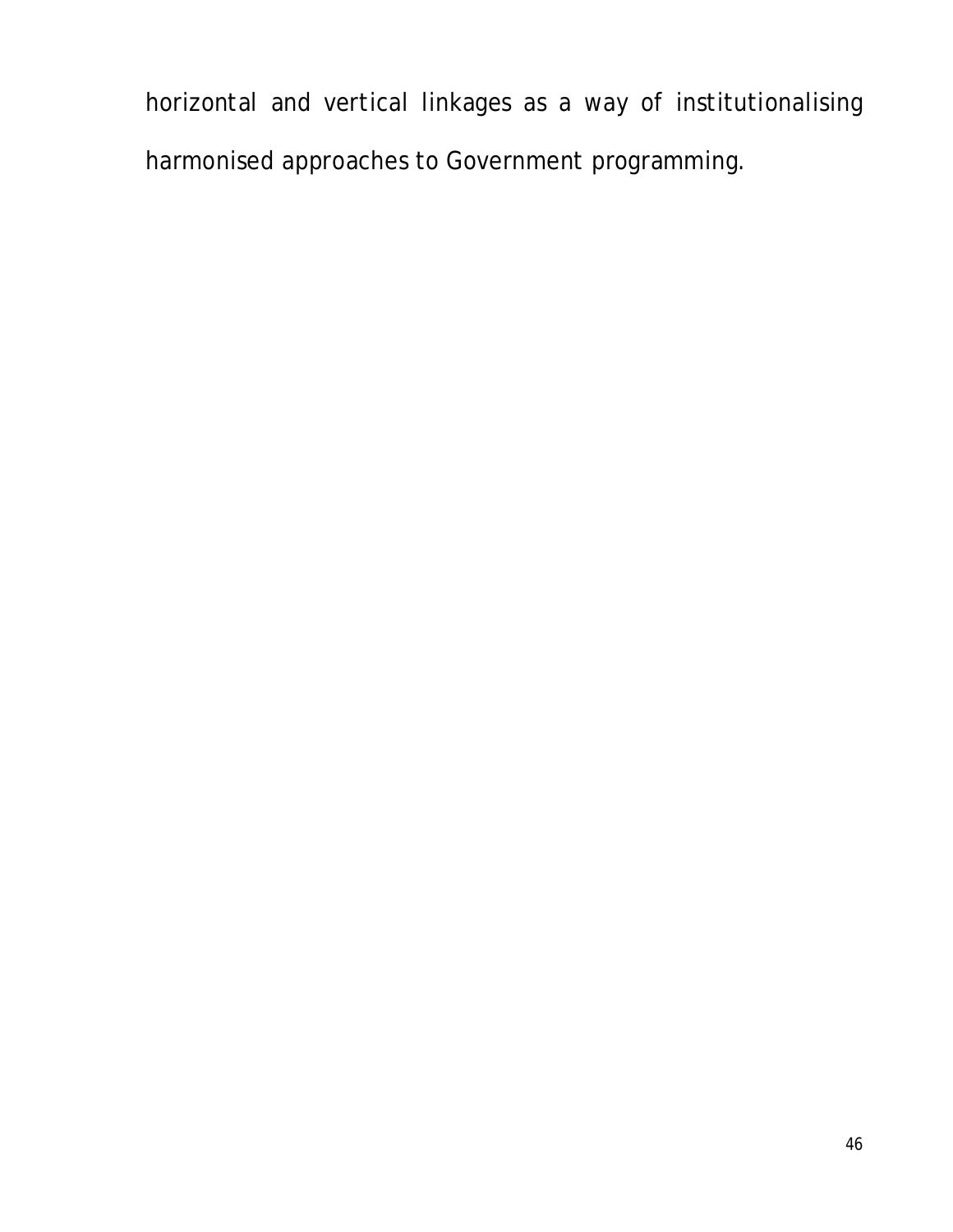horizontal and vertical linkages as a way of institutionalising harmonised approaches to Government programming.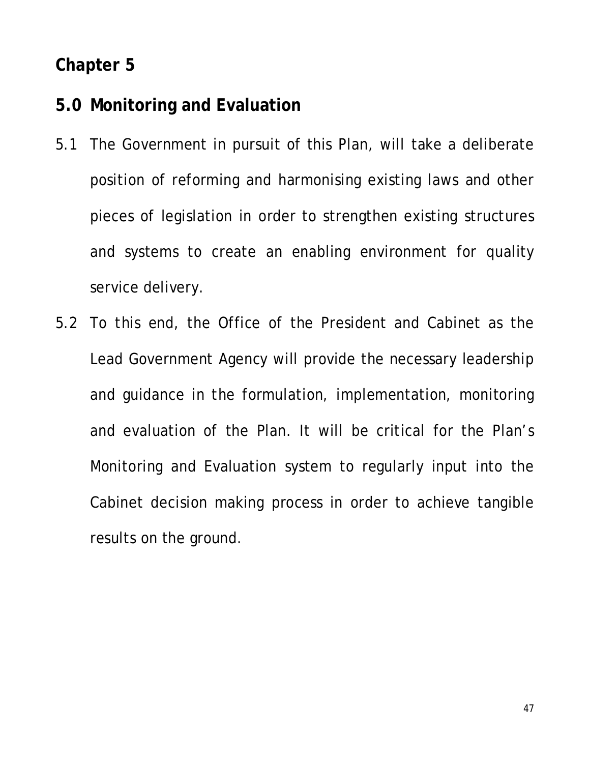## Chapter 5

## 5.0 Monitoring and Evaluation

5.1 The Government in pursuit of this Plan, will take a deliberate position of reforming and harmonising existing laws and other pieces of legislation in order to strengthen existing structures and systems to create an enabling environment for quality service delivery.

5.2 To this end, the Office of the President and Cabinet as the Lead Government Agency will provide the necessary leadership and guidance in the formulation, implementation, monitoring and evaluation of the Plan. It will be critical for the Plan's Monitoring and Evaluation system to regularly input into the Cabinet decision making process in order to achieve tangible results on the ground.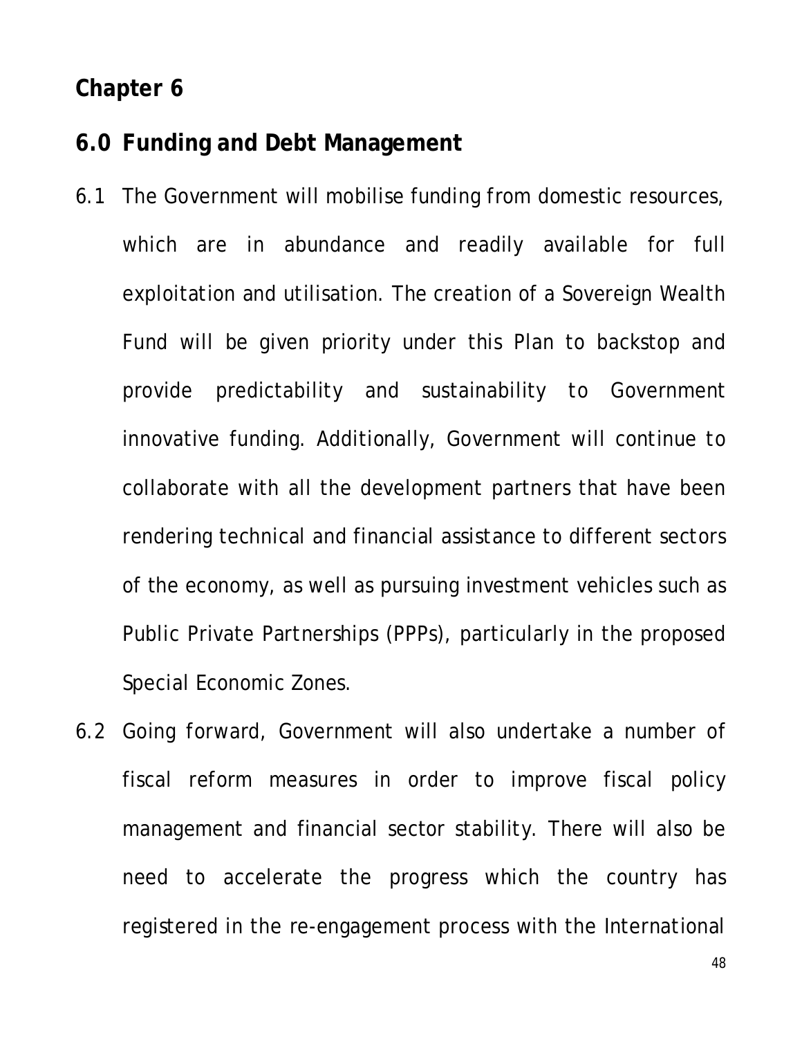## Chapter 6

## 6.0 Funding and Debt Management

6.1 The Government will mobilise funding from domestic resources, which are in abundance and readily available for full exploitation and utilisation. The creation of a Sovereign Wealth Fund will be given priority under this Plan to backstop and provide predictability and sustainability to Government innovative funding. Additionally, Government will continue to collaborate with all the development partners that have been rendering technical and financial assistance to different sectors of the economy, as well as pursuing investment vehicles such as Public Private Partnerships (PPPs), particularly in the proposed Special Economic Zones.

6.2 Going forward, Government will also undertake a number of fiscal reform measures in order to improve fiscal policy management and financial sector stability. There will also be need to accelerate the progress which the country has registered in the re-engagement process with the International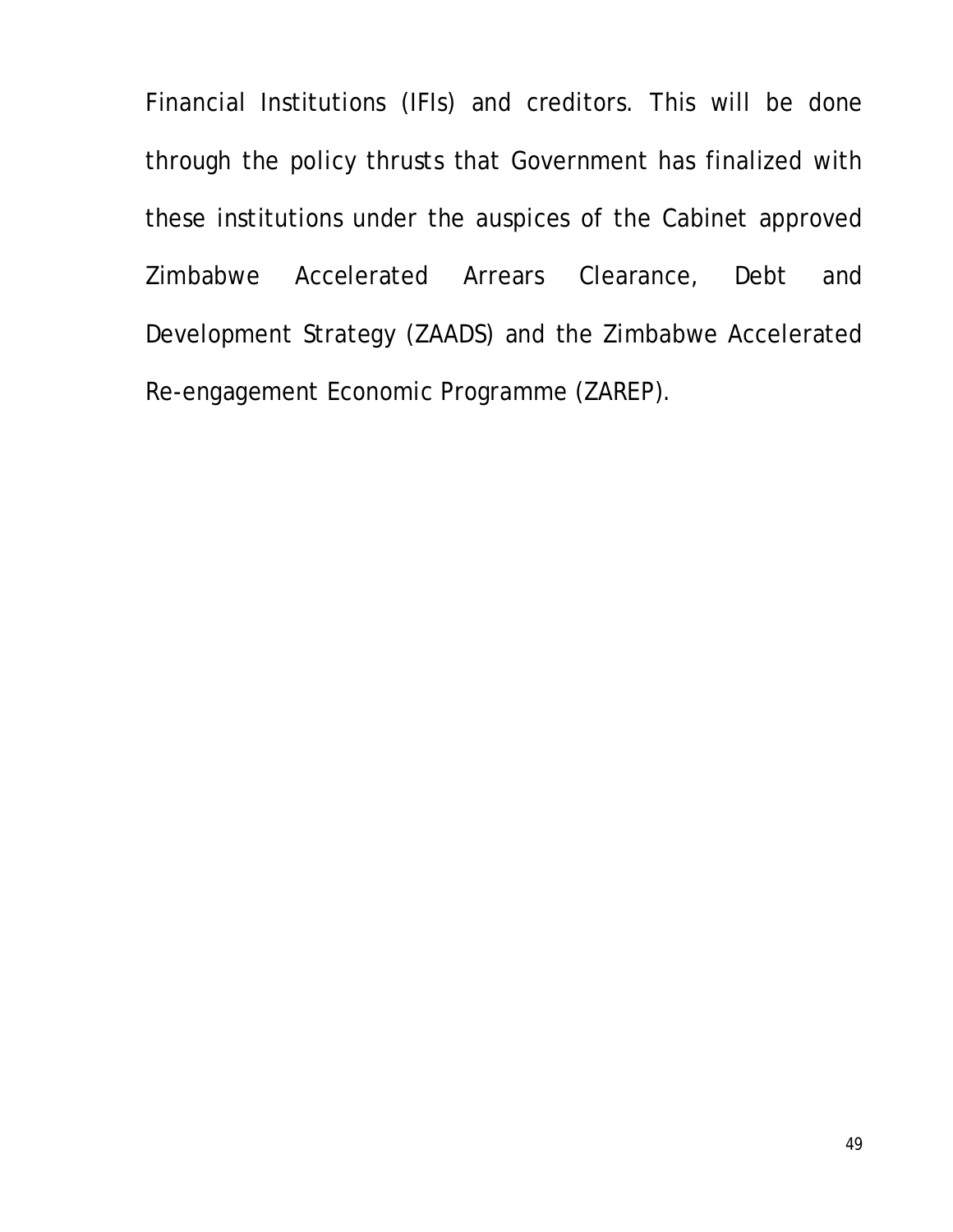Financial Institutions (IFIs) and creditors. This will be done through the policy thrusts that Government has finalized with these institutions under the auspices of the Cabinet approved Zimbabwe Accelerated Arrears Clearance, Debt and Development Strategy (ZAADS) and the Zimbabwe Accelerated Re-engagement Economic Programme (ZAREP).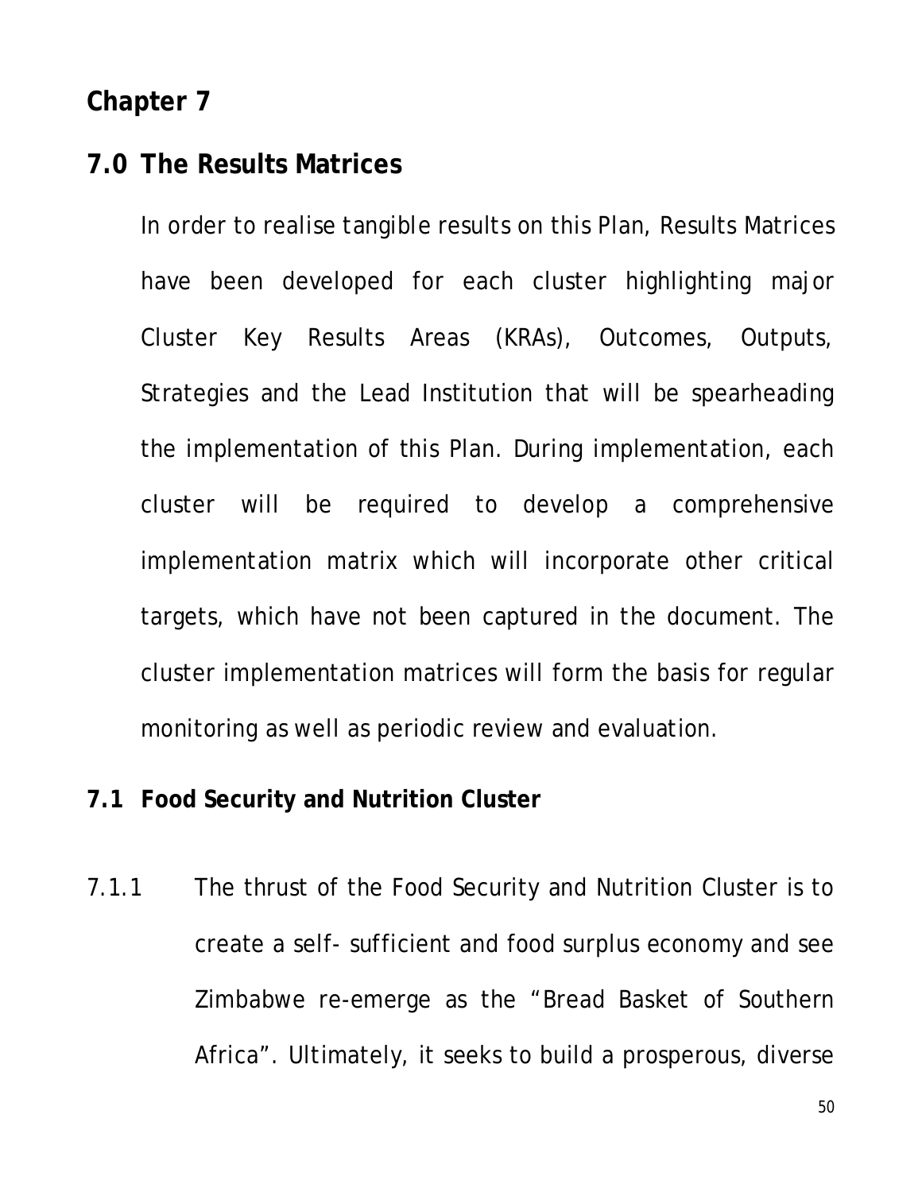# Chapter 7

## 7.0 The Results Matrices

In order to realise tangible results on this Plan, Results Matrices have been developed for each cluster highlighting major Cluster Key Results Areas (KRAs), Outcomes, Outputs, Strategies and the Lead Institution that will be spearheading the implementation of this Plan. During implementation, each cluster will be required to develop a comprehensive implementation matrix which will incorporate other critical targets, which have not been captured in the document. The cluster implementation matrices will form the basis for regular monitoring as well as periodic review and evaluation.

### 7.1 Food Security and Nutrition Cluster

7.1.1 The thrust of the Food Security and Nutrition Cluster is to create a self- sufficient and food surplus economy and see Zimbabwe re-emerge as the "Bread Basket of Southern Africa". Ultimately, it seeks to build a prosperous, diverse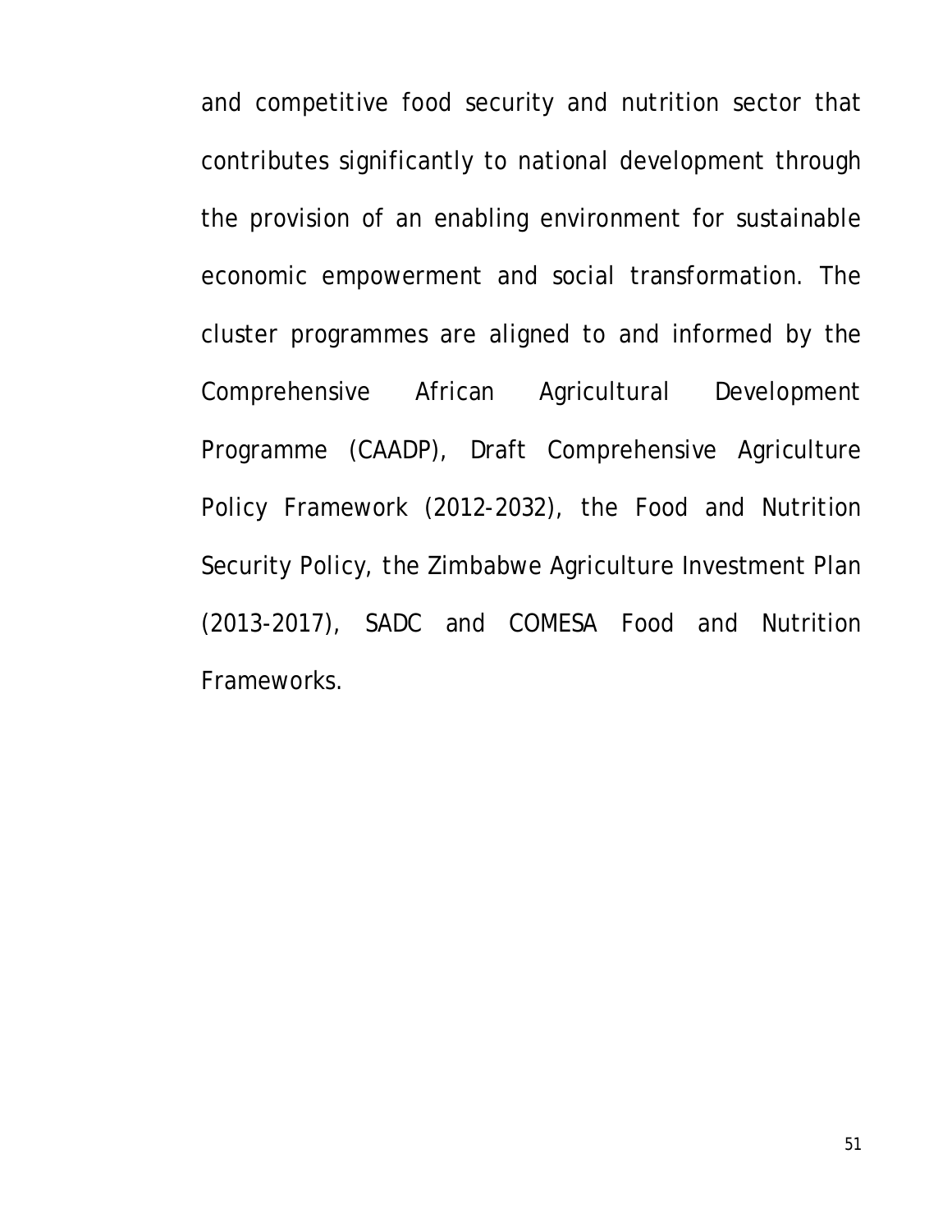and competitive food security and nutrition sector that contributes significantly to national development through the provision of an enabling environment for sustainable economic empowerment and social transformation. The cluster programmes are aligned to and informed by the Comprehensive African Agricultural Development Programme (CAADP), Draft Comprehensive Agriculture Policy Framework (2012-2032), the Food and Nutrition Security Policy, the Zimbabwe Agriculture Investment Plan (2013-2017), SADC and COMESA Food and Nutrition Frameworks.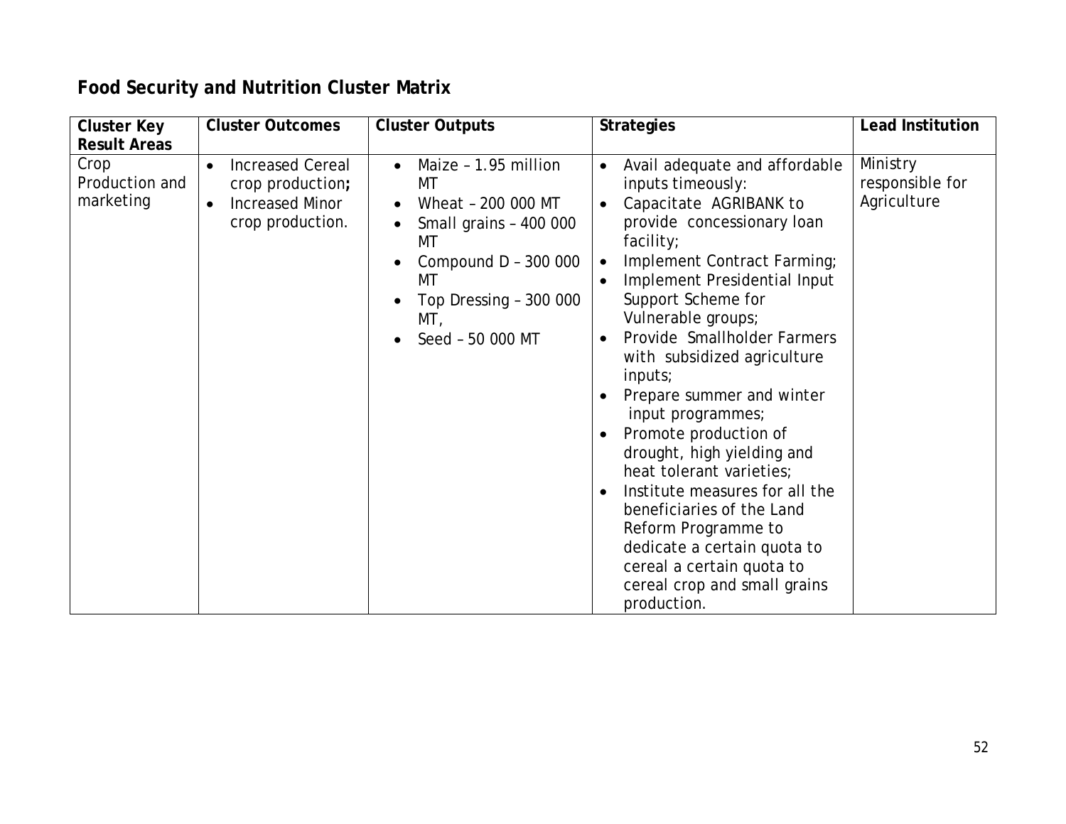**Food Security and Nutrition Cluster Matrix**

| Cluster Key Result Areas | Cluster Outcomes | Cluster Outputs | Strategies | Lead Institution |
|---|---|---|---|---|
| Crop Production and marketing | • Increased Cereal crop production; <br> • Increased Minor crop production. | • Maize – 1.95 million MT <br> • Wheat – 200 000 MT <br> • Small grains – 400 000 MT <br> • Compound D – 300 000 MT <br> • Top Dressing – 300 000 MT, <br> • Seed – 50 000 MT | • Avail adequate and affordable inputs timeously: <br> • Capacitate AGRIBANK to provide concessionary loan facility; <br> • Implement Contract Farming; <br> • Implement Presidential Input Support Scheme for Vulnerable groups; <br> • Provide Smallholder Farmers with subsidized agriculture inputs; <br> • Prepare summer and winter input programmes; <br> • Promote production of drought, high yielding and heat tolerant varieties; <br> • Institute measures for all the beneficiaries of the Land Reform Programme to dedicate a certain quota to cereal a certain quota to cereal crop and small grains production. | Ministry responsible for Agriculture |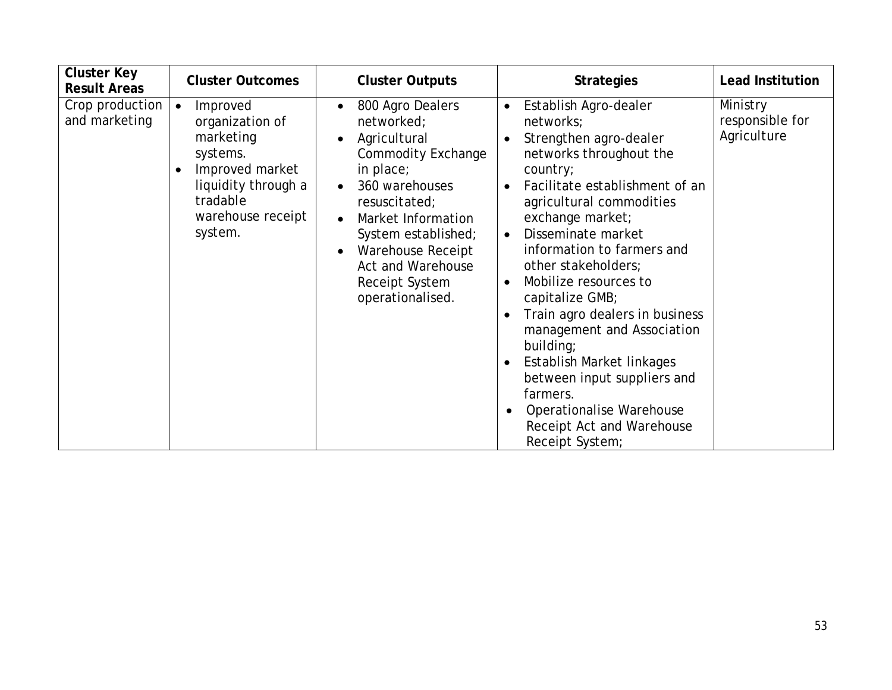| Cluster Key Result Areas | Cluster Outcomes | Cluster Outputs | Strategies | Lead Institution |
|---|---|---|---|---|
| Crop production and marketing | • Improved organization of marketing systems.<br>• Improved market liquidity through a tradable warehouse receipt system. | • 800 Agro Dealers networked;<br>• Agricultural Commodity Exchange in place;<br>• 360 warehouses resuscitated;<br>• Market Information System established;<br>• Warehouse Receipt Act and Warehouse Receipt System operationalised. | • Establish Agro-dealer networks;<br>• Strengthen agro-dealer networks throughout the country;<br>• Facilitate establishment of an agricultural commodities exchange market;<br>• Disseminate market information to farmers and other stakeholders;<br>• Mobilize resources to capitalize GMB;<br>• Train agro dealers in business management and Association building;<br>• Establish Market linkages between input suppliers and farmers.<br>• Operationalise Warehouse Receipt Act and Warehouse Receipt System; | Ministry responsible for Agriculture |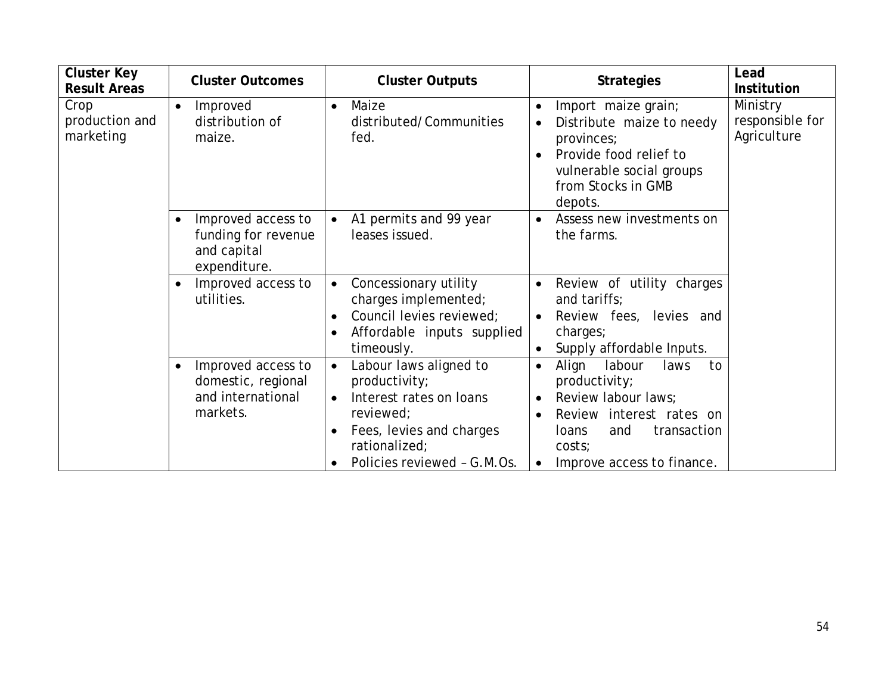| Cluster Key Result Areas | Cluster Outcomes | Cluster Outputs | Strategies | Lead Institution |
|---|---|---|---|---|
| Crop production and marketing | • Improved distribution of maize. | • Maize distributed/Communities fed. | • Import maize grain;<br>• Distribute maize to needy provinces;<br>• Provide food relief to vulnerable social groups from Stocks in GMB depots. | Ministry responsible for Agriculture |
| | • Improved access to funding for revenue and capital expenditure. | • A1 permits and 99 year leases issued. | • Assess new investments on the farms. | |
| | • Improved access to utilities. | • Concessionary utility charges implemented;<br>• Council levies reviewed;<br>• Affordable inputs supplied timeously. | • Review of utility charges and tariffs;<br>• Review fees, levies and charges;<br>• Supply affordable Inputs. | |
| | • Improved access to domestic, regional and international markets. | • Labour laws aligned to productivity;<br>• Interest rates on loans reviewed;<br>• Fees, levies and charges rationalized;<br>• Policies reviewed – G.M.Os. | • Align labour laws to productivity;<br>• Review labour laws;<br>• Review interest rates on loans and transaction costs;<br>• Improve access to finance. | |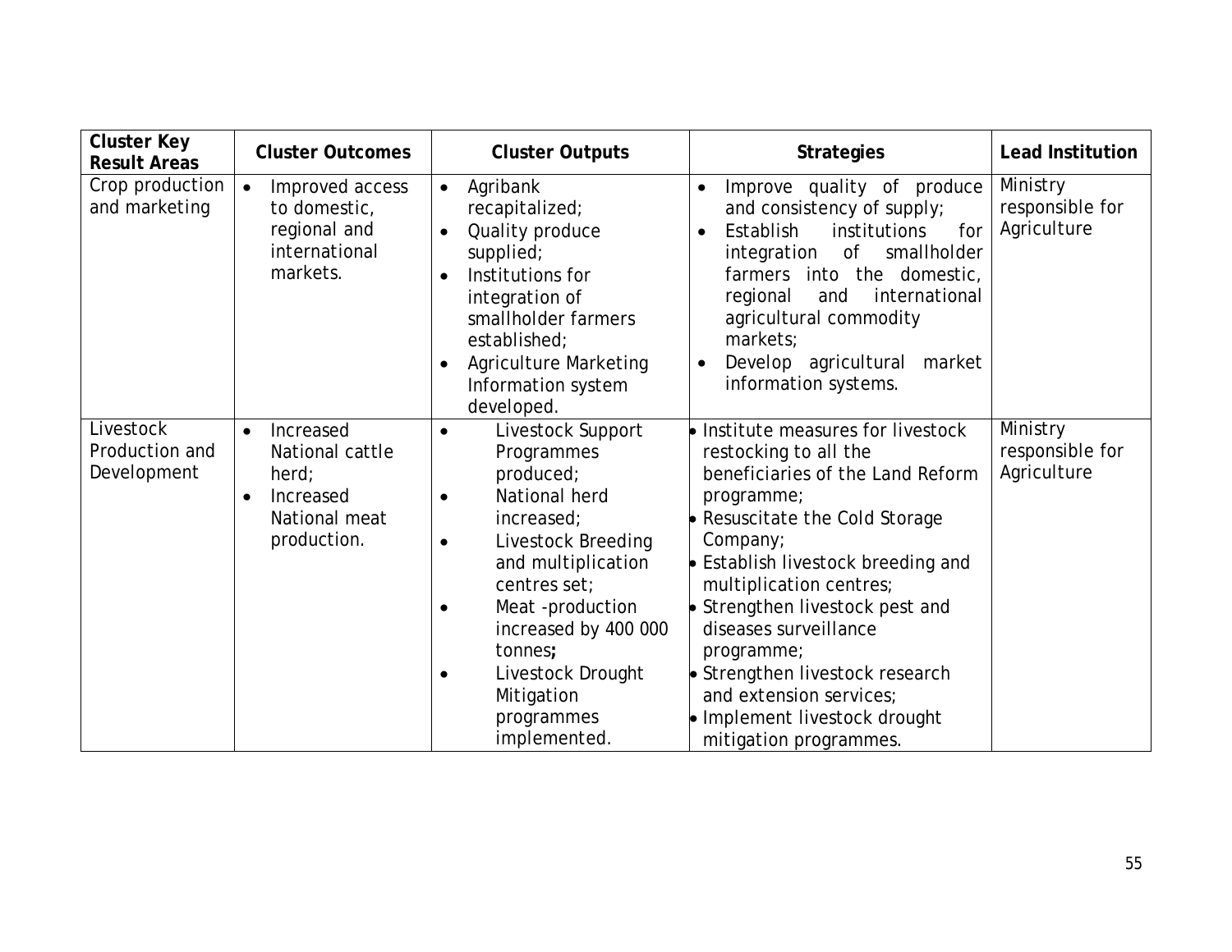| Cluster Key Result Areas | Cluster Outcomes | Cluster Outputs | Strategies | Lead Institution |
|---|---|---|---|---|
| Crop production and marketing | • Improved access to domestic, regional and international markets. | • Agribank recapitalized;<br>• Quality produce supplied;<br>• Institutions for integration of smallholder farmers established;<br>• Agriculture Marketing Information system developed. | • Improve quality of produce and consistency of supply;<br>• Establish institutions for integration of smallholder farmers into the domestic, regional and international agricultural commodity markets;<br>• Develop agricultural market information systems. | Ministry responsible for Agriculture |
| Livestock Production and Development | • Increased National cattle herd;<br>• Increased National meat production. | • Livestock Support Programmes produced;<br>• National herd increased;<br>• Livestock Breeding and multiplication centres set;<br>• Meat -production increased by 400 000 tonnes**;**<br>• Livestock Drought Mitigation programmes implemented. | • Institute measures for livestock restocking to all the beneficiaries of the Land Reform programme;<br>• Resuscitate the Cold Storage Company;<br>• Establish livestock breeding and multiplication centres;<br>• Strengthen livestock pest and diseases surveillance programme;<br>• Strengthen livestock research and extension services;<br>• Implement livestock drought mitigation programmes. | Ministry responsible for Agriculture |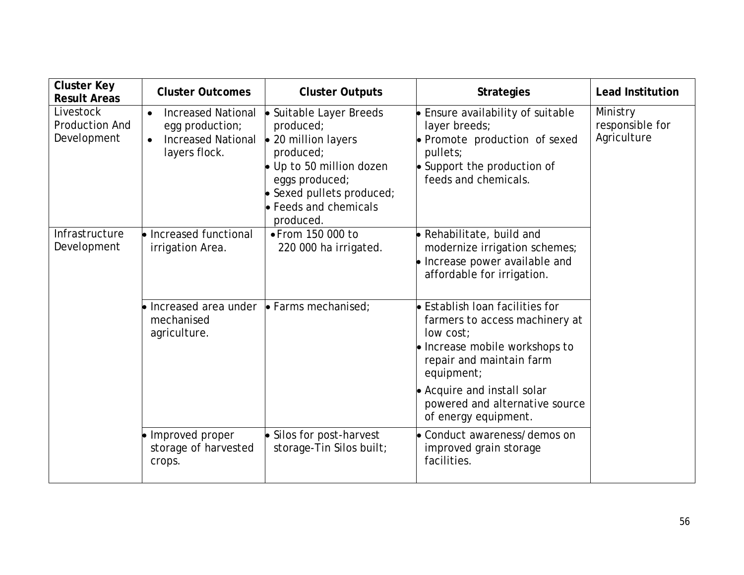| Cluster Key Result Areas | Cluster Outcomes | Cluster Outputs | Strategies | Lead Institution |
|---|---|---|---|---|
| Livestock Production And Development | • Increased National egg production;<br>• Increased National layers flock. | • Suitable Layer Breeds produced;<br>• 20 million layers produced;<br>• Up to 50 million dozen eggs produced;<br>• Sexed pullets produced;<br>• Feeds and chemicals produced. | • Ensure availability of suitable layer breeds;<br>• Promote production of sexed pullets;<br>• Support the production of feeds and chemicals. | Ministry responsible for Agriculture |
| Infrastructure Development | • Increased functional irrigation Area. | • From 150 000 to 220 000 ha irrigated. | • Rehabilitate, build and modernize irrigation schemes;<br>• Increase power available and affordable for irrigation. | |
| | • Increased area under mechanised agriculture. | • Farms mechanised; | • Establish loan facilities for farmers to access machinery at low cost;<br>• Increase mobile workshops to repair and maintain farm equipment;<br>• Acquire and install solar powered and alternative source of energy equipment. | |
| | • Improved proper storage of harvested crops. | • Silos for post-harvest storage-Tin Silos built; | • Conduct awareness/demos on improved grain storage facilities. | |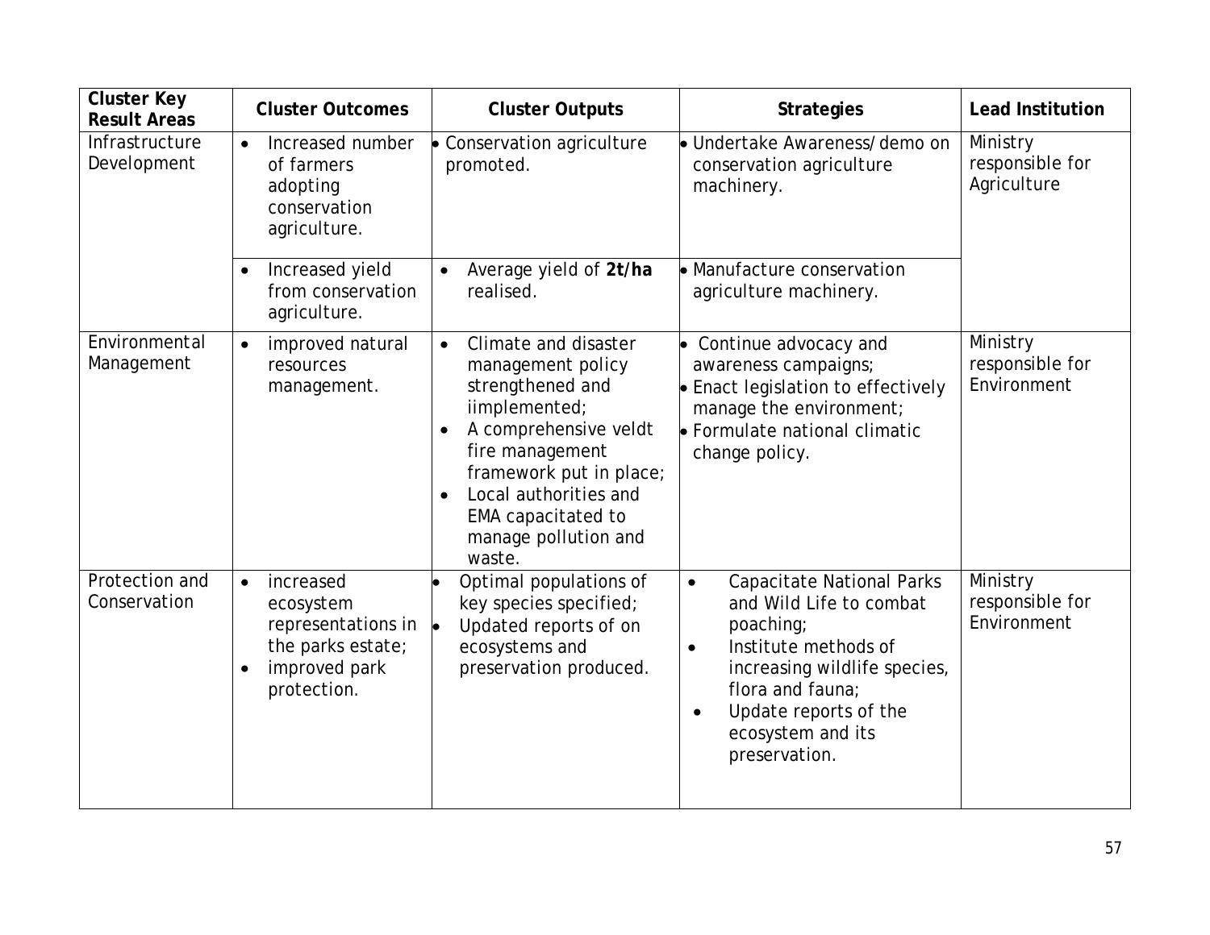| Cluster Key Result Areas | Cluster Outcomes | Cluster Outputs | Strategies | Lead Institution |
|---|---|---|---|---|
| Infrastructure Development | • Increased number of farmers adopting conservation agriculture. | • Conservation agriculture promoted. | • Undertake Awareness/demo on conservation agriculture machinery. | Ministry responsible for Agriculture |
| | • Increased yield from conservation agriculture. | • Average yield of **2t/ha** realised. | • Manufacture conservation agriculture machinery. | |
| Environmental Management | • improved natural resources management. | • Climate and disaster management policy strengthened and iimplemented;<br>• A comprehensive veldt fire management framework put in place;<br>• Local authorities and EMA capacitated to manage pollution and waste. | • Continue advocacy and awareness campaigns;<br>• Enact legislation to effectively manage the environment;<br>• Formulate national climatic change policy. | Ministry responsible for Environment |
| Protection and Conservation | • increased ecosystem representations in the parks estate;<br>• improved park protection. | • Optimal populations of key species specified;<br>• Updated reports of on ecosystems and preservation produced. | • Capacitate National Parks and Wild Life to combat poaching;<br>• Institute methods of increasing wildlife species, flora and fauna;<br>• Update reports of the ecosystem and its preservation. | Ministry responsible for Environment |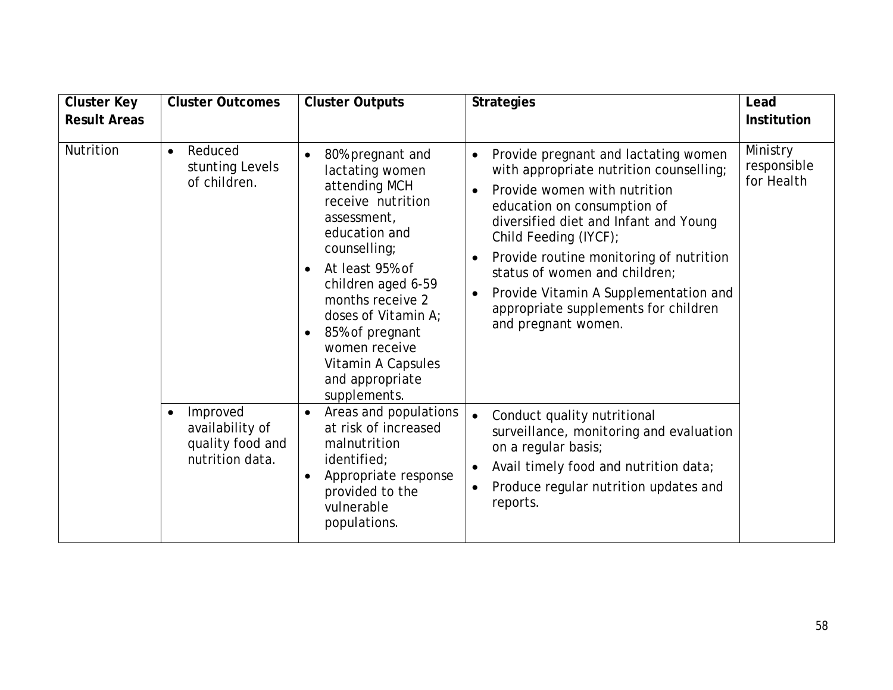| Cluster Key Result Areas | Cluster Outcomes | Cluster Outputs | Strategies | Lead Institution |
|---|---|---|---|---|
| Nutrition | • Reduced stunting Levels of children. | • 80% pregnant and lactating women attending MCH receive nutrition assessment, education and counselling;<br>• At least 95% of children aged 6-59 months receive 2 doses of Vitamin A;<br>• 85% of pregnant women receive Vitamin A Capsules and appropriate supplements. | • Provide pregnant and lactating women with appropriate nutrition counselling;<br>• Provide women with nutrition education on consumption of diversified diet and Infant and Young Child Feeding (IYCF);<br>• Provide routine monitoring of nutrition status of women and children;<br>• Provide Vitamin A Supplementation and appropriate supplements for children and pregnant women. | Ministry responsible for Health |
| | • Improved availability of quality food and nutrition data. | • Areas and populations at risk of increased malnutrition identified;<br>• Appropriate response provided to the vulnerable populations. | • Conduct quality nutritional surveillance, monitoring and evaluation on a regular basis;<br>• Avail timely food and nutrition data;<br>• Produce regular nutrition updates and reports. | |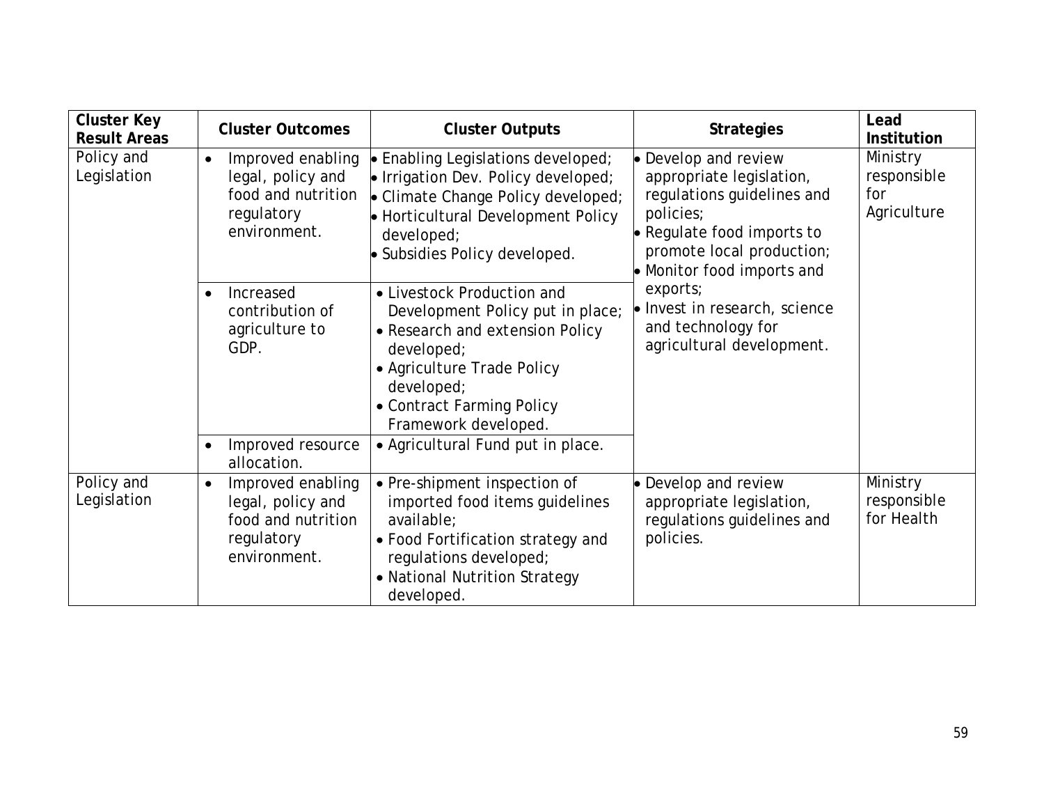| Cluster Key Result Areas | Cluster Outcomes | Cluster Outputs | Strategies | Lead Institution |
|---|---|---|---|---|
| Policy and Legislation | • Improved enabling legal, policy and food and nutrition regulatory environment. | • Enabling Legislations developed;<br>• Irrigation Dev. Policy developed;<br>• Climate Change Policy developed;<br>• Horticultural Development Policy developed;<br>• Subsidies Policy developed. | • Develop and review appropriate legislation, regulations guidelines and policies;<br>• Regulate food imports to promote local production;<br>• Monitor food imports and exports;<br>• Invest in research, science and technology for agricultural development. | Ministry responsible for Agriculture |
| | • Increased contribution of agriculture to GDP. | • Livestock Production and Development Policy put in place;<br>• Research and extension Policy developed;<br>• Agriculture Trade Policy developed;<br>• Contract Farming Policy Framework developed. | | |
| | • Improved resource allocation. | • Agricultural Fund put in place. | | |
| Policy and Legislation | • Improved enabling legal, policy and food and nutrition regulatory environment. | • Pre-shipment inspection of imported food items guidelines available;<br>• Food Fortification strategy and regulations developed;<br>• National Nutrition Strategy developed. | • Develop and review appropriate legislation, regulations guidelines and policies. | Ministry responsible for Health |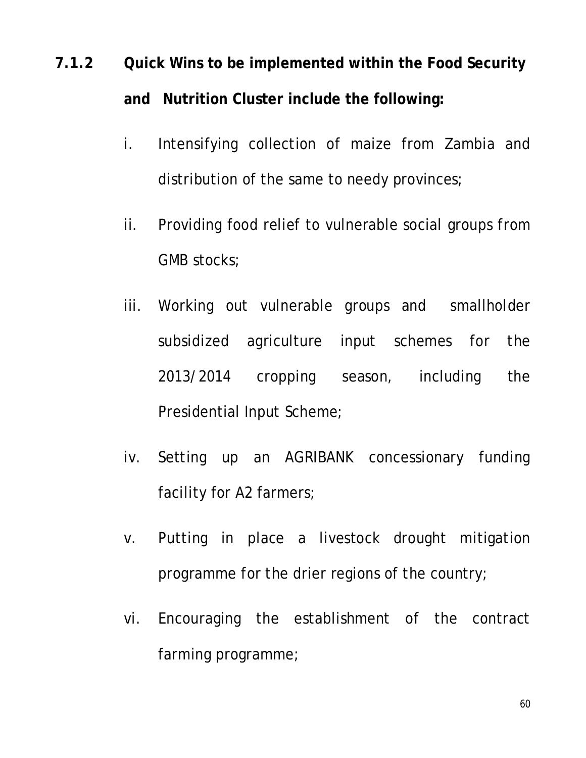### 7.1.2 Quick Wins to be implemented within the Food Security and Nutrition Cluster include the following:

i. Intensifying collection of maize from Zambia and distribution of the same to needy provinces;

ii. Providing food relief to vulnerable social groups from GMB stocks;

iii. Working out vulnerable groups and smallholder subsidized agriculture input schemes for the 2013/2014 cropping season, including the Presidential Input Scheme;

iv. Setting up an AGRIBANK concessionary funding facility for A2 farmers;

v. Putting in place a livestock drought mitigation programme for the drier regions of the country;

vi. Encouraging the establishment of the contract farming programme;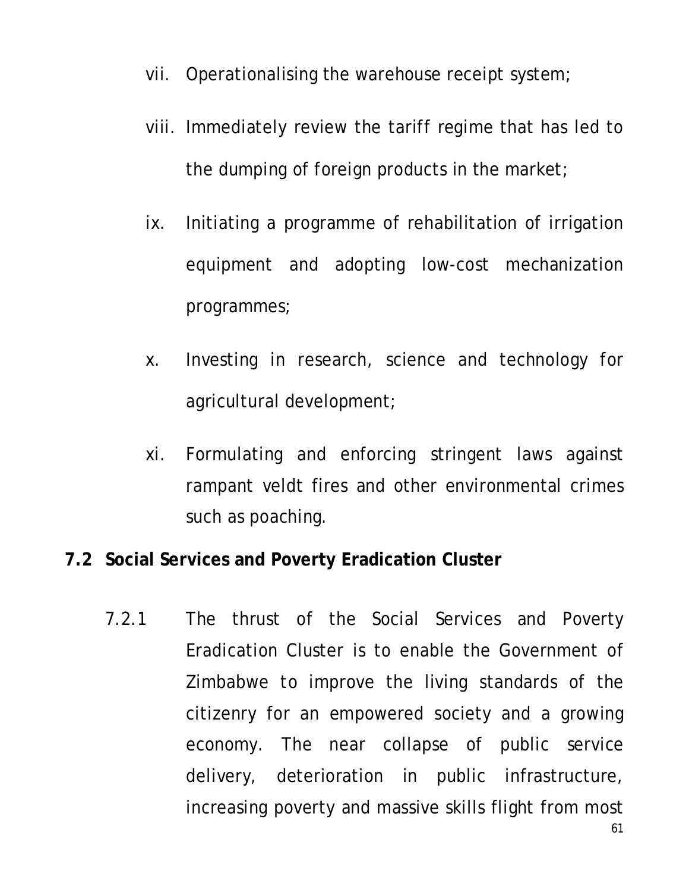vii. Operationalising the warehouse receipt system;

viii. Immediately review the tariff regime that has led to the dumping of foreign products in the market;

ix. Initiating a programme of rehabilitation of irrigation equipment and adopting low-cost mechanization programmes;

x. Investing in research, science and technology for agricultural development;

xi. Formulating and enforcing stringent laws against rampant veldt fires and other environmental crimes such as poaching.

## 7.2 Social Services and Poverty Eradication Cluster

7.2.1 The thrust of the Social Services and Poverty Eradication Cluster is to enable the Government of Zimbabwe to improve the living standards of the citizenry for an empowered society and a growing economy. The near collapse of public service delivery, deterioration in public infrastructure, increasing poverty and massive skills flight from most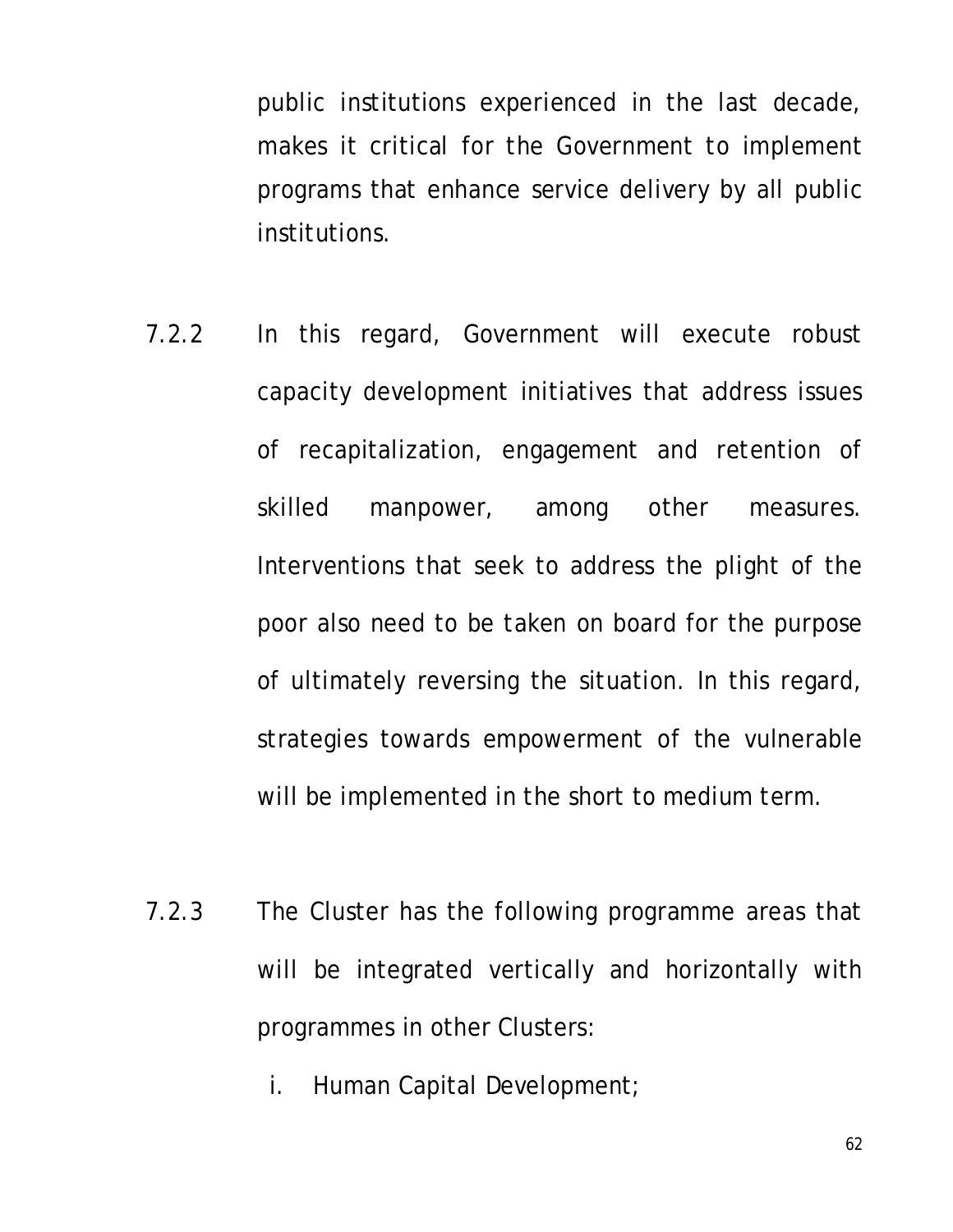public institutions experienced in the last decade, makes it critical for the Government to implement programs that enhance service delivery by all public institutions.

7.2.2 In this regard, Government will execute robust capacity development initiatives that address issues of recapitalization, engagement and retention of skilled manpower, among other measures. Interventions that seek to address the plight of the poor also need to be taken on board for the purpose of ultimately reversing the situation. In this regard, strategies towards empowerment of the vulnerable will be implemented in the short to medium term.

7.2.3 The Cluster has the following programme areas that will be integrated vertically and horizontally with programmes in other Clusters:

i. Human Capital Development;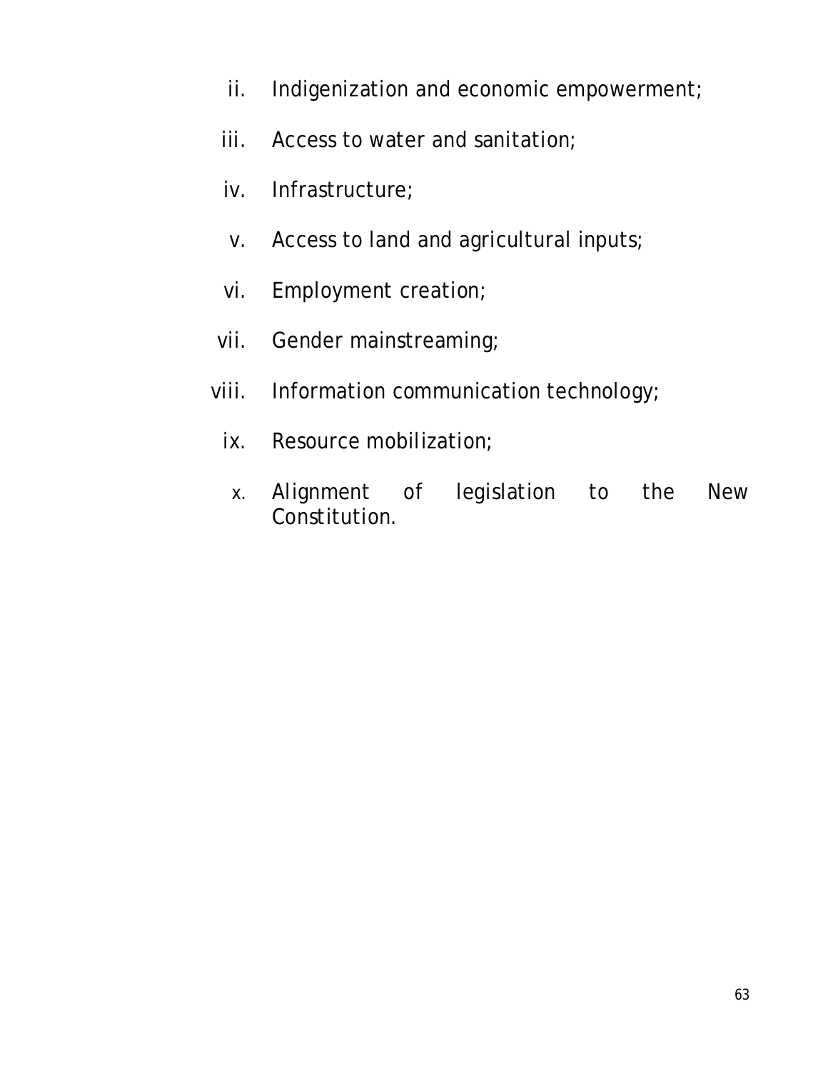ii. Indigenization and economic empowerment;

iii. Access to water and sanitation;

iv. Infrastructure;

v. Access to land and agricultural inputs;

vi. Employment creation;

vii. Gender mainstreaming;

viii. Information communication technology;

ix. Resource mobilization;

x. Alignment of legislation to the New Constitution.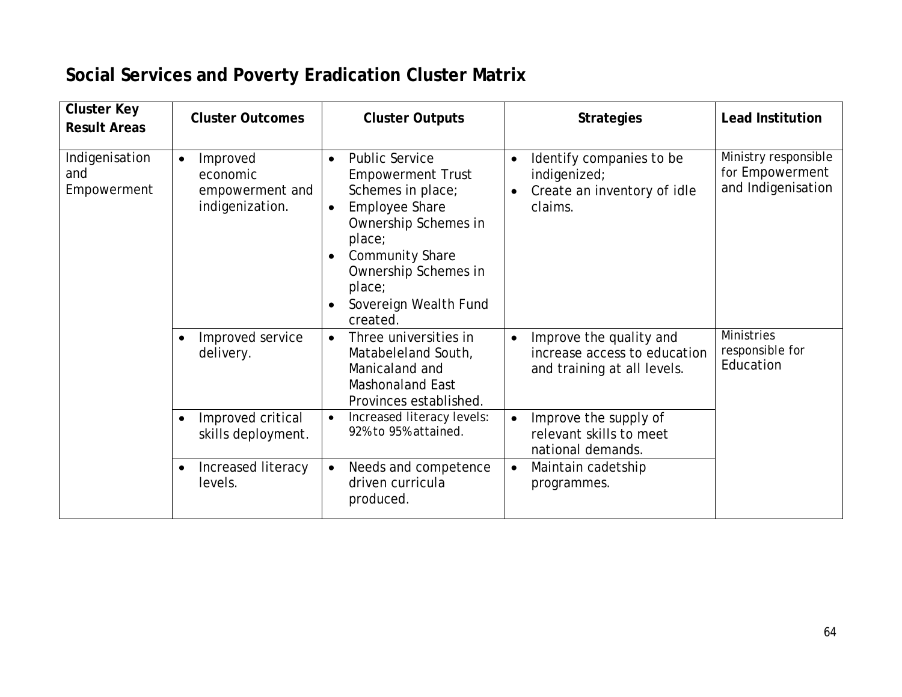## Social Services and Poverty Eradication Cluster Matrix

| Cluster Key Result Areas | Cluster Outcomes | Cluster Outputs | Strategies | Lead Institution |
|---|---|---|---|---|
| Indigenisation and Empowerment | • Improved economic empowerment and indigenization. | • Public Service Empowerment Trust Schemes in place;<br>• Employee Share Ownership Schemes in place;<br>• Community Share Ownership Schemes in place;<br>• Sovereign Wealth Fund created. | • Identify companies to be indigenized;<br>• Create an inventory of idle claims. | Ministry responsible for Empowerment and Indigenisation |
| | • Improved service delivery. | • Three universities in Matabeleland South, Manicaland and Mashonaland East Provinces established. | • Improve the quality and increase access to education and training at all levels. | Ministries responsible for Education |
| | • Improved critical skills deployment. | • Increased literacy levels: 92% to 95% attained. | • Improve the supply of relevant skills to meet national demands. | |
| | • Increased literacy levels. | • Needs and competence driven curricula produced. | • Maintain cadetship programmes. | |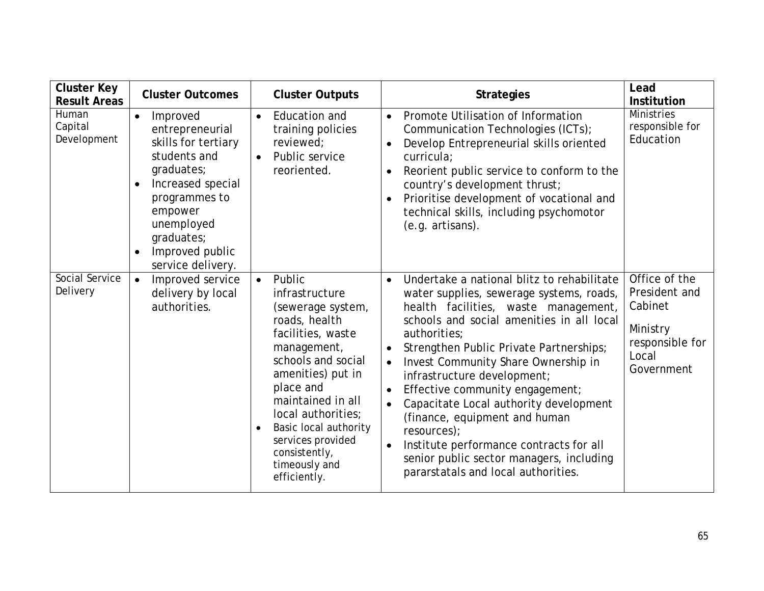| Cluster Key Result Areas | Cluster Outcomes | Cluster Outputs | Strategies | Lead Institution |
|---|---|---|---|---|
| Human Capital Development | • Improved entrepreneurial skills for tertiary students and graduates;<br>• Increased special programmes to empower unemployed graduates;<br>• Improved public service delivery. | • Education and training policies reviewed;<br>• Public service reoriented. | • Promote Utilisation of Information Communication Technologies (ICTs);<br>• Develop Entrepreneurial skills oriented curricula;<br>• Reorient public service to conform to the country's development thrust;<br>• Prioritise development of vocational and technical skills, including psychomotor (e.g. artisans). | Ministries responsible for Education |
| Social Service Delivery | • Improved service delivery by local authorities. | • Public infrastructure (sewerage system, roads, health facilities, waste management, schools and social amenities) put in place and maintained in all local authorities;<br>• Basic local authority services provided consistently, timeously and efficiently. | • Undertake a national blitz to rehabilitate water supplies, sewerage systems, roads, health facilities, waste management, schools and social amenities in all local authorities;<br>• Strengthen Public Private Partnerships;<br>• Invest Community Share Ownership in infrastructure development;<br>• Effective community engagement;<br>• Capacitate Local authority development (finance, equipment and human resources);<br>• Institute performance contracts for all senior public sector managers, including pararstatals and local authorities. | Office of the President and Cabinet<br><br>Ministry responsible for Local Government |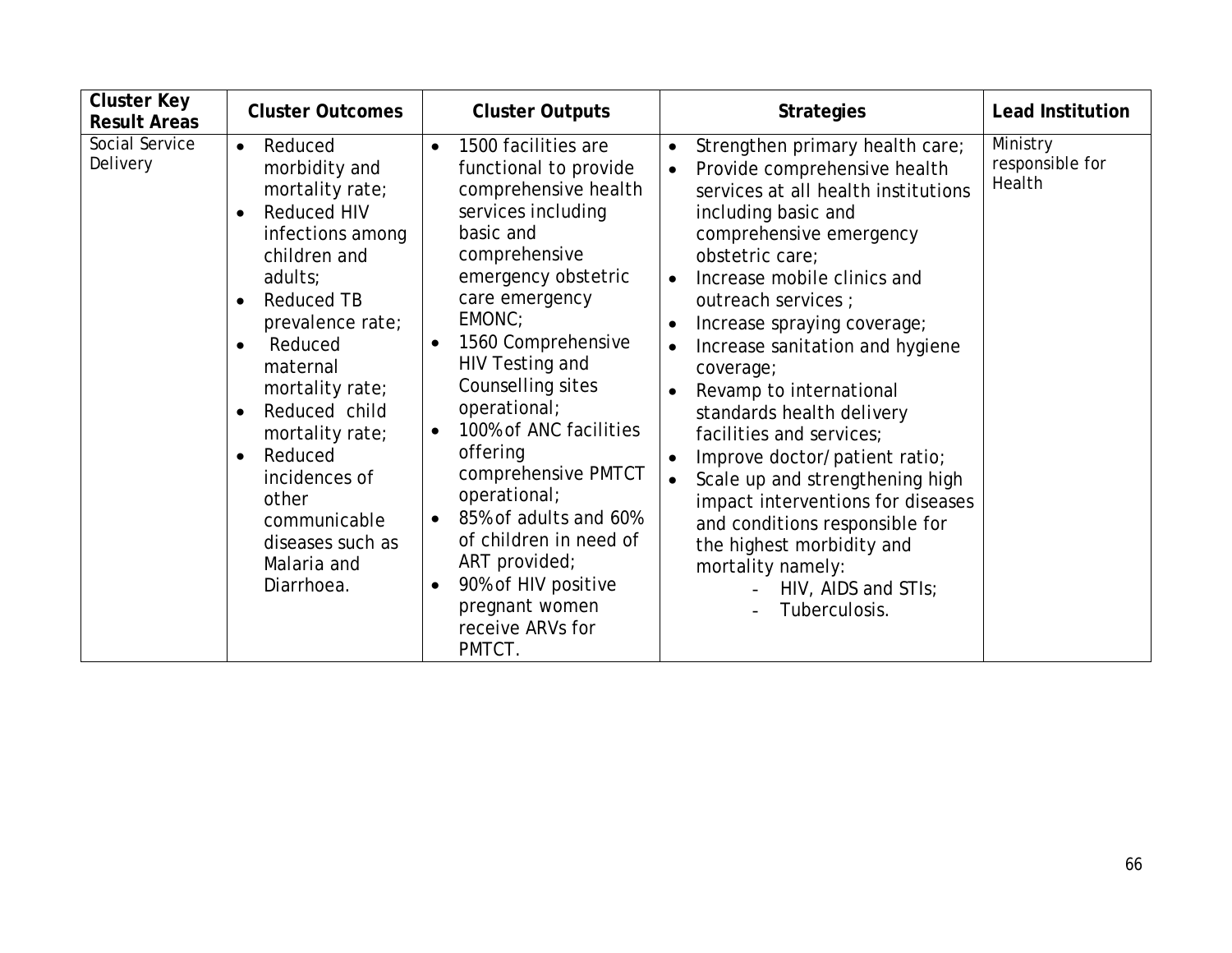| Cluster Key Result Areas | Cluster Outcomes | Cluster Outputs | Strategies | Lead Institution |
|---|---|---|---|---|
| Social Service Delivery | • Reduced morbidity and mortality rate;<br>• Reduced HIV infections among children and adults;<br>• Reduced TB prevalence rate;<br>• Reduced maternal mortality rate;<br>• Reduced child mortality rate;<br>• Reduced incidences of other communicable diseases such as Malaria and Diarrhoea. | • 1500 facilities are functional to provide comprehensive health services including basic and comprehensive emergency obstetric care emergency EMONC;<br>• 1560 Comprehensive HIV Testing and Counselling sites operational;<br>• 100% of ANC facilities offering comprehensive PMTCT operational;<br>• 85% of adults and 60% of children in need of ART provided;<br>• 90% of HIV positive pregnant women receive ARVs for PMTCT. | • Strengthen primary health care;<br>• Provide comprehensive health services at all health institutions including basic and comprehensive emergency obstetric care;<br>• Increase mobile clinics and outreach services ;<br>• Increase spraying coverage;<br>• Increase sanitation and hygiene coverage;<br>• Revamp to international standards health delivery facilities and services;<br>• Improve doctor/patient ratio;<br>• Scale up and strengthening high impact interventions for diseases and conditions responsible for the highest morbidity and mortality namely:<br>  - HIV, AIDS and STIs;<br>  - Tuberculosis. | Ministry responsible for Health |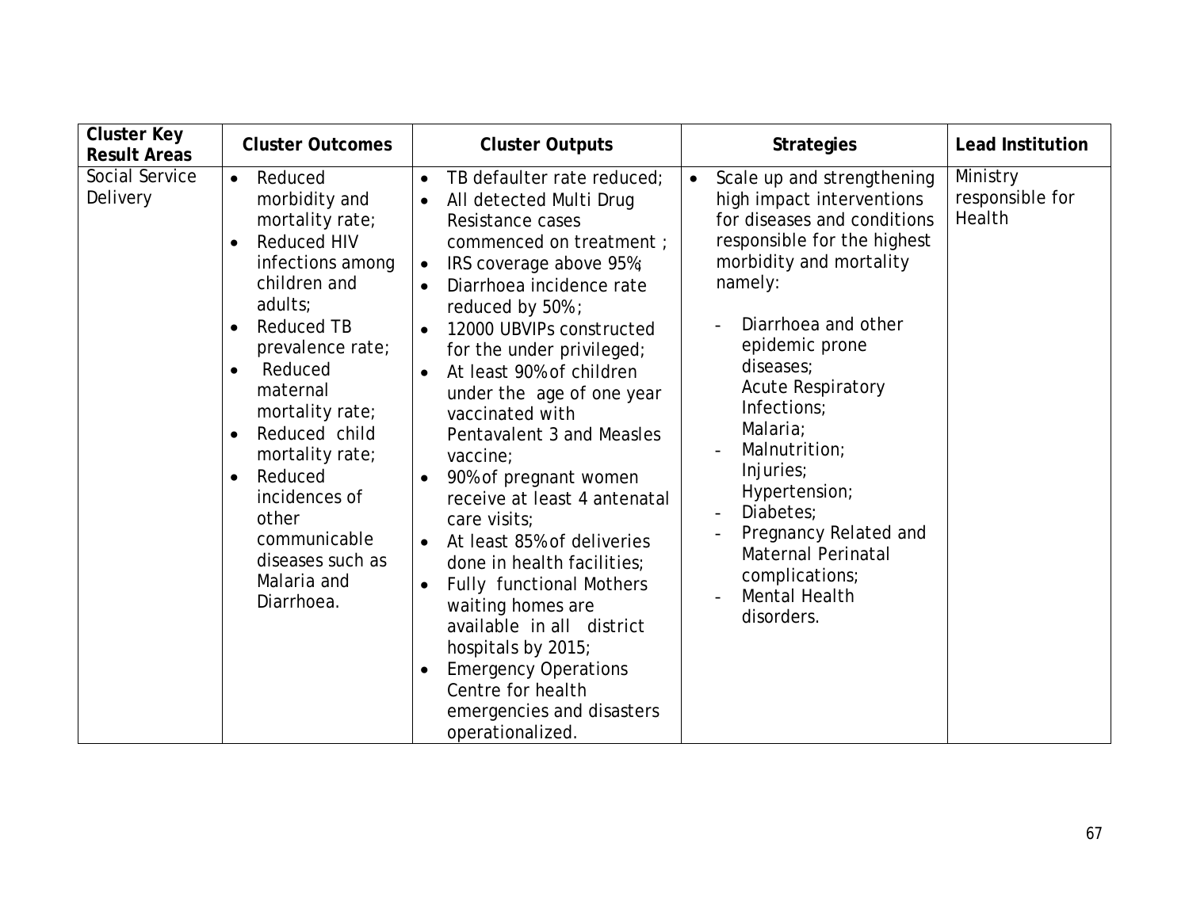| Cluster Key Result Areas | Cluster Outcomes | Cluster Outputs | Strategies | Lead Institution |
|---|---|---|---|---|
| Social Service Delivery | • Reduced morbidity and mortality rate;<br>• Reduced HIV infections among children and adults;<br>• Reduced TB prevalence rate;<br>• Reduced maternal mortality rate;<br>• Reduced child mortality rate;<br>• Reduced incidences of other communicable diseases such as Malaria and Diarrhoea. | • TB defaulter rate reduced;<br>• All detected Multi Drug Resistance cases commenced on treatment ;<br>• IRS coverage above 95%;<br>• Diarrhoea incidence rate reduced by 50%;<br>• 12000 UBVIPs constructed for the under privileged;<br>• At least 90% of children under the age of one year vaccinated with Pentavalent 3 and Measles vaccine;<br>• 90% of pregnant women receive at least 4 antenatal care visits;<br>• At least 85% of deliveries done in health facilities;<br>• Fully functional Mothers waiting homes are available in all district hospitals by 2015;<br>• Emergency Operations Centre for health emergencies and disasters operationalized. | • Scale up and strengthening high impact interventions for diseases and conditions responsible for the highest morbidity and mortality namely:<br>- Diarrhoea and other epidemic prone diseases;<br>Acute Respiratory Infections;<br>Malaria;<br>- Malnutrition;<br>Injuries;<br>Hypertension;<br>- Diabetes;<br>- Pregnancy Related and Maternal Perinatal complications;<br>- Mental Health disorders. | Ministry responsible for Health |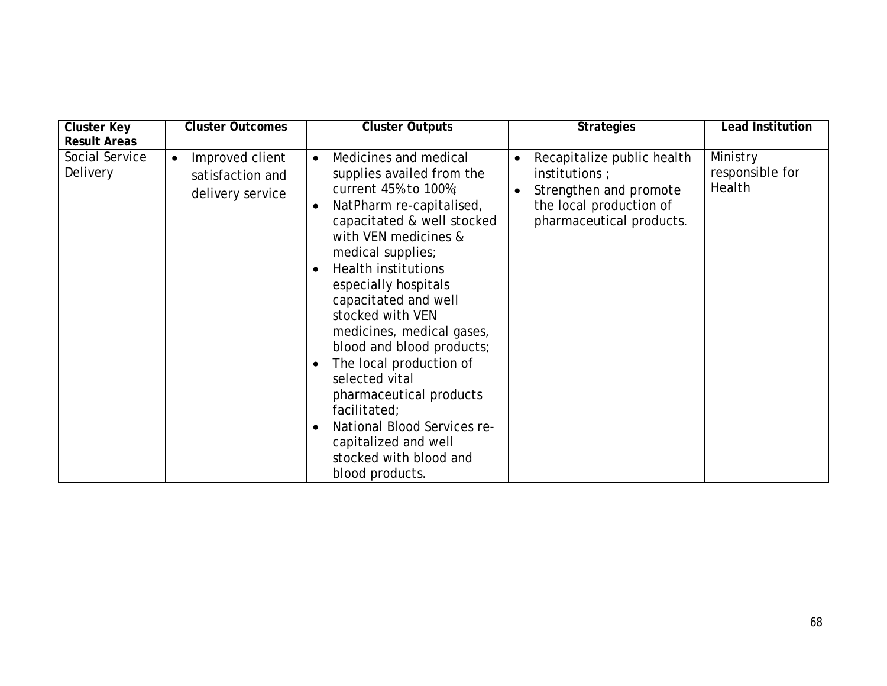| Cluster Key Result Areas | Cluster Outcomes | Cluster Outputs | Strategies | Lead Institution |
|---|---|---|---|---|
| Social Service Delivery | • Improved client satisfaction and delivery service | • Medicines and medical supplies availed from the current 45% to 100%;<br>• NatPharm re-capitalised, capacitated & well stocked with VEN medicines & medical supplies;<br>• Health institutions especially hospitals capacitated and well stocked with VEN medicines, medical gases, blood and blood products;<br>• The local production of selected vital pharmaceutical products facilitated;<br>• National Blood Services re-capitalized and well stocked with blood and blood products. | • Recapitalize public health institutions ;<br>• Strengthen and promote the local production of pharmaceutical products. | Ministry responsible for Health |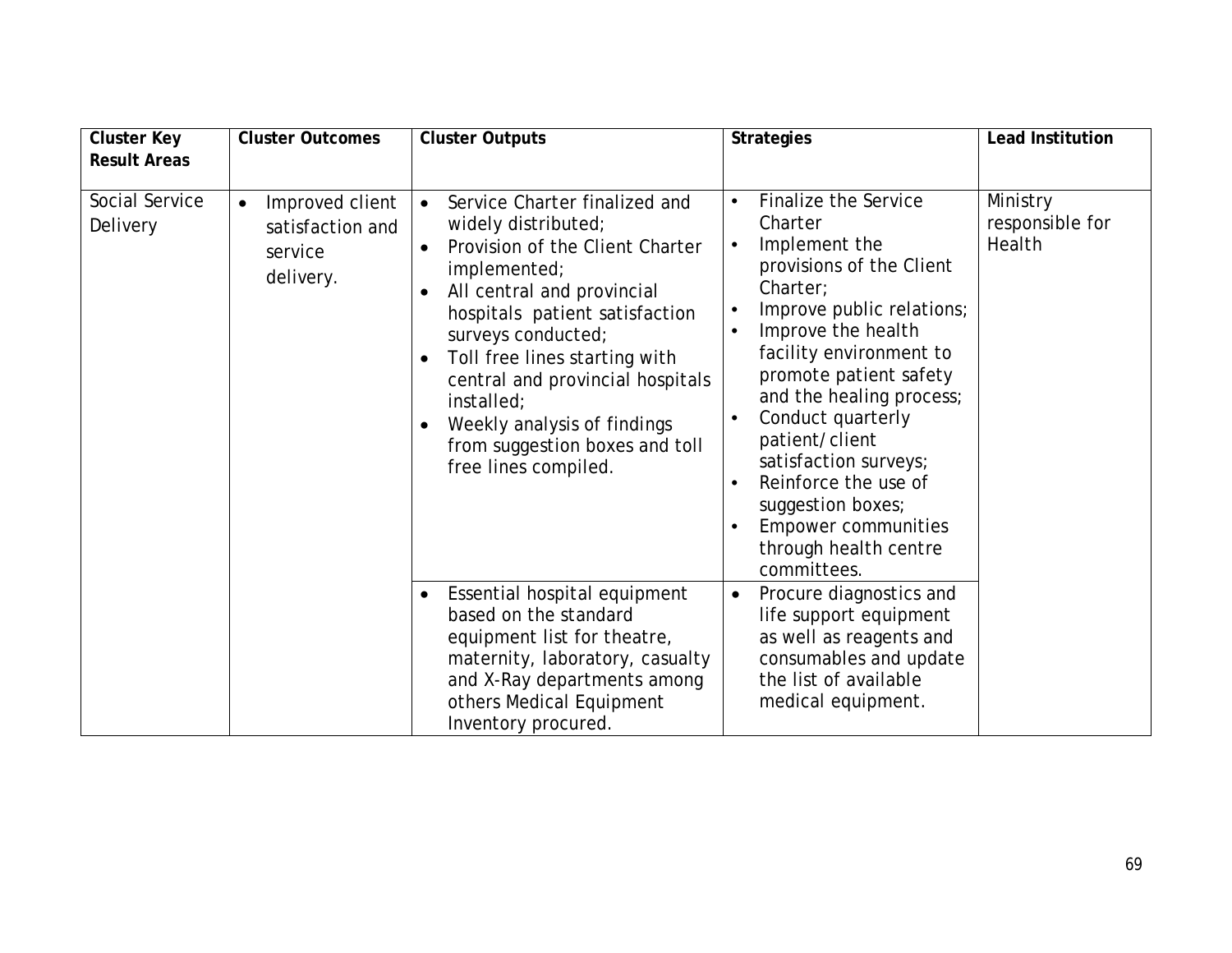| Cluster Key Result Areas | Cluster Outcomes | Cluster Outputs | Strategies | Lead Institution |
|---|---|---|---|---|
| Social Service Delivery | • Improved client satisfaction and service delivery. | • Service Charter finalized and widely distributed;<br>• Provision of the Client Charter implemented;<br>• All central and provincial hospitals patient satisfaction surveys conducted;<br>• Toll free lines starting with central and provincial hospitals installed;<br>• Weekly analysis of findings from suggestion boxes and toll free lines compiled. | • Finalize the Service Charter<br>• Implement the provisions of the Client Charter;<br>• Improve public relations;<br>• Improve the health facility environment to promote patient safety and the healing process;<br>• Conduct quarterly patient/client satisfaction surveys;<br>• Reinforce the use of suggestion boxes;<br>• Empower communities through health centre committees. | Ministry responsible for Health |
| | | • Essential hospital equipment based on the standard equipment list for theatre, maternity, laboratory, casualty and X-Ray departments among others Medical Equipment Inventory procured. | • Procure diagnostics and life support equipment as well as reagents and consumables and update the list of available medical equipment. | |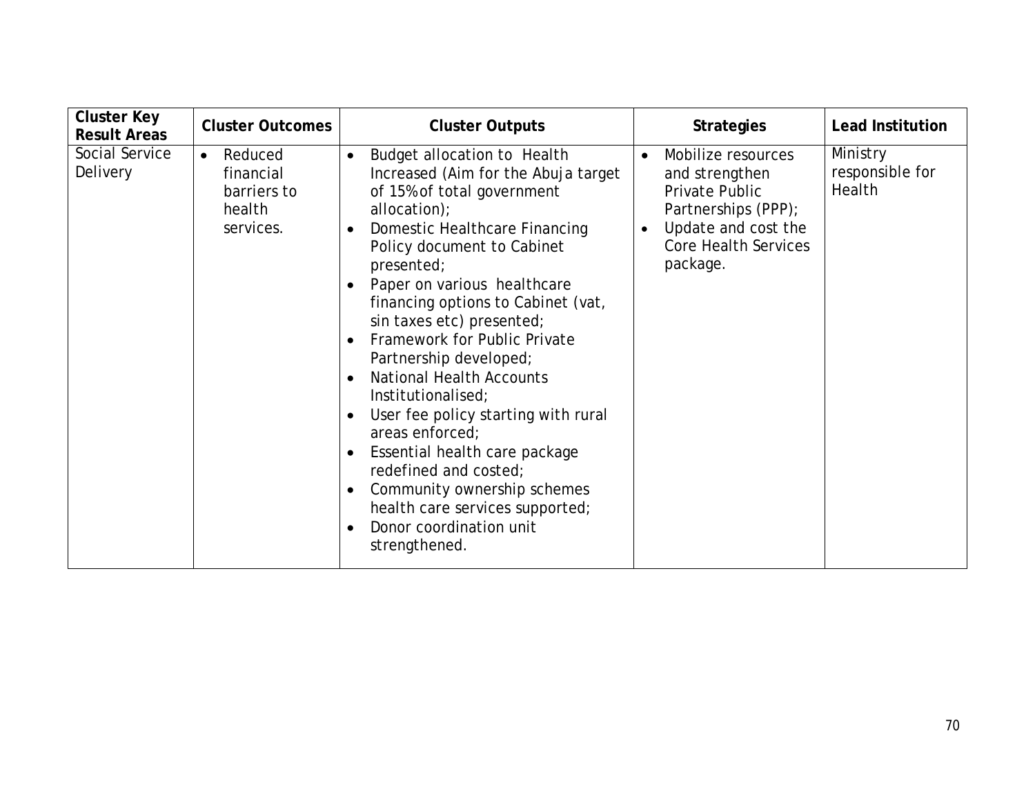| Cluster Key Result Areas | Cluster Outcomes | Cluster Outputs | Strategies | Lead Institution |
|---|---|---|---|---|
| Social Service Delivery | • Reduced financial barriers to health services. | • Budget allocation to Health Increased (Aim for the Abuja target of 15% of total government allocation);<br>• Domestic Healthcare Financing Policy document to Cabinet presented;<br>• Paper on various healthcare financing options to Cabinet (vat, sin taxes etc) presented;<br>• Framework for Public Private Partnership developed;<br>• National Health Accounts Institutionalised;<br>• User fee policy starting with rural areas enforced;<br>• Essential health care package redefined and costed;<br>• Community ownership schemes health care services supported;<br>• Donor coordination unit strengthened. | • Mobilize resources and strengthen Private Public Partnerships (PPP);<br>• Update and cost the Core Health Services package. | Ministry responsible for Health |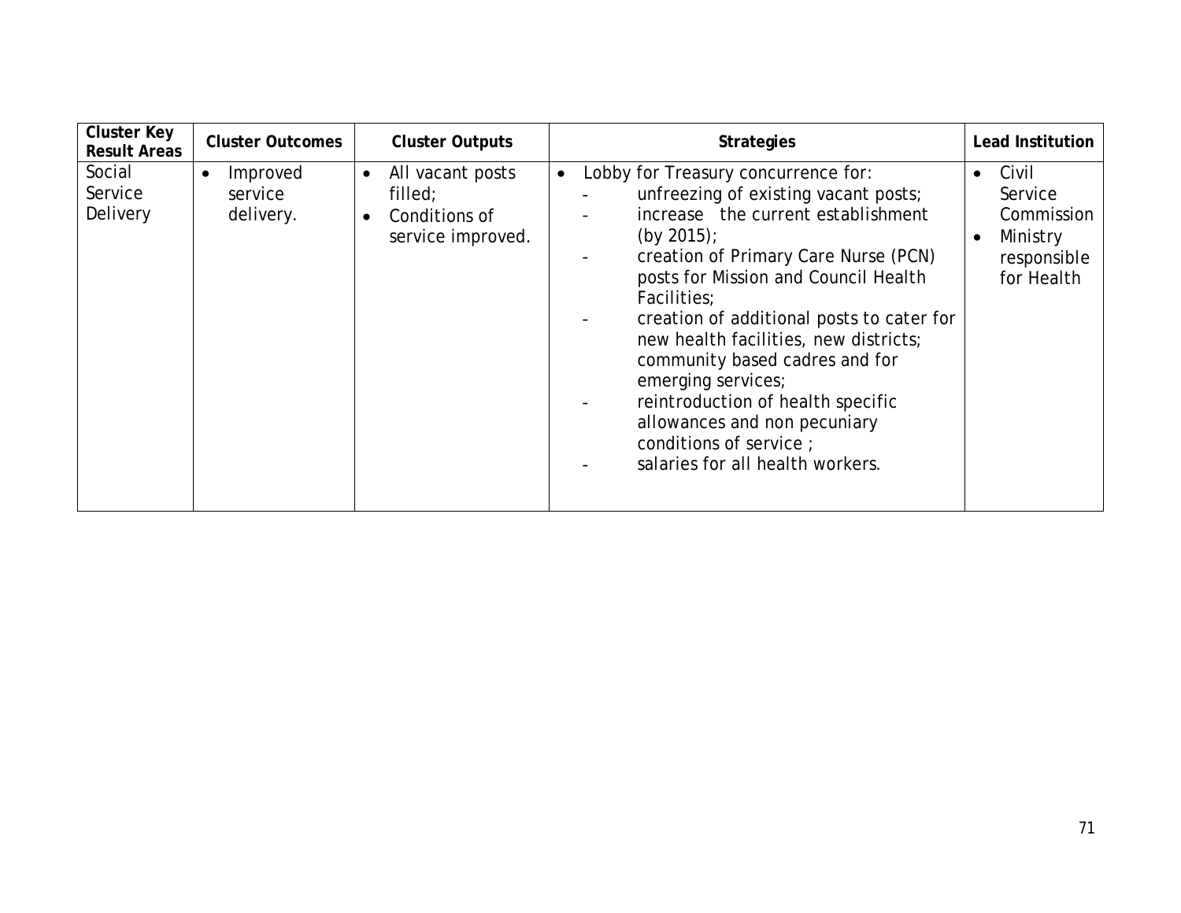| Cluster Key Result Areas | Cluster Outcomes | Cluster Outputs | Strategies | Lead Institution |
|---|---|---|---|---|
| Social Service Delivery | • Improved service delivery. | • All vacant posts filled;<br>• Conditions of service improved. | • Lobby for Treasury concurrence for:<br>- unfreezing of existing vacant posts;<br>- increase the current establishment (by 2015);<br>- creation of Primary Care Nurse (PCN) posts for Mission and Council Health Facilities;<br>- creation of additional posts to cater for new health facilities, new districts; community based cadres and for emerging services;<br>- reintroduction of health specific allowances and non pecuniary conditions of service ;<br>- salaries for all health workers. | • Civil Service Commission<br>• Ministry responsible for Health |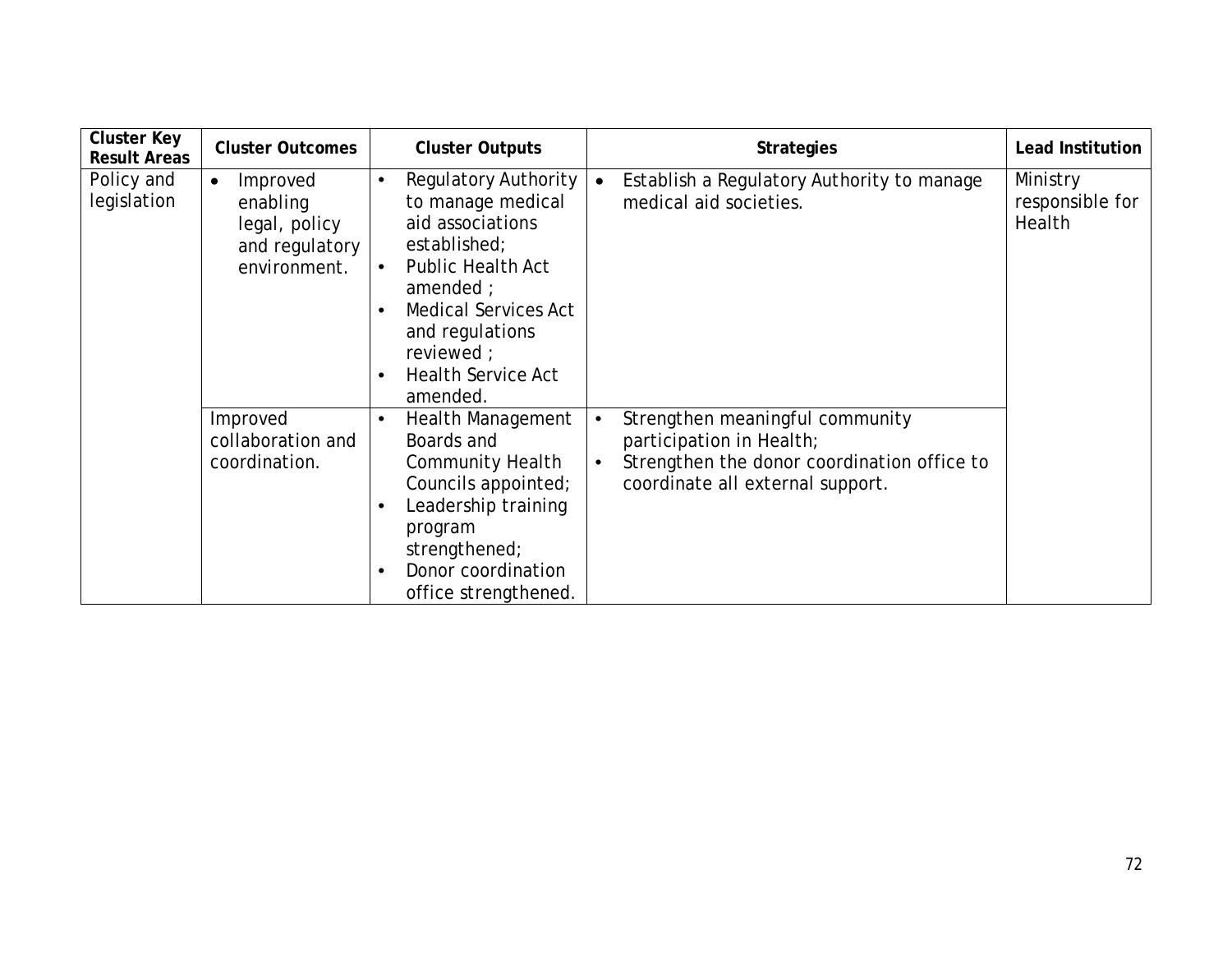| Cluster Key Result Areas | Cluster Outcomes | Cluster Outputs | Strategies | Lead Institution |
|---|---|---|---|---|
| Policy and legislation | • Improved enabling legal, policy and regulatory environment. | • Regulatory Authority to manage medical aid associations established; <br>• Public Health Act amended ; <br>• Medical Services Act and regulations reviewed ; <br>• Health Service Act amended. | • Establish a Regulatory Authority to manage medical aid societies. | Ministry responsible for Health |
| | Improved collaboration and coordination. | • Health Management Boards and Community Health Councils appointed; <br>• Leadership training program strengthened; <br>• Donor coordination office strengthened. | • Strengthen meaningful community participation in Health; <br>• Strengthen the donor coordination office to coordinate all external support. | |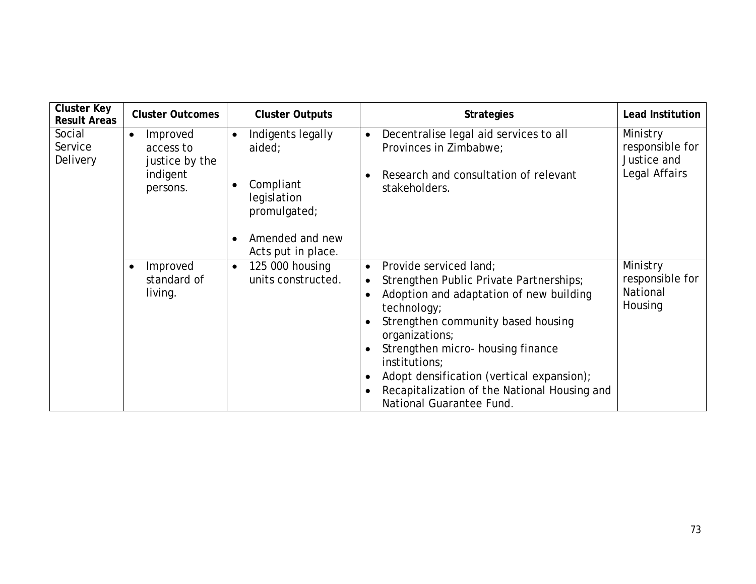| Cluster Key Result Areas | Cluster Outcomes | Cluster Outputs | Strategies | Lead Institution |
|---|---|---|---|---|
| Social Service Delivery | • Improved access to justice by the indigent persons. | • Indigents legally aided;<br><br>• Compliant legislation promulgated;<br><br>• Amended and new Acts put in place. | • Decentralise legal aid services to all Provinces in Zimbabwe;<br><br>• Research and consultation of relevant stakeholders. | Ministry responsible for Justice and Legal Affairs |
| | • Improved standard of living. | • 125 000 housing units constructed. | • Provide serviced land;<br>• Strengthen Public Private Partnerships;<br>• Adoption and adaptation of new building technology;<br>• Strengthen community based housing organizations;<br>• Strengthen micro- housing finance institutions;<br>• Adopt densification (vertical expansion);<br>• Recapitalization of the National Housing and National Guarantee Fund. | Ministry responsible for National Housing |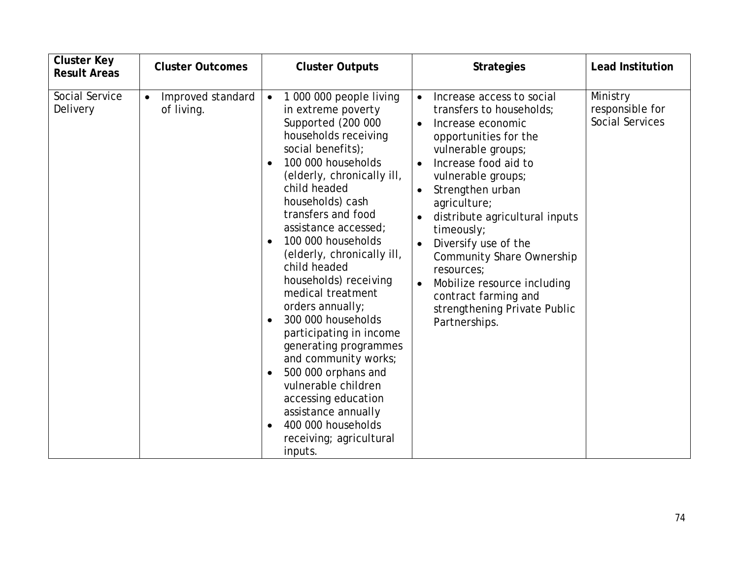| Cluster Key Result Areas | Cluster Outcomes | Cluster Outputs | Strategies | Lead Institution |
|---|---|---|---|---|
| Social Service Delivery | • Improved standard of living. | • 1 000 000 people living in extreme poverty Supported (200 000 households receiving social benefits);<br>• 100 000 households (elderly, chronically ill, child headed households) cash transfers and food assistance accessed;<br>• 100 000 households (elderly, chronically ill, child headed households) receiving medical treatment orders annually;<br>• 300 000 households participating in income generating programmes and community works;<br>• 500 000 orphans and vulnerable children accessing education assistance annually<br>• 400 000 households receiving; agricultural inputs. | • Increase access to social transfers to households;<br>• Increase economic opportunities for the vulnerable groups;<br>• Increase food aid to vulnerable groups;<br>• Strengthen urban agriculture;<br>• distribute agricultural inputs timeously;<br>• Diversify use of the Community Share Ownership resources;<br>• Mobilize resource including contract farming and strengthening Private Public Partnerships. | Ministry responsible for Social Services |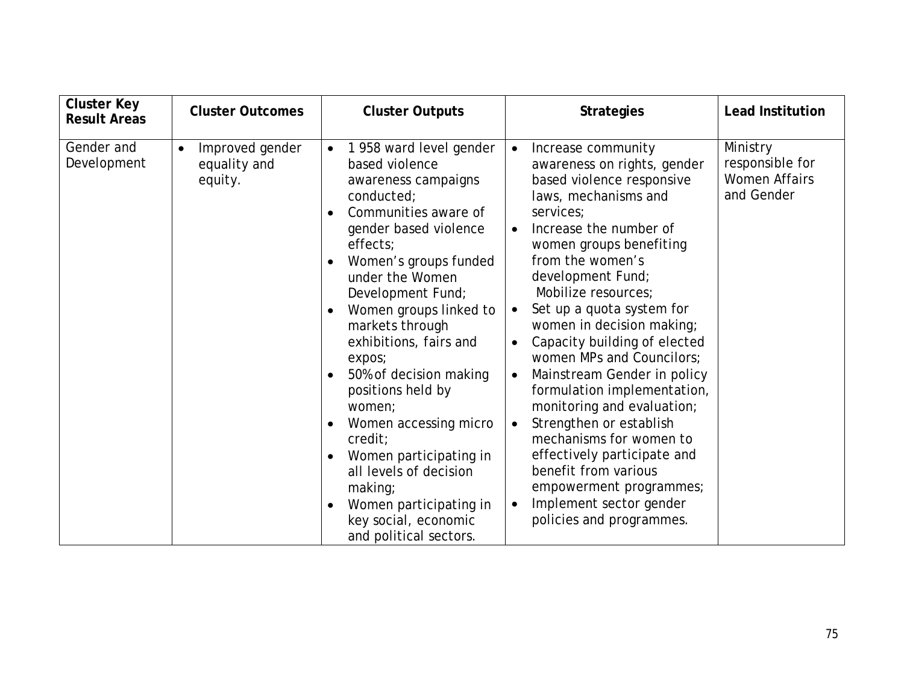| Cluster Key Result Areas | Cluster Outcomes | Cluster Outputs | Strategies | Lead Institution |
|---|---|---|---|---|
| Gender and Development | • Improved gender equality and equity. | • 1 958 ward level gender based violence awareness campaigns conducted;<br>• Communities aware of gender based violence effects;<br>• Women's groups funded under the Women Development Fund;<br>• Women groups linked to markets through exhibitions, fairs and expos;<br>• 50% of decision making positions held by women;<br>• Women accessing micro credit;<br>• Women participating in all levels of decision making;<br>• Women participating in key social, economic and political sectors. | • Increase community awareness on rights, gender based violence responsive laws, mechanisms and services;<br>• Increase the number of women groups benefiting from the women's development Fund;<br>Mobilize resources;<br>• Set up a quota system for women in decision making;<br>• Capacity building of elected women MPs and Councilors;<br>• Mainstream Gender in policy formulation implementation, monitoring and evaluation;<br>• Strengthen or establish mechanisms for women to effectively participate and benefit from various empowerment programmes;<br>• Implement sector gender policies and programmes. | Ministry responsible for Women Affairs and Gender |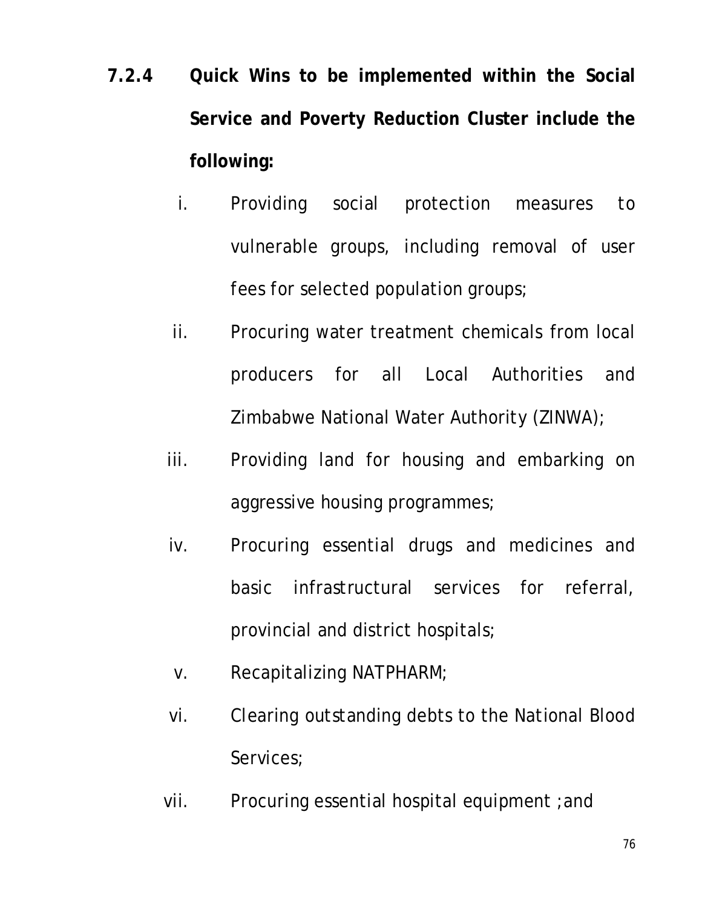#### 7.2.4 Quick Wins to be implemented within the Social Service and Poverty Reduction Cluster include the following:

i. Providing social protection measures to vulnerable groups, including removal of user fees for selected population groups;

ii. Procuring water treatment chemicals from local producers for all Local Authorities and Zimbabwe National Water Authority (ZINWA);

iii. Providing land for housing and embarking on aggressive housing programmes;

iv. Procuring essential drugs and medicines and basic infrastructural services for referral, provincial and district hospitals;

v. Recapitalizing NATPHARM;

vi. Clearing outstanding debts to the National Blood Services;

vii. Procuring essential hospital equipment ; and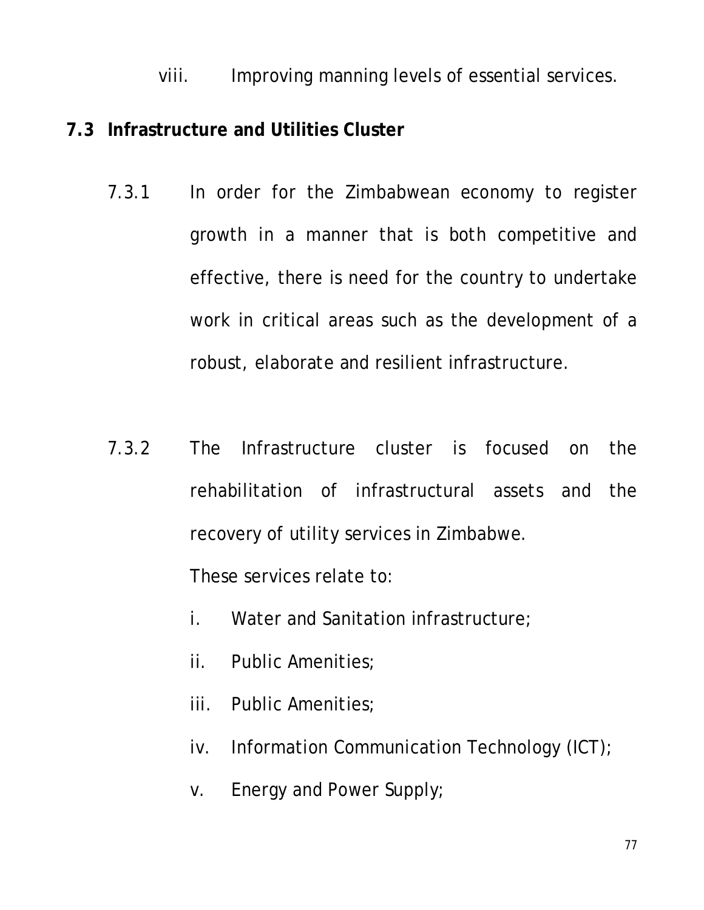viii. Improving manning levels of essential services.

## 7.3 Infrastructure and Utilities Cluster

7.3.1 In order for the Zimbabwean economy to register growth in a manner that is both competitive and effective, there is need for the country to undertake work in critical areas such as the development of a robust, elaborate and resilient infrastructure.

7.3.2 The Infrastructure cluster is focused on the rehabilitation of infrastructural assets and the recovery of utility services in Zimbabwe.

These services relate to:

i. Water and Sanitation infrastructure;

ii. Public Amenities;

iii. Public Amenities;

iv. Information Communication Technology (ICT);

v. Energy and Power Supply;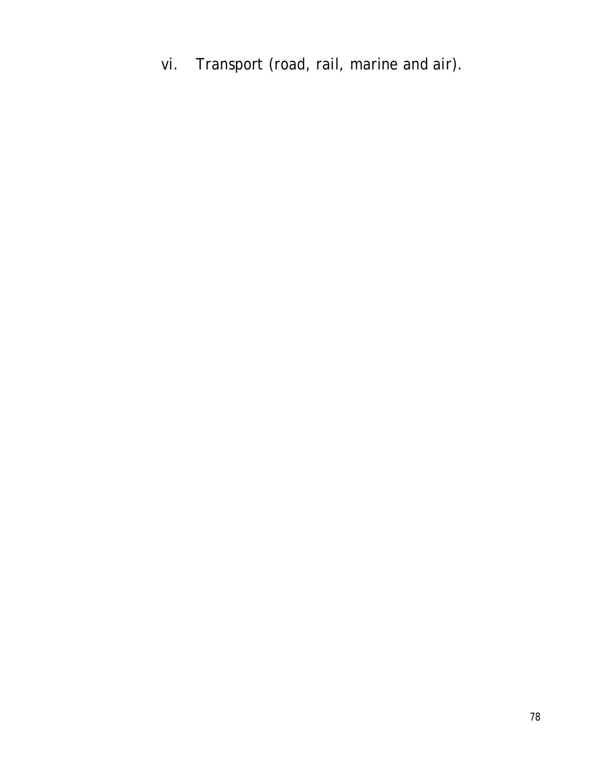vi. Transport (road, rail, marine and air).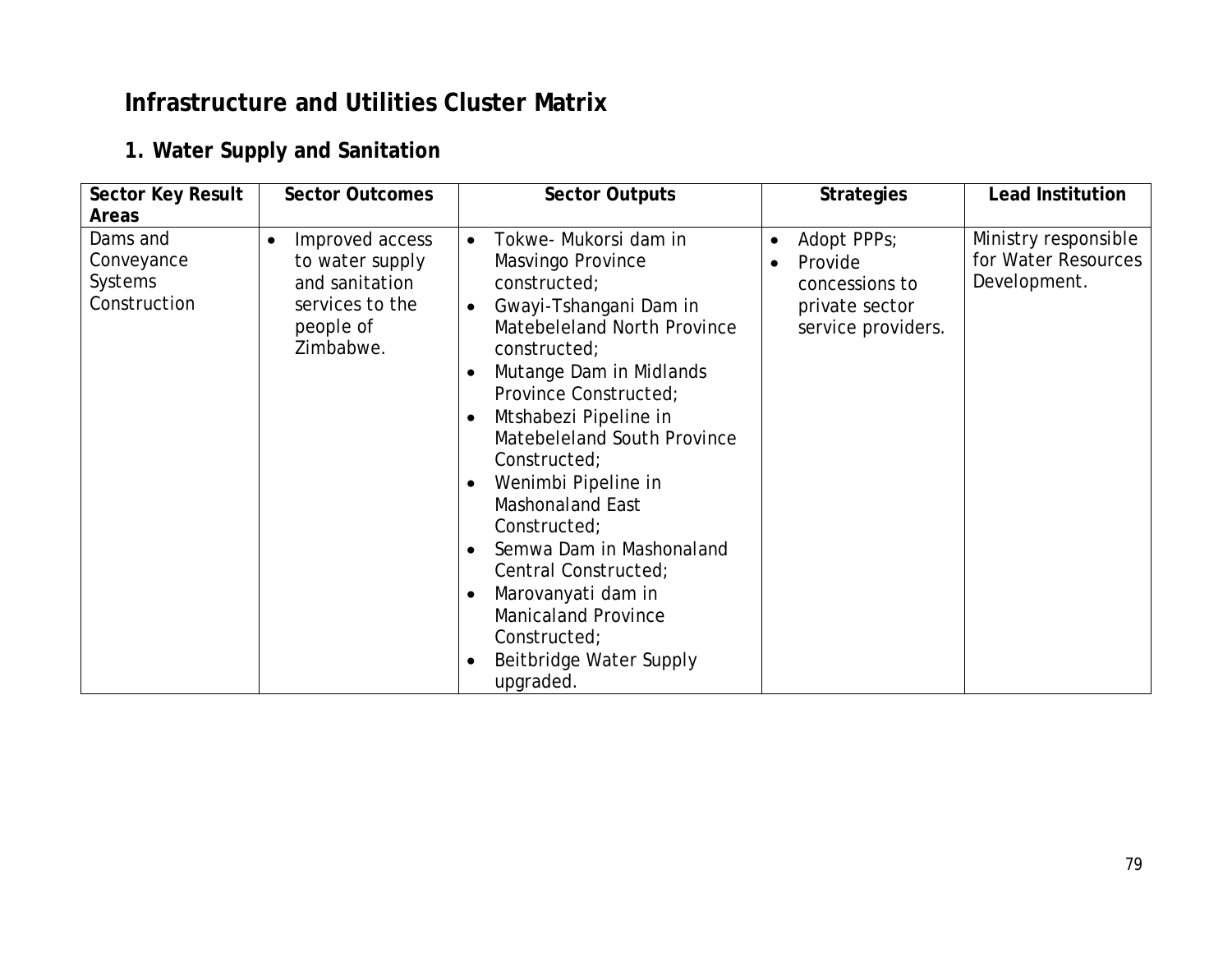## Infrastructure and Utilities Cluster Matrix

### 1. Water Supply and Sanitation

| Sector Key Result Areas | Sector Outcomes | Sector Outputs | Strategies | Lead Institution |
|---|---|---|---|---|
| Dams and Conveyance Systems Construction | • Improved access to water supply and sanitation services to the people of Zimbabwe. | • Tokwe- Mukorsi dam in Masvingo Province constructed;<br>• Gwayi-Tshangani Dam in Matebeleland North Province constructed;<br>• Mutange Dam in Midlands Province Constructed;<br>• Mtshabezi Pipeline in Matebeleland South Province Constructed;<br>• Wenimbi Pipeline in Mashonaland East Constructed;<br>• Semwa Dam in Mashonaland Central Constructed;<br>• Marovanyati dam in Manicaland Province Constructed;<br>• Beitbridge Water Supply upgraded. | • Adopt PPPs;<br>• Provide concessions to private sector service providers. | Ministry responsible for Water Resources Development. |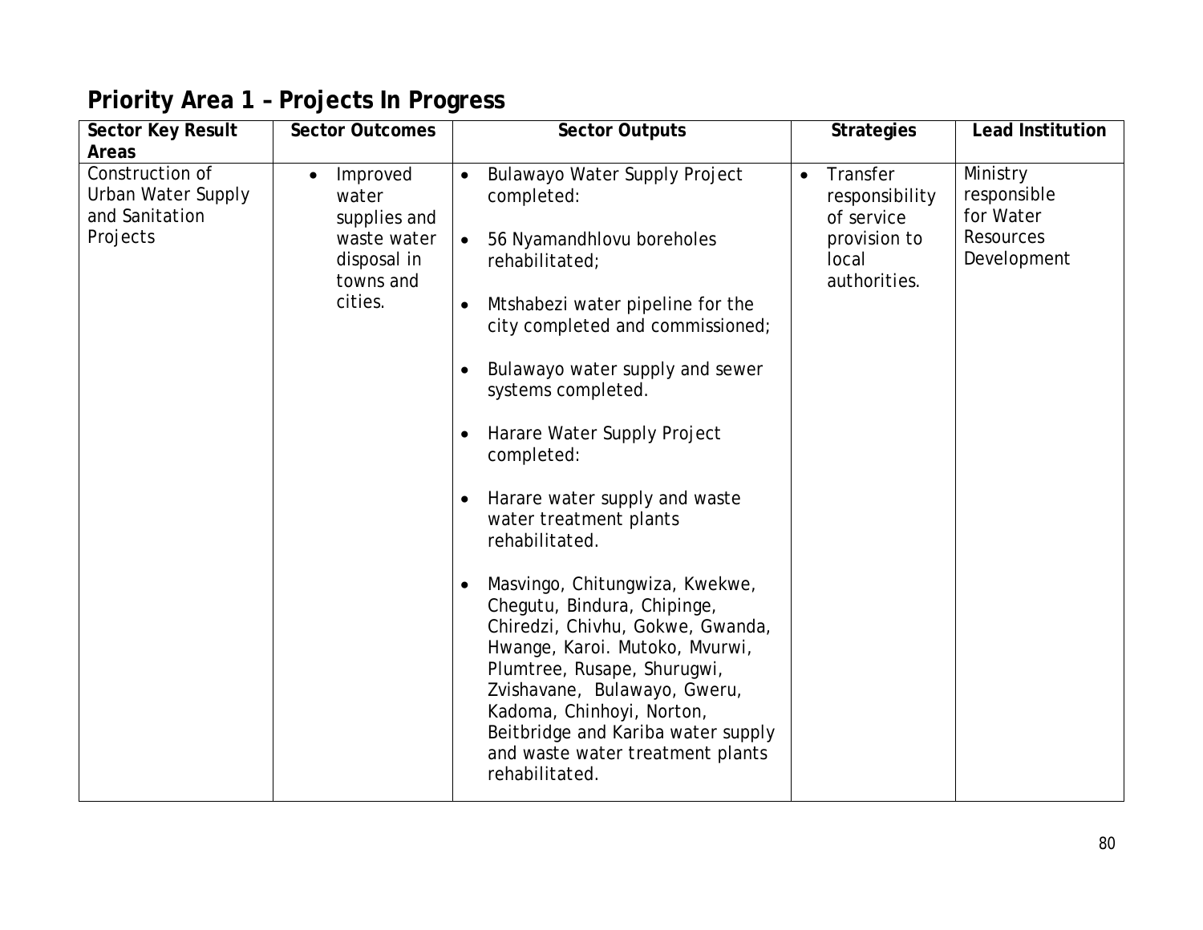## Priority Area 1 – Projects In Progress

| Sector Key Result Areas | Sector Outcomes | Sector Outputs | Strategies | Lead Institution |
| --- | --- | --- | --- | --- |
| Construction of Urban Water Supply and Sanitation Projects | • Improved water supplies and waste water disposal in towns and cities. | • Bulawayo Water Supply Project completed: <br> • 56 Nyamandhlovu boreholes rehabilitated; <br> • Mtshabezi water pipeline for the city completed and commissioned; <br> • Bulawayo water supply and sewer systems completed. <br> • Harare Water Supply Project completed: <br> • Harare water supply and waste water treatment plants rehabilitated. <br> • Masvingo, Chitungwiza, Kwekwe, Chegutu, Bindura, Chipinge, Chiredzi, Chivhu, Gokwe, Gwanda, Hwange, Karoi. Mutoko, Mvurwi, Plumtree, Rusape, Shurugwi, Zvishavane, Bulawayo, Gweru, Kadoma, Chinhoyi, Norton, Beitbridge and Kariba water supply and waste water treatment plants rehabilitated. | • Transfer responsibility of service provision to local authorities. | Ministry responsible for Water Resources Development |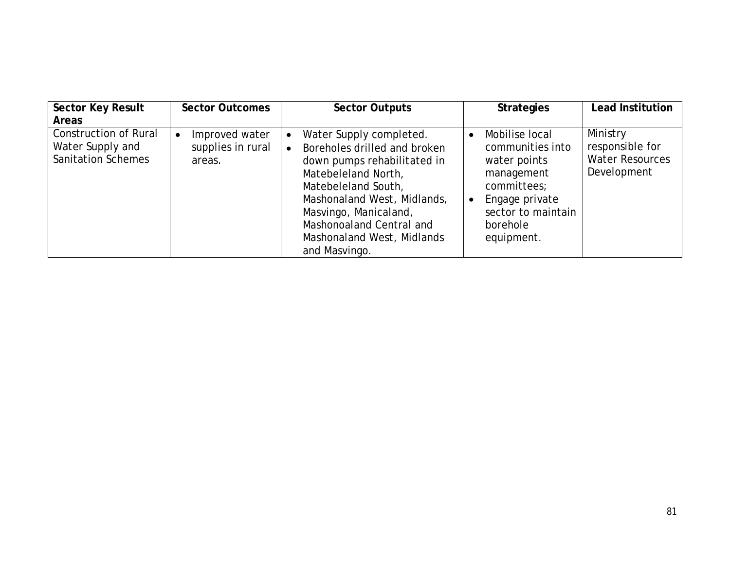| Sector Key Result Areas | Sector Outcomes | Sector Outputs | Strategies | Lead Institution |
|---|---|---|---|---|
| Construction of Rural Water Supply and Sanitation Schemes | • Improved water supplies in rural areas. | • Water Supply completed.<br>• Boreholes drilled and broken down pumps rehabilitated in Matebeleland North, Matebeleland South, Mashonaland West, Midlands, Masvingo, Manicaland, Mashonoaland Central and Mashonaland West, Midlands and Masvingo. | • Mobilise local communities into water points management committees;<br>• Engage private sector to maintain borehole equipment. | Ministry responsible for Water Resources Development |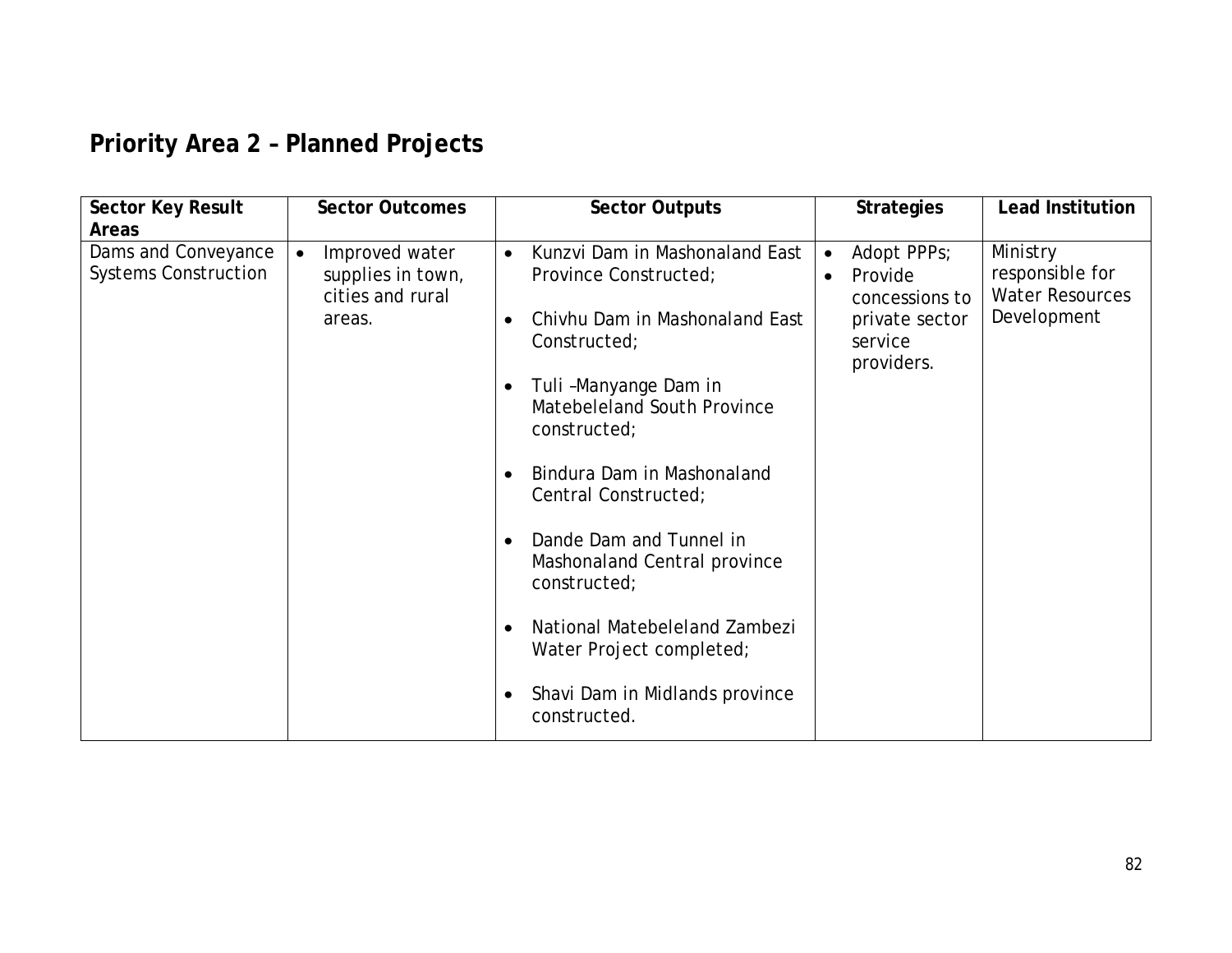## Priority Area 2 – Planned Projects

| Sector Key Result Areas | Sector Outcomes | Sector Outputs | Strategies | Lead Institution |
|---|---|---|---|---|
| Dams and Conveyance Systems Construction | • Improved water supplies in town, cities and rural areas. | • Kunzvi Dam in Mashonaland East Province Constructed;<br>• Chivhu Dam in Mashonaland East Constructed;<br>• Tuli –Manyange Dam in Matebeleland South Province constructed;<br>• Bindura Dam in Mashonaland Central Constructed;<br>• Dande Dam and Tunnel in Mashonaland Central province constructed;<br>• National Matebeleland Zambezi Water Project completed;<br>• Shavi Dam in Midlands province constructed. | • Adopt PPPs;<br>• Provide concessions to private sector service providers. | Ministry responsible for Water Resources Development |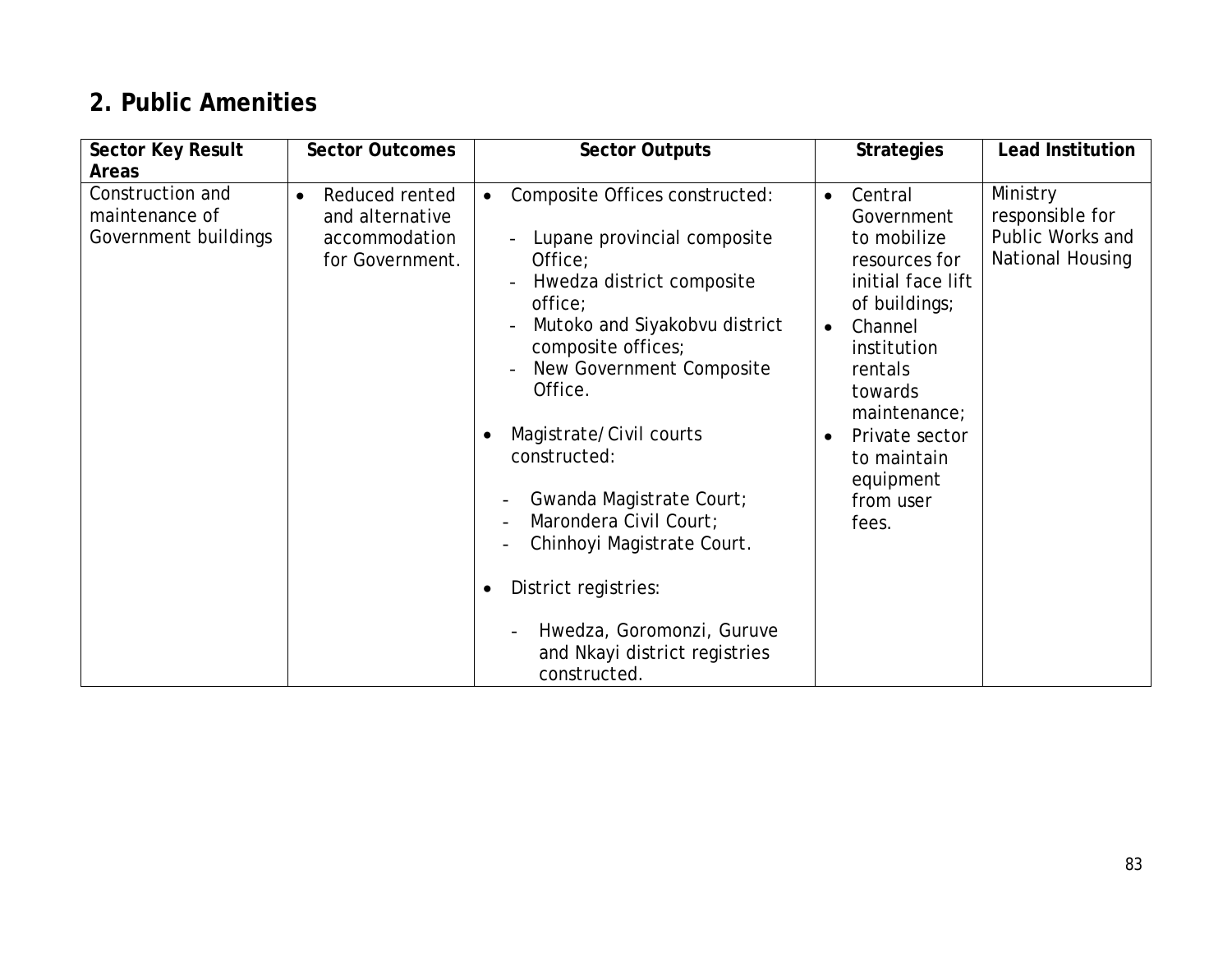## 2. Public Amenities

| Sector Key Result Areas | Sector Outcomes | Sector Outputs | Strategies | Lead Institution |
|---|---|---|---|---|
| Construction and maintenance of Government buildings | • Reduced rented and alternative accommodation for Government. | • Composite Offices constructed:<br><br>- Lupane provincial composite Office;<br>- Hwedza district composite office;<br>- Mutoko and Siyakobvu district composite offices;<br>- New Government Composite Office.<br><br>• Magistrate/Civil courts constructed:<br><br>- Gwanda Magistrate Court;<br>- Marondera Civil Court;<br>- Chinhoyi Magistrate Court.<br><br>• District registries:<br><br>- Hwedza, Goromonzi, Guruve and Nkayi district registries constructed. | • Central Government to mobilize resources for initial face lift of buildings;<br>• Channel institution rentals towards maintenance;<br>• Private sector to maintain equipment from user fees. | Ministry responsible for Public Works and National Housing |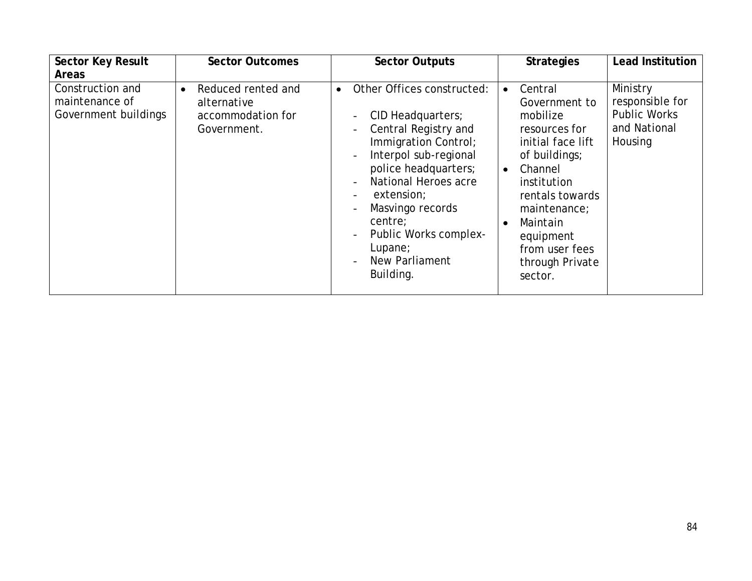| Sector Key Result Areas | Sector Outcomes | Sector Outputs | Strategies | Lead Institution |
|---|---|---|---|---|
| Construction and maintenance of Government buildings | • Reduced rented and alternative accommodation for Government. | • Other Offices constructed:<br><br>- CID Headquarters;<br>- Central Registry and Immigration Control;<br>- Interpol sub-regional police headquarters;<br>- National Heroes acre<br>- extension;<br>- Masvingo records centre;<br>- Public Works complex-Lupane;<br>- New Parliament Building. | • Central Government to mobilize resources for initial face lift of buildings;<br>• Channel institution rentals towards maintenance;<br>• Maintain equipment from user fees through Private sector. | Ministry responsible for Public Works and National Housing |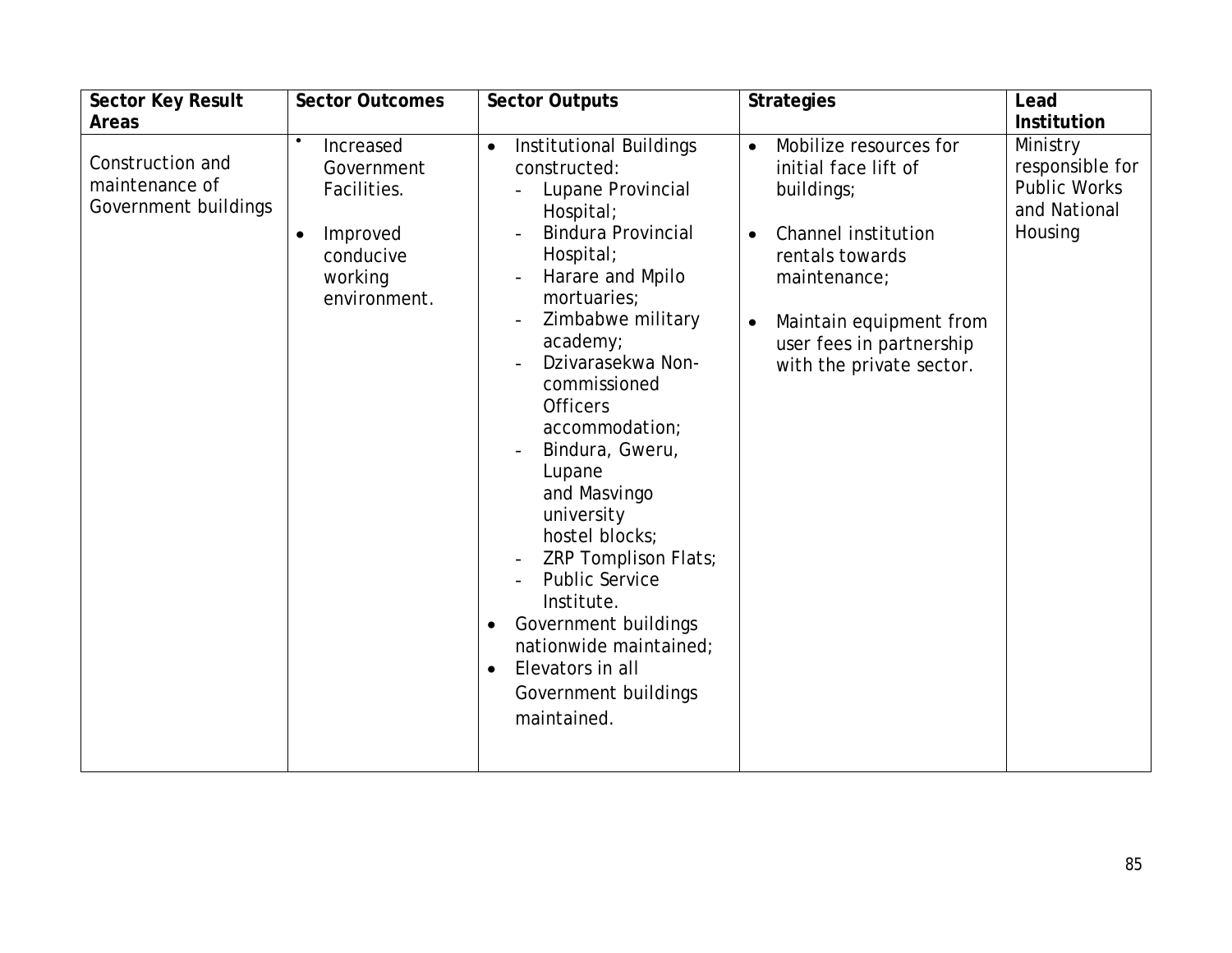| Sector Key Result Areas | Sector Outcomes | Sector Outputs | Strategies | Lead Institution |
|---|---|---|---|---|
| Construction and maintenance of Government buildings | • Increased Government Facilities.<br><br>• Improved conducive working environment. | • Institutional Buildings constructed:<br>- Lupane Provincial Hospital;<br>- Bindura Provincial Hospital;<br>- Harare and Mpilo mortuaries;<br>- Zimbabwe military academy;<br>- Dzivarasekwa Non-commissioned Officers accommodation;<br>- Bindura, Gweru, Lupane and Masvingo university hostel blocks;<br>- ZRP Tomplison Flats;<br>- Public Service Institute.<br>• Government buildings nationwide maintained;<br>• Elevators in all Government buildings maintained. | • Mobilize resources for initial face lift of buildings;<br><br>• Channel institution rentals towards maintenance;<br><br>• Maintain equipment from user fees in partnership with the private sector. | Ministry responsible for Public Works and National Housing |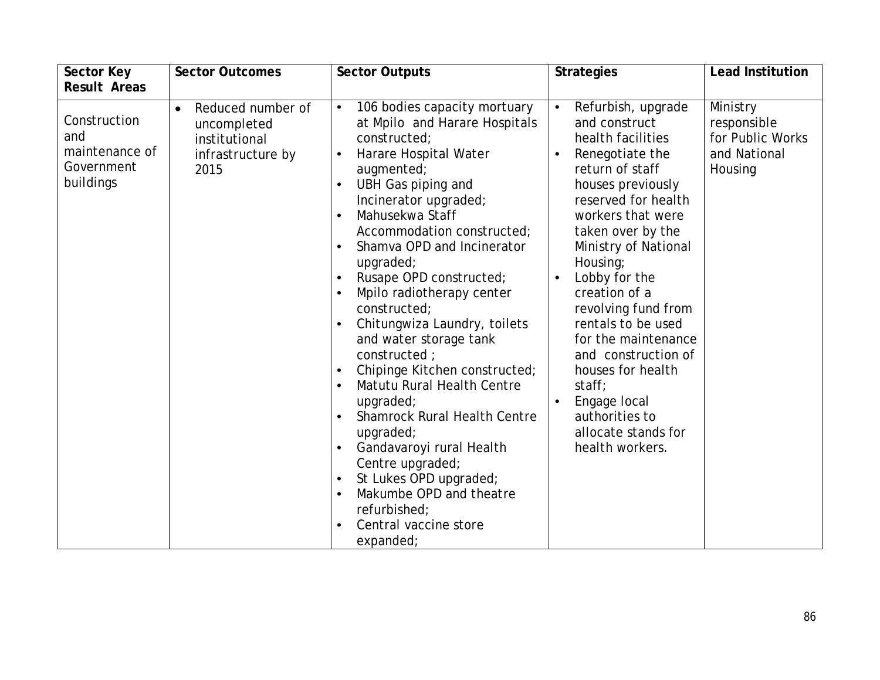| Sector Key Result Areas | Sector Outcomes | Sector Outputs | Strategies | Lead Institution |
|---|---|---|---|---|
| Construction and maintenance of Government buildings | • Reduced number of uncompleted institutional infrastructure by 2015 | • 106 bodies capacity mortuary at Mpilo and Harare Hospitals constructed;<br>• Harare Hospital Water augmented;<br>• UBH Gas piping and Incinerator upgraded;<br>• Mahusekwa Staff Accommodation constructed;<br>• Shamva OPD and Incinerator upgraded;<br>• Rusape OPD constructed;<br>• Mpilo radiotherapy center constructed;<br>• Chitungwiza Laundry, toilets and water storage tank constructed ;<br>• Chipinge Kitchen constructed;<br>• Matutu Rural Health Centre upgraded;<br>• Shamrock Rural Health Centre upgraded;<br>• Gandavaroyi rural Health Centre upgraded;<br>• St Lukes OPD upgraded;<br>• Makumbe OPD and theatre refurbished;<br>• Central vaccine store expanded; | • Refurbish, upgrade and construct health facilities<br>• Renegotiate the return of staff houses previously reserved for health workers that were taken over by the Ministry of National Housing;<br>• Lobby for the creation of a revolving fund from rentals to be used for the maintenance and construction of houses for health staff;<br>• Engage local authorities to allocate stands for health workers. | Ministry responsible for Public Works and National Housing |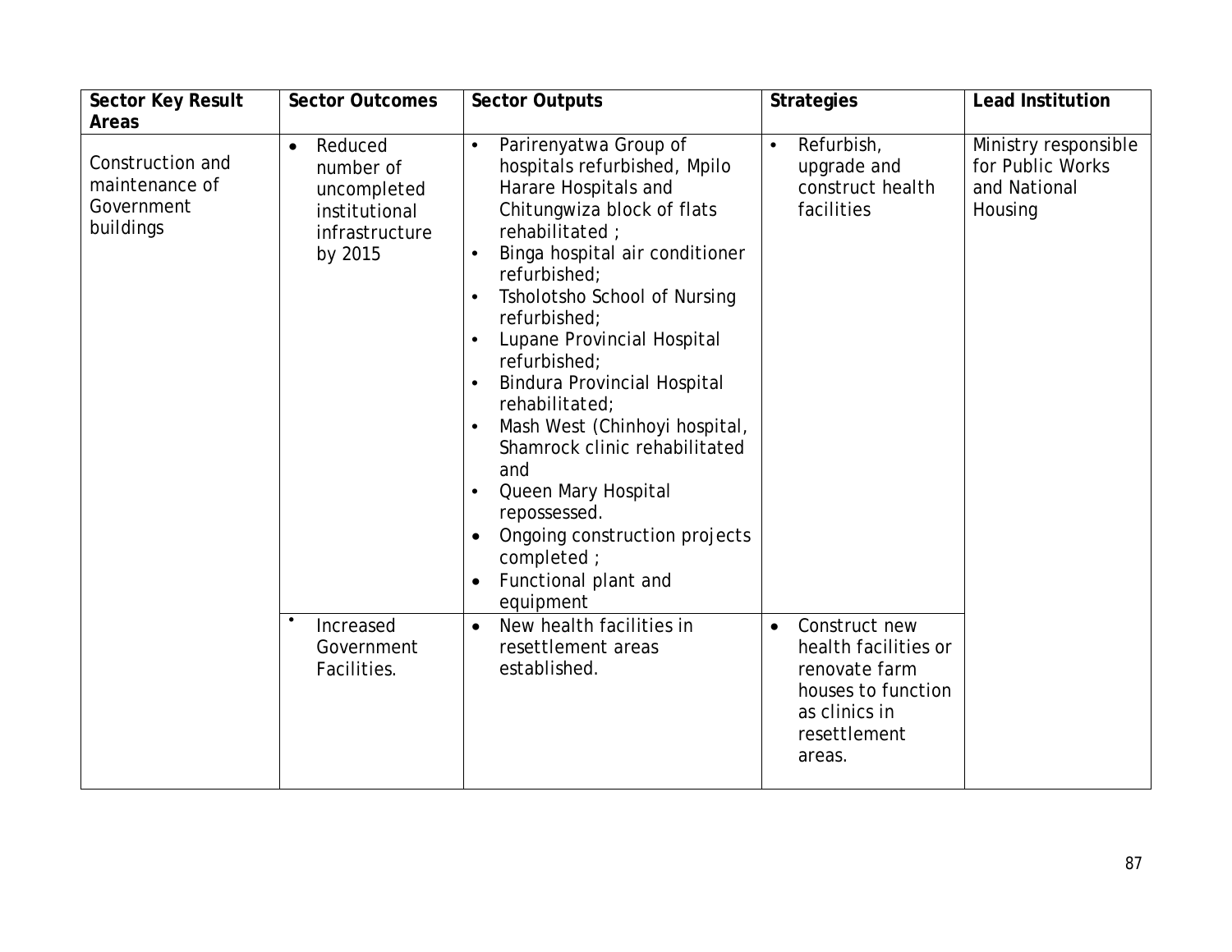| Sector Key Result Areas | Sector Outcomes | Sector Outputs | Strategies | Lead Institution |
|---|---|---|---|---|
| Construction and maintenance of Government buildings | • Reduced number of uncompleted institutional infrastructure by 2015 | • Parirenyatwa Group of hospitals refurbished, Mpilo Harare Hospitals and Chitungwiza block of flats rehabilitated ;<br>• Binga hospital air conditioner refurbished;<br>• Tsholotsho School of Nursing refurbished;<br>• Lupane Provincial Hospital refurbished;<br>• Bindura Provincial Hospital rehabilitated;<br>• Mash West (Chinhoyi hospital, Shamrock clinic rehabilitated and<br>• Queen Mary Hospital repossessed.<br>• Ongoing construction projects completed ;<br>• Functional plant and equipment | • Refurbish, upgrade and construct health facilities | Ministry responsible for Public Works and National Housing |
| | • Increased Government Facilities. | • New health facilities in resettlement areas established. | • Construct new health facilities or renovate farm houses to function as clinics in resettlement areas. | |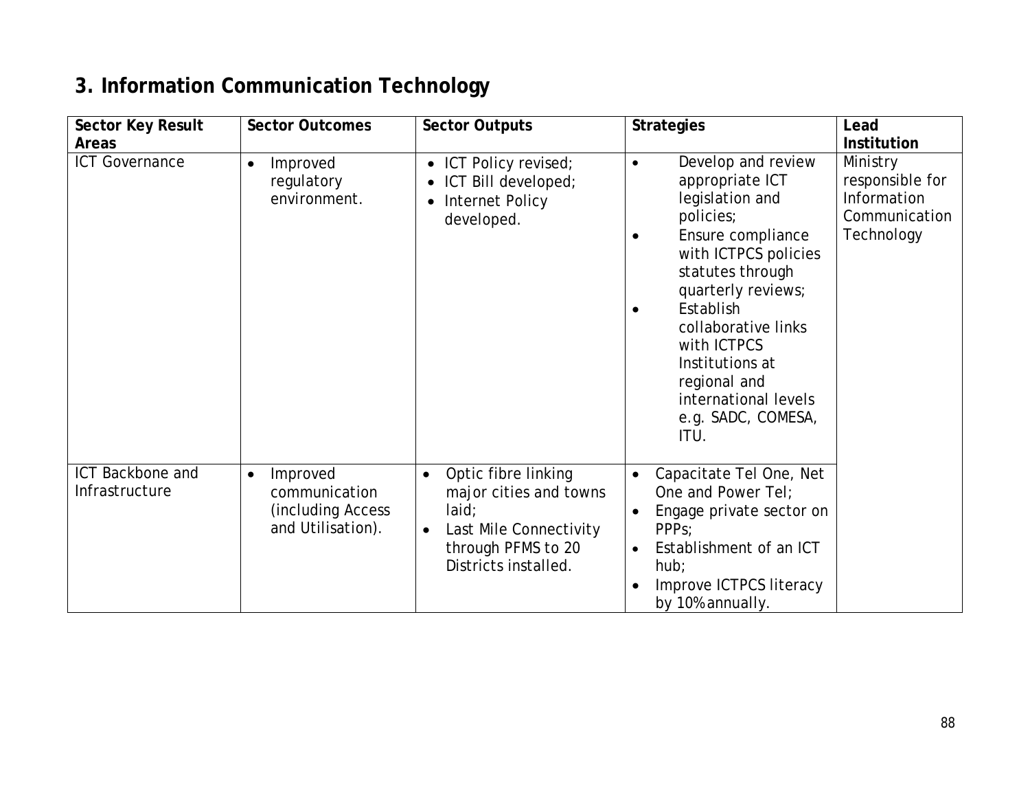## 3. Information Communication Technology

| Sector Key Result Areas | Sector Outcomes | Sector Outputs | Strategies | Lead Institution |
|---|---|---|---|---|
| ICT Governance | • Improved regulatory environment. | • ICT Policy revised;<br>• ICT Bill developed;<br>• Internet Policy developed. | • Develop and review appropriate ICT legislation and policies;<br>• Ensure compliance with ICTPCS policies statutes through quarterly reviews;<br>• Establish collaborative links with ICTPCS Institutions at regional and international levels e.g. SADC, COMESA, ITU. | Ministry responsible for Information Communication Technology |
| ICT Backbone and Infrastructure | • Improved communication (including Access and Utilisation). | • Optic fibre linking major cities and towns laid;<br>• Last Mile Connectivity through PFMS to 20 Districts installed. | • Capacitate Tel One, Net One and Power Tel;<br>• Engage private sector on PPPs;<br>• Establishment of an ICT hub;<br>• Improve ICTPCS literacy by 10% annually. | |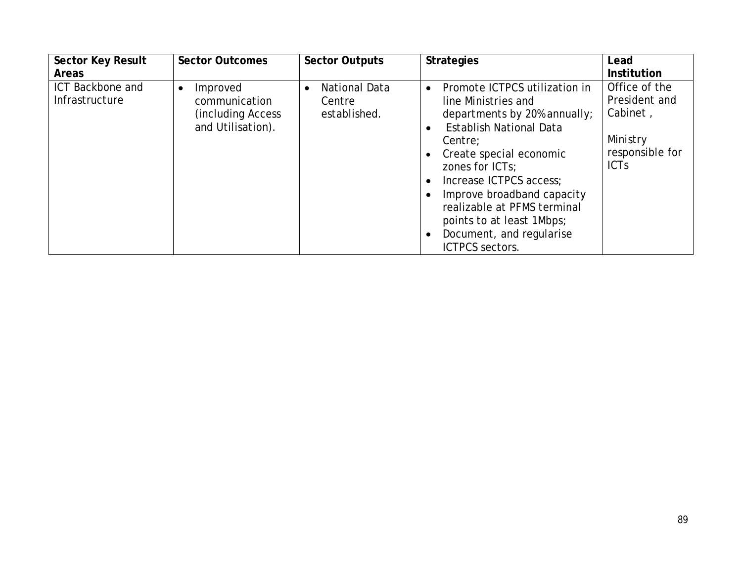| Sector Key Result Areas | Sector Outcomes | Sector Outputs | Strategies | Lead Institution |
|---|---|---|---|---|
| ICT Backbone and Infrastructure | • Improved communication (including Access and Utilisation). | • National Data Centre established. | • Promote ICTPCS utilization in line Ministries and departments by 20% annually;<br>• Establish National Data Centre;<br>• Create special economic zones for ICTs;<br>• Increase ICTPCS access;<br>• Improve broadband capacity realizable at PFMS terminal points to at least 1Mbps;<br>• Document, and regularise ICTPCS sectors. | Office of the President and Cabinet ,<br><br>Ministry responsible for ICTs |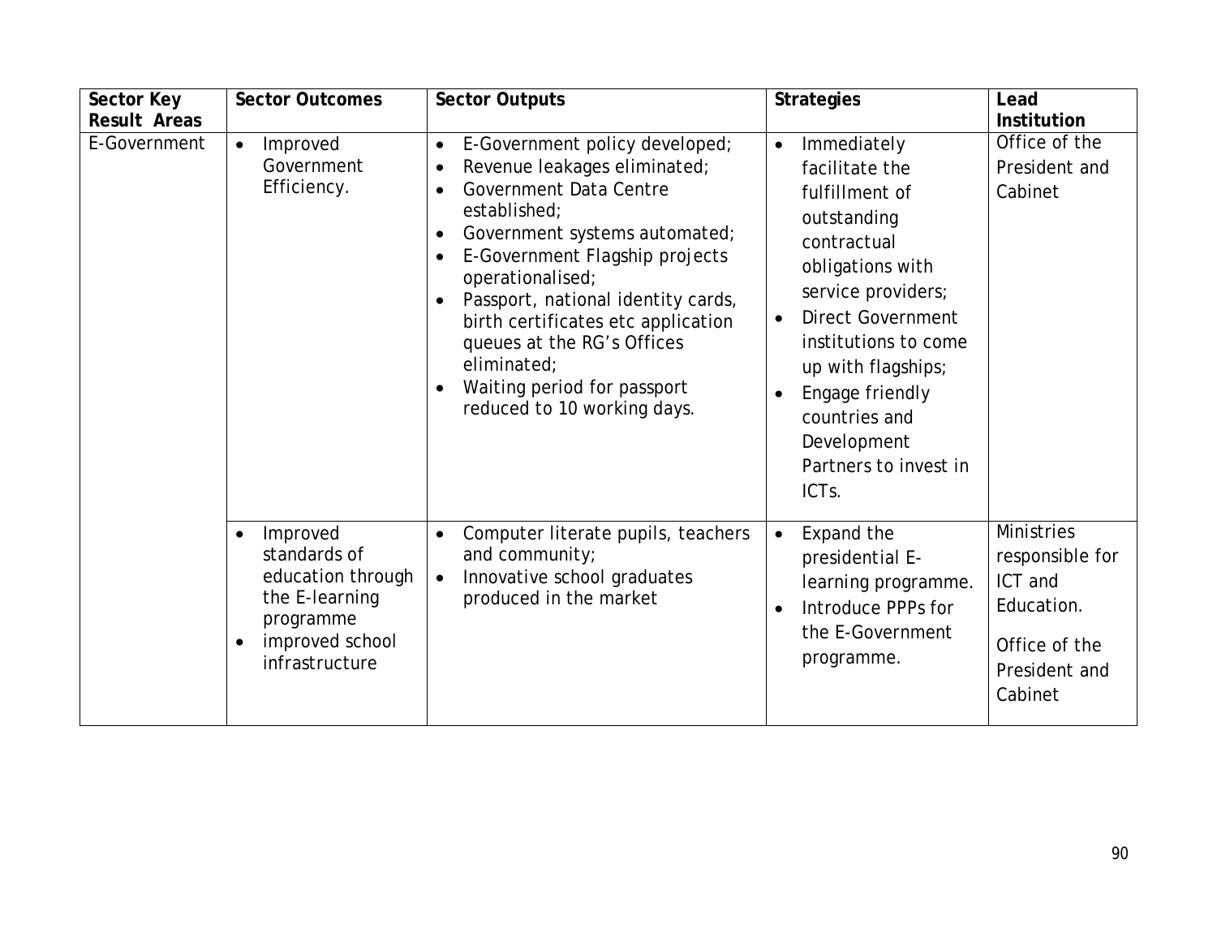| Sector Key Result Areas | Sector Outcomes | Sector Outputs | Strategies | Lead Institution |
|---|---|---|---|---|
| E-Government | • Improved Government Efficiency. | • E-Government policy developed;<br>• Revenue leakages eliminated;<br>• Government Data Centre established;<br>• Government systems automated;<br>• E-Government Flagship projects operationalised;<br>• Passport, national identity cards, birth certificates etc application queues at the RG's Offices eliminated;<br>• Waiting period for passport reduced to 10 working days. | • Immediately facilitate the fulfillment of outstanding contractual obligations with service providers;<br>• Direct Government institutions to come up with flagships;<br>• Engage friendly countries and Development Partners to invest in ICTs. | Office of the President and Cabinet |
| | • Improved standards of education through the E-learning programme<br>• improved school infrastructure | • Computer literate pupils, teachers and community;<br>• Innovative school graduates produced in the market | • Expand the presidential E-learning programme.<br>• Introduce PPPs for the E-Government programme. | Ministries responsible for ICT and Education.<br><br>Office of the President and Cabinet |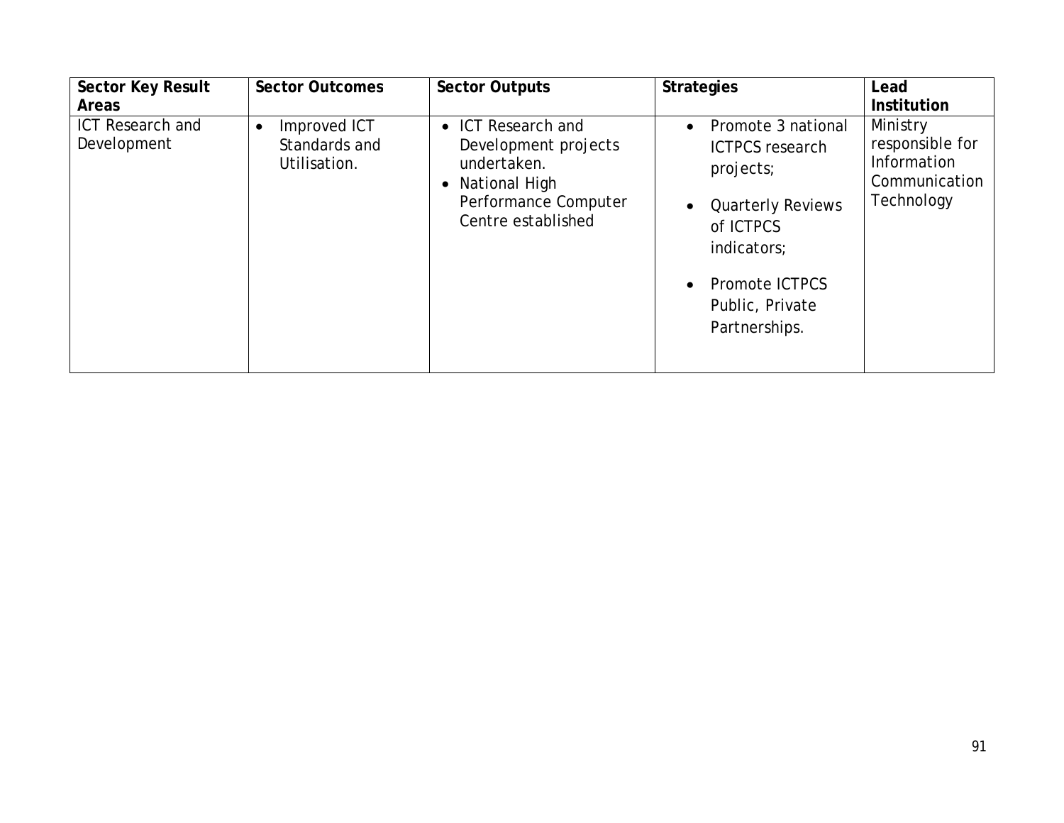| Sector Key Result Areas | Sector Outcomes | Sector Outputs | Strategies | Lead Institution |
|---|---|---|---|---|
| ICT Research and Development | • Improved ICT Standards and Utilisation. | • ICT Research and Development projects undertaken.<br>• National High Performance Computer Centre established | • Promote 3 national ICTPCS research projects;<br>• Quarterly Reviews of ICTPCS indicators;<br>• Promote ICTPCS Public, Private Partnerships. | Ministry responsible for Information Communication Technology |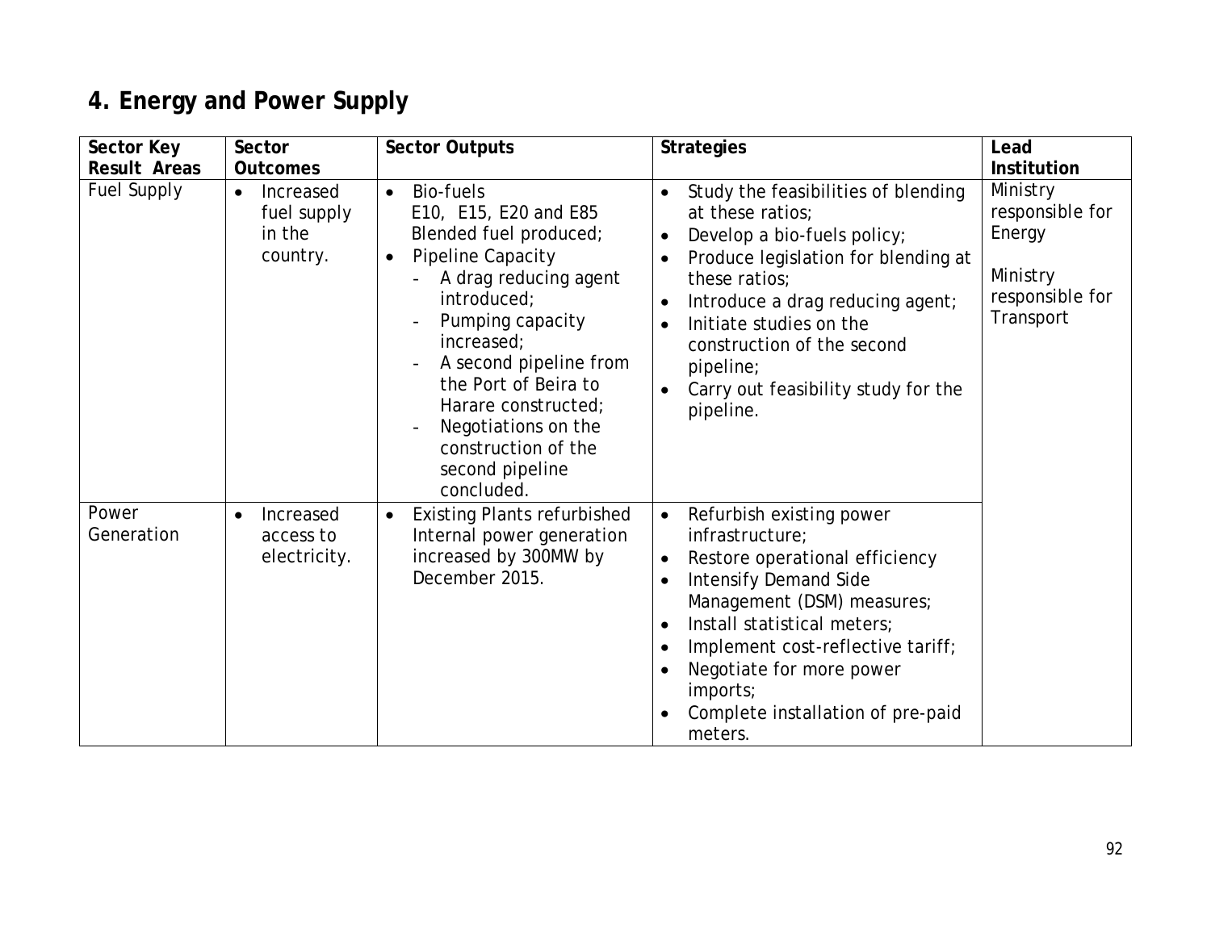## 4. Energy and Power Supply

| Sector Key Result Areas | Sector Outcomes | Sector Outputs | Strategies | Lead Institution |
|---|---|---|---|---|
| Fuel Supply | • Increased fuel supply in the country. | • Bio-fuels<br>E10, E15, E20 and E85 Blended fuel produced;<br>• Pipeline Capacity<br>- A drag reducing agent introduced;<br>- Pumping capacity increased;<br>- A second pipeline from the Port of Beira to Harare constructed;<br>- Negotiations on the construction of the second pipeline concluded. | • Study the feasibilities of blending at these ratios;<br>• Develop a bio-fuels policy;<br>• Produce legislation for blending at these ratios;<br>• Introduce a drag reducing agent;<br>• Initiate studies on the construction of the second pipeline;<br>• Carry out feasibility study for the pipeline. | Ministry responsible for Energy<br><br>Ministry responsible for Transport |
| Power Generation | • Increased access to electricity. | • Existing Plants refurbished Internal power generation increased by 300MW by December 2015. | • Refurbish existing power infrastructure;<br>• Restore operational efficiency<br>• Intensify Demand Side Management (DSM) measures;<br>• Install statistical meters;<br>• Implement cost-reflective tariff;<br>• Negotiate for more power imports;<br>• Complete installation of pre-paid meters. | |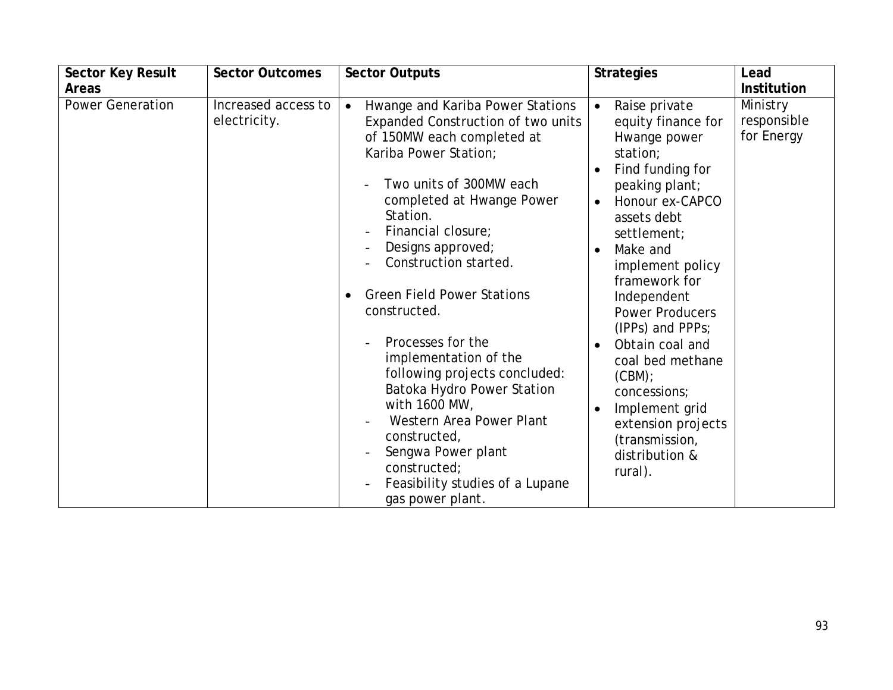| Sector Key Result Areas | Sector Outcomes | Sector Outputs | Strategies | Lead Institution |
|---|---|---|---|---|
| Power Generation | Increased access to electricity. | • Hwange and Kariba Power Stations Expanded Construction of two units of 150MW each completed at Kariba Power Station;<br><br>- Two units of 300MW each completed at Hwange Power Station.<br>- Financial closure;<br>- Designs approved;<br>- Construction started.<br><br>• Green Field Power Stations constructed.<br><br>- Processes for the implementation of the following projects concluded: Batoka Hydro Power Station with 1600 MW,<br>- Western Area Power Plant constructed,<br>- Sengwa Power plant constructed;<br>- Feasibility studies of a Lupane gas power plant. | • Raise private equity finance for Hwange power station;<br>• Find funding for peaking plant;<br>• Honour ex-CAPCO assets debt settlement;<br>• Make and implement policy framework for Independent Power Producers (IPPs) and PPPs;<br>• Obtain coal and coal bed methane (CBM); concessions;<br>• Implement grid extension projects (transmission, distribution & rural). | Ministry responsible for Energy |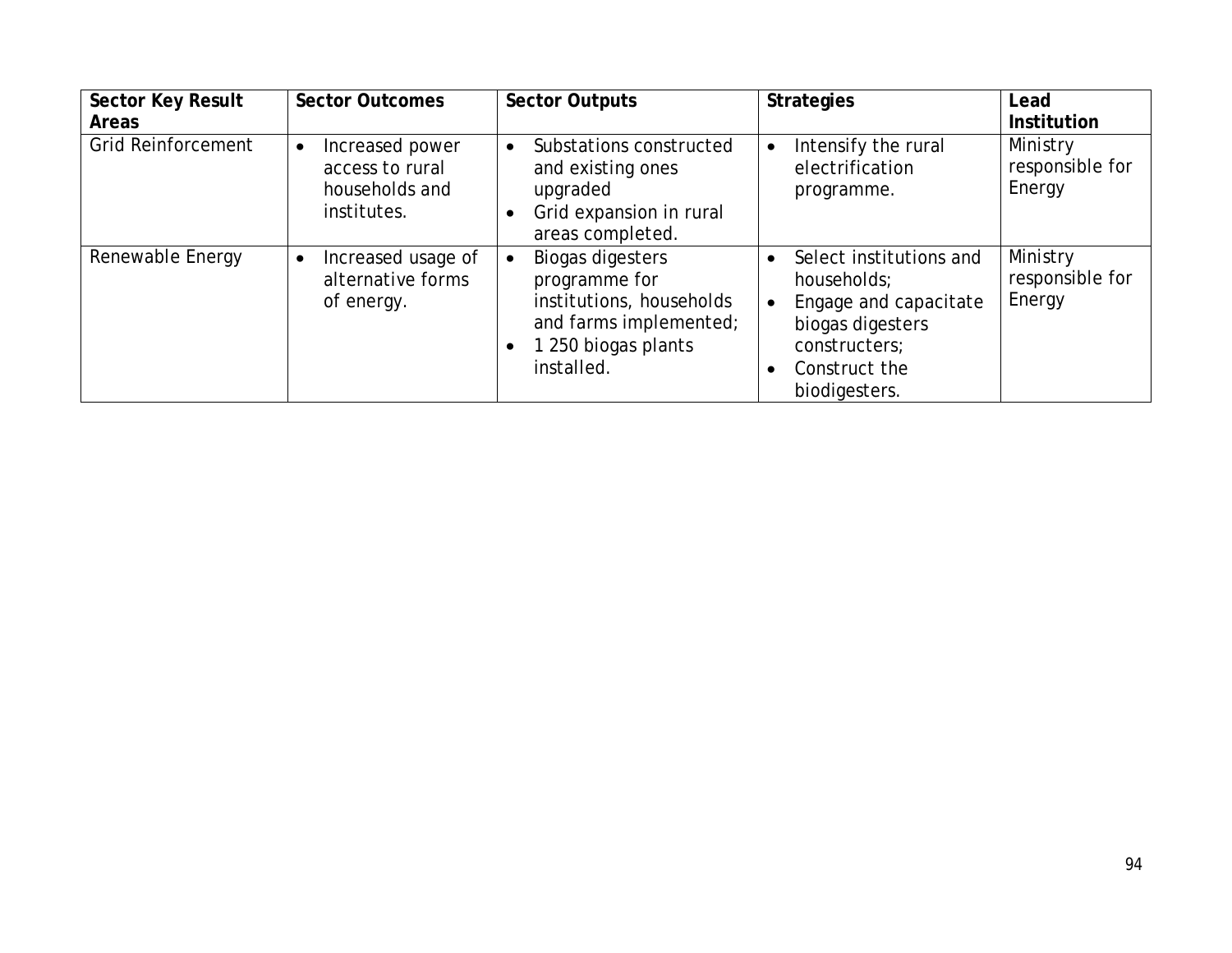| Sector Key Result Areas | Sector Outcomes | Sector Outputs | Strategies | Lead Institution |
| --- | --- | --- | --- | --- |
| Grid Reinforcement | • Increased power access to rural households and institutes. | • Substations constructed and existing ones upgraded<br>• Grid expansion in rural areas completed. | • Intensify the rural electrification programme. | Ministry responsible for Energy |
| Renewable Energy | • Increased usage of alternative forms of energy. | • Biogas digesters programme for institutions, households and farms implemented;<br>• 1 250 biogas plants installed. | • Select institutions and households;<br>• Engage and capacitate biogas digesters constructers;<br>• Construct the biodigesters. | Ministry responsible for Energy |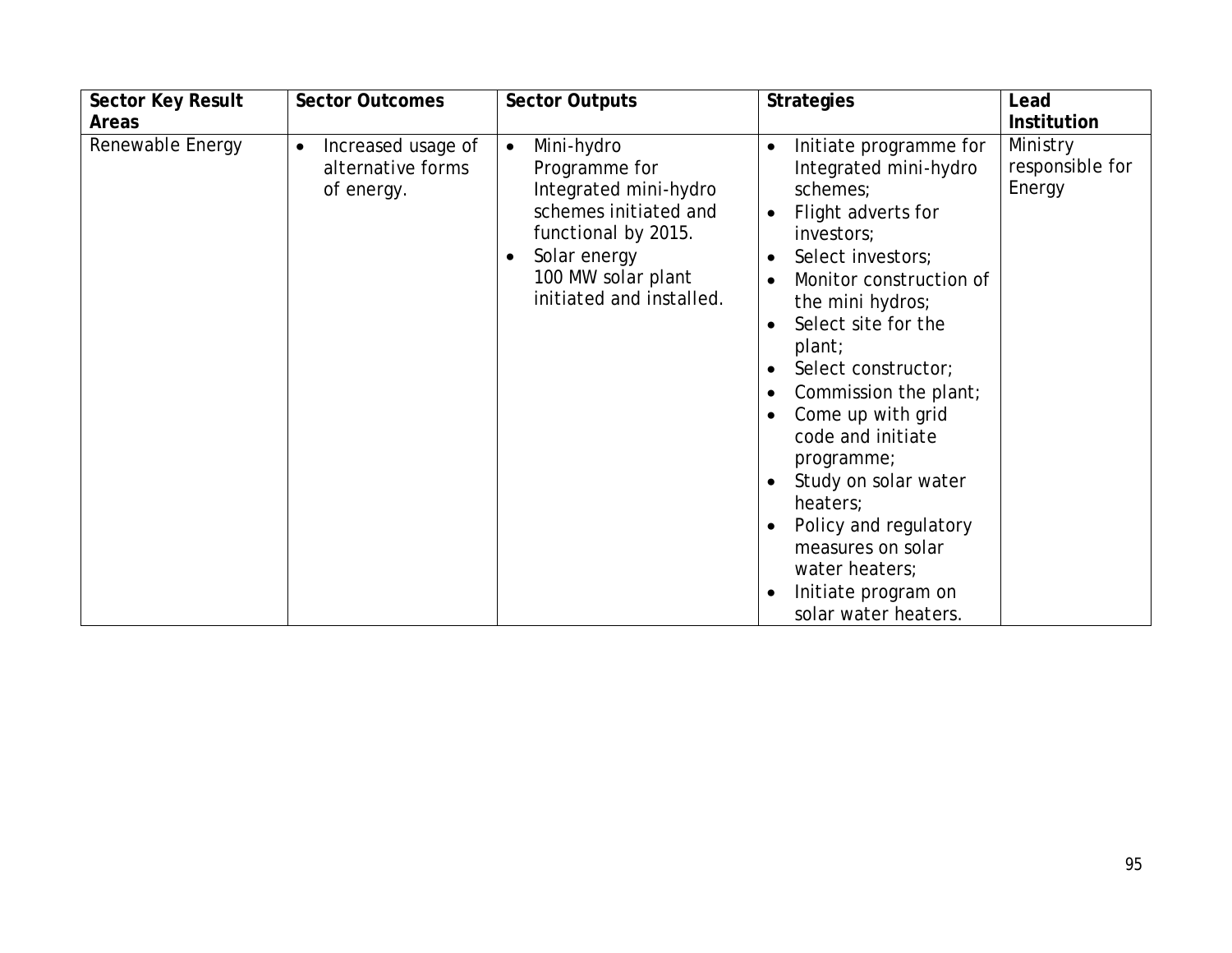| Sector Key Result Areas | Sector Outcomes | Sector Outputs | Strategies | Lead Institution |
|---|---|---|---|---|
| Renewable Energy | • Increased usage of alternative forms of energy. | • Mini-hydro Programme for Integrated mini-hydro schemes initiated and functional by 2015.<br>• Solar energy 100 MW solar plant initiated and installed. | • Initiate programme for Integrated mini-hydro schemes;<br>• Flight adverts for investors;<br>• Select investors;<br>• Monitor construction of the mini hydros;<br>• Select site for the plant;<br>• Select constructor;<br>• Commission the plant;<br>• Come up with grid code and initiate programme;<br>• Study on solar water heaters;<br>• Policy and regulatory measures on solar water heaters;<br>• Initiate program on solar water heaters. | Ministry responsible for Energy |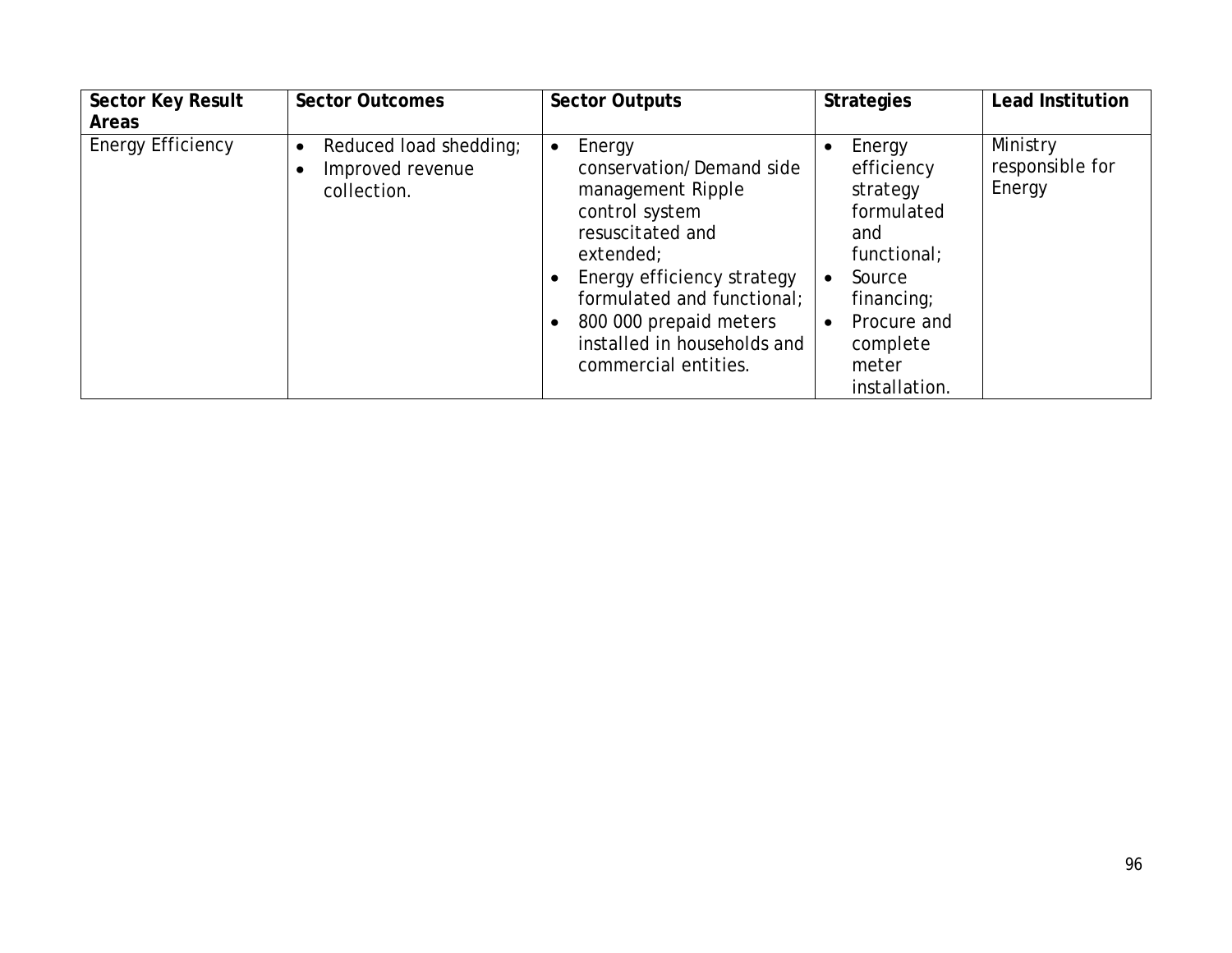| Sector Key Result Areas | Sector Outcomes | Sector Outputs | Strategies | Lead Institution |
|---|---|---|---|---|
| Energy Efficiency | • Reduced load shedding;<br>• Improved revenue collection. | • Energy conservation/Demand side management Ripple control system resuscitated and extended;<br>• Energy efficiency strategy formulated and functional;<br>• 800 000 prepaid meters installed in households and commercial entities. | • Energy efficiency strategy formulated and functional;<br>• Source financing;<br>• Procure and complete meter installation. | Ministry responsible for Energy |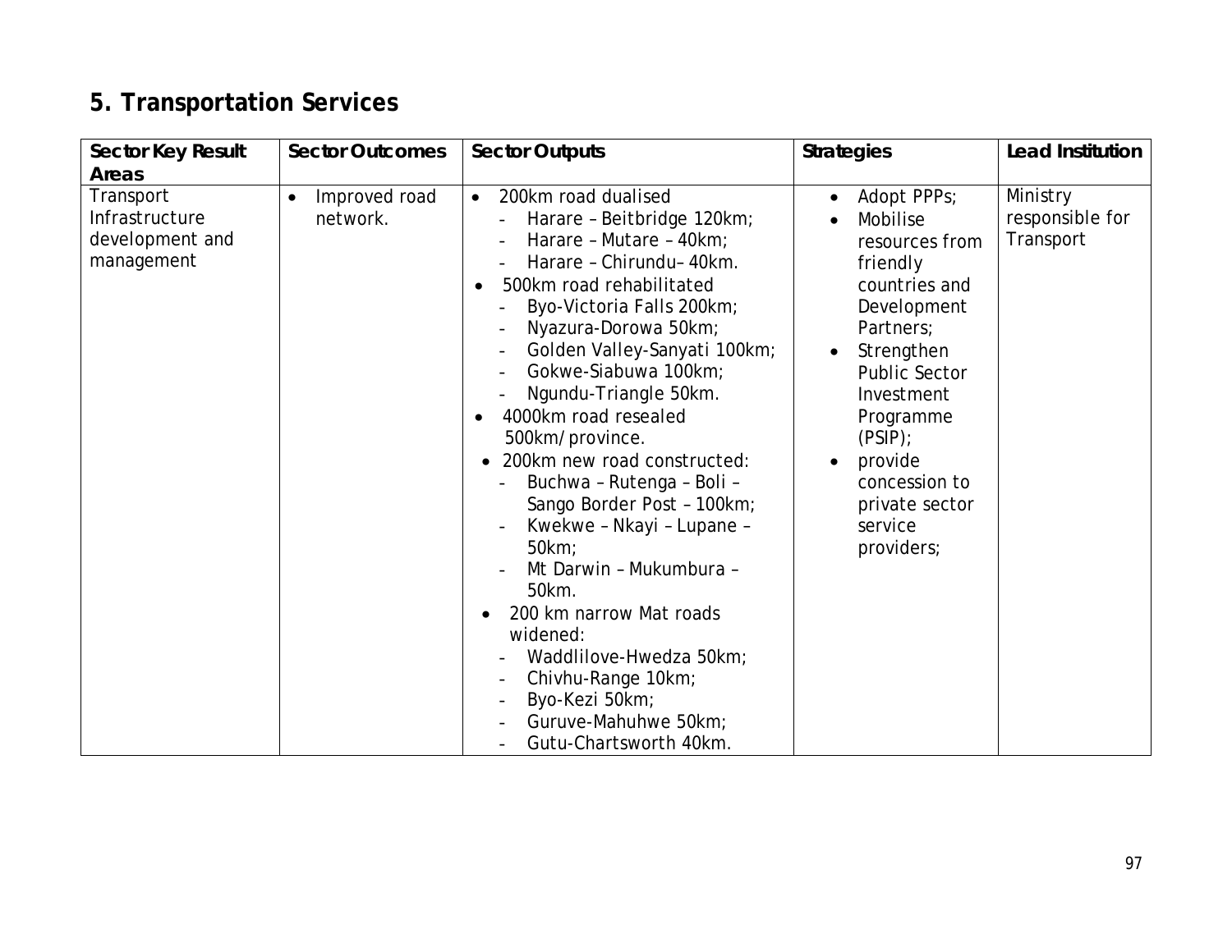## 5. Transportation Services

| Sector Key Result Areas | Sector Outcomes | Sector Outputs | Strategies | Lead Institution |
|---|---|---|---|---|
| Transport Infrastructure development and management | • Improved road network. | • 200km road dualised<br>- Harare – Beitbridge 120km;<br>- Harare – Mutare – 40km;<br>- Harare – Chirundu– 40km.<br>• 500km road rehabilitated<br>- Byo-Victoria Falls 200km;<br>- Nyazura-Dorowa 50km;<br>- Golden Valley-Sanyati 100km;<br>- Gokwe-Siabuwa 100km;<br>- Ngundu-Triangle 50km.<br>• 4000km road resealed 500km/province.<br>• 200km new road constructed:<br>- Buchwa – Rutenga – Boli – Sango Border Post – 100km;<br>- Kwekwe – Nkayi – Lupane – 50km;<br>- Mt Darwin – Mukumbura – 50km.<br>• 200 km narrow Mat roads widened:<br>- Waddlilove-Hwedza 50km;<br>- Chivhu-Range 10km;<br>- Byo-Kezi 50km;<br>- Guruve-Mahuhwe 50km;<br>- Gutu-Chartsworth 40km. | • Adopt PPPs;<br>• Mobilise resources from friendly countries and Development Partners;<br>• Strengthen Public Sector Investment Programme (PSIP);<br>• provide concession to private sector service providers; | Ministry responsible for Transport |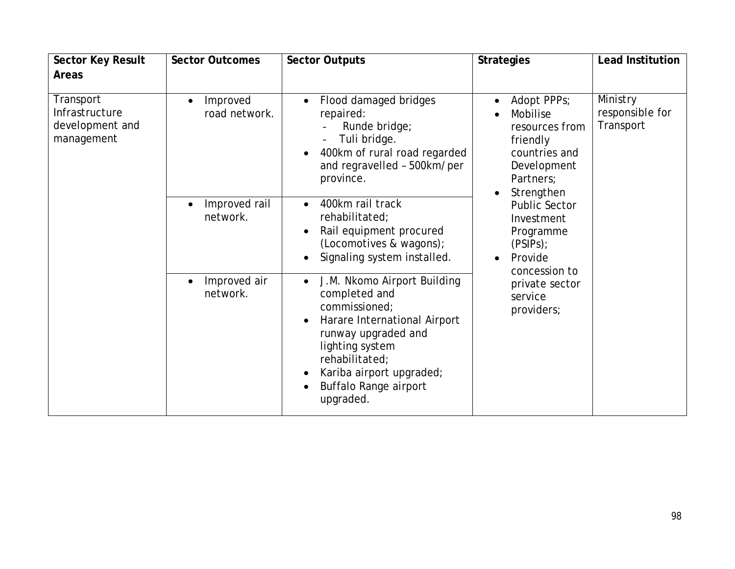| Sector Key Result Areas | Sector Outcomes | Sector Outputs | Strategies | Lead Institution |
|---|---|---|---|---|
| Transport Infrastructure development and management | • Improved road network. | • Flood damaged bridges repaired:<br>- Runde bridge;<br>- Tuli bridge.<br>• 400km of rural road regarded and regravelled – 500km/per province. | • Adopt PPPs;<br>• Mobilise resources from friendly countries and Development Partners;<br>• Strengthen Public Sector Investment Programme (PSIPs);<br>• Provide concession to private sector service providers; | Ministry responsible for Transport |
| | • Improved rail network. | • 400km rail track rehabilitated;<br>• Rail equipment procured (Locomotives & wagons);<br>• Signaling system installed. | | |
| | • Improved air network. | • J.M. Nkomo Airport Building completed and commissioned;<br>• Harare International Airport runway upgraded and lighting system rehabilitated;<br>• Kariba airport upgraded;<br>• Buffalo Range airport upgraded. | | |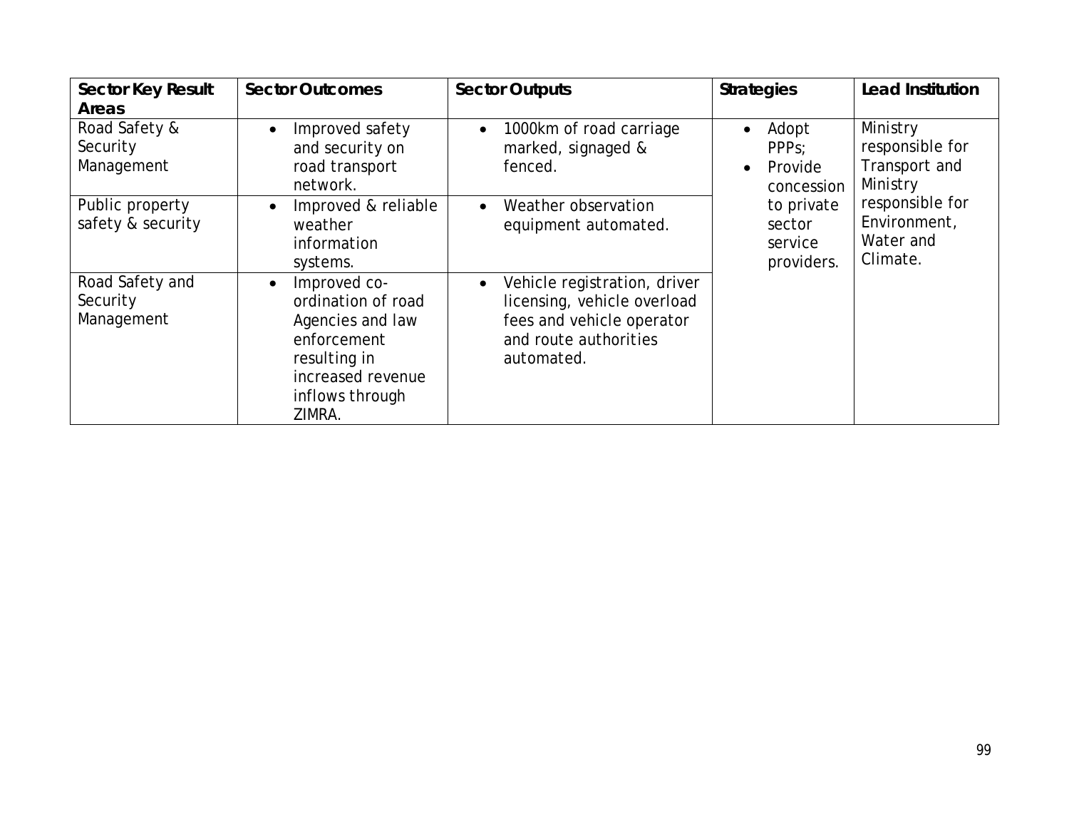| Sector Key Result Areas | Sector Outcomes | Sector Outputs | Strategies | Lead Institution |
| --- | --- | --- | --- | --- |
| Road Safety & Security Management | • Improved safety and security on road transport network. | • 1000km of road carriage marked, signaged & fenced. | • Adopt PPPs; • Provide concession to private sector service providers. | Ministry responsible for Transport and Ministry responsible for Environment, Water and Climate. |
| Public property safety & security | • Improved & reliable weather information systems. | • Weather observation equipment automated. | | |
| Road Safety and Security Management | • Improved co-ordination of road Agencies and law enforcement resulting in increased revenue inflows through ZIMRA. | • Vehicle registration, driver licensing, vehicle overload fees and vehicle operator and route authorities automated. | | |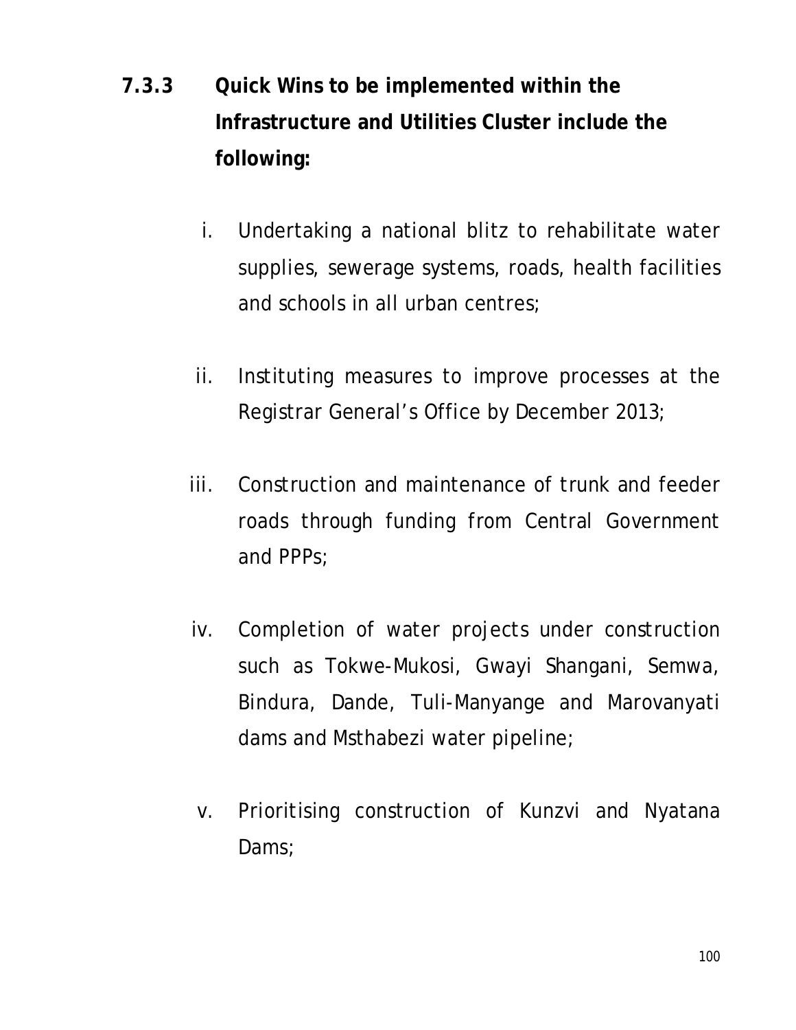### 7.3.3 Quick Wins to be implemented within the Infrastructure and Utilities Cluster include the following:

i. Undertaking a national blitz to rehabilitate water supplies, sewerage systems, roads, health facilities and schools in all urban centres;

ii. Instituting measures to improve processes at the Registrar General's Office by December 2013;

iii. Construction and maintenance of trunk and feeder roads through funding from Central Government and PPPs;

iv. Completion of water projects under construction such as Tokwe-Mukosi, Gwayi Shangani, Semwa, Bindura, Dande, Tuli-Manyange and Marovanyati dams and Msthabezi water pipeline;

v. Prioritising construction of Kunzvi and Nyatana Dams;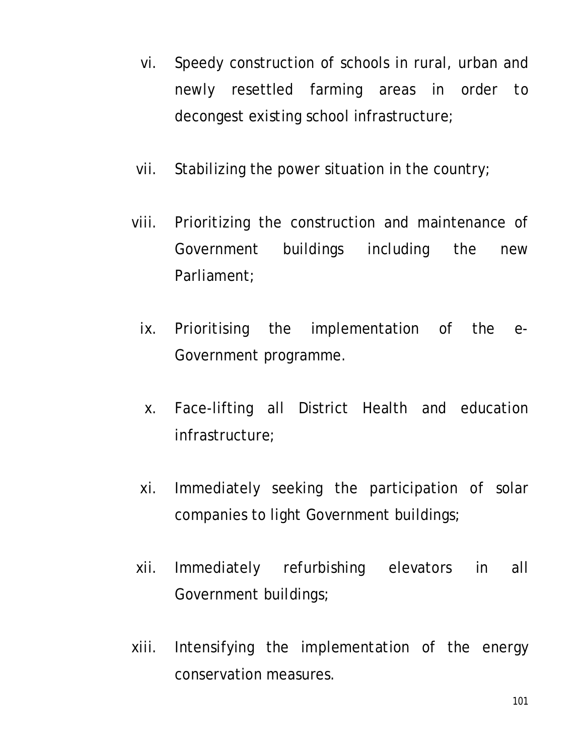vi. Speedy construction of schools in rural, urban and newly resettled farming areas in order to decongest existing school infrastructure;

vii. Stabilizing the power situation in the country;

viii. Prioritizing the construction and maintenance of Government buildings including the new Parliament;

ix. Prioritising the implementation of the e-Government programme.

x. Face-lifting all District Health and education infrastructure;

xi. Immediately seeking the participation of solar companies to light Government buildings;

xii. Immediately refurbishing elevators in all Government buildings;

xiii. Intensifying the implementation of the energy conservation measures.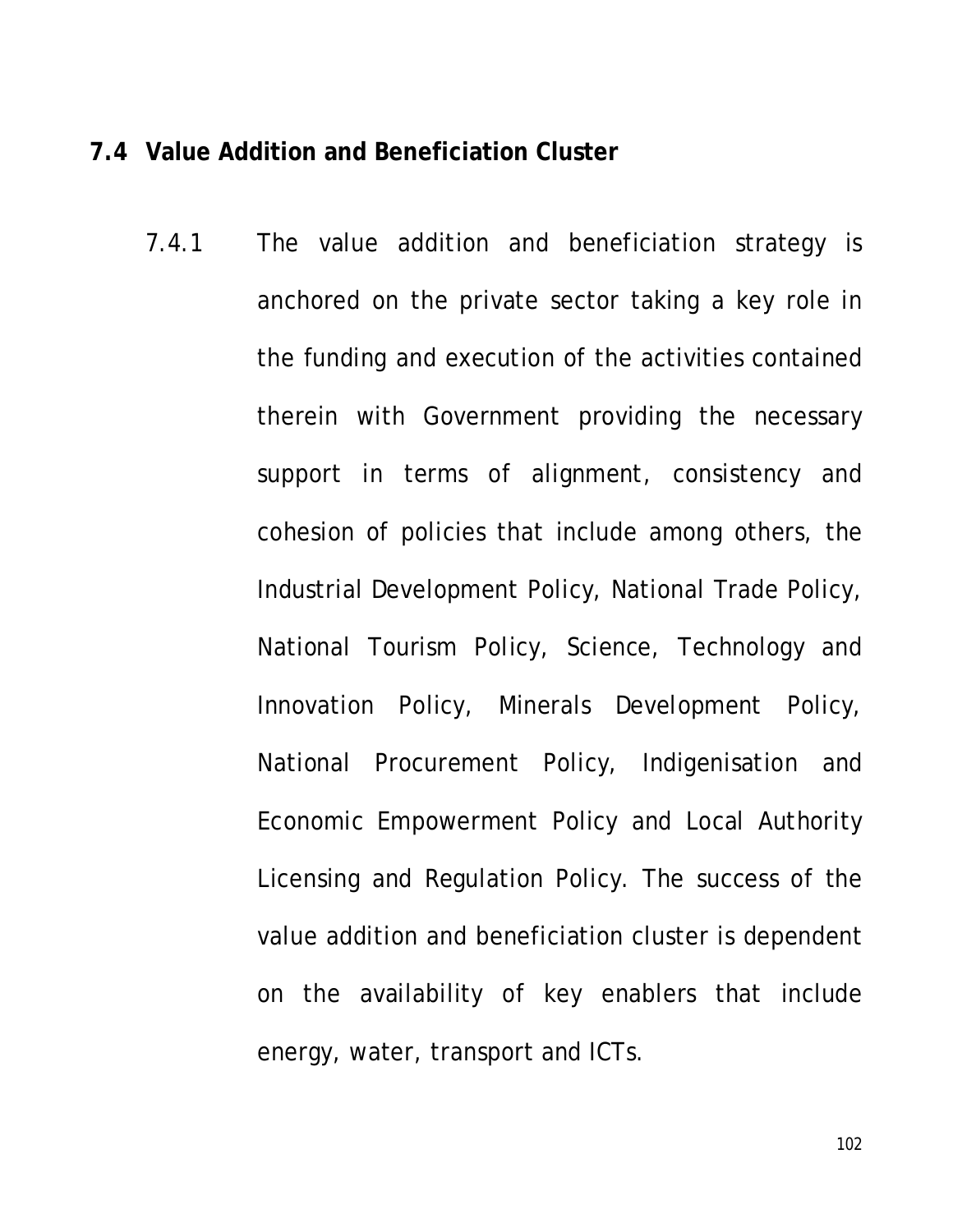## 7.4 Value Addition and Beneficiation Cluster

7.4.1 The value addition and beneficiation strategy is anchored on the private sector taking a key role in the funding and execution of the activities contained therein with Government providing the necessary support in terms of alignment, consistency and cohesion of policies that include among others, the Industrial Development Policy, National Trade Policy, National Tourism Policy, Science, Technology and Innovation Policy, Minerals Development Policy, National Procurement Policy, Indigenisation and Economic Empowerment Policy and Local Authority Licensing and Regulation Policy. The success of the value addition and beneficiation cluster is dependent on the availability of key enablers that include energy, water, transport and ICTs.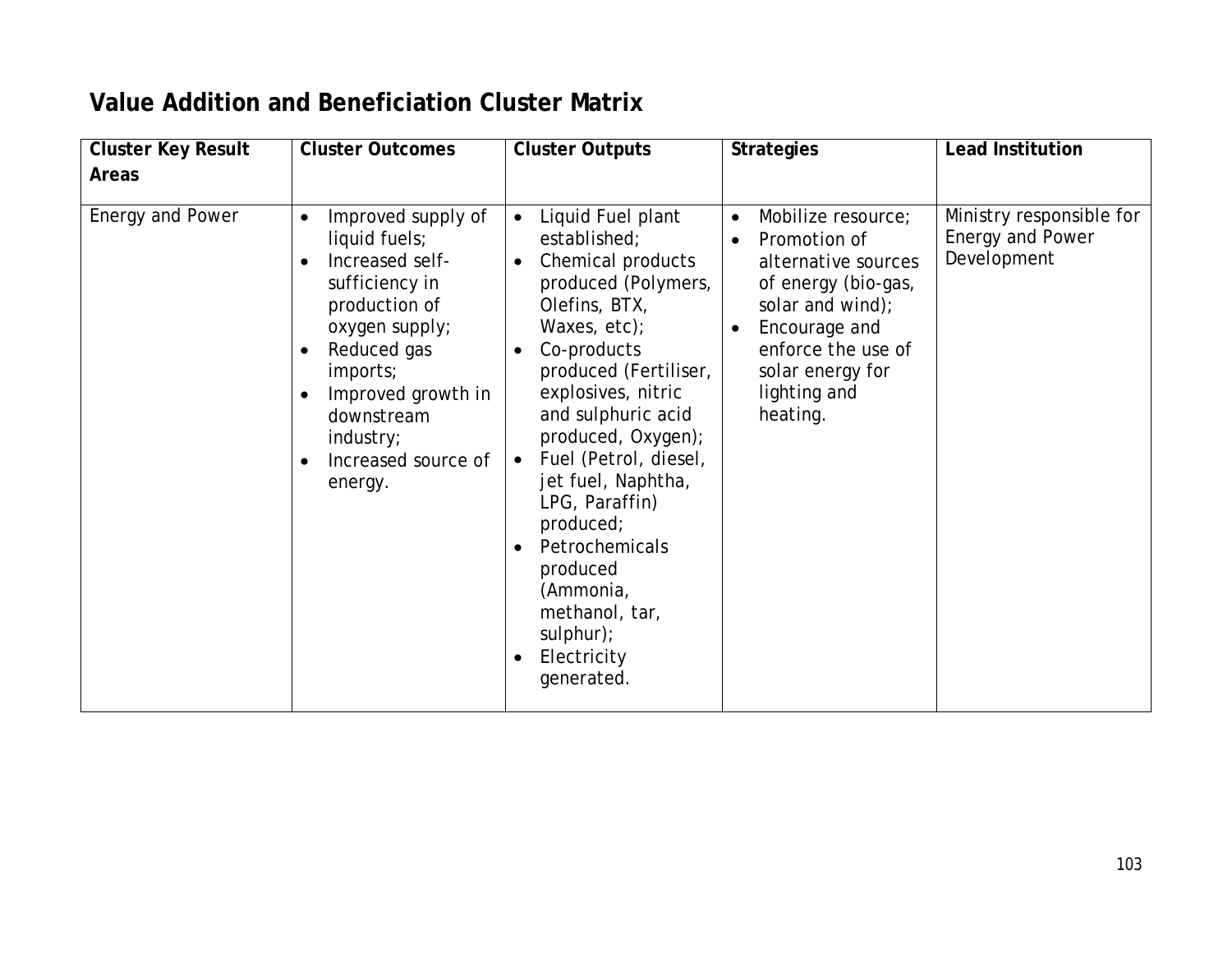## Value Addition and Beneficiation Cluster Matrix

| Cluster Key Result Areas | Cluster Outcomes | Cluster Outputs | Strategies | Lead Institution |
|---|---|---|---|---|
| Energy and Power | • Improved supply of liquid fuels;<br>• Increased self-sufficiency in production of oxygen supply;<br>• Reduced gas imports;<br>• Improved growth in downstream industry;<br>• Increased source of energy. | • Liquid Fuel plant established;<br>• Chemical products produced (Polymers, Olefins, BTX, Waxes, etc);<br>• Co-products produced (Fertiliser, explosives, nitric and sulphuric acid produced, Oxygen);<br>• Fuel (Petrol, diesel, jet fuel, Naphtha, LPG, Paraffin) produced;<br>• Petrochemicals produced (Ammonia, methanol, tar, sulphur);<br>• Electricity generated. | • Mobilize resource;<br>• Promotion of alternative sources of energy (bio-gas, solar and wind);<br>• Encourage and enforce the use of solar energy for lighting and heating. | Ministry responsible for Energy and Power Development |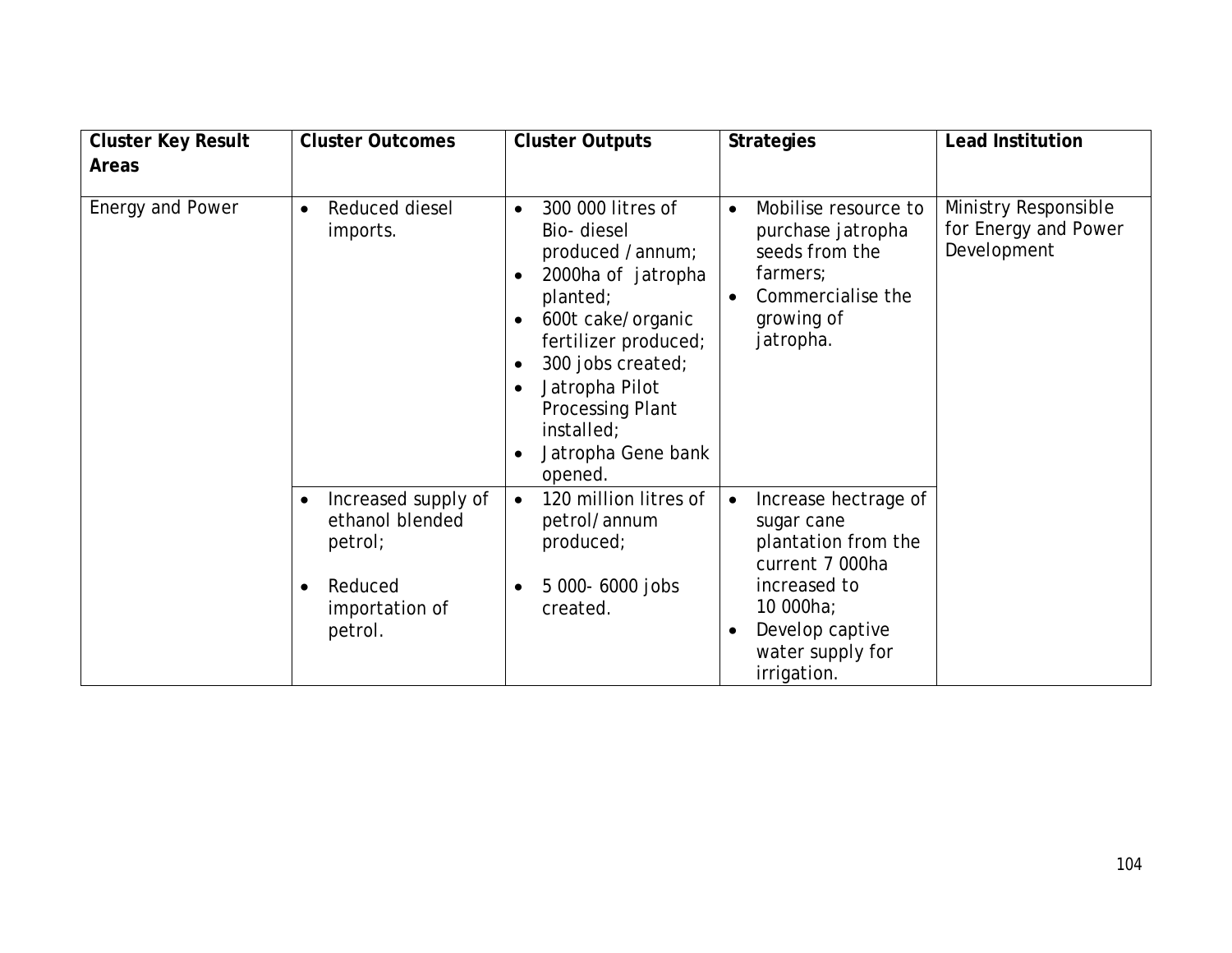| Cluster Key Result Areas | Cluster Outcomes | Cluster Outputs | Strategies | Lead Institution |
|---|---|---|---|---|
| Energy and Power | • Reduced diesel imports. | • 300 000 litres of Bio- diesel produced /annum;<br>• 2000ha of jatropha planted;<br>• 600t cake/organic fertilizer produced;<br>• 300 jobs created;<br>• Jatropha Pilot Processing Plant installed;<br>• Jatropha Gene bank opened. | • Mobilise resource to purchase jatropha seeds from the farmers;<br>• Commercialise the growing of jatropha. | Ministry Responsible for Energy and Power Development |
| | • Increased supply of ethanol blended petrol;<br>• Reduced importation of petrol. | • 120 million litres of petrol/annum produced;<br>• 5 000- 6000 jobs created. | • Increase hectrage of sugar cane plantation from the current 7 000ha increased to 10 000ha;<br>• Develop captive water supply for irrigation. | |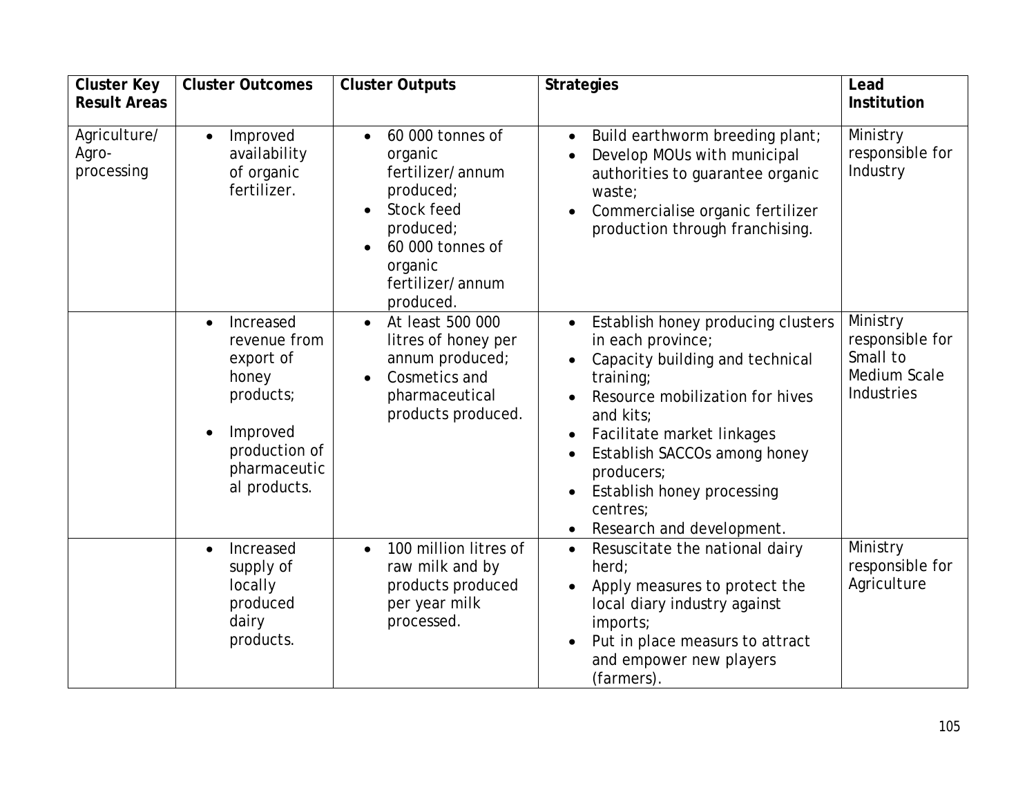| Cluster Key Result Areas | Cluster Outcomes | Cluster Outputs | Strategies | Lead Institution |
|---|---|---|---|---|
| Agriculture/ Agro-processing | • Improved availability of organic fertilizer. | • 60 000 tonnes of organic fertilizer/annum produced;<br>• Stock feed produced;<br>• 60 000 tonnes of organic fertilizer/annum produced. | • Build earthworm breeding plant;<br>• Develop MOUs with municipal authorities to guarantee organic waste;<br>• Commercialise organic fertilizer production through franchising. | Ministry responsible for Industry |
| | • Increased revenue from export of honey products;<br>• Improved production of pharmaceutical products. | • At least 500 000 litres of honey per annum produced;<br>• Cosmetics and pharmaceutical products produced. | • Establish honey producing clusters in each province;<br>• Capacity building and technical training;<br>• Resource mobilization for hives and kits;<br>• Facilitate market linkages<br>• Establish SACCOs among honey producers;<br>• Establish honey processing centres;<br>• Research and development. | Ministry responsible for Small to Medium Scale Industries |
| | • Increased supply of locally produced dairy products. | • 100 million litres of raw milk and by products produced per year milk processed. | • Resuscitate the national dairy herd;<br>• Apply measures to protect the local diary industry against imports;<br>• Put in place measurs to attract and empower new players (farmers). | Ministry responsible for Agriculture |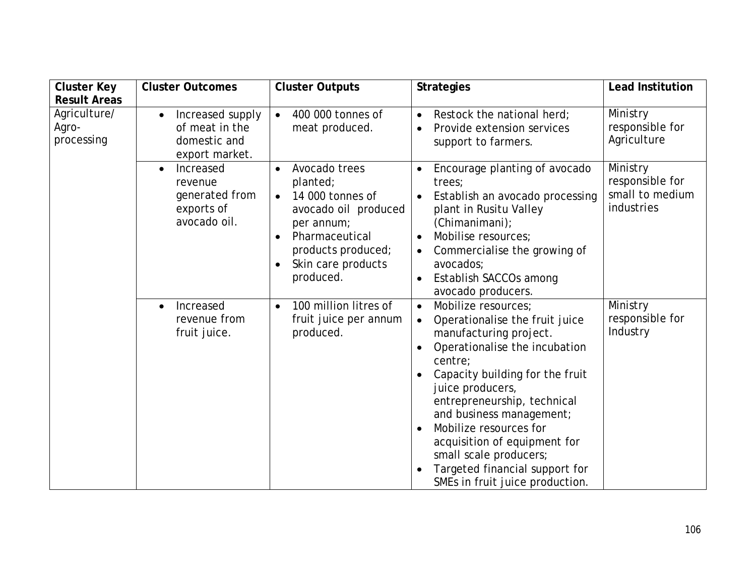| Cluster Key Result Areas | Cluster Outcomes | Cluster Outputs | Strategies | Lead Institution |
|---|---|---|---|---|
| Agriculture/ Agro-processing | • Increased supply of meat in the domestic and export market. | • 400 000 tonnes of meat produced. | • Restock the national herd;<br>• Provide extension services support to farmers. | Ministry responsible for Agriculture |
| | • Increased revenue generated from exports of avocado oil. | • Avocado trees planted;<br>• 14 000 tonnes of avocado oil produced per annum;<br>• Pharmaceutical products produced;<br>• Skin care products produced. | • Encourage planting of avocado trees;<br>• Establish an avocado processing plant in Rusitu Valley (Chimanimani);<br>• Mobilise resources;<br>• Commercialise the growing of avocados;<br>• Establish SACCOs among avocado producers. | Ministry responsible for small to medium industries |
| | • Increased revenue from fruit juice. | • 100 million litres of fruit juice per annum produced. | • Mobilize resources;<br>• Operationalise the fruit juice manufacturing project.<br>• Operationalise the incubation centre;<br>• Capacity building for the fruit juice producers, entrepreneurship, technical and business management;<br>• Mobilize resources for acquisition of equipment for small scale producers;<br>• Targeted financial support for SMEs in fruit juice production. | Ministry responsible for Industry |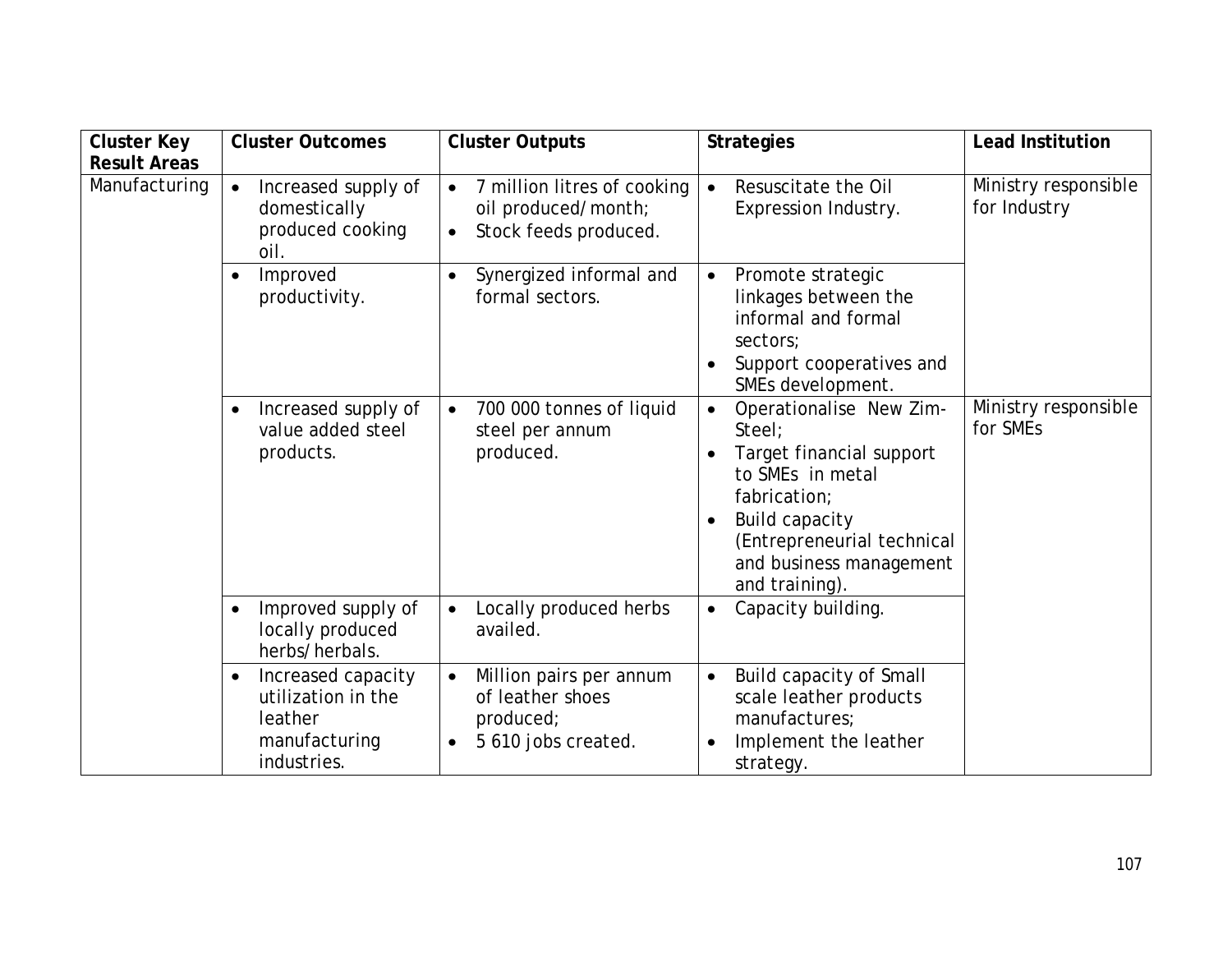| Cluster Key Result Areas | Cluster Outcomes | Cluster Outputs | Strategies | Lead Institution |
|---|---|---|---|---|
| Manufacturing | • Increased supply of domestically produced cooking oil. | • 7 million litres of cooking oil produced/month;<br>• Stock feeds produced. | • Resuscitate the Oil Expression Industry. | Ministry responsible for Industry |
| | • Improved productivity. | • Synergized informal and formal sectors. | • Promote strategic linkages between the informal and formal sectors;<br>• Support cooperatives and SMEs development. | |
| | • Increased supply of value added steel products. | • 700 000 tonnes of liquid steel per annum produced. | • Operationalise New Zim-Steel;<br>• Target financial support to SMEs in metal fabrication;<br>• Build capacity (Entrepreneurial technical and business management and training). | Ministry responsible for SMEs |
| | • Improved supply of locally produced herbs/herbals. | • Locally produced herbs availed. | • Capacity building. | |
| | • Increased capacity utilization in the leather manufacturing industries. | • Million pairs per annum of leather shoes produced;<br>• 5 610 jobs created. | • Build capacity of Small scale leather products manufactures;<br>• Implement the leather strategy. | |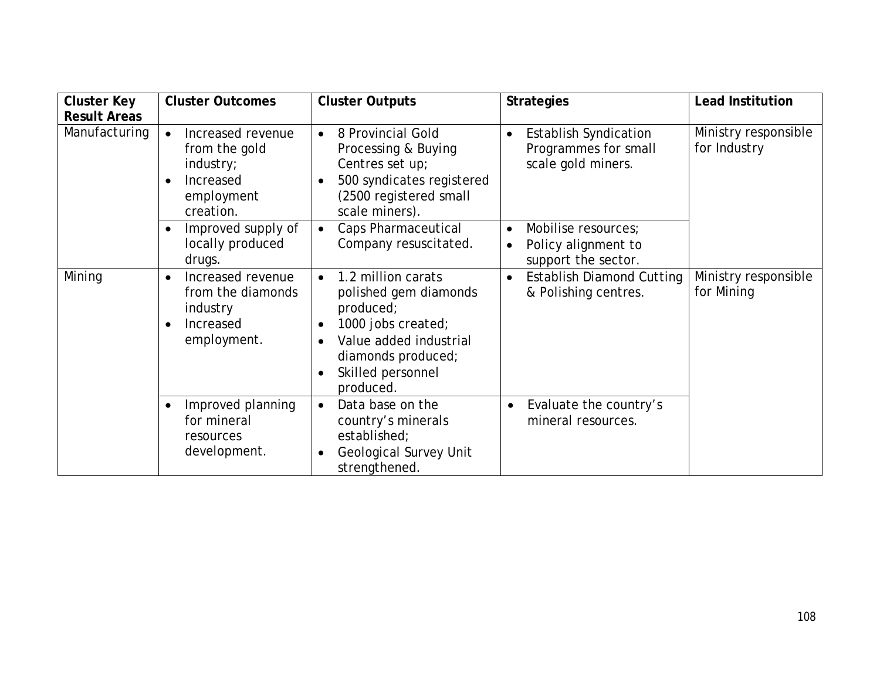| Cluster Key Result Areas | Cluster Outcomes | Cluster Outputs | Strategies | Lead Institution |
|---|---|---|---|---|
| Manufacturing | • Increased revenue from the gold industry;<br>• Increased employment creation. | • 8 Provincial Gold Processing & Buying Centres set up;<br>• 500 syndicates registered (2500 registered small scale miners). | • Establish Syndication Programmes for small scale gold miners. | Ministry responsible for Industry |
| | • Improved supply of locally produced drugs. | • Caps Pharmaceutical Company resuscitated. | • Mobilise resources;<br>• Policy alignment to support the sector. | |
| Mining | • Increased revenue from the diamonds industry<br>• Increased employment. | • 1.2 million carats polished gem diamonds produced;<br>• 1000 jobs created;<br>• Value added industrial diamonds produced;<br>• Skilled personnel produced. | • Establish Diamond Cutting & Polishing centres. | Ministry responsible for Mining |
| | • Improved planning for mineral resources development. | • Data base on the country's minerals established;<br>• Geological Survey Unit strengthened. | • Evaluate the country's mineral resources. | |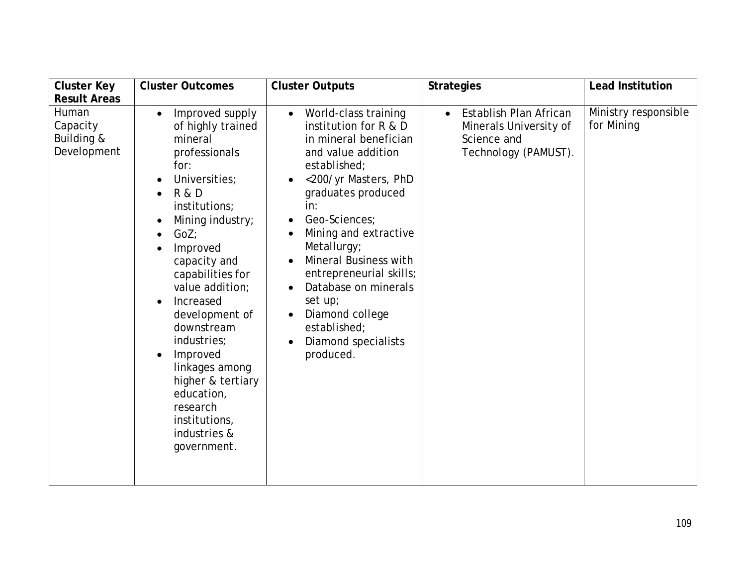| Cluster Key Result Areas | Cluster Outcomes | Cluster Outputs | Strategies | Lead Institution |
| --- | --- | --- | --- | --- |
| Human Capacity Building & Development | • Improved supply of highly trained mineral professionals for:<br>• Universities;<br>• R & D institutions;<br>• Mining industry;<br>• GoZ;<br>• Improved capacity and capabilities for value addition;<br>• Increased development of downstream industries;<br>• Improved linkages among higher & tertiary education, research institutions, industries & government. | • World-class training institution for R & D in mineral benefician and value addition established;<br>• <200/yr Masters, PhD graduates produced in:<br>• Geo-Sciences;<br>• Mining and extractive Metallurgy;<br>• Mineral Business with entrepreneurial skills;<br>• Database on minerals set up;<br>• Diamond college established;<br>• Diamond specialists produced. | • Establish Plan African Minerals University of Science and Technology (PAMUST). | Ministry responsible for Mining |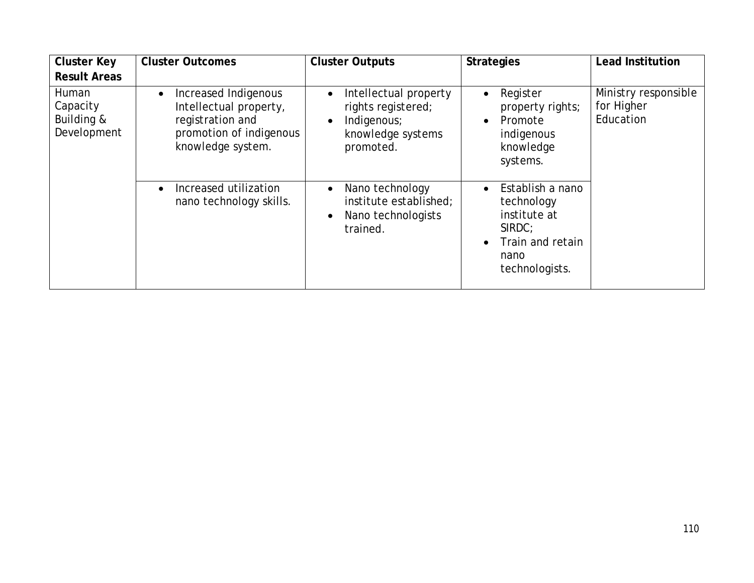| Cluster Key Result Areas | Cluster Outcomes | Cluster Outputs | Strategies | Lead Institution |
|---|---|---|---|---|
| Human Capacity Building & Development | • Increased Indigenous Intellectual property, registration and promotion of indigenous knowledge system. | • Intellectual property rights registered;<br>• Indigenous; knowledge systems promoted. | • Register property rights;<br>• Promote indigenous knowledge systems. | Ministry responsible for Higher Education |
| | • Increased utilization nano technology skills. | • Nano technology institute established;<br>• Nano technologists trained. | • Establish a nano technology institute at SIRDC;<br>• Train and retain nano technologists. | |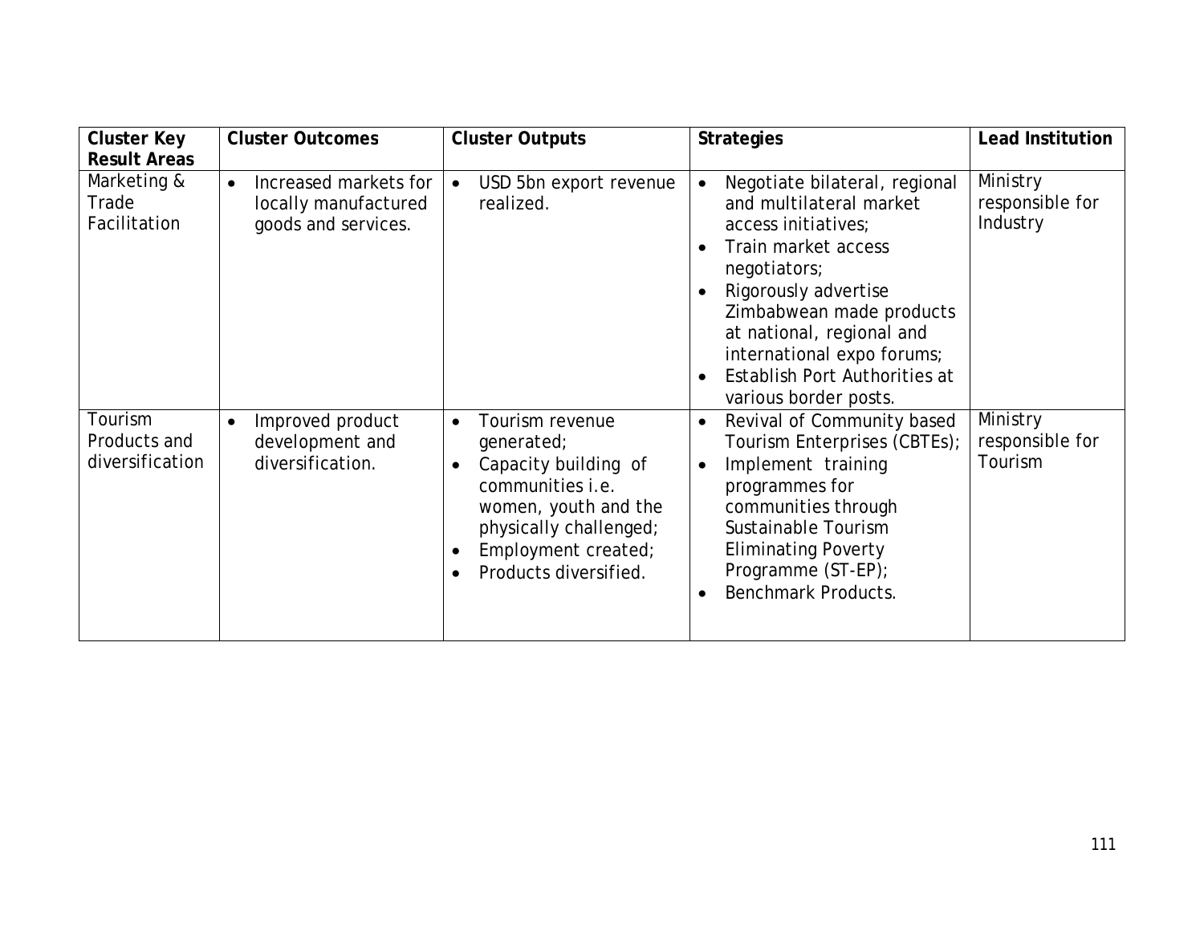| Cluster Key Result Areas | Cluster Outcomes | Cluster Outputs | Strategies | Lead Institution |
|---|---|---|---|---|
| Marketing & Trade Facilitation | • Increased markets for locally manufactured goods and services. | • USD 5bn export revenue realized. | • Negotiate bilateral, regional and multilateral market access initiatives;<br>• Train market access negotiators;<br>• Rigorously advertise Zimbabwean made products at national, regional and international expo forums;<br>• Establish Port Authorities at various border posts. | Ministry responsible for Industry |
| Tourism Products and diversification | • Improved product development and diversification. | • Tourism revenue generated;<br>• Capacity building of communities i.e. women, youth and the physically challenged;<br>• Employment created;<br>• Products diversified. | • Revival of Community based Tourism Enterprises (CBTEs);<br>• Implement training programmes for communities through Sustainable Tourism Eliminating Poverty Programme (ST-EP);<br>• Benchmark Products. | Ministry responsible for Tourism |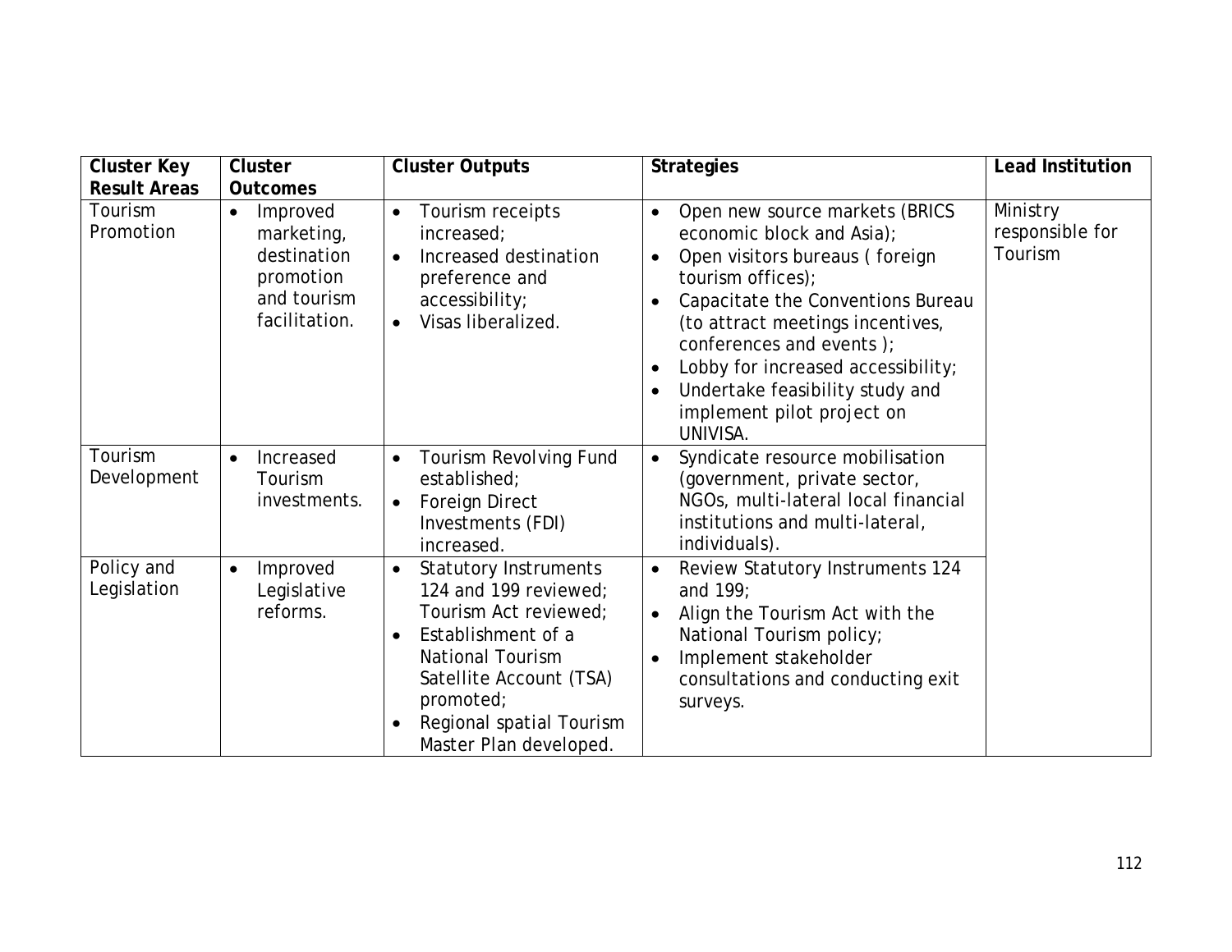| Cluster Key Result Areas | Cluster Outcomes | Cluster Outputs | Strategies | Lead Institution |
|---|---|---|---|---|
| Tourism Promotion | • Improved marketing, destination promotion and tourism facilitation. | • Tourism receipts increased;<br>• Increased destination preference and accessibility;<br>• Visas liberalized. | • Open new source markets (BRICS economic block and Asia);<br>• Open visitors bureaus ( foreign tourism offices);<br>• Capacitate the Conventions Bureau (to attract meetings incentives, conferences and events );<br>• Lobby for increased accessibility;<br>• Undertake feasibility study and implement pilot project on UNIVISA. | Ministry responsible for Tourism |
| Tourism Development | • Increased Tourism investments. | • Tourism Revolving Fund established;<br>• Foreign Direct Investments (FDI) increased. | • Syndicate resource mobilisation (government, private sector, NGOs, multi-lateral local financial institutions and multi-lateral, individuals). | |
| Policy and Legislation | • Improved Legislative reforms. | • Statutory Instruments 124 and 199 reviewed; Tourism Act reviewed;<br>• Establishment of a National Tourism Satellite Account (TSA) promoted;<br>• Regional spatial Tourism Master Plan developed. | • Review Statutory Instruments 124 and 199;<br>• Align the Tourism Act with the National Tourism policy;<br>• Implement stakeholder consultations and conducting exit surveys. | |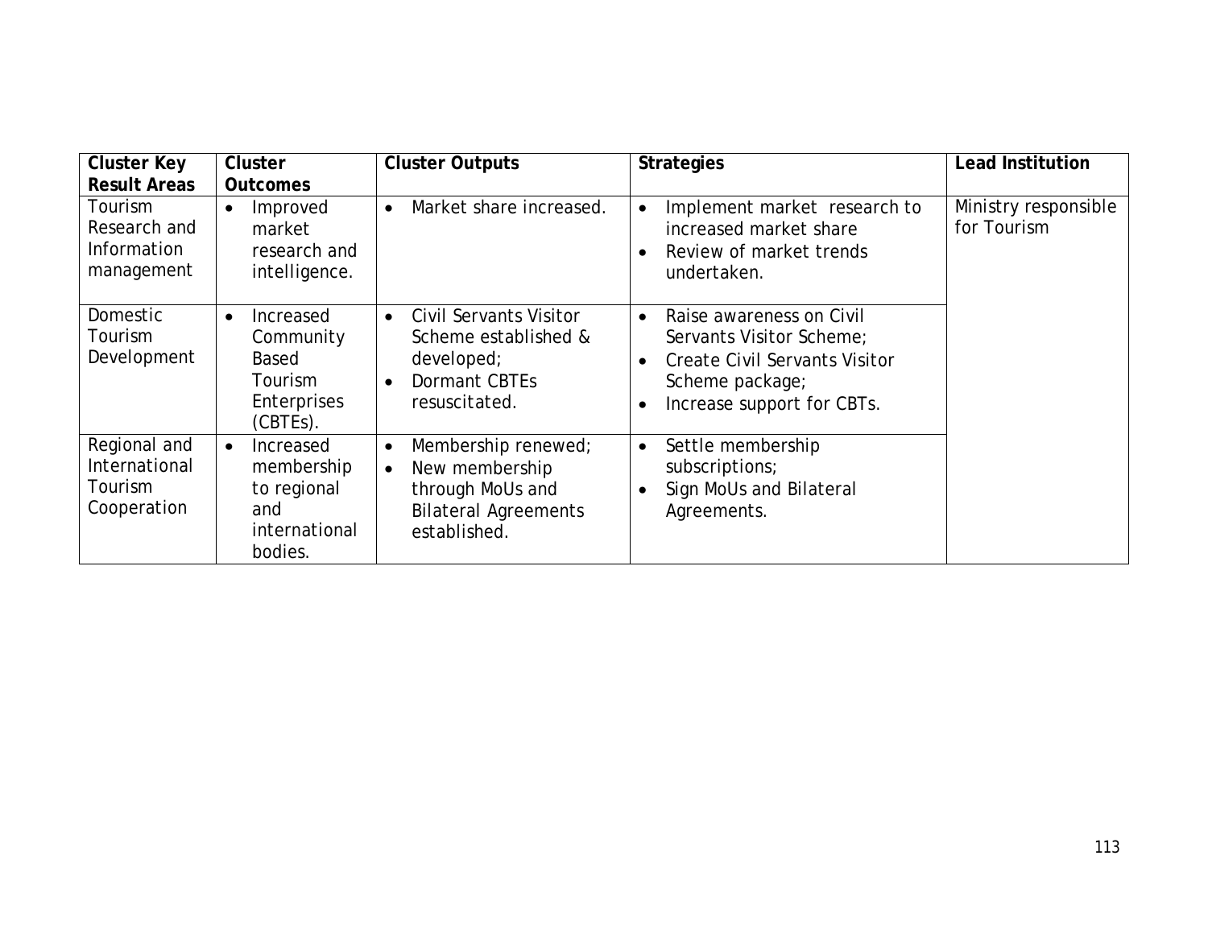| Cluster Key Result Areas | Cluster Outcomes | Cluster Outputs | Strategies | Lead Institution |
|---|---|---|---|---|
| Tourism Research and Information management | • Improved market research and intelligence. | • Market share increased. | • Implement market research to increased market share<br>• Review of market trends undertaken. | Ministry responsible for Tourism |
| Domestic Tourism Development | • Increased Community Based Tourism Enterprises (CBTEs). | • Civil Servants Visitor Scheme established & developed;<br>• Dormant CBTEs resuscitated. | • Raise awareness on Civil Servants Visitor Scheme;<br>• Create Civil Servants Visitor Scheme package;<br>• Increase support for CBTs. | |
| Regional and International Tourism Cooperation | • Increased membership to regional and international bodies. | • Membership renewed;<br>• New membership through MoUs and Bilateral Agreements established. | • Settle membership subscriptions;<br>• Sign MoUs and Bilateral Agreements. | |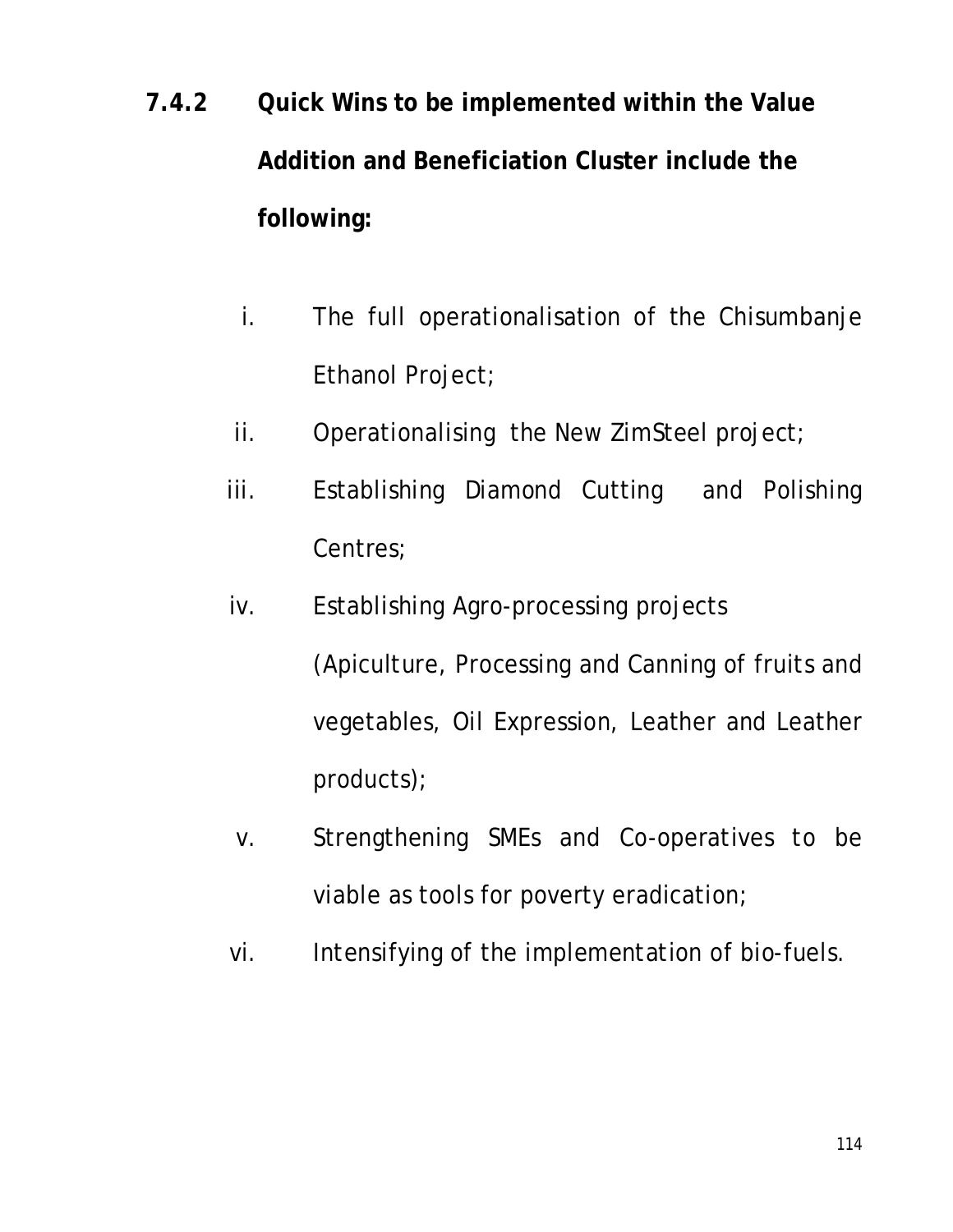### 7.4.2 Quick Wins to be implemented within the Value Addition and Beneficiation Cluster include the following:

i. The full operationalisation of the Chisumbanje Ethanol Project;

ii. Operationalising the New ZimSteel project;

iii. Establishing Diamond Cutting and Polishing Centres;

iv. Establishing Agro-processing projects (Apiculture, Processing and Canning of fruits and vegetables, Oil Expression, Leather and Leather products);

v. Strengthening SMEs and Co-operatives to be viable as tools for poverty eradication;

vi. Intensifying of the implementation of bio-fuels.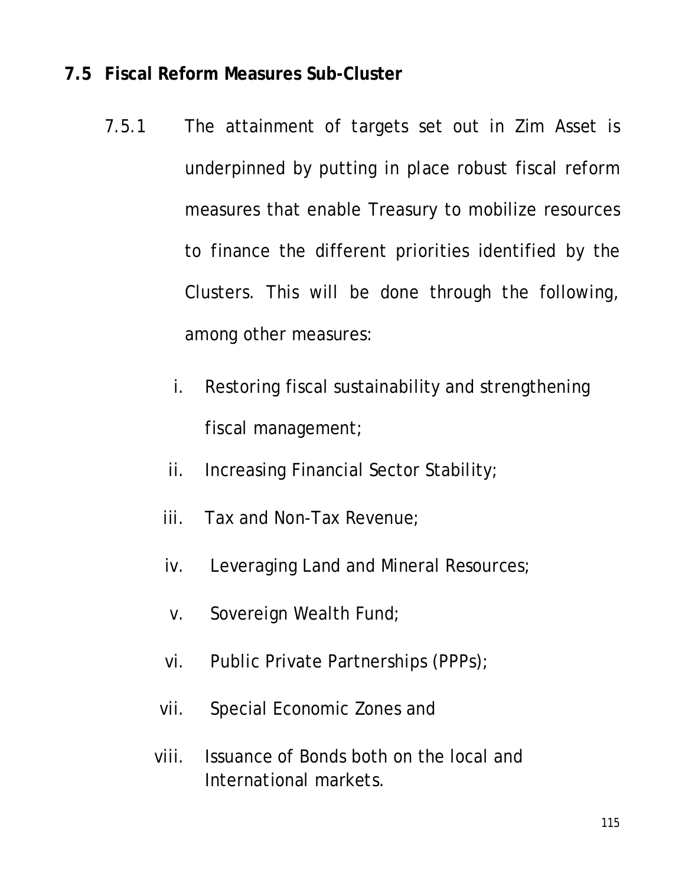## 7.5 Fiscal Reform Measures Sub-Cluster

7.5.1 The attainment of targets set out in Zim Asset is underpinned by putting in place robust fiscal reform measures that enable Treasury to mobilize resources to finance the different priorities identified by the Clusters. This will be done through the following, among other measures:

i. Restoring fiscal sustainability and strengthening fiscal management;

ii. Increasing Financial Sector Stability;

iii. Tax and Non-Tax Revenue;

iv. Leveraging Land and Mineral Resources;

v. Sovereign Wealth Fund;

vi. Public Private Partnerships (PPPs);

vii. Special Economic Zones and

viii. Issuance of Bonds both on the local and International markets.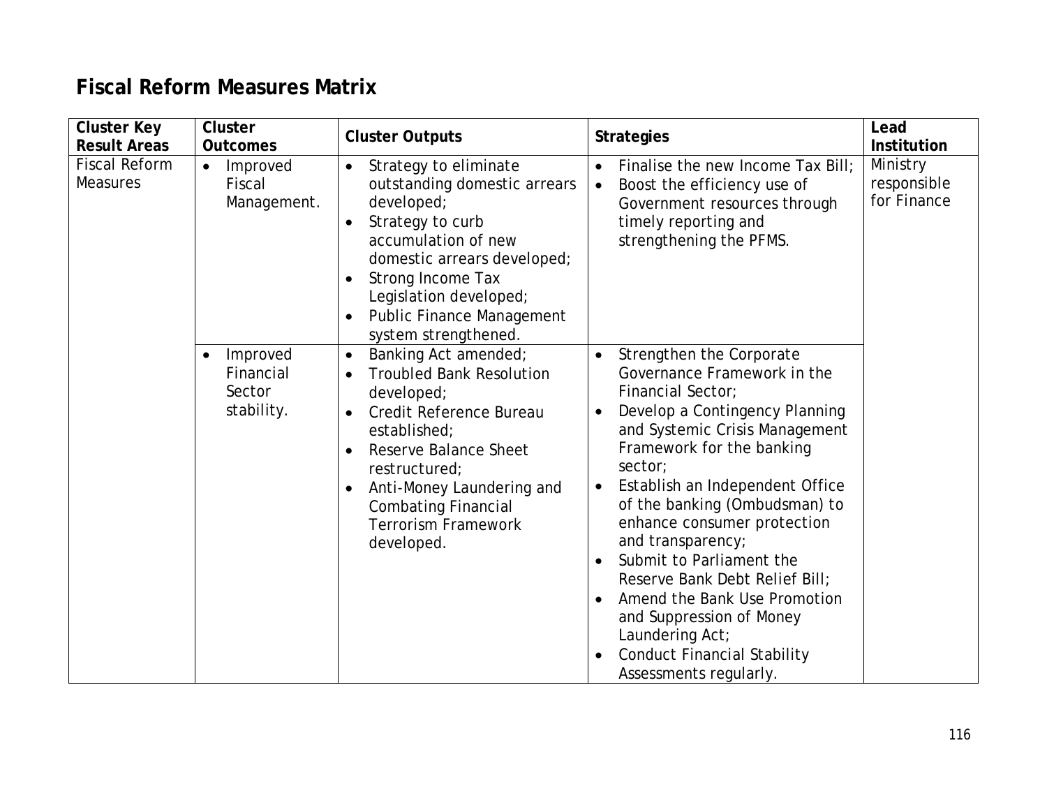## Fiscal Reform Measures Matrix

| Cluster Key Result Areas | Cluster Outcomes | Cluster Outputs | Strategies | Lead Institution |
|---|---|---|---|---|
| Fiscal Reform Measures | • Improved Fiscal Management. | • Strategy to eliminate outstanding domestic arrears developed;<br>• Strategy to curb accumulation of new domestic arrears developed;<br>• Strong Income Tax Legislation developed;<br>• Public Finance Management system strengthened. | • Finalise the new Income Tax Bill;<br>• Boost the efficiency use of Government resources through timely reporting and strengthening the PFMS. | Ministry responsible for Finance |
| | • Improved Financial Sector stability. | • Banking Act amended;<br>• Troubled Bank Resolution developed;<br>• Credit Reference Bureau established;<br>• Reserve Balance Sheet restructured;<br>• Anti-Money Laundering and Combating Financial Terrorism Framework developed. | • Strengthen the Corporate Governance Framework in the Financial Sector;<br>• Develop a Contingency Planning and Systemic Crisis Management Framework for the banking sector;<br>• Establish an Independent Office of the banking (Ombudsman) to enhance consumer protection and transparency;<br>• Submit to Parliament the Reserve Bank Debt Relief Bill;<br>• Amend the Bank Use Promotion and Suppression of Money Laundering Act;<br>• Conduct Financial Stability Assessments regularly. | |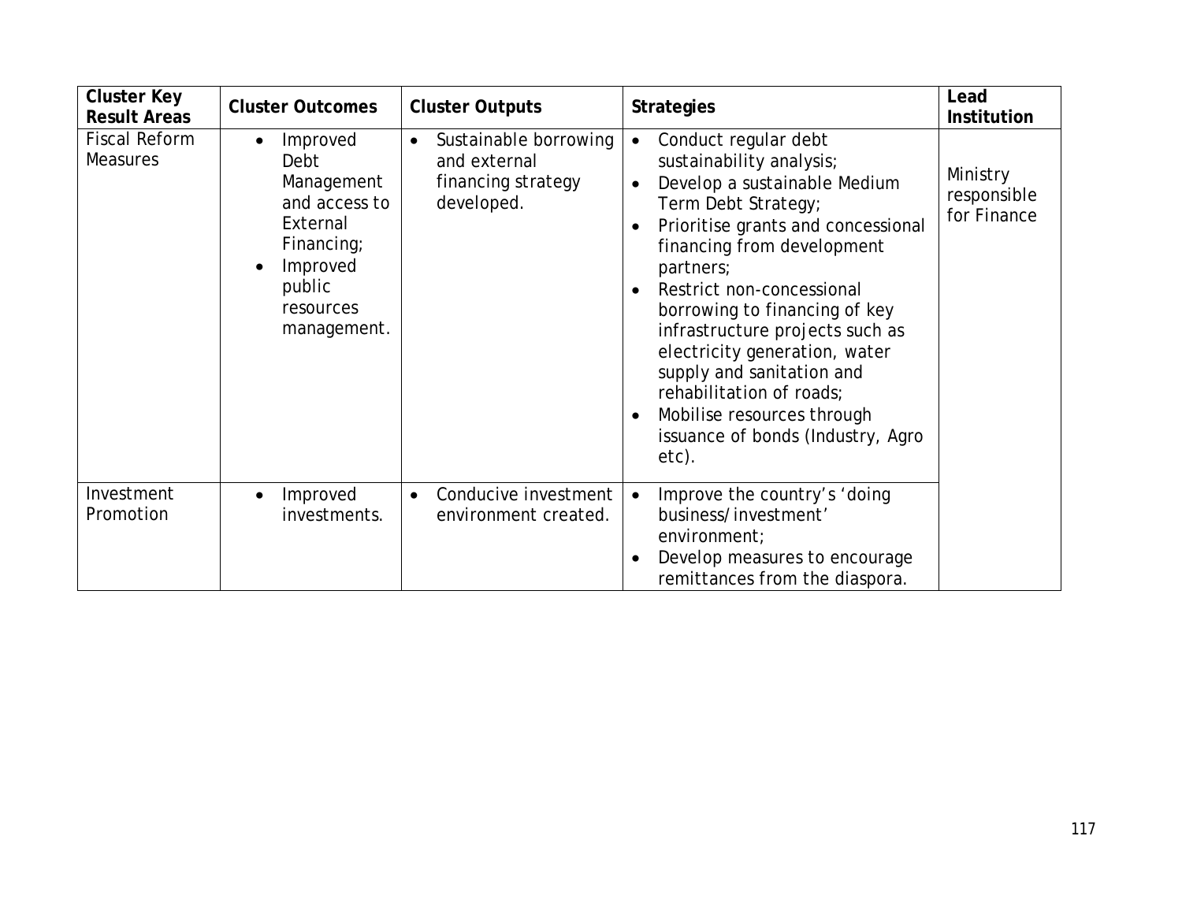| Cluster Key Result Areas | Cluster Outcomes | Cluster Outputs | Strategies | Lead Institution |
|---|---|---|---|---|
| Fiscal Reform Measures | • Improved Debt Management and access to External Financing;<br>• Improved public resources management. | • Sustainable borrowing and external financing strategy developed. | • Conduct regular debt sustainability analysis;<br>• Develop a sustainable Medium Term Debt Strategy;<br>• Prioritise grants and concessional financing from development partners;<br>• Restrict non-concessional borrowing to financing of key infrastructure projects such as electricity generation, water supply and sanitation and rehabilitation of roads;<br>• Mobilise resources through issuance of bonds (Industry, Agro etc). | Ministry responsible for Finance |
| Investment Promotion | • Improved investments. | • Conducive investment environment created. | • Improve the country's 'doing business/investment' environment;<br>• Develop measures to encourage remittances from the diaspora. | |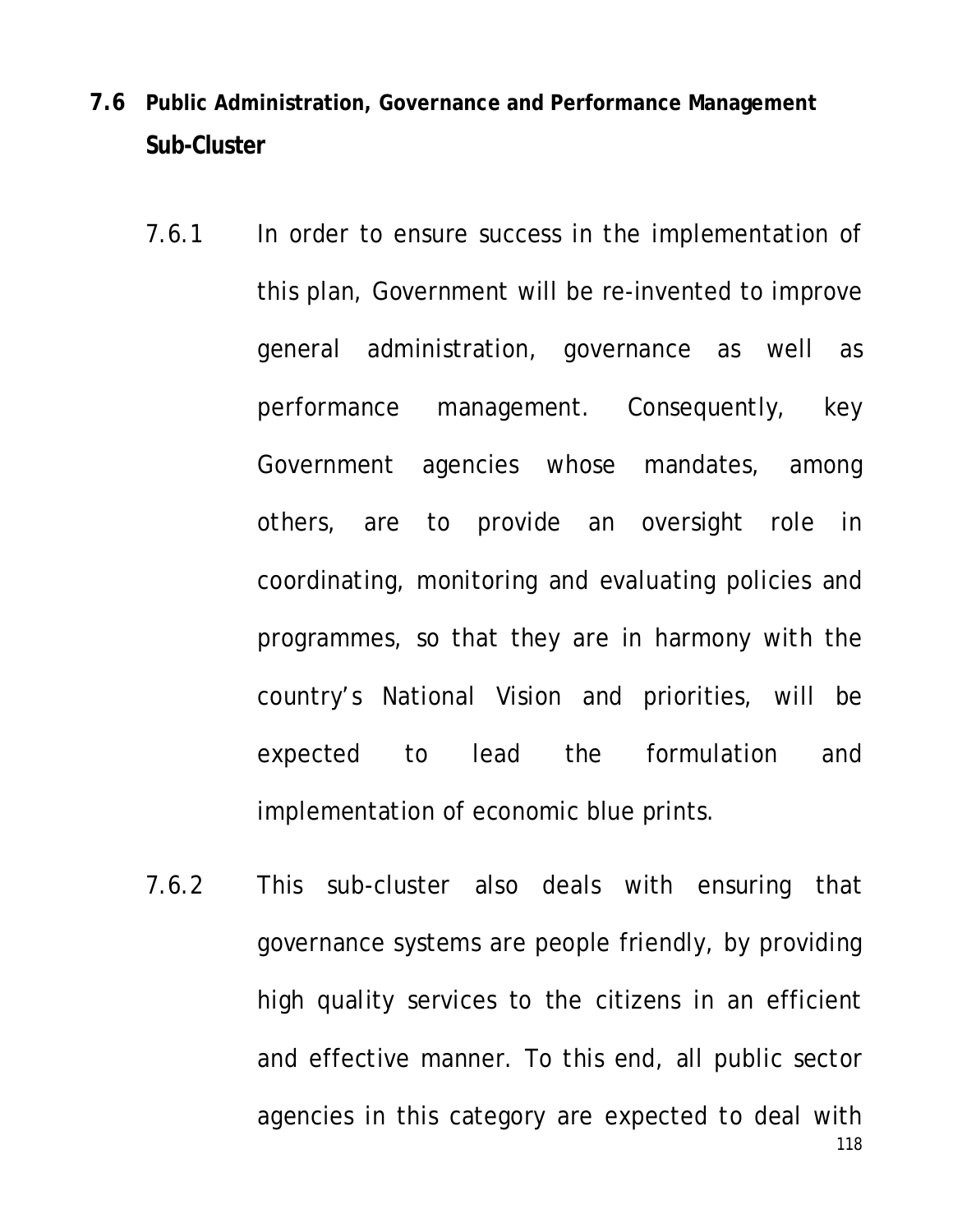## 7.6 Public Administration, Governance and Performance Management Sub-Cluster

7.6.1 In order to ensure success in the implementation of this plan, Government will be re-invented to improve general administration, governance as well as performance management. Consequently, key Government agencies whose mandates, among others, are to provide an oversight role in coordinating, monitoring and evaluating policies and programmes, so that they are in harmony with the country's National Vision and priorities, will be expected to lead the formulation and implementation of economic blue prints.

7.6.2 This sub-cluster also deals with ensuring that governance systems are people friendly, by providing high quality services to the citizens in an efficient and effective manner. To this end, all public sector agencies in this category are expected to deal with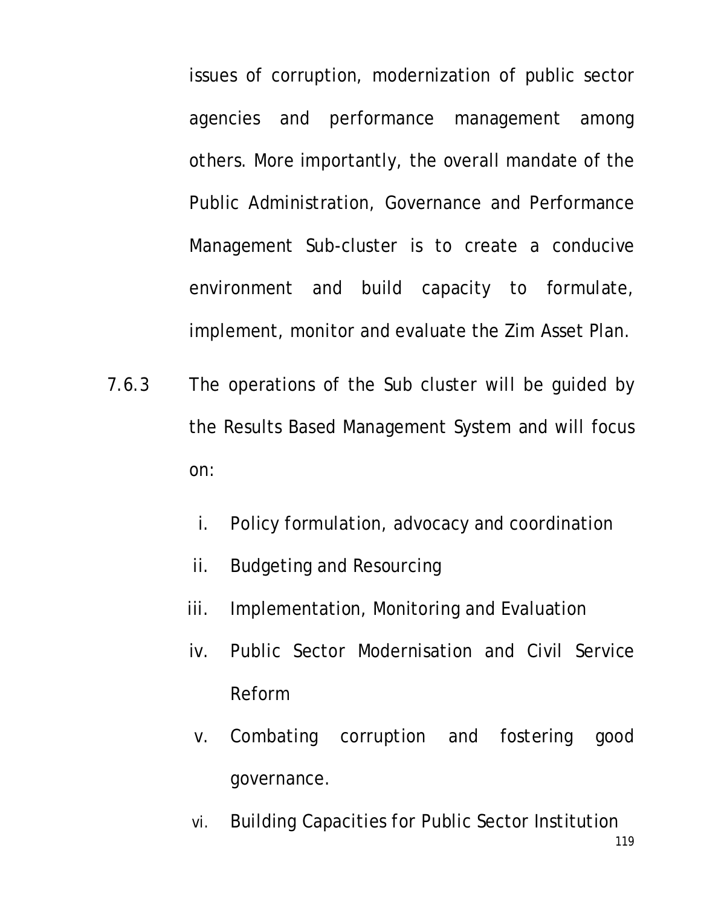issues of corruption, modernization of public sector agencies and performance management among others. More importantly, the overall mandate of the Public Administration, Governance and Performance Management Sub-cluster is to create a conducive environment and build capacity to formulate, implement, monitor and evaluate the Zim Asset Plan.

7.6.3 The operations of the Sub cluster will be guided by the Results Based Management System and will focus on:

i. Policy formulation, advocacy and coordination
ii. Budgeting and Resourcing
iii. Implementation, Monitoring and Evaluation
iv. Public Sector Modernisation and Civil Service Reform
v. Combating corruption and fostering good governance.
vi. Building Capacities for Public Sector Institution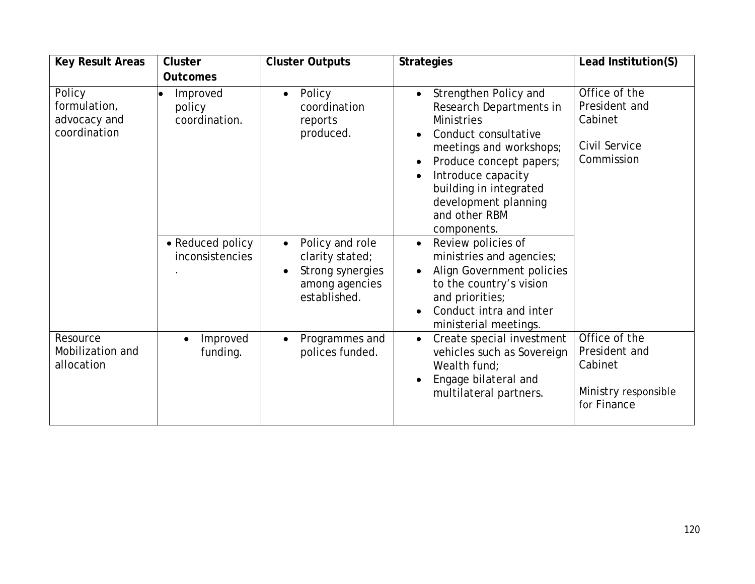| Key Result Areas | Cluster Outcomes | Cluster Outputs | Strategies | Lead Institution(S) |
|---|---|---|---|---|
| Policy formulation, advocacy and coordination | • Improved policy coordination. | • Policy coordination reports produced. | • Strengthen Policy and Research Departments in Ministries<br>• Conduct consultative meetings and workshops;<br>• Produce concept papers;<br>• Introduce capacity building in integrated development planning and other RBM components. | Office of the President and Cabinet<br><br>Civil Service Commission |
| | • Reduced policy inconsistencies<br>. | • Policy and role clarity stated;<br>• Strong synergies among agencies established. | • Review policies of ministries and agencies;<br>• Align Government policies to the country's vision and priorities;<br>• Conduct intra and inter ministerial meetings. | |
| Resource Mobilization and allocation | • Improved funding. | • Programmes and polices funded. | • Create special investment vehicles such as Sovereign Wealth fund;<br>• Engage bilateral and multilateral partners. | Office of the President and Cabinet<br><br>Ministry responsible for Finance |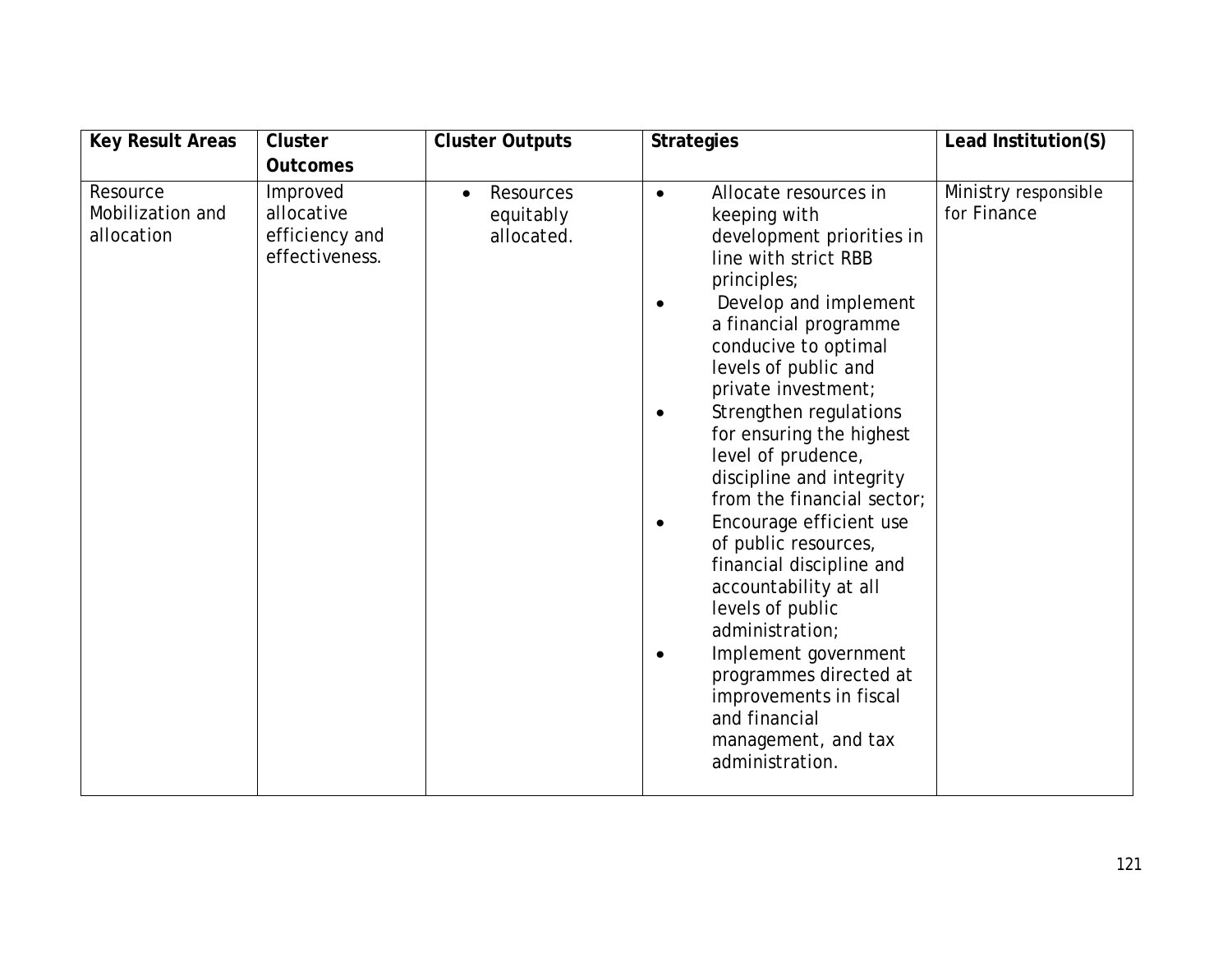| Key Result Areas | Cluster Outcomes | Cluster Outputs | Strategies | Lead Institution(S) |
|---|---|---|---|---|
| Resource Mobilization and allocation | Improved allocative efficiency and effectiveness. | • Resources equitably allocated. | • Allocate resources in keeping with development priorities in line with strict RBB principles;<br>• Develop and implement a financial programme conducive to optimal levels of public and private investment;<br>• Strengthen regulations for ensuring the highest level of prudence, discipline and integrity from the financial sector;<br>• Encourage efficient use of public resources, financial discipline and accountability at all levels of public administration;<br>• Implement government programmes directed at improvements in fiscal and financial management, and tax administration. | Ministry responsible for Finance |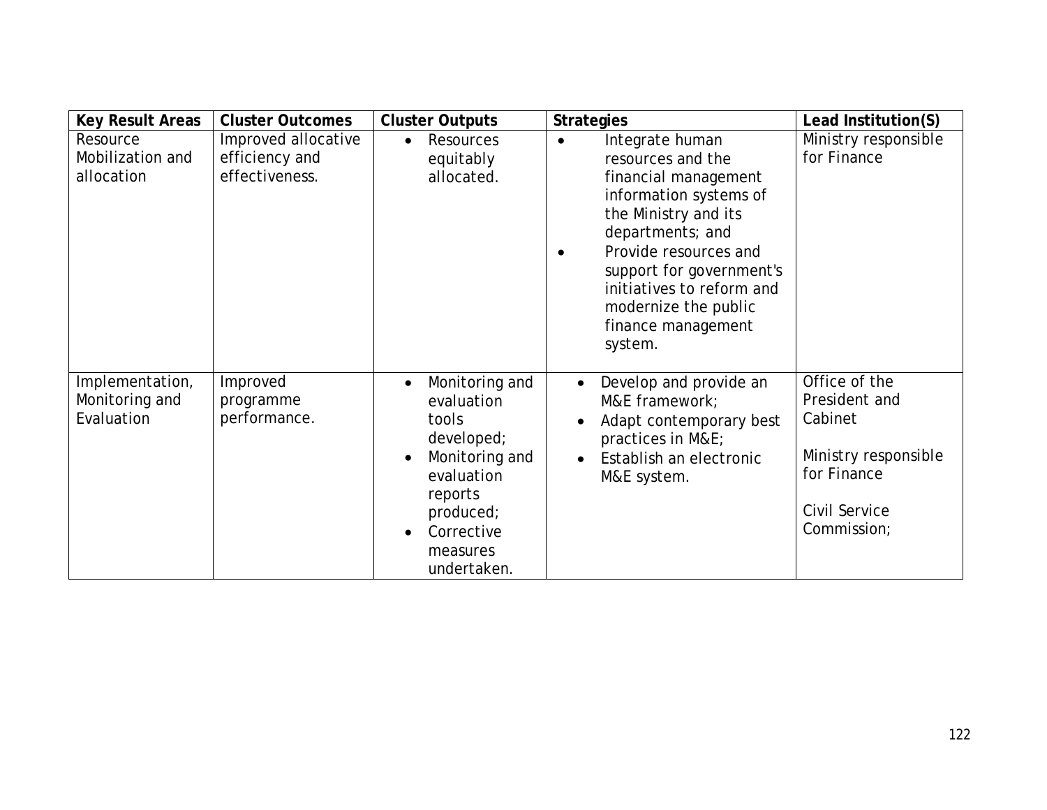| Key Result Areas | Cluster Outcomes | Cluster Outputs | Strategies | Lead Institution(S) |
|---|---|---|---|---|
| Resource Mobilization and allocation | Improved allocative efficiency and effectiveness. | • Resources equitably allocated. | • Integrate human resources and the financial management information systems of the Ministry and its departments; and<br>• Provide resources and support for government's initiatives to reform and modernize the public finance management system. | Ministry responsible for Finance |
| Implementation, Monitoring and Evaluation | Improved programme performance. | • Monitoring and evaluation tools developed;<br>• Monitoring and evaluation reports produced;<br>• Corrective measures undertaken. | • Develop and provide an M&E framework;<br>• Adapt contemporary best practices in M&E;<br>• Establish an electronic M&E system. | Office of the President and Cabinet<br><br>Ministry responsible for Finance<br><br>Civil Service Commission; |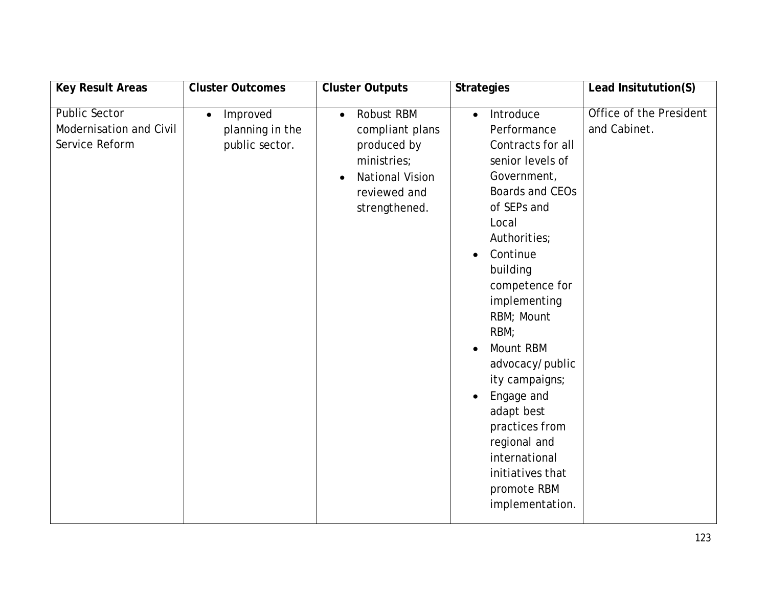| Key Result Areas | Cluster Outcomes | Cluster Outputs | Strategies | Lead Insitutution(S) |
|---|---|---|---|---|
| Public Sector Modernisation and Civil Service Reform | • Improved planning in the public sector. | • Robust RBM compliant plans produced by ministries;<br>• National Vision reviewed and strengthened. | • Introduce Performance Contracts for all senior levels of Government, Boards and CEOs of SEPs and Local Authorities;<br>• Continue building competence for implementing RBM; Mount RBM;<br>• Mount RBM advocacy/public ity campaigns;<br>• Engage and adapt best practices from regional and international initiatives that promote RBM implementation. | Office of the President and Cabinet. |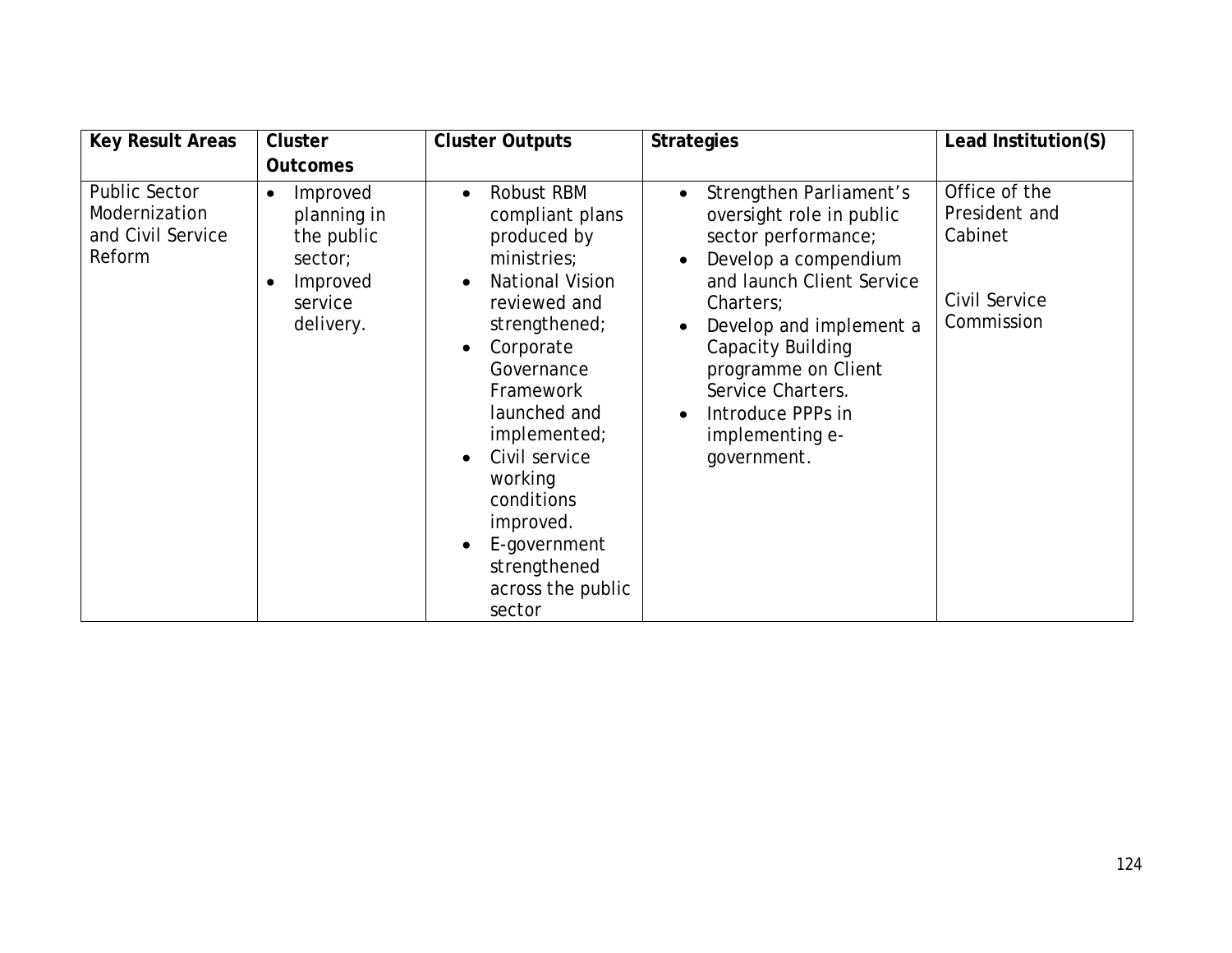| Key Result Areas | Cluster Outcomes | Cluster Outputs | Strategies | Lead Institution(S) |
|---|---|---|---|---|
| Public Sector Modernization and Civil Service Reform | • Improved planning in the public sector;<br>• Improved service delivery. | • Robust RBM compliant plans produced by ministries;<br>• National Vision reviewed and strengthened;<br>• Corporate Governance Framework launched and implemented;<br>• Civil service working conditions improved.<br>• E-government strengthened across the public sector | • Strengthen Parliament's oversight role in public sector performance;<br>• Develop a compendium and launch Client Service Charters;<br>• Develop and implement a Capacity Building programme on Client Service Charters.<br>• Introduce PPPs in implementing e-government. | Office of the President and Cabinet<br><br>Civil Service Commission |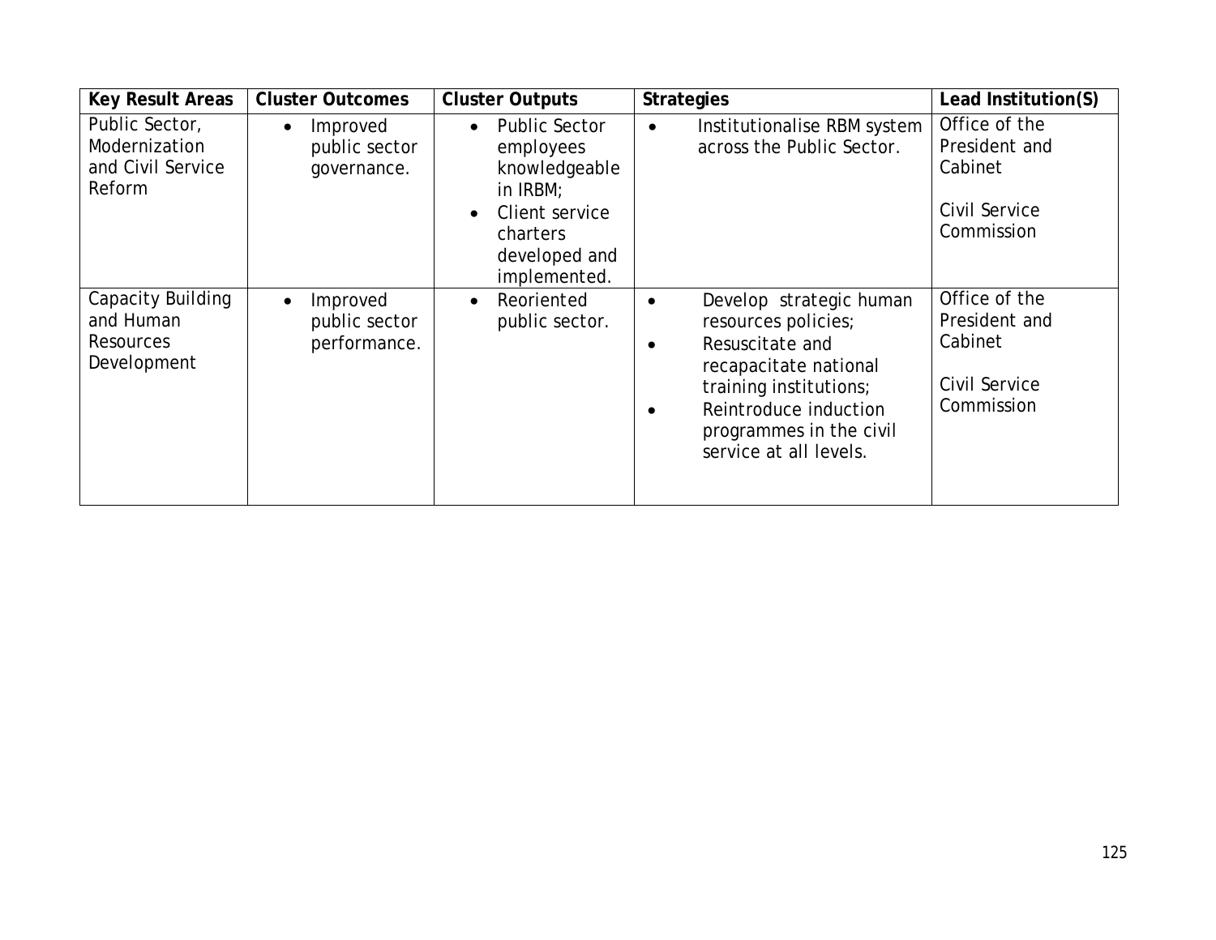| Key Result Areas | Cluster Outcomes | Cluster Outputs | Strategies | Lead Institution(S) |
|---|---|---|---|---|
| Public Sector, Modernization and Civil Service Reform | • Improved public sector governance. | • Public Sector employees knowledgeable in IRBM;<br>• Client service charters developed and implemented. | • Institutionalise RBM system across the Public Sector. | Office of the President and Cabinet<br><br>Civil Service Commission |
| Capacity Building and Human Resources Development | • Improved public sector performance. | • Reoriented public sector. | • Develop strategic human resources policies;<br>• Resuscitate and recapacitate national training institutions;<br>• Reintroduce induction programmes in the civil service at all levels. | Office of the President and Cabinet<br><br>Civil Service Commission |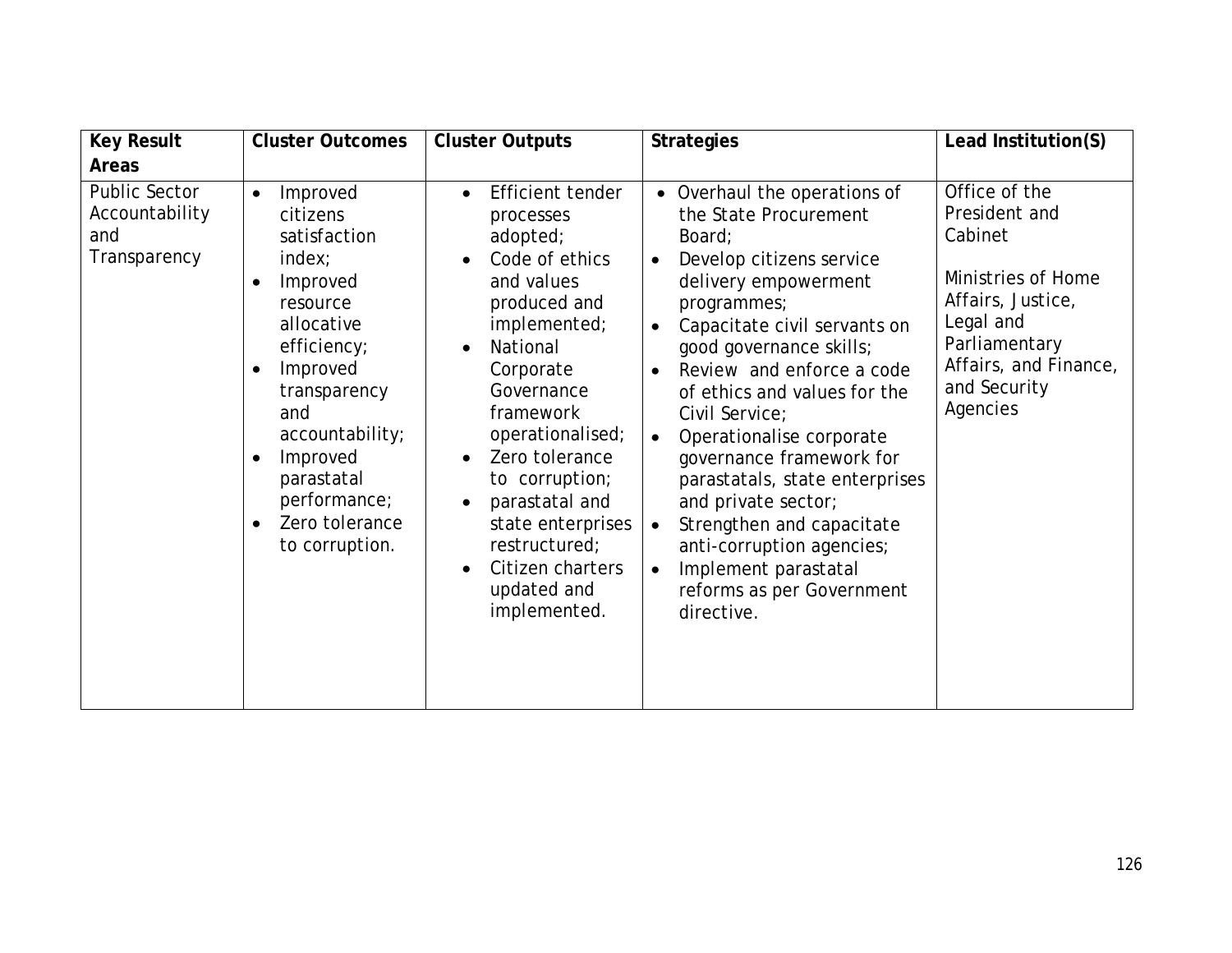| Key Result Areas | Cluster Outcomes | Cluster Outputs | Strategies | Lead Institution(S) |
|---|---|---|---|---|
| Public Sector Accountability and Transparency | • Improved citizens satisfaction index;<br>• Improved resource allocative efficiency;<br>• Improved transparency and accountability;<br>• Improved parastatal performance;<br>• Zero tolerance to corruption. | • Efficient tender processes adopted;<br>• Code of ethics and values produced and implemented;<br>• National Corporate Governance framework operationalised;<br>• Zero tolerance to corruption;<br>• parastatal and state enterprises restructured;<br>• Citizen charters updated and implemented. | • Overhaul the operations of the State Procurement Board;<br>• Develop citizens service delivery empowerment programmes;<br>• Capacitate civil servants on good governance skills;<br>• Review and enforce a code of ethics and values for the Civil Service;<br>• Operationalise corporate governance framework for parastatals, state enterprises and private sector;<br>• Strengthen and capacitate anti-corruption agencies;<br>• Implement parastatal reforms as per Government directive. | Office of the President and Cabinet<br><br>Ministries of Home Affairs, Justice, Legal and Parliamentary Affairs, and Finance, and Security Agencies |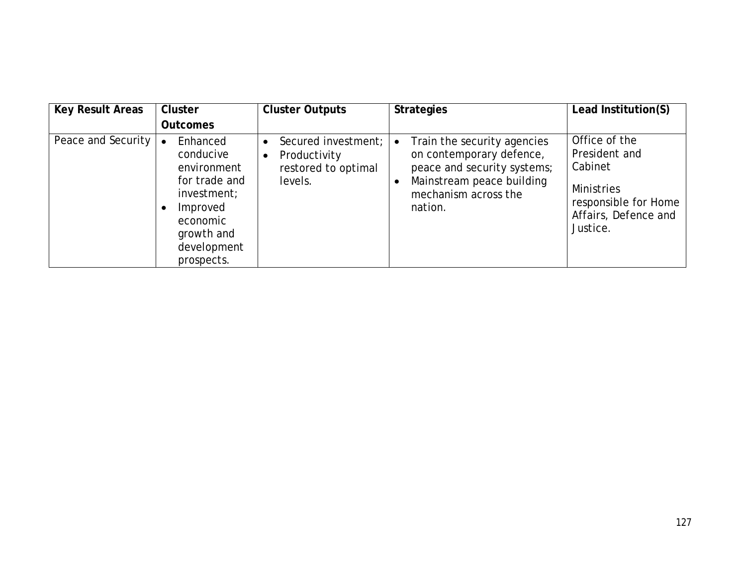| Key Result Areas | Cluster Outcomes | Cluster Outputs | Strategies | Lead Institution(S) |
|---|---|---|---|---|
| Peace and Security | • Enhanced conducive environment for trade and investment;<br>• Improved economic growth and development prospects. | • Secured investment;<br>• Productivity restored to optimal levels. | • Train the security agencies on contemporary defence, peace and security systems;<br>• Mainstream peace building mechanism across the nation. | Office of the President and Cabinet<br><br>Ministries responsible for Home Affairs, Defence and Justice. |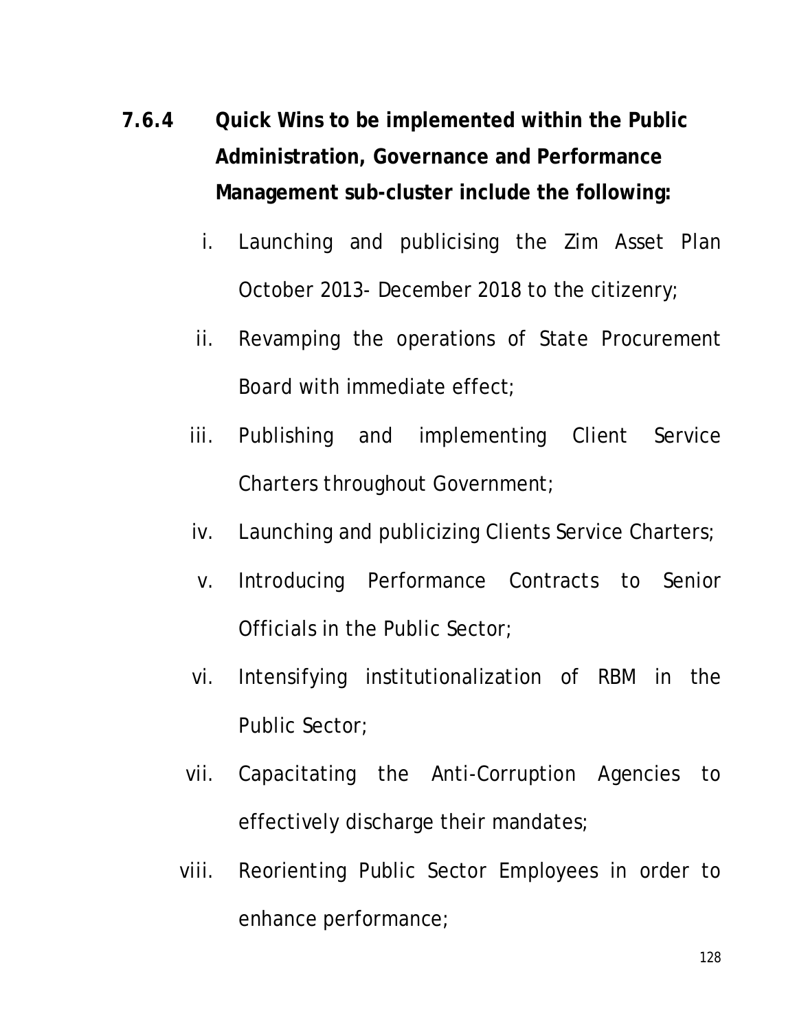**7.6.4 Quick Wins to be implemented within the Public Administration, Governance and Performance Management sub-cluster include the following:**

i. Launching and publicising the Zim Asset Plan October 2013- December 2018 to the citizenry;

ii. Revamping the operations of State Procurement Board with immediate effect;

iii. Publishing and implementing Client Service Charters throughout Government;

iv. Launching and publicizing Clients Service Charters;

v. Introducing Performance Contracts to Senior Officials in the Public Sector;

vi. Intensifying institutionalization of RBM in the Public Sector;

vii. Capacitating the Anti-Corruption Agencies to effectively discharge their mandates;

viii. Reorienting Public Sector Employees in order to enhance performance;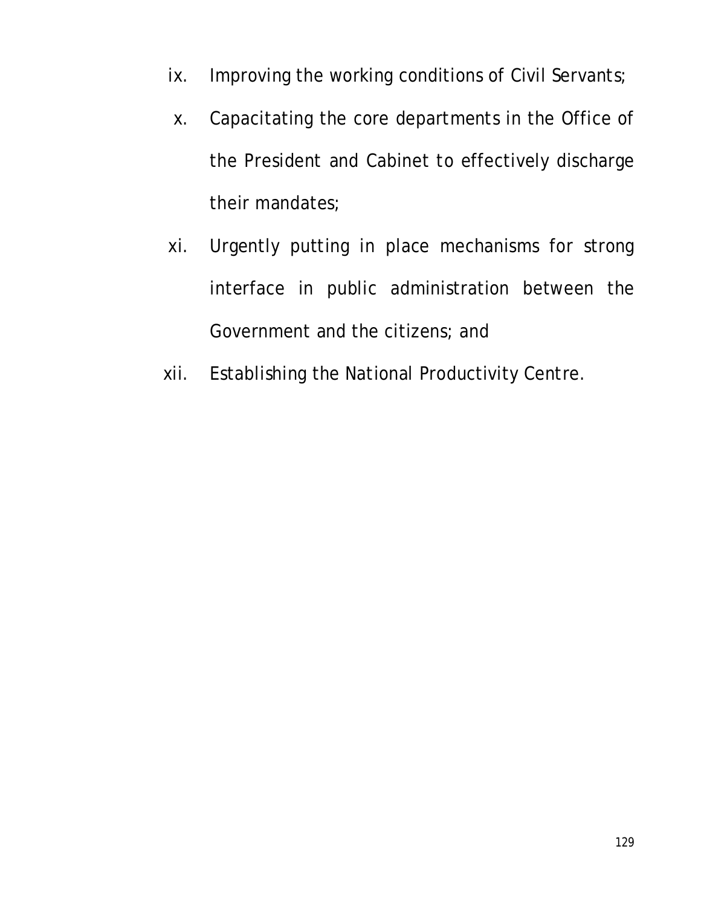ix. Improving the working conditions of Civil Servants;

x. Capacitating the core departments in the Office of the President and Cabinet to effectively discharge their mandates;

xi. Urgently putting in place mechanisms for strong interface in public administration between the Government and the citizens; and

xii. Establishing the National Productivity Centre.